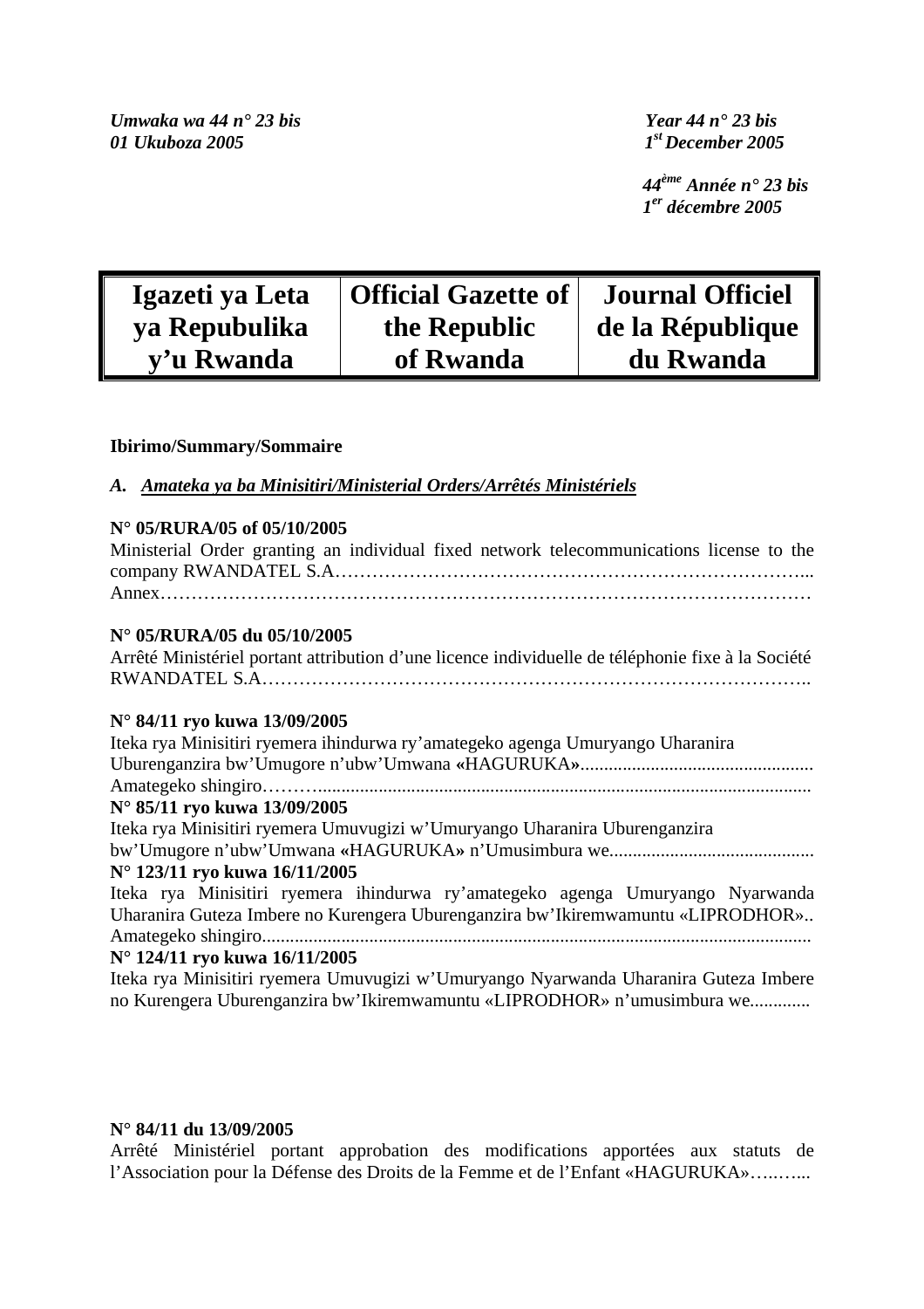*Umwaka wa 44 n° 23 bis*
*01 Ukuboza 2005*

*Year 44 n° 23 bis*
*1st December 2005*

*44ème Année n° 23 bis*
*1er décembre 2005*

| Igazeti ya Leta ya Repubulika y'u Rwanda | Official Gazette of the Republic of Rwanda | Journal Officiel de la République du Rwanda |
|---|---|---|

**Ibirimo/Summary/Sommaire**

*A. Amateka ya ba Minisitiri/Ministerial Orders/Arrêtés Ministériels*

**N° 05/RURA/05 of 05/10/2005**
Ministerial Order granting an individual fixed network telecommunications license to the company RWANDATEL S.A…………………………………………………………………...
Annex……………………………………………………………………………………………

**N° 05/RURA/05 du 05/10/2005**
Arrêté Ministériel portant attribution d'une licence individuelle de téléphonie fixe à la Société RWANDATEL S.A……………………………………………………………………………..

**N° 84/11 ryo kuwa 13/09/2005**
Iteka rya Minisitiri ryemera ihindurwa ry'amategeko agenga Umuryango Uharanira Uburenganzira bw'Umugore n'ubw'Umwana «HAGURUKA»..................................................
Amategeko shingiro………...........................................................................................................

**N° 85/11 ryo kuwa 13/09/2005**
Iteka rya Minisitiri ryemera Umuvugizi w'Umuryango Uharanira Uburenganzira bw'Umugore n'ubw'Umwana «HAGURUKA» n'Umusimbura we............................................

**N° 123/11 ryo kuwa 16/11/2005**
Iteka rya Minisitiri ryemera ihindurwa ry'amategeko agenga Umuryango Nyarwanda Uharanira Guteza Imbere no Kurengera Uburenganzira bw'Ikiremwamuntu «LIPRODHOR»..
Amategeko shingiro.....................................................................................................................

**N° 124/11 ryo kuwa 16/11/2005**
Iteka rya Minisitiri ryemera Umuvugizi w'Umuryango Nyarwanda Uharanira Guteza Imbere no Kurengera Uburenganzira bw'Ikiremwamuntu «LIPRODHOR» n'umusimbura we.............

**N° 84/11 du 13/09/2005**
Arrêté Ministériel portant approbation des modifications apportées aux statuts de l'Association pour la Défense des Droits de la Femme et de l'Enfant «HAGURUKA»…..…...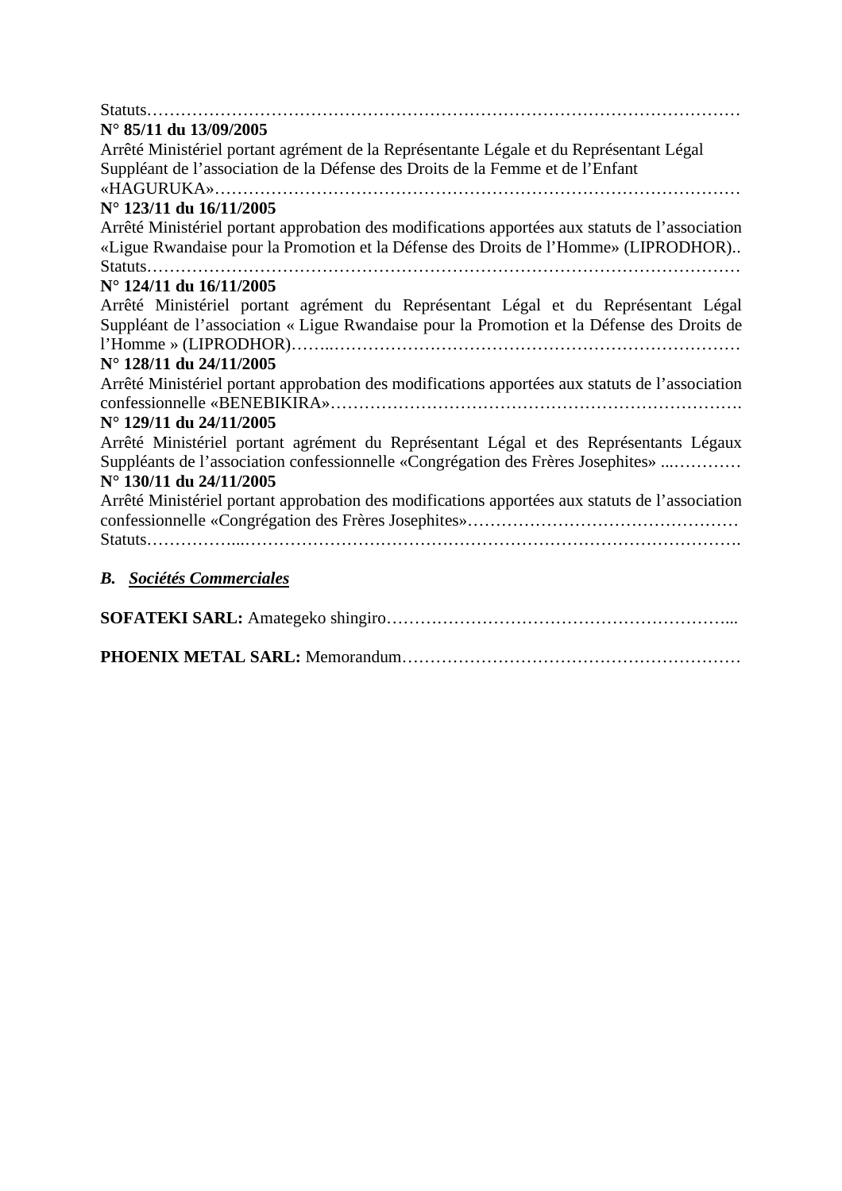Statuts……………………………………………………………………………………………

**N° 85/11 du 13/09/2005**

Arrêté Ministériel portant agrément de la Représentante Légale et du Représentant Légal Suppléant de l'association de la Défense des Droits de la Femme et de l'Enfant «HAGURUKA»…………………………………………………………………………………

**N° 123/11 du 16/11/2005**

Arrêté Ministériel portant approbation des modifications apportées aux statuts de l'association «Ligue Rwandaise pour la Promotion et la Défense des Droits de l'Homme» (LIPRODHOR).. Statuts……………………………………………………………………………………………

**N° 124/11 du 16/11/2005**

Arrêté Ministériel portant agrément du Représentant Légal et du Représentant Légal Suppléant de l'association « Ligue Rwandaise pour la Promotion et la Défense des Droits de l'Homme » (LIPRODHOR)……..…………………………………………………………………

**N° 128/11 du 24/11/2005**

Arrêté Ministériel portant approbation des modifications apportées aux statuts de l'association confessionnelle «BENEBIKIRA»……………………………………………………………….

**N° 129/11 du 24/11/2005**

Arrêté Ministériel portant agrément du Représentant Légal et des Représentants Légaux Suppléants de l'association confessionnelle «Congrégation des Frères Josephites» ...…………

**N° 130/11 du 24/11/2005**

Arrêté Ministériel portant approbation des modifications apportées aux statuts de l'association confessionnelle «Congrégation des Frères Josephites»…………………………………………
Statuts……………...……………………………………………………………………………….

## *B. Sociétés Commerciales*

**SOFATEKI SARL:** Amategeko shingiro……………………………………………………...

**PHOENIX METAL SARL:** Memorandum……………………………………………………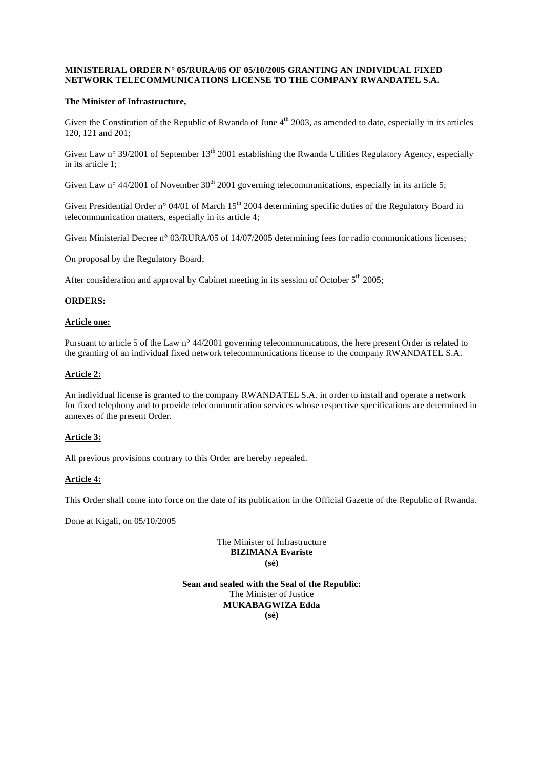**MINISTERIAL ORDER N° 05/RURA/05 OF 05/10/2005 GRANTING AN INDIVIDUAL FIXED NETWORK TELECOMMUNICATIONS LICENSE TO THE COMPANY RWANDATEL S.A.**

**The Minister of Infrastructure,**

Given the Constitution of the Republic of Rwanda of June 4th 2003, as amended to date, especially in its articles 120, 121 and 201;

Given Law n° 39/2001 of September 13th 2001 establishing the Rwanda Utilities Regulatory Agency, especially in its article 1;

Given Law n° 44/2001 of November 30th 2001 governing telecommunications, especially in its article 5;

Given Presidential Order n° 04/01 of March 15th 2004 determining specific duties of the Regulatory Board in telecommunication matters, especially in its article 4;

Given Ministerial Decree n° 03/RURA/05 of 14/07/2005 determining fees for radio communications licenses;

On proposal by the Regulatory Board;

After consideration and approval by Cabinet meeting in its session of October 5th 2005;

**ORDERS:**

**Article one:**

Pursuant to article 5 of the Law n° 44/2001 governing telecommunications, the here present Order is related to the granting of an individual fixed network telecommunications license to the company RWANDATEL S.A.

**Article 2:**

An individual license is granted to the company RWANDATEL S.A. in order to install and operate a network for fixed telephony and to provide telecommunication services whose respective specifications are determined in annexes of the present Order.

**Article 3:**

All previous provisions contrary to this Order are hereby repealed.

**Article 4:**

This Order shall come into force on the date of its publication in the Official Gazette of the Republic of Rwanda.

Done at Kigali, on 05/10/2005

The Minister of Infrastructure
**BIZIMANA Evariste**
**(sé)**

**Sean and sealed with the Seal of the Republic:**
The Minister of Justice
**MUKABAGWIZA Edda**
**(sé)**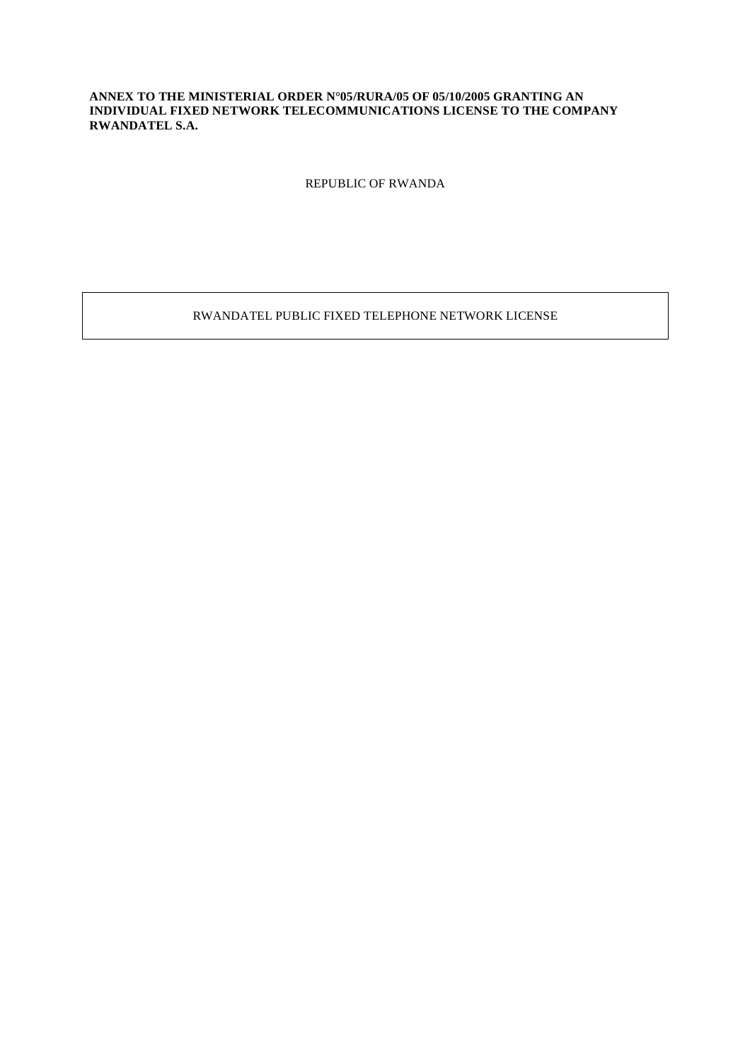**ANNEX TO THE MINISTERIAL ORDER N°05/RURA/05 OF 05/10/2005 GRANTING AN INDIVIDUAL FIXED NETWORK TELECOMMUNICATIONS LICENSE TO THE COMPANY RWANDATEL S.A.**

REPUBLIC OF RWANDA

RWANDATEL PUBLIC FIXED TELEPHONE NETWORK LICENSE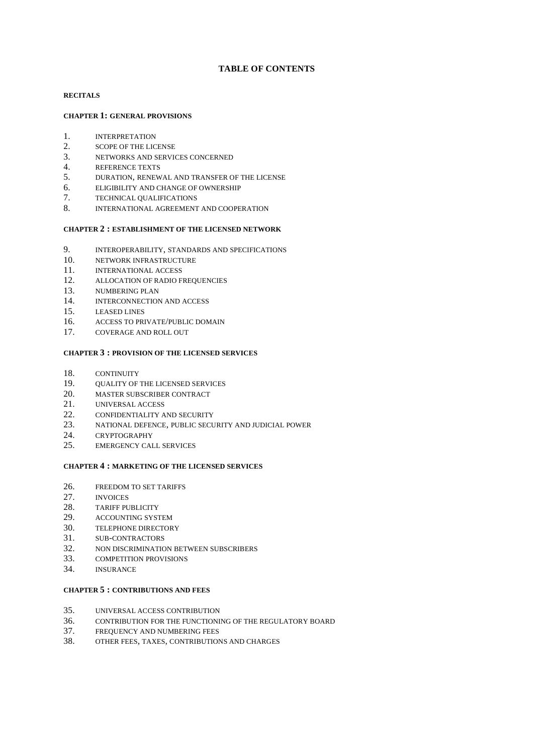# TABLE OF CONTENTS

**RECITALS**

**CHAPTER 1: GENERAL PROVISIONS**

1. INTERPRETATION
2. SCOPE OF THE LICENSE
3. NETWORKS AND SERVICES CONCERNED
4. REFERENCE TEXTS
5. DURATION, RENEWAL AND TRANSFER OF THE LICENSE
6. ELIGIBILITY AND CHANGE OF OWNERSHIP
7. TECHNICAL QUALIFICATIONS
8. INTERNATIONAL AGREEMENT AND COOPERATION

**CHAPTER 2 : ESTABLISHMENT OF THE LICENSED NETWORK**

9. INTEROPERABILITY, STANDARDS AND SPECIFICATIONS
10. NETWORK INFRASTRUCTURE
11. INTERNATIONAL ACCESS
12. ALLOCATION OF RADIO FREQUENCIES
13. NUMBERING PLAN
14. INTERCONNECTION AND ACCESS
15. LEASED LINES
16. ACCESS TO PRIVATE/PUBLIC DOMAIN
17. COVERAGE AND ROLL OUT

**CHAPTER 3 : PROVISION OF THE LICENSED SERVICES**

18. CONTINUITY
19. QUALITY OF THE LICENSED SERVICES
20. MASTER SUBSCRIBER CONTRACT
21. UNIVERSAL ACCESS
22. CONFIDENTIALITY AND SECURITY
23. NATIONAL DEFENCE, PUBLIC SECURITY AND JUDICIAL POWER
24. CRYPTOGRAPHY
25. EMERGENCY CALL SERVICES

**CHAPTER 4 : MARKETING OF THE LICENSED SERVICES**

26. FREEDOM TO SET TARIFFS
27. INVOICES
28. TARIFF PUBLICITY
29. ACCOUNTING SYSTEM
30. TELEPHONE DIRECTORY
31. SUB-CONTRACTORS
32. NON DISCRIMINATION BETWEEN SUBSCRIBERS
33. COMPETITION PROVISIONS
34. INSURANCE

**CHAPTER 5 : CONTRIBUTIONS AND FEES**

35. UNIVERSAL ACCESS CONTRIBUTION
36. CONTRIBUTION FOR THE FUNCTIONING OF THE REGULATORY BOARD
37. FREQUENCY AND NUMBERING FEES
38. OTHER FEES, TAXES, CONTRIBUTIONS AND CHARGES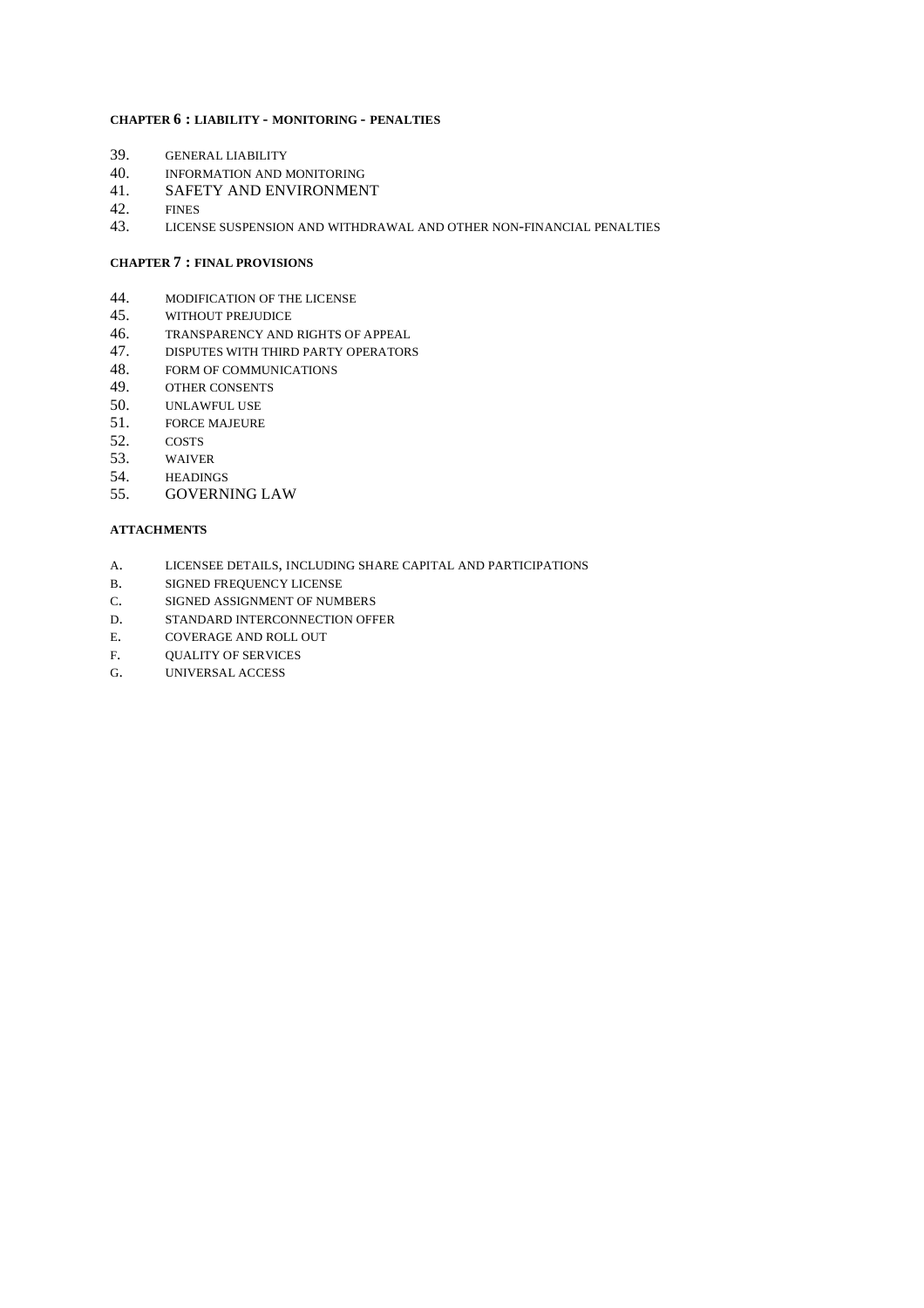**CHAPTER 6 : LIABILITY - MONITORING - PENALTIES**

39. GENERAL LIABILITY
40. INFORMATION AND MONITORING
41. SAFETY AND ENVIRONMENT
42. FINES
43. LICENSE SUSPENSION AND WITHDRAWAL AND OTHER NON-FINANCIAL PENALTIES

**CHAPTER 7 : FINAL PROVISIONS**

44. MODIFICATION OF THE LICENSE
45. WITHOUT PREJUDICE
46. TRANSPARENCY AND RIGHTS OF APPEAL
47. DISPUTES WITH THIRD PARTY OPERATORS
48. FORM OF COMMUNICATIONS
49. OTHER CONSENTS
50. UNLAWFUL USE
51. FORCE MAJEURE
52. COSTS
53. WAIVER
54. HEADINGS
55. GOVERNING LAW

**ATTACHMENTS**

A. LICENSEE DETAILS, INCLUDING SHARE CAPITAL AND PARTICIPATIONS
B. SIGNED FREQUENCY LICENSE
C. SIGNED ASSIGNMENT OF NUMBERS
D. STANDARD INTERCONNECTION OFFER
E. COVERAGE AND ROLL OUT
F. QUALITY OF SERVICES
G. UNIVERSAL ACCESS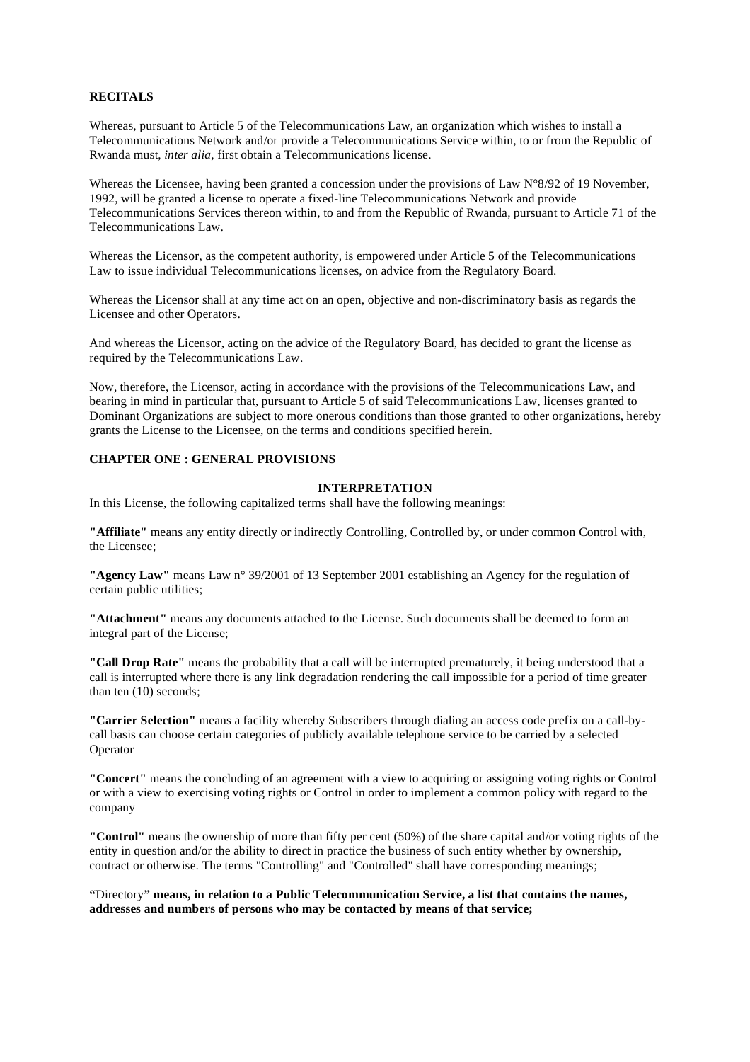**RECITALS**

Whereas, pursuant to Article 5 of the Telecommunications Law, an organization which wishes to install a Telecommunications Network and/or provide a Telecommunications Service within, to or from the Republic of Rwanda must, *inter alia*, first obtain a Telecommunications license.

Whereas the Licensee, having been granted a concession under the provisions of Law N°8/92 of 19 November, 1992, will be granted a license to operate a fixed-line Telecommunications Network and provide Telecommunications Services thereon within, to and from the Republic of Rwanda, pursuant to Article 71 of the Telecommunications Law.

Whereas the Licensor, as the competent authority, is empowered under Article 5 of the Telecommunications Law to issue individual Telecommunications licenses, on advice from the Regulatory Board.

Whereas the Licensor shall at any time act on an open, objective and non-discriminatory basis as regards the Licensee and other Operators.

And whereas the Licensor, acting on the advice of the Regulatory Board, has decided to grant the license as required by the Telecommunications Law.

Now, therefore, the Licensor, acting in accordance with the provisions of the Telecommunications Law, and bearing in mind in particular that, pursuant to Article 5 of said Telecommunications Law, licenses granted to Dominant Organizations are subject to more onerous conditions than those granted to other organizations, hereby grants the License to the Licensee, on the terms and conditions specified herein.

## CHAPTER ONE : GENERAL PROVISIONS

### INTERPRETATION

In this License, the following capitalized terms shall have the following meanings:

**"Affiliate"** means any entity directly or indirectly Controlling, Controlled by, or under common Control with, the Licensee;

**"Agency Law"** means Law n° 39/2001 of 13 September 2001 establishing an Agency for the regulation of certain public utilities;

**"Attachment"** means any documents attached to the License. Such documents shall be deemed to form an integral part of the License;

**"Call Drop Rate"** means the probability that a call will be interrupted prematurely, it being understood that a call is interrupted where there is any link degradation rendering the call impossible for a period of time greater than ten (10) seconds;

**"Carrier Selection"** means a facility whereby Subscribers through dialing an access code prefix on a call-by-call basis can choose certain categories of publicly available telephone service to be carried by a selected Operator

**"Concert"** means the concluding of an agreement with a view to acquiring or assigning voting rights or Control or with a view to exercising voting rights or Control in order to implement a common policy with regard to the company

**"Control"** means the ownership of more than fifty per cent (50%) of the share capital and/or voting rights of the entity in question and/or the ability to direct in practice the business of such entity whether by ownership, contract or otherwise. The terms "Controlling" and "Controlled" shall have corresponding meanings;

**"**Directory**" means, in relation to a Public Telecommunication Service, a list that contains the names, addresses and numbers of persons who may be contacted by means of that service;**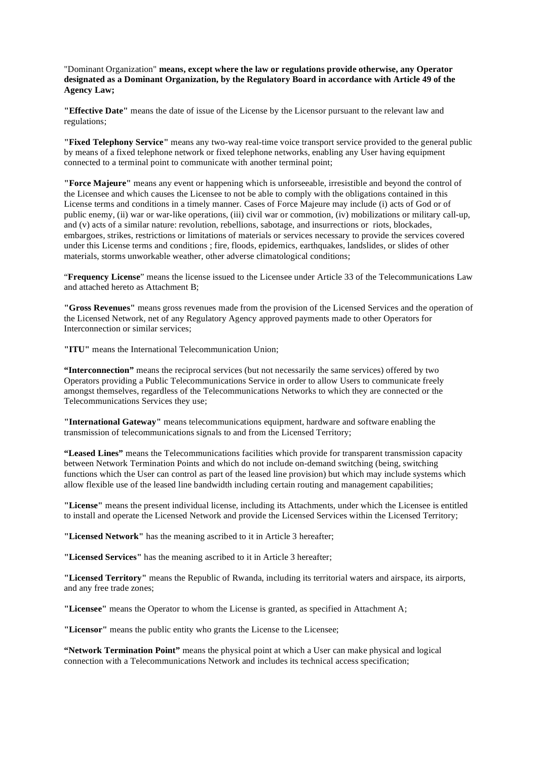"Dominant Organization" **means, except where the law or regulations provide otherwise, any Operator designated as a Dominant Organization, by the Regulatory Board in accordance with Article 49 of the Agency Law;**

**"Effective Date"** means the date of issue of the License by the Licensor pursuant to the relevant law and regulations;

**"Fixed Telephony Service"** means any two-way real-time voice transport service provided to the general public by means of a fixed telephone network or fixed telephone networks, enabling any User having equipment connected to a terminal point to communicate with another terminal point;

**"Force Majeure"** means any event or happening which is unforseeable, irresistible and beyond the control of the Licensee and which causes the Licensee to not be able to comply with the obligations contained in this License terms and conditions in a timely manner. Cases of Force Majeure may include (i) acts of God or of public enemy, (ii) war or war-like operations, (iii) civil war or commotion, (iv) mobilizations or military call-up, and (v) acts of a similar nature: revolution, rebellions, sabotage, and insurrections or riots, blockades, embargoes, strikes, restrictions or limitations of materials or services necessary to provide the services covered under this License terms and conditions ; fire, floods, epidemics, earthquakes, landslides, or slides of other materials, storms unworkable weather, other adverse climatological conditions;

"**Frequency License**" means the license issued to the Licensee under Article 33 of the Telecommunications Law and attached hereto as Attachment B;

**"Gross Revenues"** means gross revenues made from the provision of the Licensed Services and the operation of the Licensed Network, net of any Regulatory Agency approved payments made to other Operators for Interconnection or similar services;

**"ITU"** means the International Telecommunication Union;

**"Interconnection"** means the reciprocal services (but not necessarily the same services) offered by two Operators providing a Public Telecommunications Service in order to allow Users to communicate freely amongst themselves, regardless of the Telecommunications Networks to which they are connected or the Telecommunications Services they use;

**"International Gateway"** means telecommunications equipment, hardware and software enabling the transmission of telecommunications signals to and from the Licensed Territory;

**"Leased Lines"** means the Telecommunications facilities which provide for transparent transmission capacity between Network Termination Points and which do not include on-demand switching (being, switching functions which the User can control as part of the leased line provision) but which may include systems which allow flexible use of the leased line bandwidth including certain routing and management capabilities;

**"License"** means the present individual license, including its Attachments, under which the Licensee is entitled to install and operate the Licensed Network and provide the Licensed Services within the Licensed Territory;

**"Licensed Network"** has the meaning ascribed to it in Article 3 hereafter;

**"Licensed Services"** has the meaning ascribed to it in Article 3 hereafter;

**"Licensed Territory"** means the Republic of Rwanda, including its territorial waters and airspace, its airports, and any free trade zones;

**"Licensee"** means the Operator to whom the License is granted, as specified in Attachment A;

**"Licensor"** means the public entity who grants the License to the Licensee;

**"Network Termination Point"** means the physical point at which a User can make physical and logical connection with a Telecommunications Network and includes its technical access specification;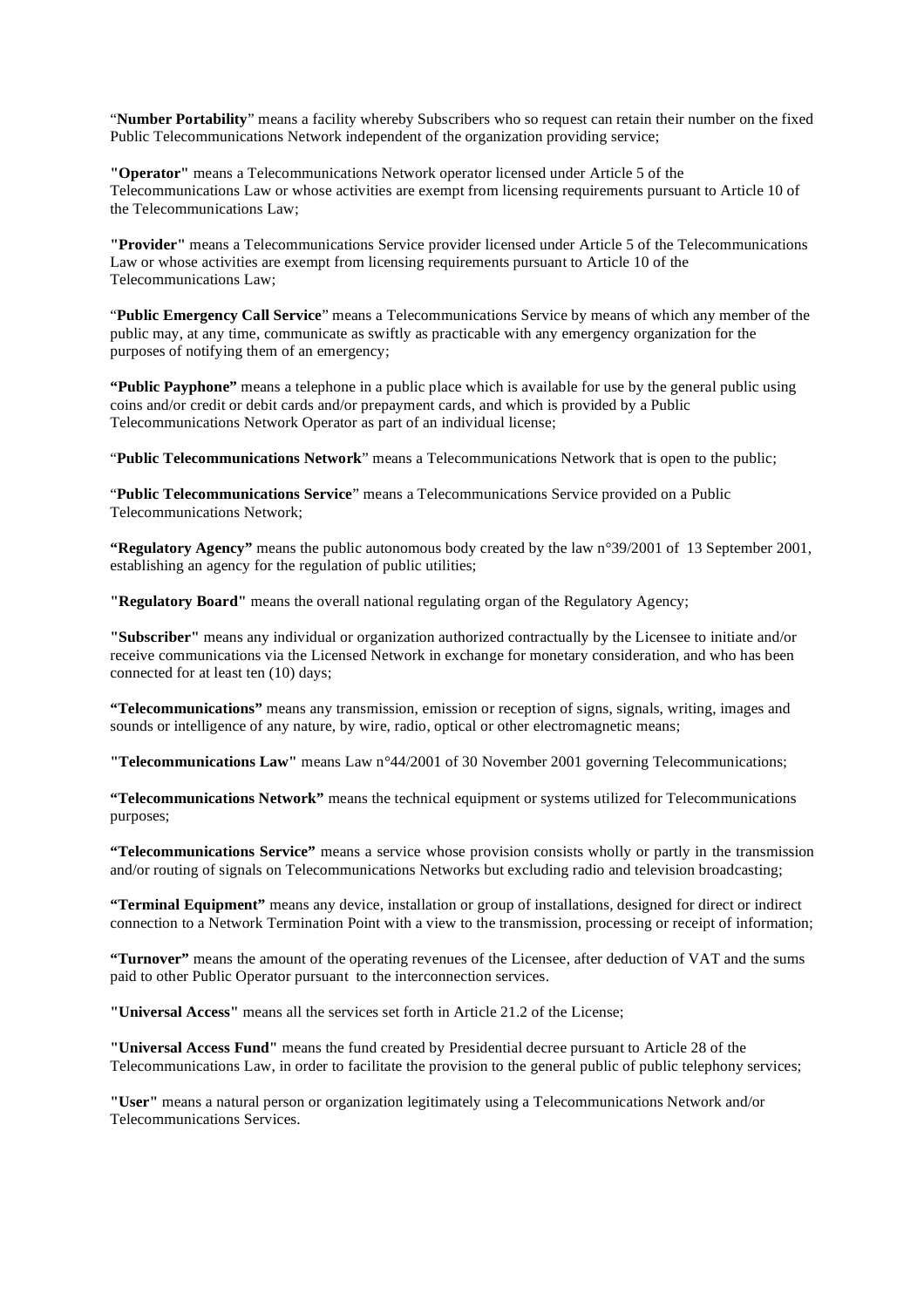"**Number Portability**" means a facility whereby Subscribers who so request can retain their number on the fixed Public Telecommunications Network independent of the organization providing service;

**"Operator"** means a Telecommunications Network operator licensed under Article 5 of the Telecommunications Law or whose activities are exempt from licensing requirements pursuant to Article 10 of the Telecommunications Law;

**"Provider"** means a Telecommunications Service provider licensed under Article 5 of the Telecommunications Law or whose activities are exempt from licensing requirements pursuant to Article 10 of the Telecommunications Law;

"**Public Emergency Call Service**" means a Telecommunications Service by means of which any member of the public may, at any time, communicate as swiftly as practicable with any emergency organization for the purposes of notifying them of an emergency;

**"Public Payphone"** means a telephone in a public place which is available for use by the general public using coins and/or credit or debit cards and/or prepayment cards, and which is provided by a Public Telecommunications Network Operator as part of an individual license;

"**Public Telecommunications Network**" means a Telecommunications Network that is open to the public;

"**Public Telecommunications Service**" means a Telecommunications Service provided on a Public Telecommunications Network;

**"Regulatory Agency"** means the public autonomous body created by the law n°39/2001 of 13 September 2001, establishing an agency for the regulation of public utilities;

**"Regulatory Board"** means the overall national regulating organ of the Regulatory Agency;

**"Subscriber"** means any individual or organization authorized contractually by the Licensee to initiate and/or receive communications via the Licensed Network in exchange for monetary consideration, and who has been connected for at least ten (10) days;

**"Telecommunications"** means any transmission, emission or reception of signs, signals, writing, images and sounds or intelligence of any nature, by wire, radio, optical or other electromagnetic means;

**"Telecommunications Law"** means Law n°44/2001 of 30 November 2001 governing Telecommunications;

**"Telecommunications Network"** means the technical equipment or systems utilized for Telecommunications purposes;

**"Telecommunications Service"** means a service whose provision consists wholly or partly in the transmission and/or routing of signals on Telecommunications Networks but excluding radio and television broadcasting;

**"Terminal Equipment"** means any device, installation or group of installations, designed for direct or indirect connection to a Network Termination Point with a view to the transmission, processing or receipt of information;

**"Turnover"** means the amount of the operating revenues of the Licensee, after deduction of VAT and the sums paid to other Public Operator pursuant to the interconnection services.

**"Universal Access"** means all the services set forth in Article 21.2 of the License;

**"Universal Access Fund"** means the fund created by Presidential decree pursuant to Article 28 of the Telecommunications Law, in order to facilitate the provision to the general public of public telephony services;

**"User"** means a natural person or organization legitimately using a Telecommunications Network and/or Telecommunications Services.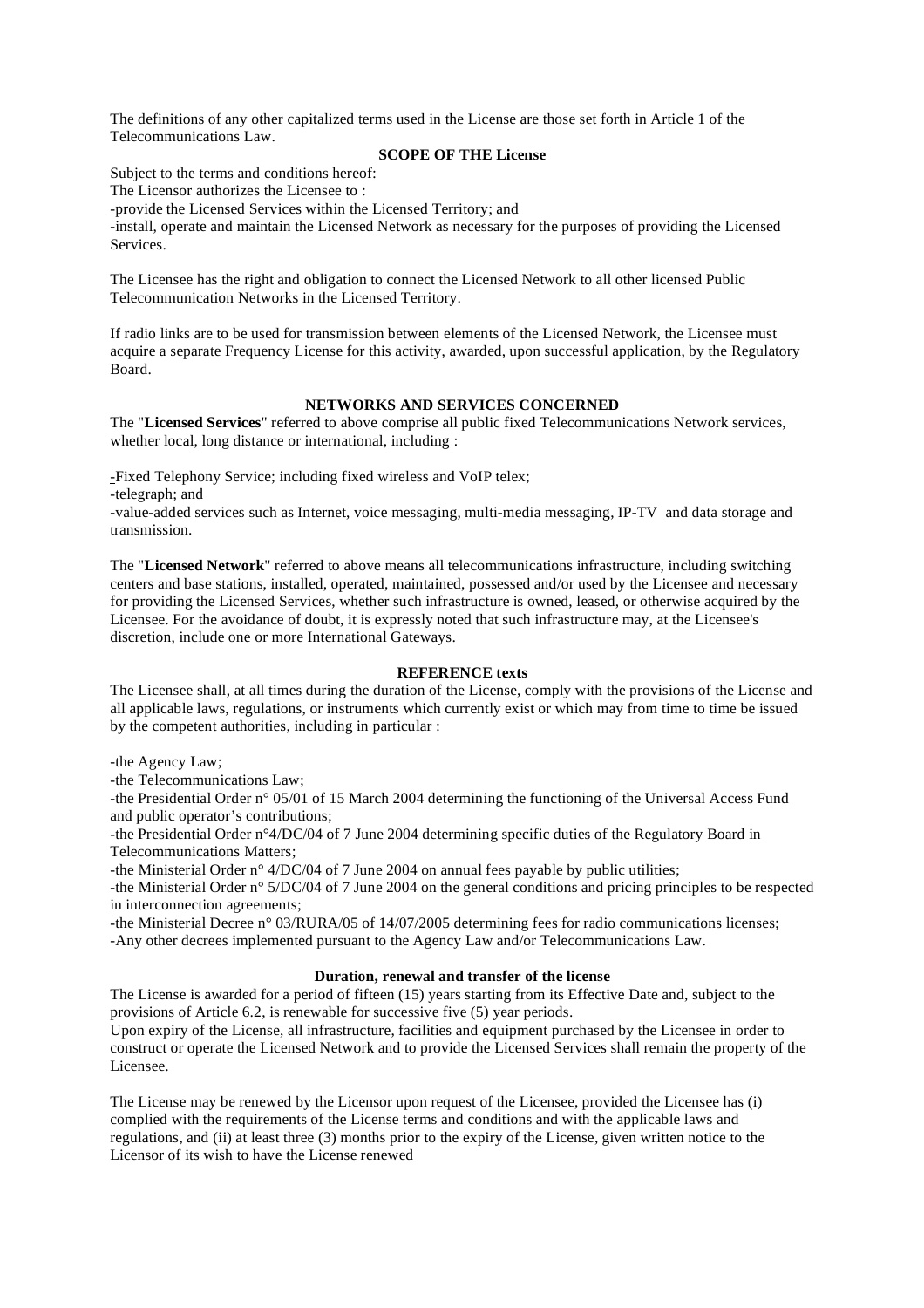The definitions of any other capitalized terms used in the License are those set forth in Article 1 of the Telecommunications Law.

**SCOPE OF THE License**

Subject to the terms and conditions hereof:

The Licensor authorizes the Licensee to :

-provide the Licensed Services within the Licensed Territory; and

-install, operate and maintain the Licensed Network as necessary for the purposes of providing the Licensed Services.

The Licensee has the right and obligation to connect the Licensed Network to all other licensed Public Telecommunication Networks in the Licensed Territory.

If radio links are to be used for transmission between elements of the Licensed Network, the Licensee must acquire a separate Frequency License for this activity, awarded, upon successful application, by the Regulatory Board.

**NETWORKS AND SERVICES CONCERNED**

The "**Licensed Services**" referred to above comprise all public fixed Telecommunications Network services, whether local, long distance or international, including :

-Fixed Telephony Service; including fixed wireless and VoIP telex;

-telegraph; and

-value-added services such as Internet, voice messaging, multi-media messaging, IP-TV and data storage and transmission.

The "**Licensed Network**" referred to above means all telecommunications infrastructure, including switching centers and base stations, installed, operated, maintained, possessed and/or used by the Licensee and necessary for providing the Licensed Services, whether such infrastructure is owned, leased, or otherwise acquired by the Licensee. For the avoidance of doubt, it is expressly noted that such infrastructure may, at the Licensee's discretion, include one or more International Gateways.

**REFERENCE texts**

The Licensee shall, at all times during the duration of the License, comply with the provisions of the License and all applicable laws, regulations, or instruments which currently exist or which may from time to time be issued by the competent authorities, including in particular :

-the Agency Law;

-the Telecommunications Law;

-the Presidential Order n° 05/01 of 15 March 2004 determining the functioning of the Universal Access Fund and public operator's contributions;

-the Presidential Order n°4/DC/04 of 7 June 2004 determining specific duties of the Regulatory Board in Telecommunications Matters;

-the Ministerial Order n° 4/DC/04 of 7 June 2004 on annual fees payable by public utilities;

-the Ministerial Order n° 5/DC/04 of 7 June 2004 on the general conditions and pricing principles to be respected in interconnection agreements;

-the Ministerial Decree n° 03/RURA/05 of 14/07/2005 determining fees for radio communications licenses;

-Any other decrees implemented pursuant to the Agency Law and/or Telecommunications Law.

**Duration, renewal and transfer of the license**

The License is awarded for a period of fifteen (15) years starting from its Effective Date and, subject to the provisions of Article 6.2, is renewable for successive five (5) year periods.

Upon expiry of the License, all infrastructure, facilities and equipment purchased by the Licensee in order to construct or operate the Licensed Network and to provide the Licensed Services shall remain the property of the Licensee.

The License may be renewed by the Licensor upon request of the Licensee, provided the Licensee has (i) complied with the requirements of the License terms and conditions and with the applicable laws and regulations, and (ii) at least three (3) months prior to the expiry of the License, given written notice to the Licensor of its wish to have the License renewed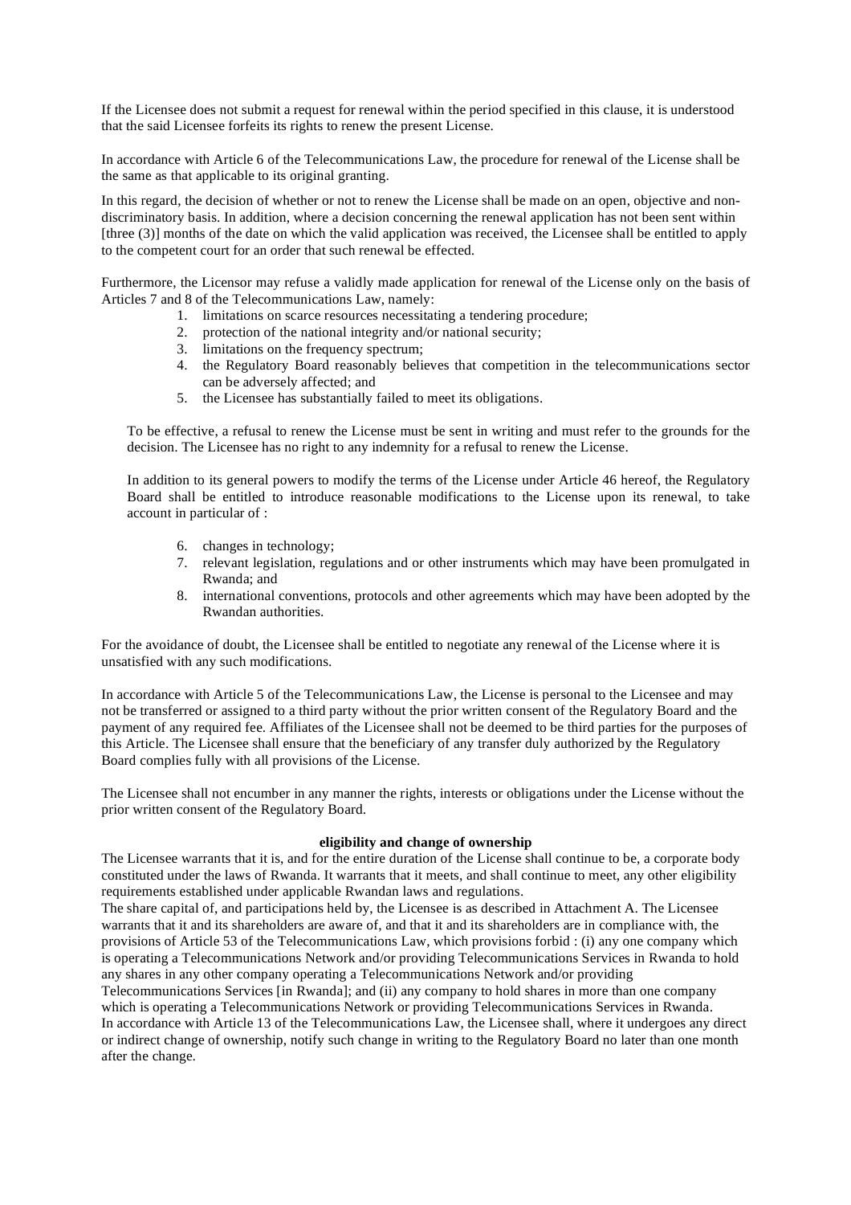If the Licensee does not submit a request for renewal within the period specified in this clause, it is understood that the said Licensee forfeits its rights to renew the present License.

In accordance with Article 6 of the Telecommunications Law, the procedure for renewal of the License shall be the same as that applicable to its original granting.

In this regard, the decision of whether or not to renew the License shall be made on an open, objective and non-discriminatory basis. In addition, where a decision concerning the renewal application has not been sent within [three (3)] months of the date on which the valid application was received, the Licensee shall be entitled to apply to the competent court for an order that such renewal be effected.

Furthermore, the Licensor may refuse a validly made application for renewal of the License only on the basis of Articles 7 and 8 of the Telecommunications Law, namely:

1. limitations on scarce resources necessitating a tendering procedure;
2. protection of the national integrity and/or national security;
3. limitations on the frequency spectrum;
4. the Regulatory Board reasonably believes that competition in the telecommunications sector can be adversely affected; and
5. the Licensee has substantially failed to meet its obligations.

To be effective, a refusal to renew the License must be sent in writing and must refer to the grounds for the decision. The Licensee has no right to any indemnity for a refusal to renew the License.

In addition to its general powers to modify the terms of the License under Article 46 hereof, the Regulatory Board shall be entitled to introduce reasonable modifications to the License upon its renewal, to take account in particular of :

6. changes in technology;
7. relevant legislation, regulations and or other instruments which may have been promulgated in Rwanda; and
8. international conventions, protocols and other agreements which may have been adopted by the Rwandan authorities.

For the avoidance of doubt, the Licensee shall be entitled to negotiate any renewal of the License where it is unsatisfied with any such modifications.

In accordance with Article 5 of the Telecommunications Law, the License is personal to the Licensee and may not be transferred or assigned to a third party without the prior written consent of the Regulatory Board and the payment of any required fee. Affiliates of the Licensee shall not be deemed to be third parties for the purposes of this Article. The Licensee shall ensure that the beneficiary of any transfer duly authorized by the Regulatory Board complies fully with all provisions of the License.

The Licensee shall not encumber in any manner the rights, interests or obligations under the License without the prior written consent of the Regulatory Board.

**eligibility and change of ownership**

The Licensee warrants that it is, and for the entire duration of the License shall continue to be, a corporate body constituted under the laws of Rwanda. It warrants that it meets, and shall continue to meet, any other eligibility requirements established under applicable Rwandan laws and regulations.

The share capital of, and participations held by, the Licensee is as described in Attachment A. The Licensee warrants that it and its shareholders are aware of, and that it and its shareholders are in compliance with, the provisions of Article 53 of the Telecommunications Law, which provisions forbid : (i) any one company which is operating a Telecommunications Network and/or providing Telecommunications Services in Rwanda to hold any shares in any other company operating a Telecommunications Network and/or providing Telecommunications Services [in Rwanda]; and (ii) any company to hold shares in more than one company which is operating a Telecommunications Network or providing Telecommunications Services in Rwanda.

In accordance with Article 13 of the Telecommunications Law, the Licensee shall, where it undergoes any direct or indirect change of ownership, notify such change in writing to the Regulatory Board no later than one month after the change.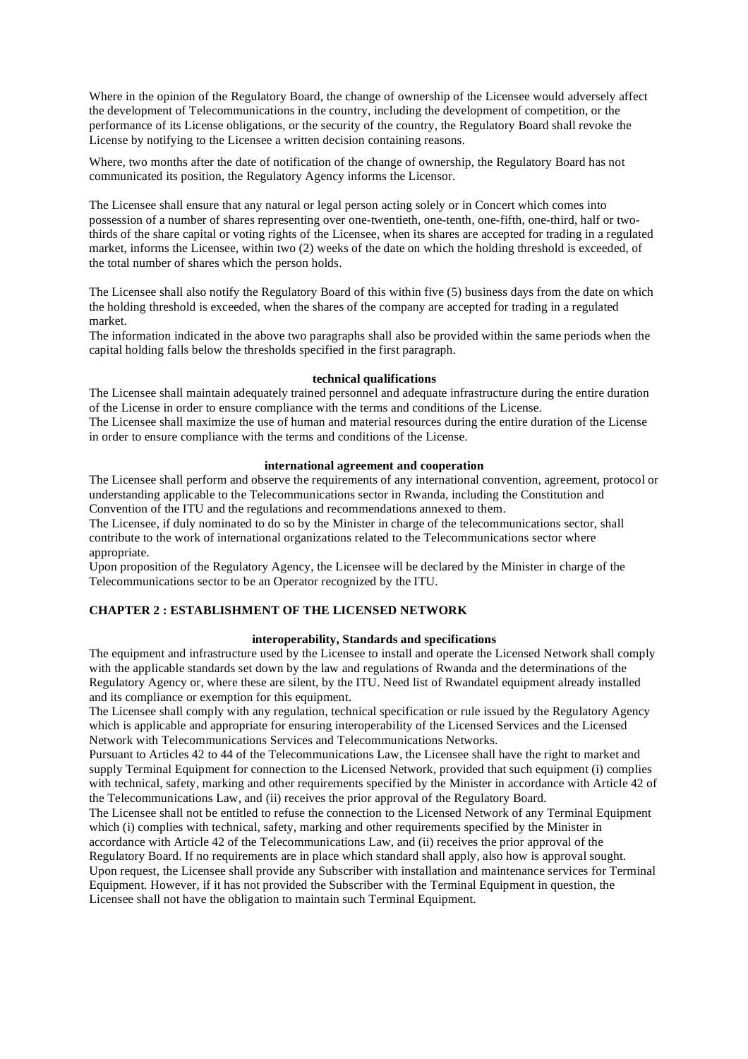Where in the opinion of the Regulatory Board, the change of ownership of the Licensee would adversely affect the development of Telecommunications in the country, including the development of competition, or the performance of its License obligations, or the security of the country, the Regulatory Board shall revoke the License by notifying to the Licensee a written decision containing reasons.

Where, two months after the date of notification of the change of ownership, the Regulatory Board has not communicated its position, the Regulatory Agency informs the Licensor.

The Licensee shall ensure that any natural or legal person acting solely or in Concert which comes into possession of a number of shares representing over one-twentieth, one-tenth, one-fifth, one-third, half or two-thirds of the share capital or voting rights of the Licensee, when its shares are accepted for trading in a regulated market, informs the Licensee, within two (2) weeks of the date on which the holding threshold is exceeded, of the total number of shares which the person holds.

The Licensee shall also notify the Regulatory Board of this within five (5) business days from the date on which the holding threshold is exceeded, when the shares of the company are accepted for trading in a regulated market.

The information indicated in the above two paragraphs shall also be provided within the same periods when the capital holding falls below the thresholds specified in the first paragraph.

**technical qualifications**

The Licensee shall maintain adequately trained personnel and adequate infrastructure during the entire duration of the License in order to ensure compliance with the terms and conditions of the License.

The Licensee shall maximize the use of human and material resources during the entire duration of the License in order to ensure compliance with the terms and conditions of the License.

**international agreement and cooperation**

The Licensee shall perform and observe the requirements of any international convention, agreement, protocol or understanding applicable to the Telecommunications sector in Rwanda, including the Constitution and Convention of the ITU and the regulations and recommendations annexed to them.

The Licensee, if duly nominated to do so by the Minister in charge of the telecommunications sector, shall contribute to the work of international organizations related to the Telecommunications sector where appropriate.

Upon proposition of the Regulatory Agency, the Licensee will be declared by the Minister in charge of the Telecommunications sector to be an Operator recognized by the ITU.

## CHAPTER 2 : ESTABLISHMENT OF THE LICENSED NETWORK

**interoperability, Standards and specifications**

The equipment and infrastructure used by the Licensee to install and operate the Licensed Network shall comply with the applicable standards set down by the law and regulations of Rwanda and the determinations of the Regulatory Agency or, where these are silent, by the ITU. Need list of Rwandatel equipment already installed and its compliance or exemption for this equipment.

The Licensee shall comply with any regulation, technical specification or rule issued by the Regulatory Agency which is applicable and appropriate for ensuring interoperability of the Licensed Services and the Licensed Network with Telecommunications Services and Telecommunications Networks.

Pursuant to Articles 42 to 44 of the Telecommunications Law, the Licensee shall have the right to market and supply Terminal Equipment for connection to the Licensed Network, provided that such equipment (i) complies with technical, safety, marking and other requirements specified by the Minister in accordance with Article 42 of the Telecommunications Law, and (ii) receives the prior approval of the Regulatory Board.

The Licensee shall not be entitled to refuse the connection to the Licensed Network of any Terminal Equipment which (i) complies with technical, safety, marking and other requirements specified by the Minister in accordance with Article 42 of the Telecommunications Law, and (ii) receives the prior approval of the Regulatory Board. If no requirements are in place which standard shall apply, also how is approval sought.

Upon request, the Licensee shall provide any Subscriber with installation and maintenance services for Terminal Equipment. However, if it has not provided the Subscriber with the Terminal Equipment in question, the Licensee shall not have the obligation to maintain such Terminal Equipment.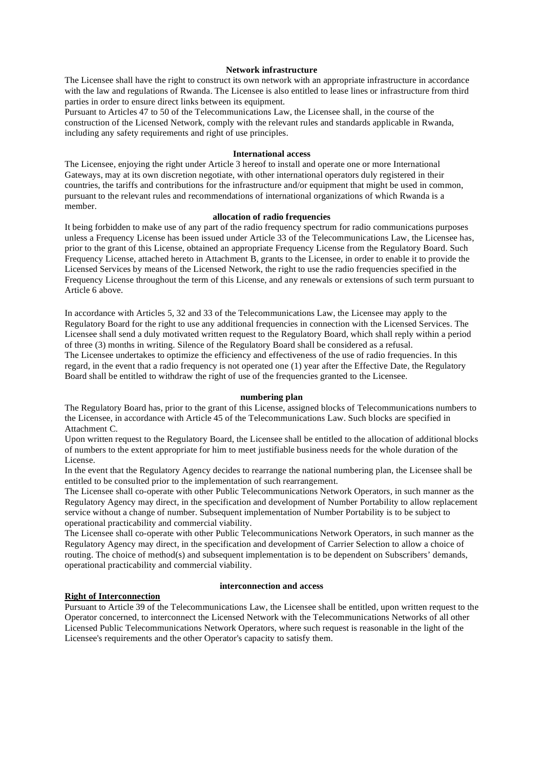### Network infrastructure

The Licensee shall have the right to construct its own network with an appropriate infrastructure in accordance with the law and regulations of Rwanda. The Licensee is also entitled to lease lines or infrastructure from third parties in order to ensure direct links between its equipment.

Pursuant to Articles 47 to 50 of the Telecommunications Law, the Licensee shall, in the course of the construction of the Licensed Network, comply with the relevant rules and standards applicable in Rwanda, including any safety requirements and right of use principles.

### International access

The Licensee, enjoying the right under Article 3 hereof to install and operate one or more International Gateways, may at its own discretion negotiate, with other international operators duly registered in their countries, the tariffs and contributions for the infrastructure and/or equipment that might be used in common, pursuant to the relevant rules and recommendations of international organizations of which Rwanda is a member.

### allocation of radio frequencies

It being forbidden to make use of any part of the radio frequency spectrum for radio communications purposes unless a Frequency License has been issued under Article 33 of the Telecommunications Law, the Licensee has, prior to the grant of this License, obtained an appropriate Frequency License from the Regulatory Board. Such Frequency License, attached hereto in Attachment B, grants to the Licensee, in order to enable it to provide the Licensed Services by means of the Licensed Network, the right to use the radio frequencies specified in the Frequency License throughout the term of this License, and any renewals or extensions of such term pursuant to Article 6 above.

In accordance with Articles 5, 32 and 33 of the Telecommunications Law, the Licensee may apply to the Regulatory Board for the right to use any additional frequencies in connection with the Licensed Services. The Licensee shall send a duly motivated written request to the Regulatory Board, which shall reply within a period of three (3) months in writing. Silence of the Regulatory Board shall be considered as a refusal.

The Licensee undertakes to optimize the efficiency and effectiveness of the use of radio frequencies. In this regard, in the event that a radio frequency is not operated one (1) year after the Effective Date, the Regulatory Board shall be entitled to withdraw the right of use of the frequencies granted to the Licensee.

### numbering plan

The Regulatory Board has, prior to the grant of this License, assigned blocks of Telecommunications numbers to the Licensee, in accordance with Article 45 of the Telecommunications Law. Such blocks are specified in Attachment C.

Upon written request to the Regulatory Board, the Licensee shall be entitled to the allocation of additional blocks of numbers to the extent appropriate for him to meet justifiable business needs for the whole duration of the License.

In the event that the Regulatory Agency decides to rearrange the national numbering plan, the Licensee shall be entitled to be consulted prior to the implementation of such rearrangement.

The Licensee shall co-operate with other Public Telecommunications Network Operators, in such manner as the Regulatory Agency may direct, in the specification and development of Number Portability to allow replacement service without a change of number. Subsequent implementation of Number Portability is to be subject to operational practicability and commercial viability.

The Licensee shall co-operate with other Public Telecommunications Network Operators, in such manner as the Regulatory Agency may direct, in the specification and development of Carrier Selection to allow a choice of routing. The choice of method(s) and subsequent implementation is to be dependent on Subscribers' demands, operational practicability and commercial viability.

### interconnection and access

**Right of Interconnection**

Pursuant to Article 39 of the Telecommunications Law, the Licensee shall be entitled, upon written request to the Operator concerned, to interconnect the Licensed Network with the Telecommunications Networks of all other Licensed Public Telecommunications Network Operators, where such request is reasonable in the light of the Licensee's requirements and the other Operator's capacity to satisfy them.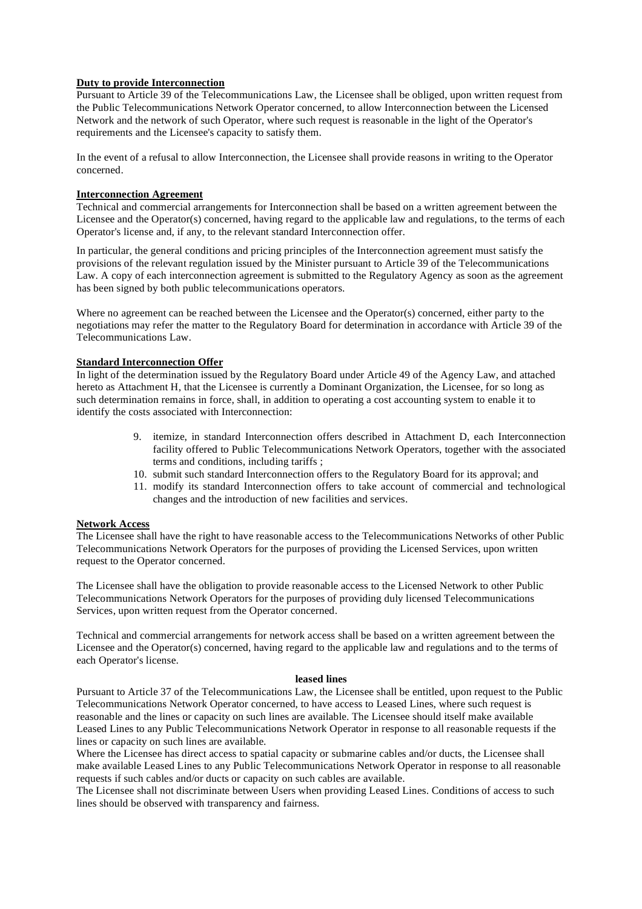**Duty to provide Interconnection**

Pursuant to Article 39 of the Telecommunications Law, the Licensee shall be obliged, upon written request from the Public Telecommunications Network Operator concerned, to allow Interconnection between the Licensed Network and the network of such Operator, where such request is reasonable in the light of the Operator's requirements and the Licensee's capacity to satisfy them.

In the event of a refusal to allow Interconnection, the Licensee shall provide reasons in writing to the Operator concerned.

**Interconnection Agreement**

Technical and commercial arrangements for Interconnection shall be based on a written agreement between the Licensee and the Operator(s) concerned, having regard to the applicable law and regulations, to the terms of each Operator's license and, if any, to the relevant standard Interconnection offer.

In particular, the general conditions and pricing principles of the Interconnection agreement must satisfy the provisions of the relevant regulation issued by the Minister pursuant to Article 39 of the Telecommunications Law. A copy of each interconnection agreement is submitted to the Regulatory Agency as soon as the agreement has been signed by both public telecommunications operators.

Where no agreement can be reached between the Licensee and the Operator(s) concerned, either party to the negotiations may refer the matter to the Regulatory Board for determination in accordance with Article 39 of the Telecommunications Law.

**Standard Interconnection Offer**

In light of the determination issued by the Regulatory Board under Article 49 of the Agency Law, and attached hereto as Attachment H, that the Licensee is currently a Dominant Organization, the Licensee, for so long as such determination remains in force, shall, in addition to operating a cost accounting system to enable it to identify the costs associated with Interconnection:

9. itemize, in standard Interconnection offers described in Attachment D, each Interconnection facility offered to Public Telecommunications Network Operators, together with the associated terms and conditions, including tariffs ;
10. submit such standard Interconnection offers to the Regulatory Board for its approval; and
11. modify its standard Interconnection offers to take account of commercial and technological changes and the introduction of new facilities and services.

**Network Access**

The Licensee shall have the right to have reasonable access to the Telecommunications Networks of other Public Telecommunications Network Operators for the purposes of providing the Licensed Services, upon written request to the Operator concerned.

The Licensee shall have the obligation to provide reasonable access to the Licensed Network to other Public Telecommunications Network Operators for the purposes of providing duly licensed Telecommunications Services, upon written request from the Operator concerned.

Technical and commercial arrangements for network access shall be based on a written agreement between the Licensee and the Operator(s) concerned, having regard to the applicable law and regulations and to the terms of each Operator's license.

**leased lines**

Pursuant to Article 37 of the Telecommunications Law, the Licensee shall be entitled, upon request to the Public Telecommunications Network Operator concerned, to have access to Leased Lines, where such request is reasonable and the lines or capacity on such lines are available. The Licensee should itself make available Leased Lines to any Public Telecommunications Network Operator in response to all reasonable requests if the lines or capacity on such lines are available.

Where the Licensee has direct access to spatial capacity or submarine cables and/or ducts, the Licensee shall make available Leased Lines to any Public Telecommunications Network Operator in response to all reasonable requests if such cables and/or ducts or capacity on such cables are available.

The Licensee shall not discriminate between Users when providing Leased Lines. Conditions of access to such lines should be observed with transparency and fairness.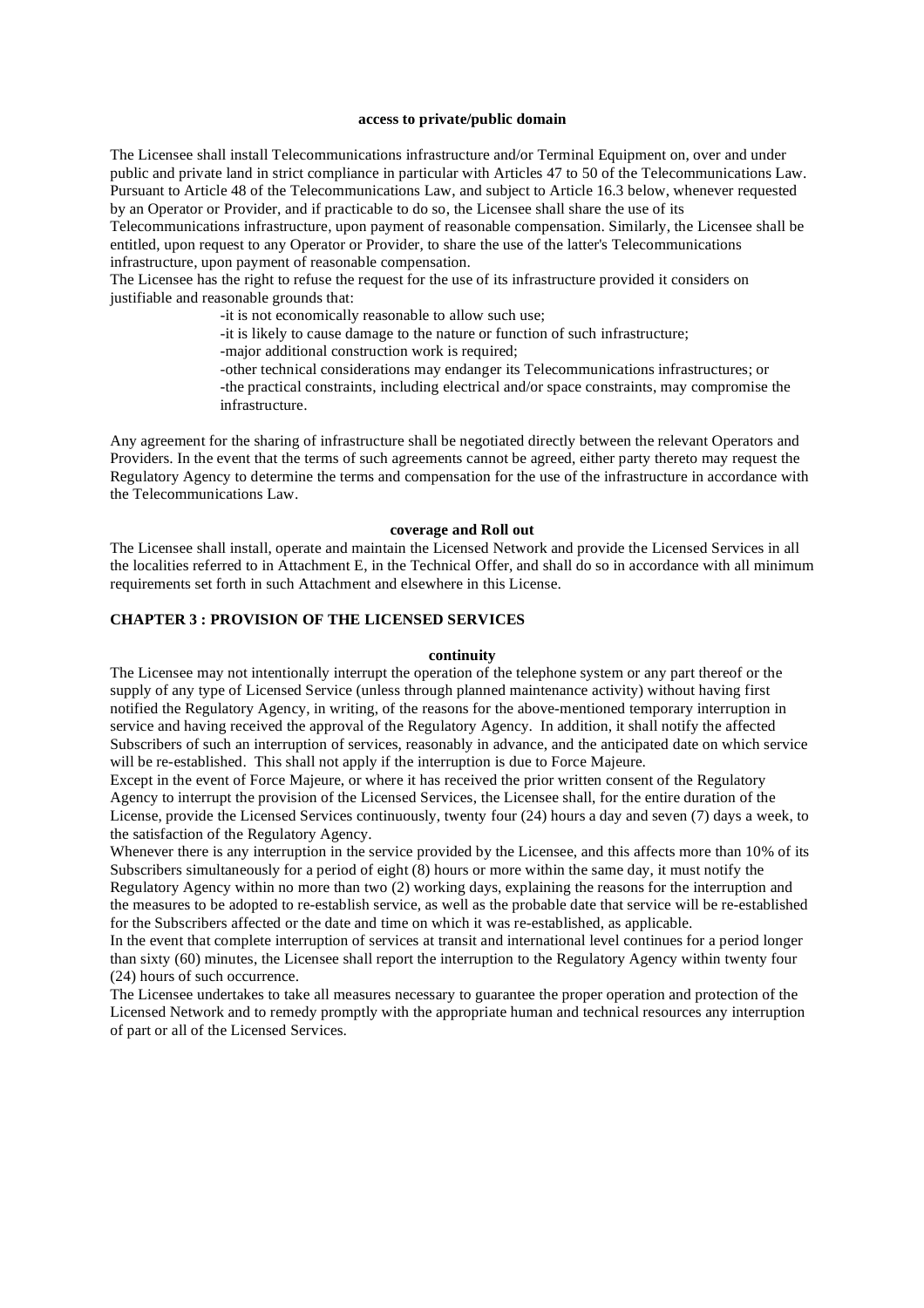#### access to private/public domain

The Licensee shall install Telecommunications infrastructure and/or Terminal Equipment on, over and under public and private land in strict compliance in particular with Articles 47 to 50 of the Telecommunications Law. Pursuant to Article 48 of the Telecommunications Law, and subject to Article 16.3 below, whenever requested by an Operator or Provider, and if practicable to do so, the Licensee shall share the use of its Telecommunications infrastructure, upon payment of reasonable compensation. Similarly, the Licensee shall be entitled, upon request to any Operator or Provider, to share the use of the latter's Telecommunications infrastructure, upon payment of reasonable compensation.

The Licensee has the right to refuse the request for the use of its infrastructure provided it considers on justifiable and reasonable grounds that:

- -it is not economically reasonable to allow such use;
- -it is likely to cause damage to the nature or function of such infrastructure;
- -major additional construction work is required;
- -other technical considerations may endanger its Telecommunications infrastructures; or
- -the practical constraints, including electrical and/or space constraints, may compromise the infrastructure.

Any agreement for the sharing of infrastructure shall be negotiated directly between the relevant Operators and Providers. In the event that the terms of such agreements cannot be agreed, either party thereto may request the Regulatory Agency to determine the terms and compensation for the use of the infrastructure in accordance with the Telecommunications Law.

#### coverage and Roll out

The Licensee shall install, operate and maintain the Licensed Network and provide the Licensed Services in all the localities referred to in Attachment E, in the Technical Offer, and shall do so in accordance with all minimum requirements set forth in such Attachment and elsewhere in this License.

## CHAPTER 3 : PROVISION OF THE LICENSED SERVICES

#### continuity

The Licensee may not intentionally interrupt the operation of the telephone system or any part thereof or the supply of any type of Licensed Service (unless through planned maintenance activity) without having first notified the Regulatory Agency, in writing, of the reasons for the above-mentioned temporary interruption in service and having received the approval of the Regulatory Agency. In addition, it shall notify the affected Subscribers of such an interruption of services, reasonably in advance, and the anticipated date on which service will be re-established. This shall not apply if the interruption is due to Force Majeure.

Except in the event of Force Majeure, or where it has received the prior written consent of the Regulatory Agency to interrupt the provision of the Licensed Services, the Licensee shall, for the entire duration of the License, provide the Licensed Services continuously, twenty four (24) hours a day and seven (7) days a week, to the satisfaction of the Regulatory Agency.

Whenever there is any interruption in the service provided by the Licensee, and this affects more than 10% of its Subscribers simultaneously for a period of eight (8) hours or more within the same day, it must notify the Regulatory Agency within no more than two (2) working days, explaining the reasons for the interruption and the measures to be adopted to re-establish service, as well as the probable date that service will be re-established for the Subscribers affected or the date and time on which it was re-established, as applicable.

In the event that complete interruption of services at transit and international level continues for a period longer than sixty (60) minutes, the Licensee shall report the interruption to the Regulatory Agency within twenty four (24) hours of such occurrence.

The Licensee undertakes to take all measures necessary to guarantee the proper operation and protection of the Licensed Network and to remedy promptly with the appropriate human and technical resources any interruption of part or all of the Licensed Services.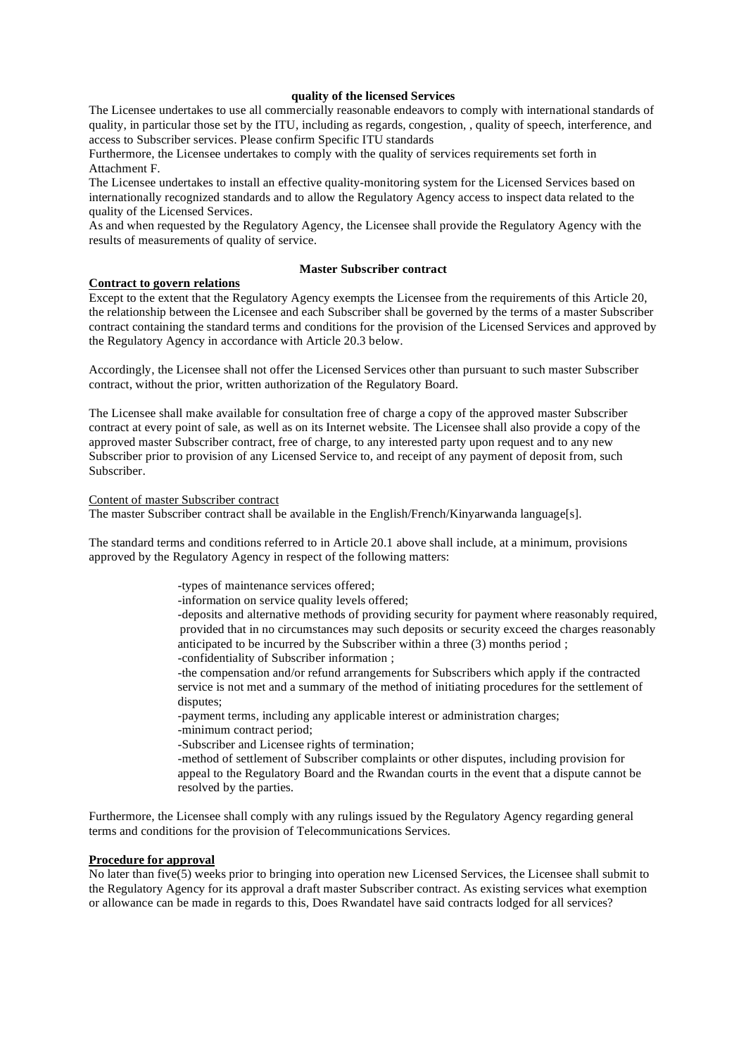**quality of the licensed Services**

The Licensee undertakes to use all commercially reasonable endeavors to comply with international standards of quality, in particular those set by the ITU, including as regards, congestion, , quality of speech, interference, and access to Subscriber services. Please confirm Specific ITU standards

Furthermore, the Licensee undertakes to comply with the quality of services requirements set forth in Attachment F.

The Licensee undertakes to install an effective quality-monitoring system for the Licensed Services based on internationally recognized standards and to allow the Regulatory Agency access to inspect data related to the quality of the Licensed Services.

As and when requested by the Regulatory Agency, the Licensee shall provide the Regulatory Agency with the results of measurements of quality of service.

**Master Subscriber contract**

**Contract to govern relations**

Except to the extent that the Regulatory Agency exempts the Licensee from the requirements of this Article 20, the relationship between the Licensee and each Subscriber shall be governed by the terms of a master Subscriber contract containing the standard terms and conditions for the provision of the Licensed Services and approved by the Regulatory Agency in accordance with Article 20.3 below.

Accordingly, the Licensee shall not offer the Licensed Services other than pursuant to such master Subscriber contract, without the prior, written authorization of the Regulatory Board.

The Licensee shall make available for consultation free of charge a copy of the approved master Subscriber contract at every point of sale, as well as on its Internet website. The Licensee shall also provide a copy of the approved master Subscriber contract, free of charge, to any interested party upon request and to any new Subscriber prior to provision of any Licensed Service to, and receipt of any payment of deposit from, such Subscriber.

Content of master Subscriber contract

The master Subscriber contract shall be available in the English/French/Kinyarwanda language[s].

The standard terms and conditions referred to in Article 20.1 above shall include, at a minimum, provisions approved by the Regulatory Agency in respect of the following matters:

-types of maintenance services offered;

-information on service quality levels offered;

-deposits and alternative methods of providing security for payment where reasonably required, provided that in no circumstances may such deposits or security exceed the charges reasonably anticipated to be incurred by the Subscriber within a three (3) months period ;

-confidentiality of Subscriber information ;

-the compensation and/or refund arrangements for Subscribers which apply if the contracted service is not met and a summary of the method of initiating procedures for the settlement of disputes;

-payment terms, including any applicable interest or administration charges;

-minimum contract period;

-Subscriber and Licensee rights of termination;

-method of settlement of Subscriber complaints or other disputes, including provision for appeal to the Regulatory Board and the Rwandan courts in the event that a dispute cannot be resolved by the parties.

Furthermore, the Licensee shall comply with any rulings issued by the Regulatory Agency regarding general terms and conditions for the provision of Telecommunications Services.

**Procedure for approval**

No later than five(5) weeks prior to bringing into operation new Licensed Services, the Licensee shall submit to the Regulatory Agency for its approval a draft master Subscriber contract. As existing services what exemption or allowance can be made in regards to this, Does Rwandatel have said contracts lodged for all services?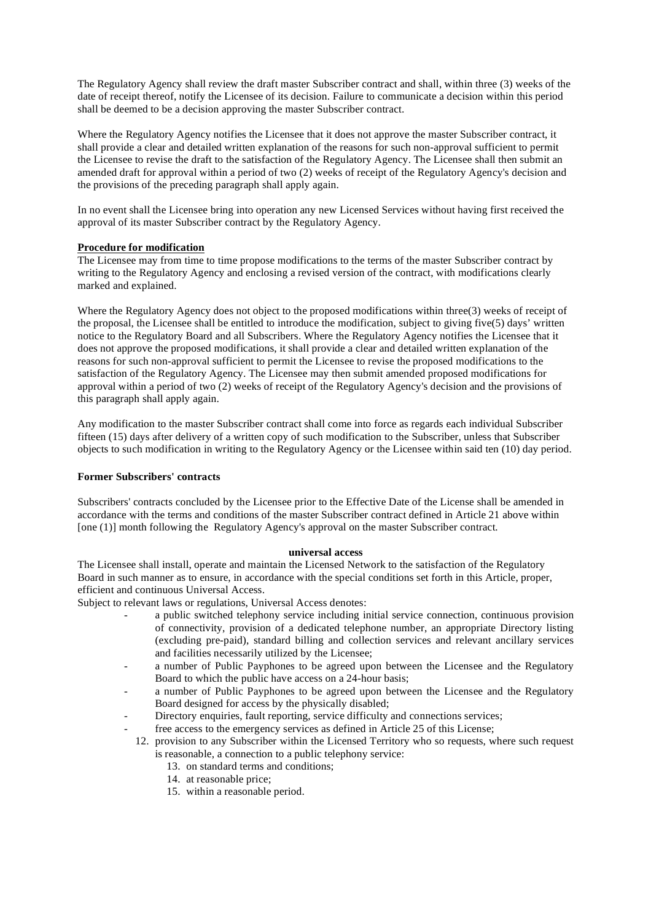The Regulatory Agency shall review the draft master Subscriber contract and shall, within three (3) weeks of the date of receipt thereof, notify the Licensee of its decision. Failure to communicate a decision within this period shall be deemed to be a decision approving the master Subscriber contract.

Where the Regulatory Agency notifies the Licensee that it does not approve the master Subscriber contract, it shall provide a clear and detailed written explanation of the reasons for such non-approval sufficient to permit the Licensee to revise the draft to the satisfaction of the Regulatory Agency. The Licensee shall then submit an amended draft for approval within a period of two (2) weeks of receipt of the Regulatory Agency's decision and the provisions of the preceding paragraph shall apply again.

In no event shall the Licensee bring into operation any new Licensed Services without having first received the approval of its master Subscriber contract by the Regulatory Agency.

**Procedure for modification**

The Licensee may from time to time propose modifications to the terms of the master Subscriber contract by writing to the Regulatory Agency and enclosing a revised version of the contract, with modifications clearly marked and explained.

Where the Regulatory Agency does not object to the proposed modifications within three(3) weeks of receipt of the proposal, the Licensee shall be entitled to introduce the modification, subject to giving five(5) days' written notice to the Regulatory Board and all Subscribers. Where the Regulatory Agency notifies the Licensee that it does not approve the proposed modifications, it shall provide a clear and detailed written explanation of the reasons for such non-approval sufficient to permit the Licensee to revise the proposed modifications to the satisfaction of the Regulatory Agency. The Licensee may then submit amended proposed modifications for approval within a period of two (2) weeks of receipt of the Regulatory Agency's decision and the provisions of this paragraph shall apply again.

Any modification to the master Subscriber contract shall come into force as regards each individual Subscriber fifteen (15) days after delivery of a written copy of such modification to the Subscriber, unless that Subscriber objects to such modification in writing to the Regulatory Agency or the Licensee within said ten (10) day period.

**Former Subscribers' contracts**

Subscribers' contracts concluded by the Licensee prior to the Effective Date of the License shall be amended in accordance with the terms and conditions of the master Subscriber contract defined in Article 21 above within [one (1)] month following the Regulatory Agency's approval on the master Subscriber contract.

**universal access**

The Licensee shall install, operate and maintain the Licensed Network to the satisfaction of the Regulatory Board in such manner as to ensure, in accordance with the special conditions set forth in this Article, proper, efficient and continuous Universal Access.

Subject to relevant laws or regulations, Universal Access denotes:

- a public switched telephony service including initial service connection, continuous provision of connectivity, provision of a dedicated telephone number, an appropriate Directory listing (excluding pre-paid), standard billing and collection services and relevant ancillary services and facilities necessarily utilized by the Licensee;
- a number of Public Payphones to be agreed upon between the Licensee and the Regulatory Board to which the public have access on a 24-hour basis;
- a number of Public Payphones to be agreed upon between the Licensee and the Regulatory Board designed for access by the physically disabled;
- Directory enquiries, fault reporting, service difficulty and connections services;
- free access to the emergency services as defined in Article 25 of this License;

12. provision to any Subscriber within the Licensed Territory who so requests, where such request is reasonable, a connection to a public telephony service:
    13. on standard terms and conditions;
    14. at reasonable price;
    15. within a reasonable period.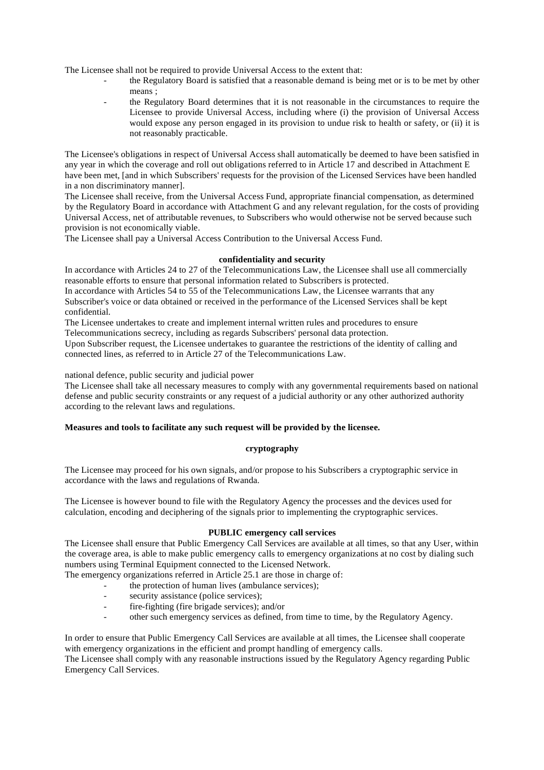The Licensee shall not be required to provide Universal Access to the extent that:

- the Regulatory Board is satisfied that a reasonable demand is being met or is to be met by other means ;
- the Regulatory Board determines that it is not reasonable in the circumstances to require the Licensee to provide Universal Access, including where (i) the provision of Universal Access would expose any person engaged in its provision to undue risk to health or safety, or (ii) it is not reasonably practicable.

The Licensee's obligations in respect of Universal Access shall automatically be deemed to have been satisfied in any year in which the coverage and roll out obligations referred to in Article 17 and described in Attachment E have been met, [and in which Subscribers' requests for the provision of the Licensed Services have been handled in a non discriminatory manner].

The Licensee shall receive, from the Universal Access Fund, appropriate financial compensation, as determined by the Regulatory Board in accordance with Attachment G and any relevant regulation, for the costs of providing Universal Access, net of attributable revenues, to Subscribers who would otherwise not be served because such provision is not economically viable.

The Licensee shall pay a Universal Access Contribution to the Universal Access Fund.

**confidentiality and security**

In accordance with Articles 24 to 27 of the Telecommunications Law, the Licensee shall use all commercially reasonable efforts to ensure that personal information related to Subscribers is protected.

In accordance with Articles 54 to 55 of the Telecommunications Law, the Licensee warrants that any Subscriber's voice or data obtained or received in the performance of the Licensed Services shall be kept confidential.

The Licensee undertakes to create and implement internal written rules and procedures to ensure Telecommunications secrecy, including as regards Subscribers' personal data protection.

Upon Subscriber request, the Licensee undertakes to guarantee the restrictions of the identity of calling and connected lines, as referred to in Article 27 of the Telecommunications Law.

national defence, public security and judicial power

The Licensee shall take all necessary measures to comply with any governmental requirements based on national defense and public security constraints or any request of a judicial authority or any other authorized authority according to the relevant laws and regulations.

**Measures and tools to facilitate any such request will be provided by the licensee.**

**cryptography**

The Licensee may proceed for his own signals, and/or propose to his Subscribers a cryptographic service in accordance with the laws and regulations of Rwanda.

The Licensee is however bound to file with the Regulatory Agency the processes and the devices used for calculation, encoding and deciphering of the signals prior to implementing the cryptographic services.

**PUBLIC emergency call services**

The Licensee shall ensure that Public Emergency Call Services are available at all times, so that any User, within the coverage area, is able to make public emergency calls to emergency organizations at no cost by dialing such numbers using Terminal Equipment connected to the Licensed Network.

The emergency organizations referred in Article 25.1 are those in charge of:

- the protection of human lives (ambulance services);
- security assistance (police services);
- fire-fighting (fire brigade services); and/or
- other such emergency services as defined, from time to time, by the Regulatory Agency.

In order to ensure that Public Emergency Call Services are available at all times, the Licensee shall cooperate with emergency organizations in the efficient and prompt handling of emergency calls.

The Licensee shall comply with any reasonable instructions issued by the Regulatory Agency regarding Public Emergency Call Services.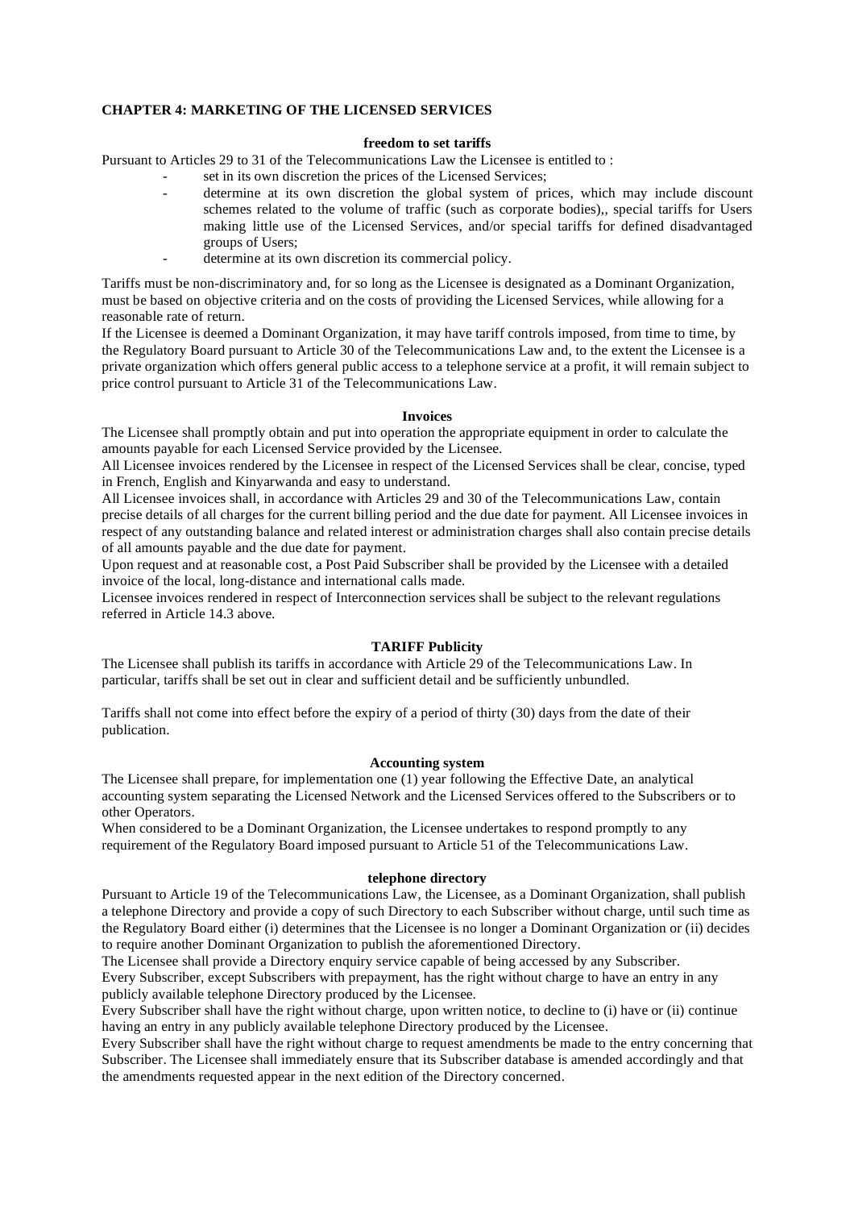## CHAPTER 4: MARKETING OF THE LICENSED SERVICES

### freedom to set tariffs

Pursuant to Articles 29 to 31 of the Telecommunications Law the Licensee is entitled to :

- set in its own discretion the prices of the Licensed Services;
- determine at its own discretion the global system of prices, which may include discount schemes related to the volume of traffic (such as corporate bodies),, special tariffs for Users making little use of the Licensed Services, and/or special tariffs for defined disadvantaged groups of Users;
- determine at its own discretion its commercial policy.

Tariffs must be non-discriminatory and, for so long as the Licensee is designated as a Dominant Organization, must be based on objective criteria and on the costs of providing the Licensed Services, while allowing for a reasonable rate of return.

If the Licensee is deemed a Dominant Organization, it may have tariff controls imposed, from time to time, by the Regulatory Board pursuant to Article 30 of the Telecommunications Law and, to the extent the Licensee is a private organization which offers general public access to a telephone service at a profit, it will remain subject to price control pursuant to Article 31 of the Telecommunications Law.

### Invoices

The Licensee shall promptly obtain and put into operation the appropriate equipment in order to calculate the amounts payable for each Licensed Service provided by the Licensee.

All Licensee invoices rendered by the Licensee in respect of the Licensed Services shall be clear, concise, typed in French, English and Kinyarwanda and easy to understand.

All Licensee invoices shall, in accordance with Articles 29 and 30 of the Telecommunications Law, contain precise details of all charges for the current billing period and the due date for payment. All Licensee invoices in respect of any outstanding balance and related interest or administration charges shall also contain precise details of all amounts payable and the due date for payment.

Upon request and at reasonable cost, a Post Paid Subscriber shall be provided by the Licensee with a detailed invoice of the local, long-distance and international calls made.

Licensee invoices rendered in respect of Interconnection services shall be subject to the relevant regulations referred in Article 14.3 above.

### TARIFF Publicity

The Licensee shall publish its tariffs in accordance with Article 29 of the Telecommunications Law. In particular, tariffs shall be set out in clear and sufficient detail and be sufficiently unbundled.

Tariffs shall not come into effect before the expiry of a period of thirty (30) days from the date of their publication.

### Accounting system

The Licensee shall prepare, for implementation one (1) year following the Effective Date, an analytical accounting system separating the Licensed Network and the Licensed Services offered to the Subscribers or to other Operators.

When considered to be a Dominant Organization, the Licensee undertakes to respond promptly to any requirement of the Regulatory Board imposed pursuant to Article 51 of the Telecommunications Law.

### telephone directory

Pursuant to Article 19 of the Telecommunications Law, the Licensee, as a Dominant Organization, shall publish a telephone Directory and provide a copy of such Directory to each Subscriber without charge, until such time as the Regulatory Board either (i) determines that the Licensee is no longer a Dominant Organization or (ii) decides to require another Dominant Organization to publish the aforementioned Directory.

The Licensee shall provide a Directory enquiry service capable of being accessed by any Subscriber.

Every Subscriber, except Subscribers with prepayment, has the right without charge to have an entry in any publicly available telephone Directory produced by the Licensee.

Every Subscriber shall have the right without charge, upon written notice, to decline to (i) have or (ii) continue having an entry in any publicly available telephone Directory produced by the Licensee.

Every Subscriber shall have the right without charge to request amendments be made to the entry concerning that Subscriber. The Licensee shall immediately ensure that its Subscriber database is amended accordingly and that the amendments requested appear in the next edition of the Directory concerned.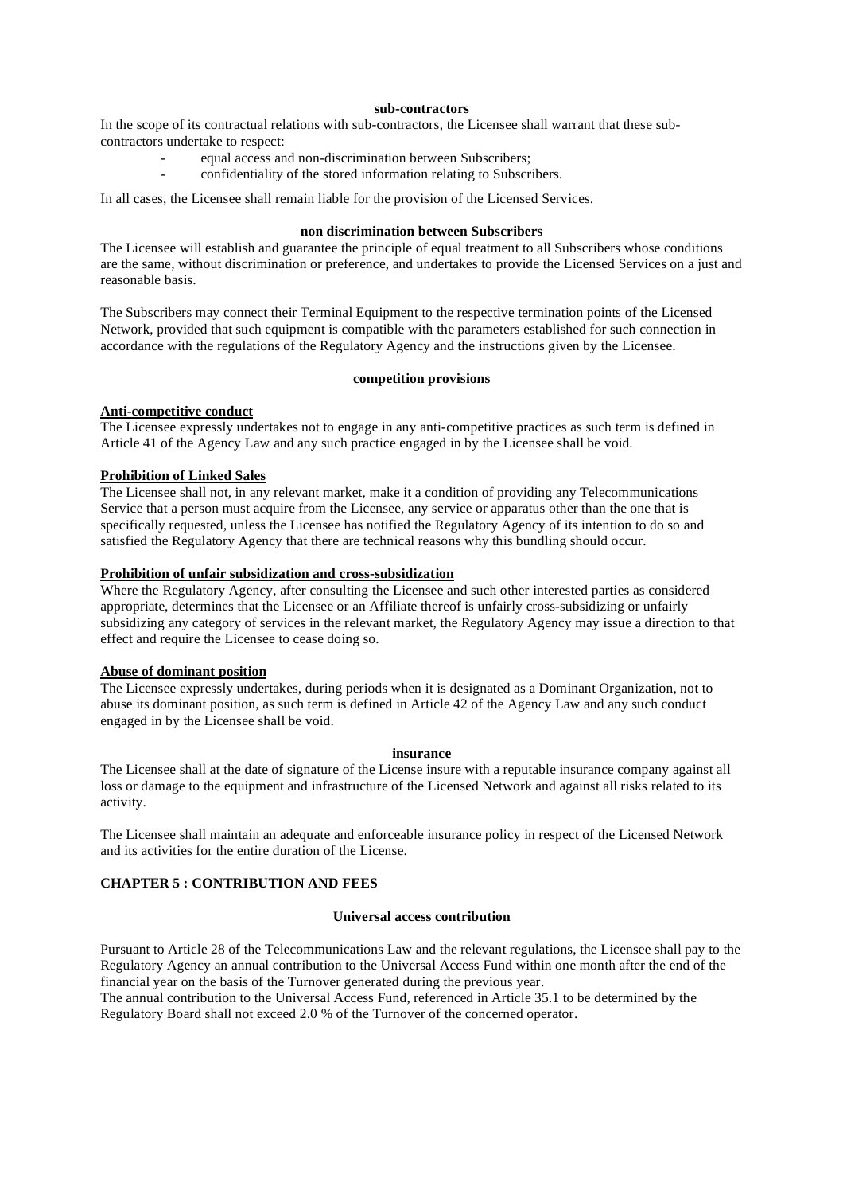**sub-contractors**

In the scope of its contractual relations with sub-contractors, the Licensee shall warrant that these sub-contractors undertake to respect:

- equal access and non-discrimination between Subscribers;
- confidentiality of the stored information relating to Subscribers.

In all cases, the Licensee shall remain liable for the provision of the Licensed Services.

**non discrimination between Subscribers**

The Licensee will establish and guarantee the principle of equal treatment to all Subscribers whose conditions are the same, without discrimination or preference, and undertakes to provide the Licensed Services on a just and reasonable basis.

The Subscribers may connect their Terminal Equipment to the respective termination points of the Licensed Network, provided that such equipment is compatible with the parameters established for such connection in accordance with the regulations of the Regulatory Agency and the instructions given by the Licensee.

**competition provisions**

**Anti-competitive conduct**

The Licensee expressly undertakes not to engage in any anti-competitive practices as such term is defined in Article 41 of the Agency Law and any such practice engaged in by the Licensee shall be void.

**Prohibition of Linked Sales**

The Licensee shall not, in any relevant market, make it a condition of providing any Telecommunications Service that a person must acquire from the Licensee, any service or apparatus other than the one that is specifically requested, unless the Licensee has notified the Regulatory Agency of its intention to do so and satisfied the Regulatory Agency that there are technical reasons why this bundling should occur.

**Prohibition of unfair subsidization and cross-subsidization**

Where the Regulatory Agency, after consulting the Licensee and such other interested parties as considered appropriate, determines that the Licensee or an Affiliate thereof is unfairly cross-subsidizing or unfairly subsidizing any category of services in the relevant market, the Regulatory Agency may issue a direction to that effect and require the Licensee to cease doing so.

**Abuse of dominant position**

The Licensee expressly undertakes, during periods when it is designated as a Dominant Organization, not to abuse its dominant position, as such term is defined in Article 42 of the Agency Law and any such conduct engaged in by the Licensee shall be void.

**insurance**

The Licensee shall at the date of signature of the License insure with a reputable insurance company against all loss or damage to the equipment and infrastructure of the Licensed Network and against all risks related to its activity.

The Licensee shall maintain an adequate and enforceable insurance policy in respect of the Licensed Network and its activities for the entire duration of the License.

## CHAPTER 5 : CONTRIBUTION AND FEES

**Universal access contribution**

Pursuant to Article 28 of the Telecommunications Law and the relevant regulations, the Licensee shall pay to the Regulatory Agency an annual contribution to the Universal Access Fund within one month after the end of the financial year on the basis of the Turnover generated during the previous year.
The annual contribution to the Universal Access Fund, referenced in Article 35.1 to be determined by the Regulatory Board shall not exceed 2.0 % of the Turnover of the concerned operator.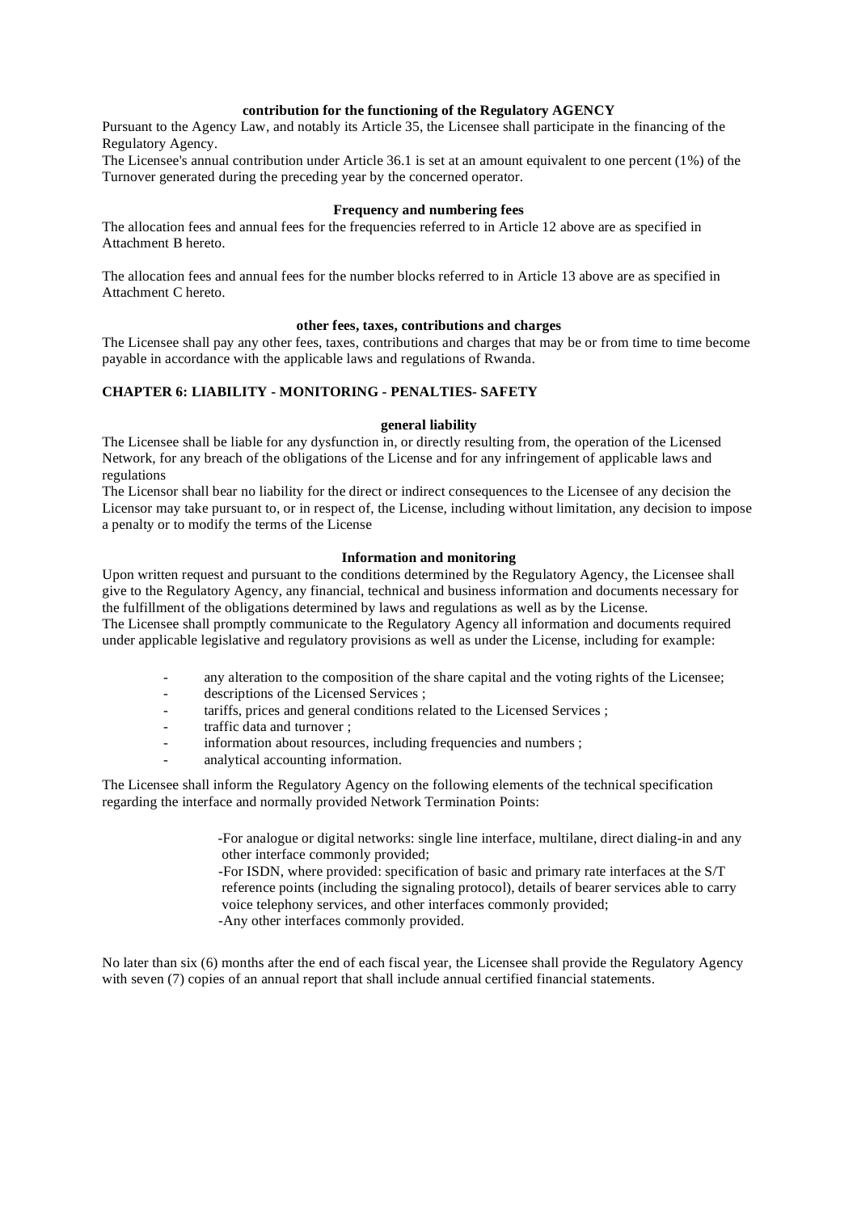#### contribution for the functioning of the Regulatory AGENCY

Pursuant to the Agency Law, and notably its Article 35, the Licensee shall participate in the financing of the Regulatory Agency.

The Licensee's annual contribution under Article 36.1 is set at an amount equivalent to one percent (1%) of the Turnover generated during the preceding year by the concerned operator.

#### Frequency and numbering fees

The allocation fees and annual fees for the frequencies referred to in Article 12 above are as specified in Attachment B hereto.

The allocation fees and annual fees for the number blocks referred to in Article 13 above are as specified in Attachment C hereto.

#### other fees, taxes, contributions and charges

The Licensee shall pay any other fees, taxes, contributions and charges that may be or from time to time become payable in accordance with the applicable laws and regulations of Rwanda.

## CHAPTER 6: LIABILITY - MONITORING - PENALTIES- SAFETY

#### general liability

The Licensee shall be liable for any dysfunction in, or directly resulting from, the operation of the Licensed Network, for any breach of the obligations of the License and for any infringement of applicable laws and regulations

The Licensor shall bear no liability for the direct or indirect consequences to the Licensee of any decision the Licensor may take pursuant to, or in respect of, the License, including without limitation, any decision to impose a penalty or to modify the terms of the License

#### Information and monitoring

Upon written request and pursuant to the conditions determined by the Regulatory Agency, the Licensee shall give to the Regulatory Agency, any financial, technical and business information and documents necessary for the fulfillment of the obligations determined by laws and regulations as well as by the License.

The Licensee shall promptly communicate to the Regulatory Agency all information and documents required under applicable legislative and regulatory provisions as well as under the License, including for example:

- any alteration to the composition of the share capital and the voting rights of the Licensee;
- descriptions of the Licensed Services ;
- tariffs, prices and general conditions related to the Licensed Services ;
- traffic data and turnover ;
- information about resources, including frequencies and numbers ;
- analytical accounting information.

The Licensee shall inform the Regulatory Agency on the following elements of the technical specification regarding the interface and normally provided Network Termination Points:

-For analogue or digital networks: single line interface, multilane, direct dialing-in and any other interface commonly provided;
-For ISDN, where provided: specification of basic and primary rate interfaces at the S/T reference points (including the signaling protocol), details of bearer services able to carry voice telephony services, and other interfaces commonly provided;
-Any other interfaces commonly provided.

No later than six (6) months after the end of each fiscal year, the Licensee shall provide the Regulatory Agency with seven (7) copies of an annual report that shall include annual certified financial statements.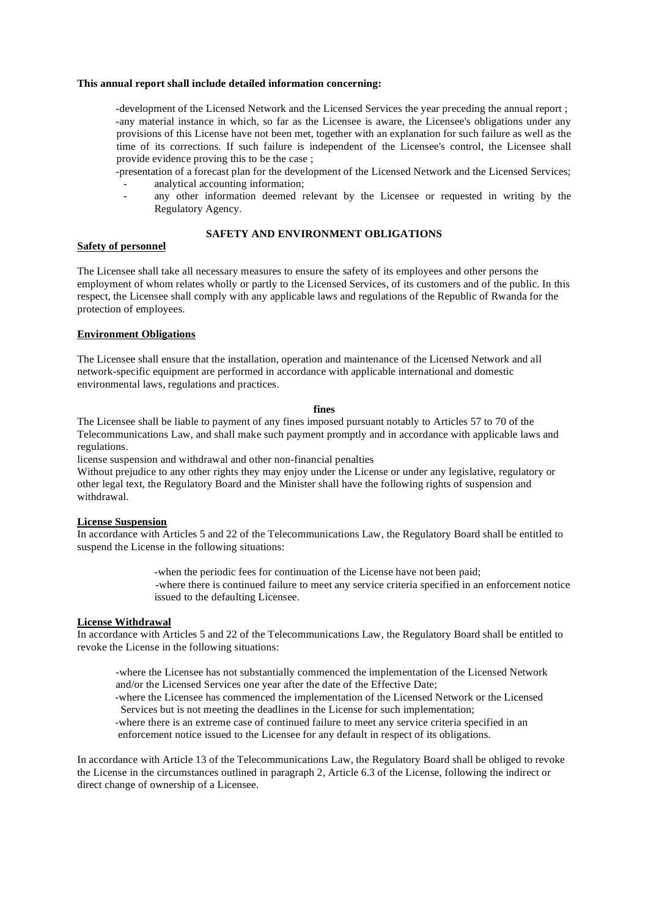**This annual report shall include detailed information concerning:**

-development of the Licensed Network and the Licensed Services the year preceding the annual report ;
-any material instance in which, so far as the Licensee is aware, the Licensee's obligations under any provisions of this License have not been met, together with an explanation for such failure as well as the time of its corrections. If such failure is independent of the Licensee's control, the Licensee shall provide evidence proving this to be the case ;
-presentation of a forecast plan for the development of the Licensed Network and the Licensed Services;

- analytical accounting information;
- any other information deemed relevant by the Licensee or requested in writing by the Regulatory Agency.

**SAFETY AND ENVIRONMENT OBLIGATIONS**

**Safety of personnel**

The Licensee shall take all necessary measures to ensure the safety of its employees and other persons the employment of whom relates wholly or partly to the Licensed Services, of its customers and of the public. In this respect, the Licensee shall comply with any applicable laws and regulations of the Republic of Rwanda for the protection of employees.

**Environment Obligations**

The Licensee shall ensure that the installation, operation and maintenance of the Licensed Network and all network-specific equipment are performed in accordance with applicable international and domestic environmental laws, regulations and practices.

**fines**

The Licensee shall be liable to payment of any fines imposed pursuant notably to Articles 57 to 70 of the Telecommunications Law, and shall make such payment promptly and in accordance with applicable laws and regulations.

license suspension and withdrawal and other non-financial penalties

Without prejudice to any other rights they may enjoy under the License or under any legislative, regulatory or other legal text, the Regulatory Board and the Minister shall have the following rights of suspension and withdrawal.

**License Suspension**

In accordance with Articles 5 and 22 of the Telecommunications Law, the Regulatory Board shall be entitled to suspend the License in the following situations:

-when the periodic fees for continuation of the License have not been paid;
-where there is continued failure to meet any service criteria specified in an enforcement notice issued to the defaulting Licensee.

**License Withdrawal**

In accordance with Articles 5 and 22 of the Telecommunications Law, the Regulatory Board shall be entitled to revoke the License in the following situations:

-where the Licensee has not substantially commenced the implementation of the Licensed Network and/or the Licensed Services one year after the date of the Effective Date;
-where the Licensee has commenced the implementation of the Licensed Network or the Licensed Services but is not meeting the deadlines in the License for such implementation;
-where there is an extreme case of continued failure to meet any service criteria specified in an enforcement notice issued to the Licensee for any default in respect of its obligations.

In accordance with Article 13 of the Telecommunications Law, the Regulatory Board shall be obliged to revoke the License in the circumstances outlined in paragraph 2, Article 6.3 of the License, following the indirect or direct change of ownership of a Licensee.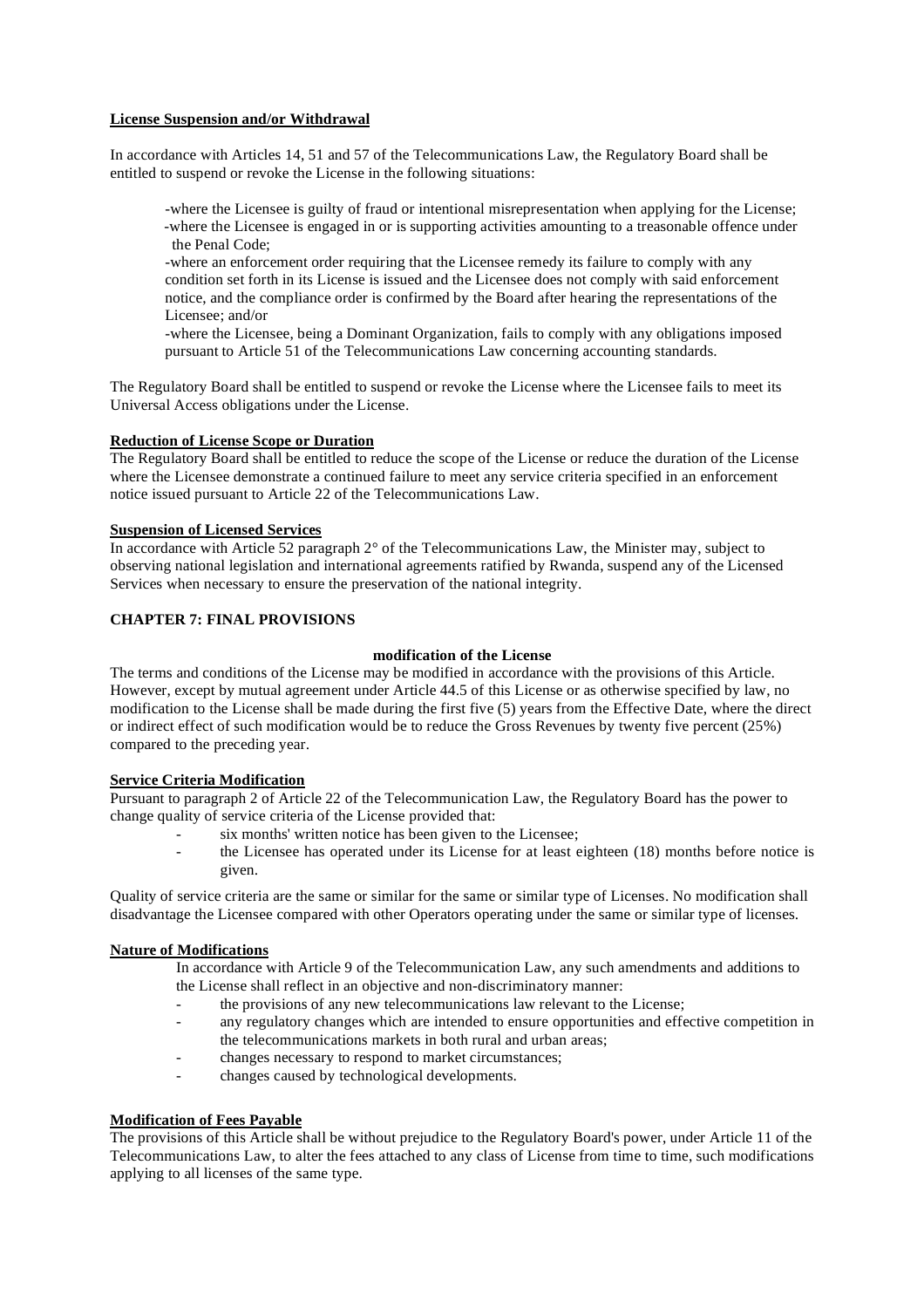**License Suspension and/or Withdrawal**

In accordance with Articles 14, 51 and 57 of the Telecommunications Law, the Regulatory Board shall be entitled to suspend or revoke the License in the following situations:

- where the Licensee is guilty of fraud or intentional misrepresentation when applying for the License;
- where the Licensee is engaged in or is supporting activities amounting to a treasonable offence under the Penal Code;
- where an enforcement order requiring that the Licensee remedy its failure to comply with any condition set forth in its License is issued and the Licensee does not comply with said enforcement notice, and the compliance order is confirmed by the Board after hearing the representations of the Licensee; and/or
- where the Licensee, being a Dominant Organization, fails to comply with any obligations imposed pursuant to Article 51 of the Telecommunications Law concerning accounting standards.

The Regulatory Board shall be entitled to suspend or revoke the License where the Licensee fails to meet its Universal Access obligations under the License.

**Reduction of License Scope or Duration**

The Regulatory Board shall be entitled to reduce the scope of the License or reduce the duration of the License where the Licensee demonstrate a continued failure to meet any service criteria specified in an enforcement notice issued pursuant to Article 22 of the Telecommunications Law.

**Suspension of Licensed Services**

In accordance with Article 52 paragraph 2° of the Telecommunications Law, the Minister may, subject to observing national legislation and international agreements ratified by Rwanda, suspend any of the Licensed Services when necessary to ensure the preservation of the national integrity.

## CHAPTER 7: FINAL PROVISIONS

**modification of the License**

The terms and conditions of the License may be modified in accordance with the provisions of this Article. However, except by mutual agreement under Article 44.5 of this License or as otherwise specified by law, no modification to the License shall be made during the first five (5) years from the Effective Date, where the direct or indirect effect of such modification would be to reduce the Gross Revenues by twenty five percent (25%) compared to the preceding year.

**Service Criteria Modification**

Pursuant to paragraph 2 of Article 22 of the Telecommunication Law, the Regulatory Board has the power to change quality of service criteria of the License provided that:

- six months' written notice has been given to the Licensee;
- the Licensee has operated under its License for at least eighteen (18) months before notice is given.

Quality of service criteria are the same or similar for the same or similar type of Licenses. No modification shall disadvantage the Licensee compared with other Operators operating under the same or similar type of licenses.

**Nature of Modifications**

In accordance with Article 9 of the Telecommunication Law, any such amendments and additions to the License shall reflect in an objective and non-discriminatory manner:

- the provisions of any new telecommunications law relevant to the License;
- any regulatory changes which are intended to ensure opportunities and effective competition in the telecommunications markets in both rural and urban areas;
- changes necessary to respond to market circumstances;
- changes caused by technological developments.

**Modification of Fees Payable**

The provisions of this Article shall be without prejudice to the Regulatory Board's power, under Article 11 of the Telecommunications Law, to alter the fees attached to any class of License from time to time, such modifications applying to all licenses of the same type.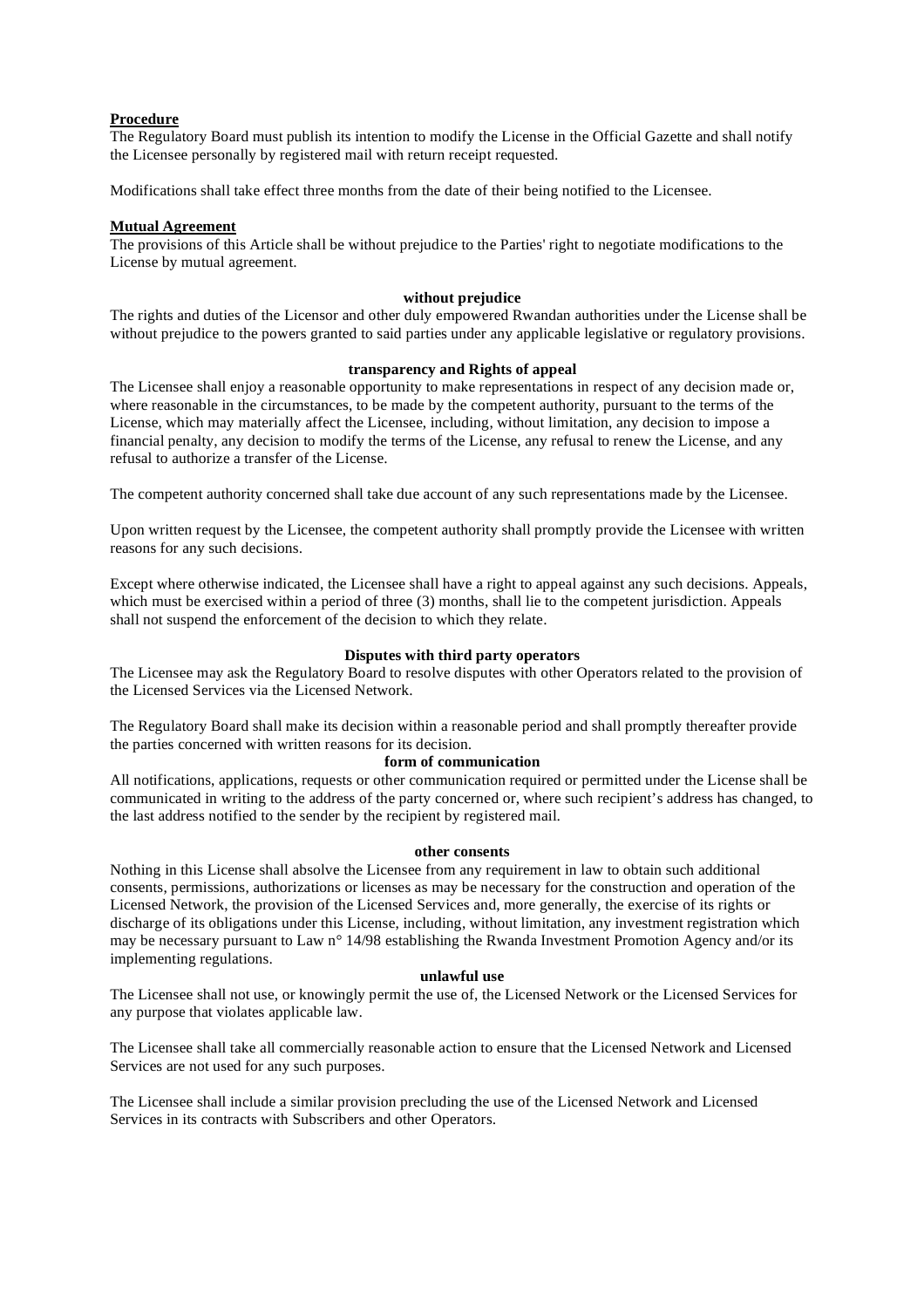**Procedure**

The Regulatory Board must publish its intention to modify the License in the Official Gazette and shall notify the Licensee personally by registered mail with return receipt requested.

Modifications shall take effect three months from the date of their being notified to the Licensee.

**Mutual Agreement**

The provisions of this Article shall be without prejudice to the Parties' right to negotiate modifications to the License by mutual agreement.

**without prejudice**

The rights and duties of the Licensor and other duly empowered Rwandan authorities under the License shall be without prejudice to the powers granted to said parties under any applicable legislative or regulatory provisions.

**transparency and Rights of appeal**

The Licensee shall enjoy a reasonable opportunity to make representations in respect of any decision made or, where reasonable in the circumstances, to be made by the competent authority, pursuant to the terms of the License, which may materially affect the Licensee, including, without limitation, any decision to impose a financial penalty, any decision to modify the terms of the License, any refusal to renew the License, and any refusal to authorize a transfer of the License.

The competent authority concerned shall take due account of any such representations made by the Licensee.

Upon written request by the Licensee, the competent authority shall promptly provide the Licensee with written reasons for any such decisions.

Except where otherwise indicated, the Licensee shall have a right to appeal against any such decisions. Appeals, which must be exercised within a period of three (3) months, shall lie to the competent jurisdiction. Appeals shall not suspend the enforcement of the decision to which they relate.

**Disputes with third party operators**

The Licensee may ask the Regulatory Board to resolve disputes with other Operators related to the provision of the Licensed Services via the Licensed Network.

The Regulatory Board shall make its decision within a reasonable period and shall promptly thereafter provide the parties concerned with written reasons for its decision.

**form of communication**

All notifications, applications, requests or other communication required or permitted under the License shall be communicated in writing to the address of the party concerned or, where such recipient's address has changed, to the last address notified to the sender by the recipient by registered mail.

**other consents**

Nothing in this License shall absolve the Licensee from any requirement in law to obtain such additional consents, permissions, authorizations or licenses as may be necessary for the construction and operation of the Licensed Network, the provision of the Licensed Services and, more generally, the exercise of its rights or discharge of its obligations under this License, including, without limitation, any investment registration which may be necessary pursuant to Law n° 14/98 establishing the Rwanda Investment Promotion Agency and/or its implementing regulations.

**unlawful use**

The Licensee shall not use, or knowingly permit the use of, the Licensed Network or the Licensed Services for any purpose that violates applicable law.

The Licensee shall take all commercially reasonable action to ensure that the Licensed Network and Licensed Services are not used for any such purposes.

The Licensee shall include a similar provision precluding the use of the Licensed Network and Licensed Services in its contracts with Subscribers and other Operators.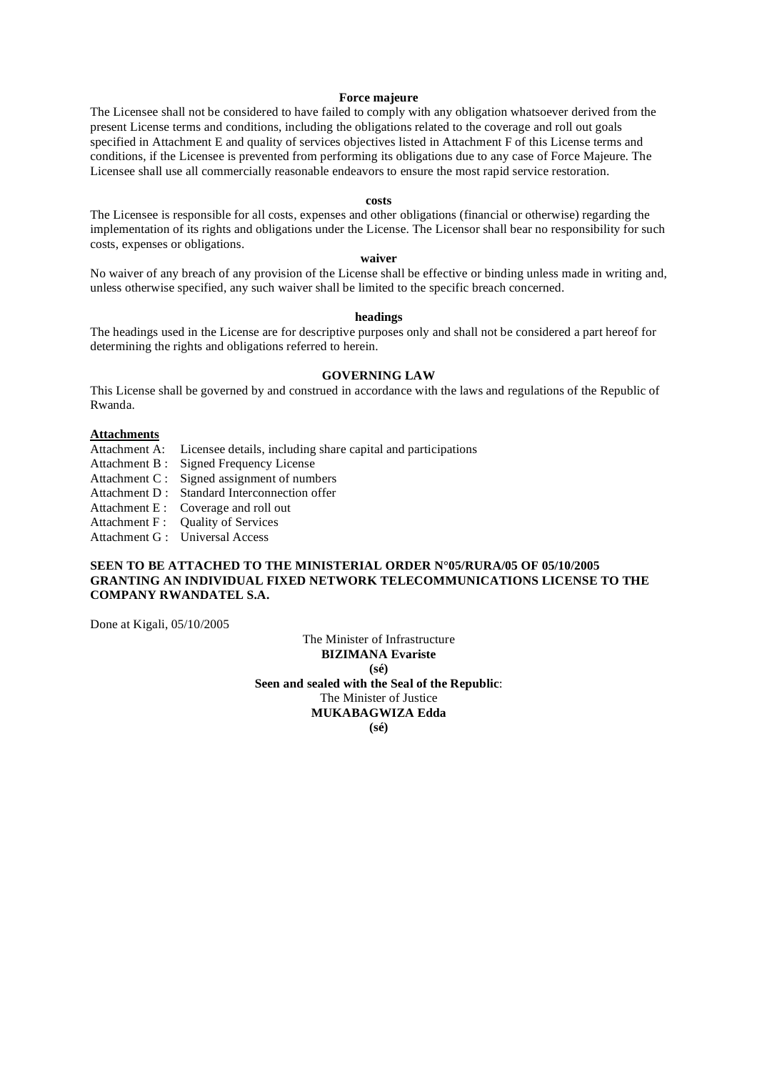**Force majeure**

The Licensee shall not be considered to have failed to comply with any obligation whatsoever derived from the present License terms and conditions, including the obligations related to the coverage and roll out goals specified in Attachment E and quality of services objectives listed in Attachment F of this License terms and conditions, if the Licensee is prevented from performing its obligations due to any case of Force Majeure. The Licensee shall use all commercially reasonable endeavors to ensure the most rapid service restoration.

**costs**

The Licensee is responsible for all costs, expenses and other obligations (financial or otherwise) regarding the implementation of its rights and obligations under the License. The Licensor shall bear no responsibility for such costs, expenses or obligations.

**waiver**

No waiver of any breach of any provision of the License shall be effective or binding unless made in writing and, unless otherwise specified, any such waiver shall be limited to the specific breach concerned.

**headings**

The headings used in the License are for descriptive purposes only and shall not be considered a part hereof for determining the rights and obligations referred to herein.

**GOVERNING LAW**

This License shall be governed by and construed in accordance with the laws and regulations of the Republic of Rwanda.

**Attachments**

Attachment A: Licensee details, including share capital and participations
Attachment B : Signed Frequency License
Attachment C : Signed assignment of numbers
Attachment D : Standard Interconnection offer
Attachment E : Coverage and roll out
Attachment F : Quality of Services
Attachment G : Universal Access

**SEEN TO BE ATTACHED TO THE MINISTERIAL ORDER N°05/RURA/05 OF 05/10/2005 GRANTING AN INDIVIDUAL FIXED NETWORK TELECOMMUNICATIONS LICENSE TO THE COMPANY RWANDATEL S.A.**

Done at Kigali, 05/10/2005

The Minister of Infrastructure
**BIZIMANA Evariste**
**(sé)**
**Seen and sealed with the Seal of the Republic**:
The Minister of Justice
**MUKABAGWIZA Edda**
**(sé)**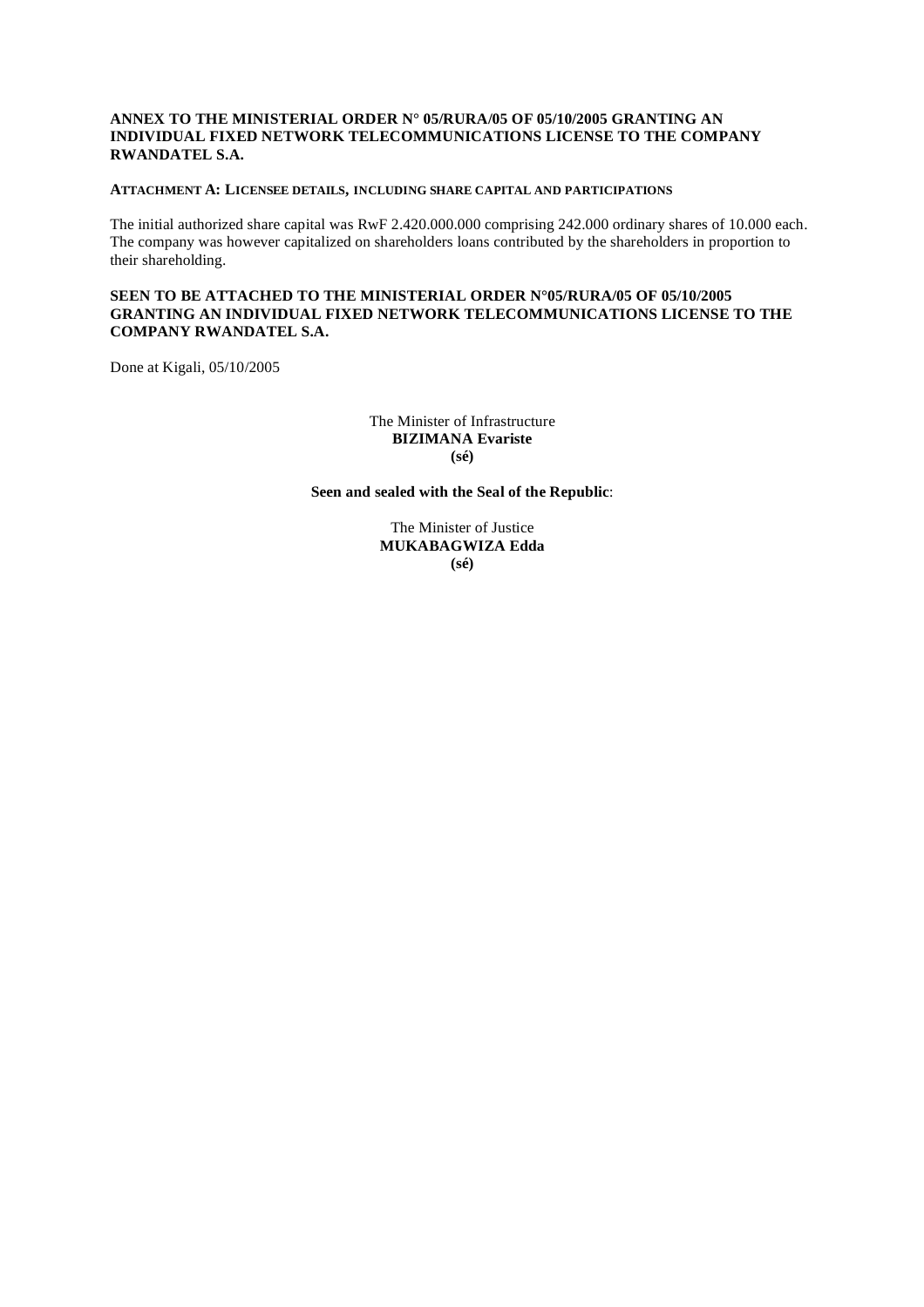**ANNEX TO THE MINISTERIAL ORDER N° 05/RURA/05 OF 05/10/2005 GRANTING AN INDIVIDUAL FIXED NETWORK TELECOMMUNICATIONS LICENSE TO THE COMPANY RWANDATEL S.A.**

**ATTACHMENT A: LICENSEE DETAILS, INCLUDING SHARE CAPITAL AND PARTICIPATIONS**

The initial authorized share capital was RwF 2.420.000.000 comprising 242.000 ordinary shares of 10.000 each. The company was however capitalized on shareholders loans contributed by the shareholders in proportion to their shareholding.

**SEEN TO BE ATTACHED TO THE MINISTERIAL ORDER N°05/RURA/05 OF 05/10/2005 GRANTING AN INDIVIDUAL FIXED NETWORK TELECOMMUNICATIONS LICENSE TO THE COMPANY RWANDATEL S.A.**

Done at Kigali, 05/10/2005

The Minister of Infrastructure
**BIZIMANA Evariste**
**(sé)**

**Seen and sealed with the Seal of the Republic**:

The Minister of Justice
**MUKABAGWIZA Edda**
**(sé)**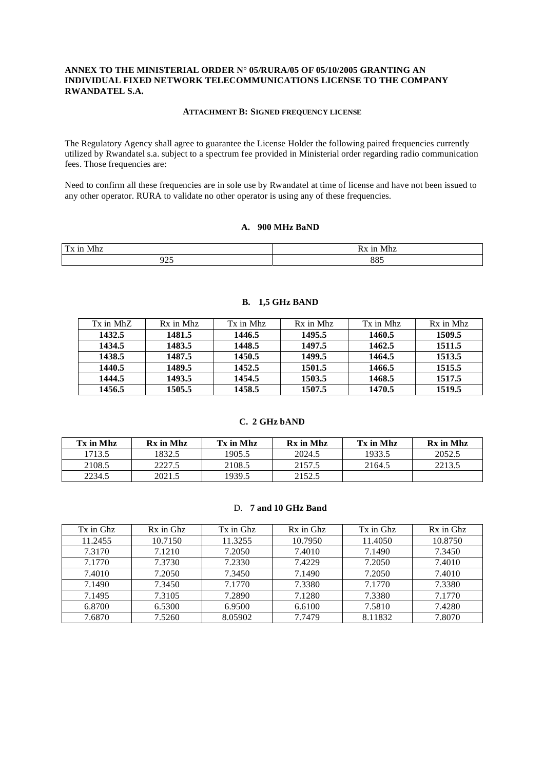**ANNEX TO THE MINISTERIAL ORDER N° 05/RURA/05 OF 05/10/2005 GRANTING AN INDIVIDUAL FIXED NETWORK TELECOMMUNICATIONS LICENSE TO THE COMPANY RWANDATEL S.A.**

**ATTACHMENT B: SIGNED FREQUENCY LICENSE**

The Regulatory Agency shall agree to guarantee the License Holder the following paired frequencies currently utilized by Rwandatel s.a. subject to a spectrum fee provided in Ministerial order regarding radio communication fees. Those frequencies are:

Need to confirm all these frequencies are in sole use by Rwandatel at time of license and have not been issued to any other operator. RURA to validate no other operator is using any of these frequencies.

**A. 900 MHz BaND**

| Tx in Mhz | Rx in Mhz |
|---|---|
| 925 | 885 |

**B. 1,5 GHz BAND**

| Tx in MhZ | Rx in Mhz | Tx in Mhz | Rx in Mhz | Tx in Mhz | Rx in Mhz |
|---|---|---|---|---|---|
| **1432.5** | **1481.5** | **1446.5** | **1495.5** | **1460.5** | **1509.5** |
| **1434.5** | **1483.5** | **1448.5** | **1497.5** | **1462.5** | **1511.5** |
| **1438.5** | **1487.5** | **1450.5** | **1499.5** | **1464.5** | **1513.5** |
| **1440.5** | **1489.5** | **1452.5** | **1501.5** | **1466.5** | **1515.5** |
| **1444.5** | **1493.5** | **1454.5** | **1503.5** | **1468.5** | **1517.5** |
| **1456.5** | **1505.5** | **1458.5** | **1507.5** | **1470.5** | **1519.5** |

**C. 2 GHz bAND**

| Tx in Mhz | Rx in Mhz | Tx in Mhz | Rx in Mhz | Tx in Mhz | Rx in Mhz |
|---|---|---|---|---|---|
| 1713.5 | 1832.5 | 1905.5 | 2024.5 | 1933.5 | 2052.5 |
| 2108.5 | 2227.5 | 2108.5 | 2157.5 | 2164.5 | 2213.5 |
| 2234.5 | 2021.5 | 1939.5 | 2152.5 | | |

D. **7 and 10 GHz Band**

| Tx in Ghz | Rx in Ghz | Tx in Ghz | Rx in Ghz | Tx in Ghz | Rx in Ghz |
|---|---|---|---|---|---|
| 11.2455 | 10.7150 | 11.3255 | 10.7950 | 11.4050 | 10.8750 |
| 7.3170 | 7.1210 | 7.2050 | 7.4010 | 7.1490 | 7.3450 |
| 7.1770 | 7.3730 | 7.2330 | 7.4229 | 7.2050 | 7.4010 |
| 7.4010 | 7.2050 | 7.3450 | 7.1490 | 7.2050 | 7.4010 |
| 7.1490 | 7.3450 | 7.1770 | 7.3380 | 7.1770 | 7.3380 |
| 7.1495 | 7.3105 | 7.2890 | 7.1280 | 7.3380 | 7.1770 |
| 6.8700 | 6.5300 | 6.9500 | 6.6100 | 7.5810 | 7.4280 |
| 7.6870 | 7.5260 | 8.05902 | 7.7479 | 8.11832 | 7.8070 |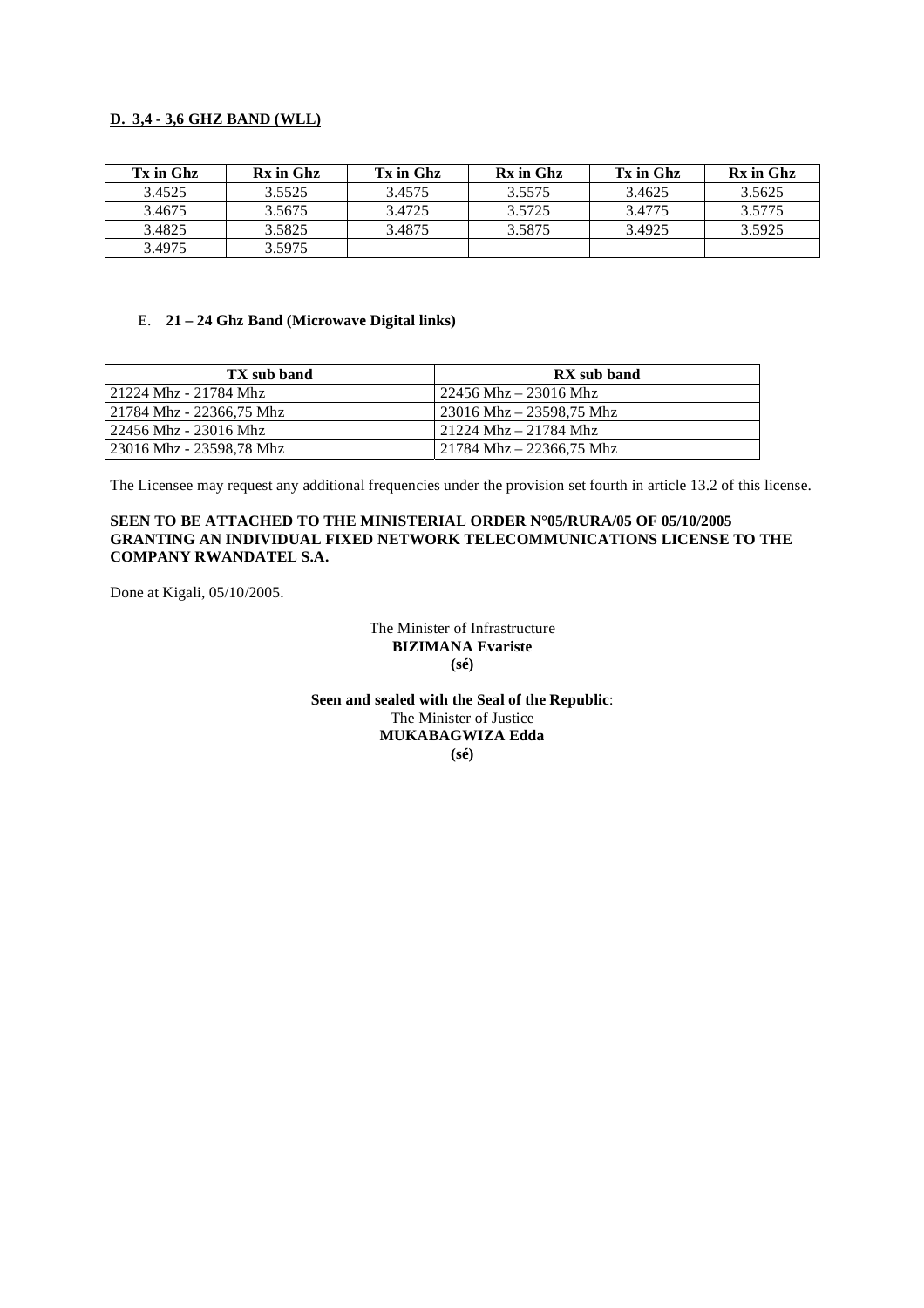**D. 3,4 - 3,6 GHZ BAND (WLL)**

| Tx in Ghz | Rx in Ghz | Tx in Ghz | Rx in Ghz | Tx in Ghz | Rx in Ghz |
|---|---|---|---|---|---|
| 3.4525 | 3.5525 | 3.4575 | 3.5575 | 3.4625 | 3.5625 |
| 3.4675 | 3.5675 | 3.4725 | 3.5725 | 3.4775 | 3.5775 |
| 3.4825 | 3.5825 | 3.4875 | 3.5875 | 3.4925 | 3.5925 |
| 3.4975 | 3.5975 | | | | |

E. **21 – 24 Ghz Band (Microwave Digital links)**

| TX sub band | RX sub band |
|---|---|
| 21224 Mhz - 21784 Mhz | 22456 Mhz – 23016 Mhz |
| 21784 Mhz - 22366,75 Mhz | 23016 Mhz – 23598,75 Mhz |
| 22456 Mhz - 23016 Mhz | 21224 Mhz – 21784 Mhz |
| 23016 Mhz - 23598,78 Mhz | 21784 Mhz – 22366,75 Mhz |

The Licensee may request any additional frequencies under the provision set fourth in article 13.2 of this license.

**SEEN TO BE ATTACHED TO THE MINISTERIAL ORDER N°05/RURA/05 OF 05/10/2005 GRANTING AN INDIVIDUAL FIXED NETWORK TELECOMMUNICATIONS LICENSE TO THE COMPANY RWANDATEL S.A.**

Done at Kigali, 05/10/2005.

The Minister of Infrastructure
**BIZIMANA Evariste**
**(sé)**

**Seen and sealed with the Seal of the Republic**:
The Minister of Justice
**MUKABAGWIZA Edda**
**(sé)**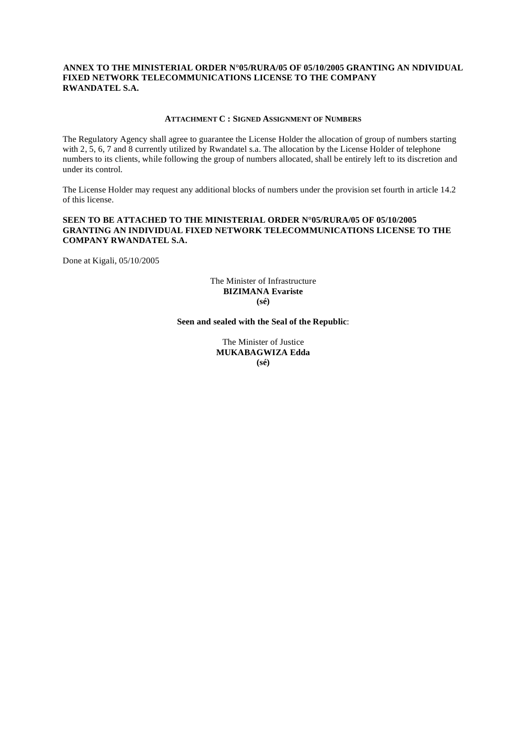**ANNEX TO THE MINISTERIAL ORDER N°05/RURA/05 OF 05/10/2005 GRANTING AN NDIVIDUAL FIXED NETWORK TELECOMMUNICATIONS LICENSE TO THE COMPANY RWANDATEL S.A.**

**ATTACHMENT C : SIGNED ASSIGNMENT OF NUMBERS**

The Regulatory Agency shall agree to guarantee the License Holder the allocation of group of numbers starting with 2, 5, 6, 7 and 8 currently utilized by Rwandatel s.a. The allocation by the License Holder of telephone numbers to its clients, while following the group of numbers allocated, shall be entirely left to its discretion and under its control.

The License Holder may request any additional blocks of numbers under the provision set fourth in article 14.2 of this license.

**SEEN TO BE ATTACHED TO THE MINISTERIAL ORDER N°05/RURA/05 OF 05/10/2005 GRANTING AN INDIVIDUAL FIXED NETWORK TELECOMMUNICATIONS LICENSE TO THE COMPANY RWANDATEL S.A.**

Done at Kigali, 05/10/2005

The Minister of Infrastructure
**BIZIMANA Evariste**
**(sé)**

**Seen and sealed with the Seal of the Republic**:

The Minister of Justice
**MUKABAGWIZA Edda**
**(sé)**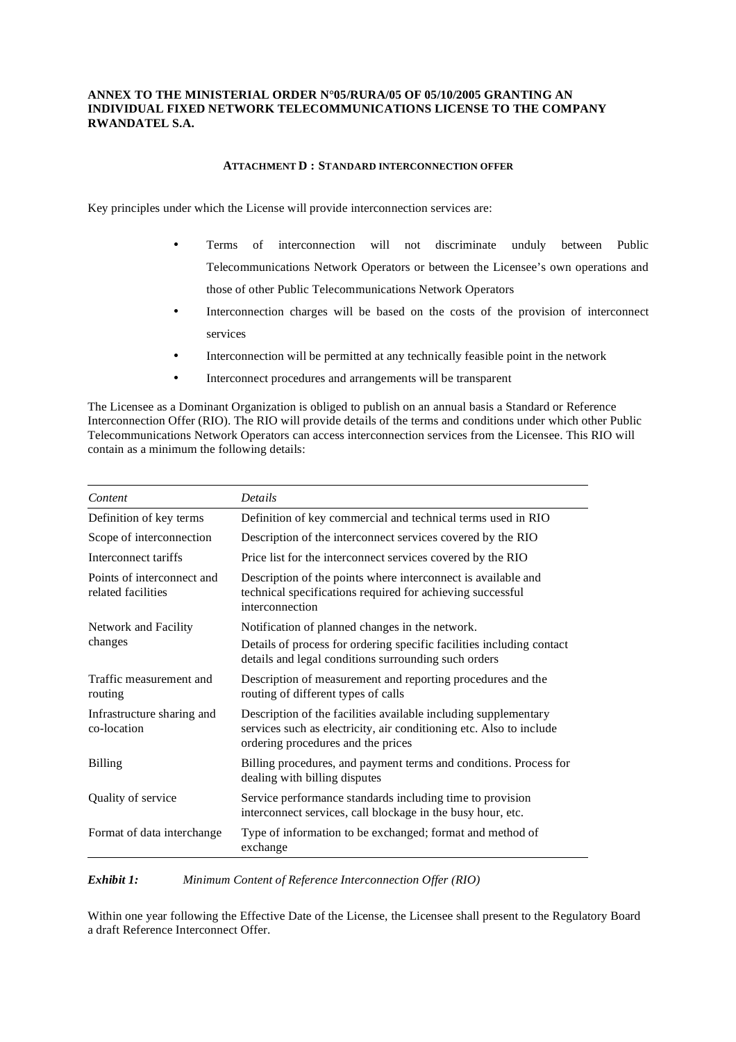**ANNEX TO THE MINISTERIAL ORDER N°05/RURA/05 OF 05/10/2005 GRANTING AN INDIVIDUAL FIXED NETWORK TELECOMMUNICATIONS LICENSE TO THE COMPANY RWANDATEL S.A.**

**ATTACHMENT D : STANDARD INTERCONNECTION OFFER**

Key principles under which the License will provide interconnection services are:

- Terms of interconnection will not discriminate unduly between Public Telecommunications Network Operators or between the Licensee's own operations and those of other Public Telecommunications Network Operators
- Interconnection charges will be based on the costs of the provision of interconnect services
- Interconnection will be permitted at any technically feasible point in the network
- Interconnect procedures and arrangements will be transparent

The Licensee as a Dominant Organization is obliged to publish on an annual basis a Standard or Reference Interconnection Offer (RIO). The RIO will provide details of the terms and conditions under which other Public Telecommunications Network Operators can access interconnection services from the Licensee. This RIO will contain as a minimum the following details:

| *Content* | *Details* |
|---|---|
| Definition of key terms | Definition of key commercial and technical terms used in RIO |
| Scope of interconnection | Description of the interconnect services covered by the RIO |
| Interconnect tariffs | Price list for the interconnect services covered by the RIO |
| Points of interconnect and related facilities | Description of the points where interconnect is available and technical specifications required for achieving successful interconnection |
| Network and Facility changes | Notification of planned changes in the network. Details of process for ordering specific facilities including contact details and legal conditions surrounding such orders |
| Traffic measurement and routing | Description of measurement and reporting procedures and the routing of different types of calls |
| Infrastructure sharing and co-location | Description of the facilities available including supplementary services such as electricity, air conditioning etc. Also to include ordering procedures and the prices |
| Billing | Billing procedures, and payment terms and conditions. Process for dealing with billing disputes |
| Quality of service | Service performance standards including time to provision interconnect services, call blockage in the busy hour, etc. |
| Format of data interchange | Type of information to be exchanged; format and method of exchange |

***Exhibit 1:*** *Minimum Content of Reference Interconnection Offer (RIO)*

Within one year following the Effective Date of the License, the Licensee shall present to the Regulatory Board a draft Reference Interconnect Offer.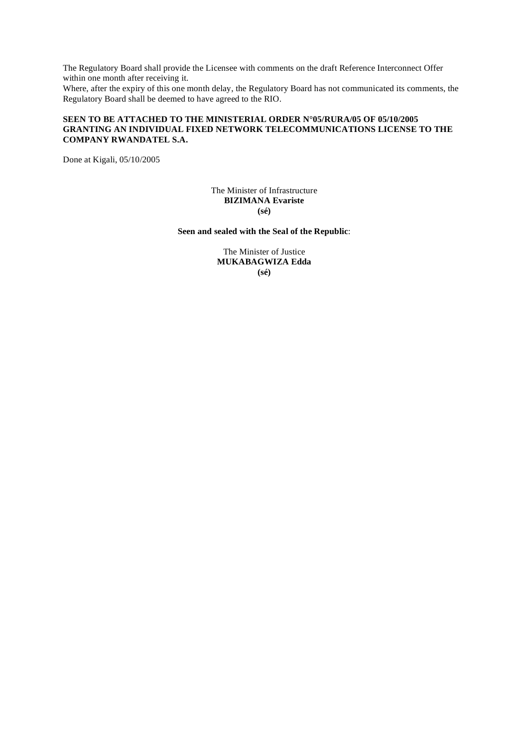The Regulatory Board shall provide the Licensee with comments on the draft Reference Interconnect Offer within one month after receiving it.

Where, after the expiry of this one month delay, the Regulatory Board has not communicated its comments, the Regulatory Board shall be deemed to have agreed to the RIO.

**SEEN TO BE ATTACHED TO THE MINISTERIAL ORDER N°05/RURA/05 OF 05/10/2005 GRANTING AN INDIVIDUAL FIXED NETWORK TELECOMMUNICATIONS LICENSE TO THE COMPANY RWANDATEL S.A.**

Done at Kigali, 05/10/2005

The Minister of Infrastructure
**BIZIMANA Evariste**
**(sé)**

**Seen and sealed with the Seal of the Republic**:

The Minister of Justice
**MUKABAGWIZA Edda**
**(sé)**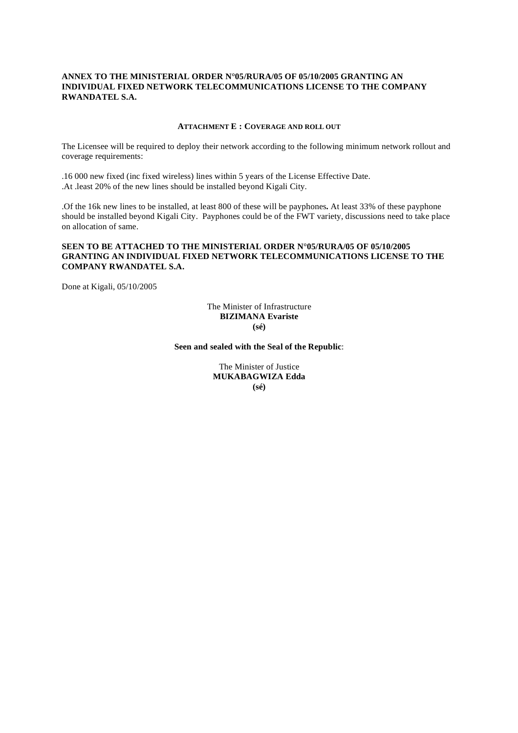**ANNEX TO THE MINISTERIAL ORDER N°05/RURA/05 OF 05/10/2005 GRANTING AN INDIVIDUAL FIXED NETWORK TELECOMMUNICATIONS LICENSE TO THE COMPANY RWANDATEL S.A.**

**ATTACHMENT E : COVERAGE AND ROLL OUT**

The Licensee will be required to deploy their network according to the following minimum network rollout and coverage requirements:

.16 000 new fixed (inc fixed wireless) lines within 5 years of the License Effective Date.
.At .least 20% of the new lines should be installed beyond Kigali City.

.Of the 16k new lines to be installed, at least 800 of these will be payphones**.** At least 33% of these payphone should be installed beyond Kigali City. Payphones could be of the FWT variety, discussions need to take place on allocation of same.

**SEEN TO BE ATTACHED TO THE MINISTERIAL ORDER N°05/RURA/05 OF 05/10/2005 GRANTING AN INDIVIDUAL FIXED NETWORK TELECOMMUNICATIONS LICENSE TO THE COMPANY RWANDATEL S.A.**

Done at Kigali, 05/10/2005

The Minister of Infrastructure
**BIZIMANA Evariste**
**(sé)**

**Seen and sealed with the Seal of the Republic**:

The Minister of Justice
**MUKABAGWIZA Edda**
**(sé)**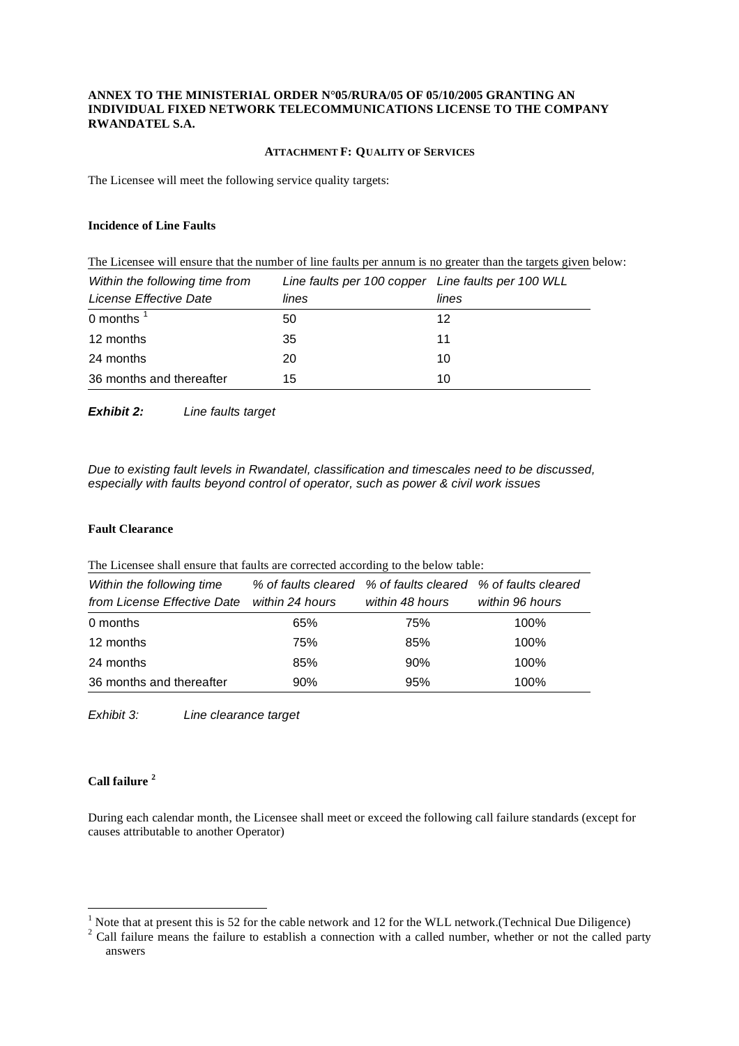**ANNEX TO THE MINISTERIAL ORDER N°05/RURA/05 OF 05/10/2005 GRANTING AN INDIVIDUAL FIXED NETWORK TELECOMMUNICATIONS LICENSE TO THE COMPANY RWANDATEL S.A.**

**ATTACHMENT F: QUALITY OF SERVICES**

The Licensee will meet the following service quality targets:

**Incidence of Line Faults**

The Licensee will ensure that the number of line faults per annum is no greater than the targets given below:

| *Within the following time from License Effective Date* | *Line faults per 100 copper lines* | *Line faults per 100 WLL lines* |
|---|---|---|
| 0 months [1] | 50 | 12 |
| 12 months | 35 | 11 |
| 24 months | 20 | 10 |
| 36 months and thereafter | 15 | 10 |

***Exhibit 2:*** *Line faults target*

*Due to existing fault levels in Rwandatel, classification and timescales need to be discussed, especially with faults beyond control of operator, such as power & civil work issues*

**Fault Clearance**

The Licensee shall ensure that faults are corrected according to the below table:

| *Within the following time from License Effective Date* | *% of faults cleared within 24 hours* | *% of faults cleared within 48 hours* | *% of faults cleared within 96 hours* |
|---|---|---|---|
| 0 months | 65% | 75% | 100% |
| 12 months | 75% | 85% | 100% |
| 24 months | 85% | 90% | 100% |
| 36 months and thereafter | 90% | 95% | 100% |

*Exhibit 3:* *Line clearance target*

**Call failure [2]**

During each calendar month, the Licensee shall meet or exceed the following call failure standards (except for causes attributable to another Operator)

[1] Note that at present this is 52 for the cable network and 12 for the WLL network.(Technical Due Diligence)

[2] Call failure means the failure to establish a connection with a called number, whether or not the called party answers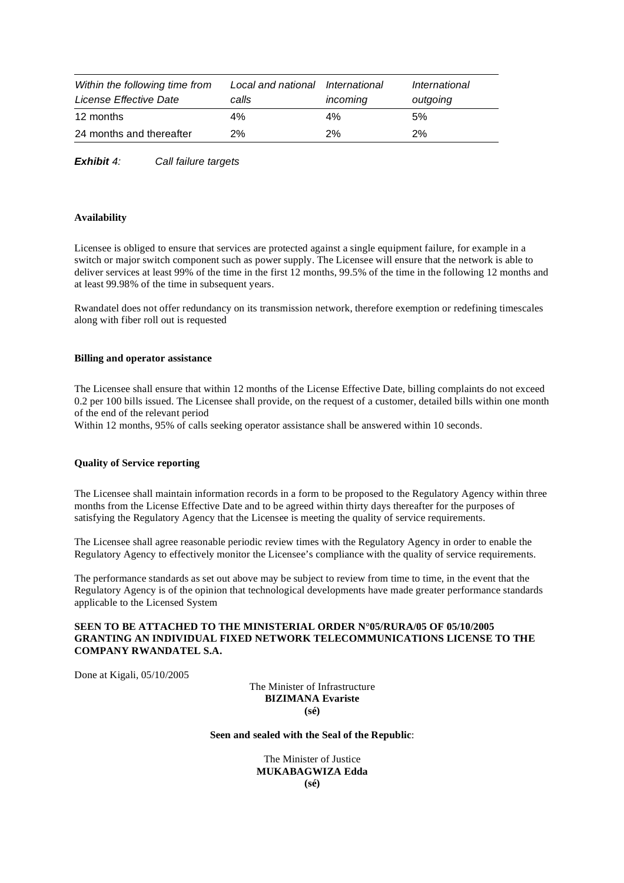| *Within the following time from License Effective Date* | *Local and national calls* | *International incoming* | *International outgoing* |
| --- | --- | --- | --- |
| 12 months | 4% | 4% | 5% |
| 24 months and thereafter | 2% | 2% | 2% |

***Exhibit** 4:* *Call failure targets*

**Availability**

Licensee is obliged to ensure that services are protected against a single equipment failure, for example in a switch or major switch component such as power supply. The Licensee will ensure that the network is able to deliver services at least 99% of the time in the first 12 months, 99.5% of the time in the following 12 months and at least 99.98% of the time in subsequent years.

Rwandatel does not offer redundancy on its transmission network, therefore exemption or redefining timescales along with fiber roll out is requested

**Billing and operator assistance**

The Licensee shall ensure that within 12 months of the License Effective Date, billing complaints do not exceed 0.2 per 100 bills issued. The Licensee shall provide, on the request of a customer, detailed bills within one month of the end of the relevant period
Within 12 months, 95% of calls seeking operator assistance shall be answered within 10 seconds.

**Quality of Service reporting**

The Licensee shall maintain information records in a form to be proposed to the Regulatory Agency within three months from the License Effective Date and to be agreed within thirty days thereafter for the purposes of satisfying the Regulatory Agency that the Licensee is meeting the quality of service requirements.

The Licensee shall agree reasonable periodic review times with the Regulatory Agency in order to enable the Regulatory Agency to effectively monitor the Licensee's compliance with the quality of service requirements.

The performance standards as set out above may be subject to review from time to time, in the event that the Regulatory Agency is of the opinion that technological developments have made greater performance standards applicable to the Licensed System

**SEEN TO BE ATTACHED TO THE MINISTERIAL ORDER N°05/RURA/05 OF 05/10/2005 GRANTING AN INDIVIDUAL FIXED NETWORK TELECOMMUNICATIONS LICENSE TO THE COMPANY RWANDATEL S.A.**

Done at Kigali, 05/10/2005

The Minister of Infrastructure
**BIZIMANA Evariste**
**(sé)**

**Seen and sealed with the Seal of the Republic**:

The Minister of Justice
**MUKABAGWIZA Edda**
**(sé)**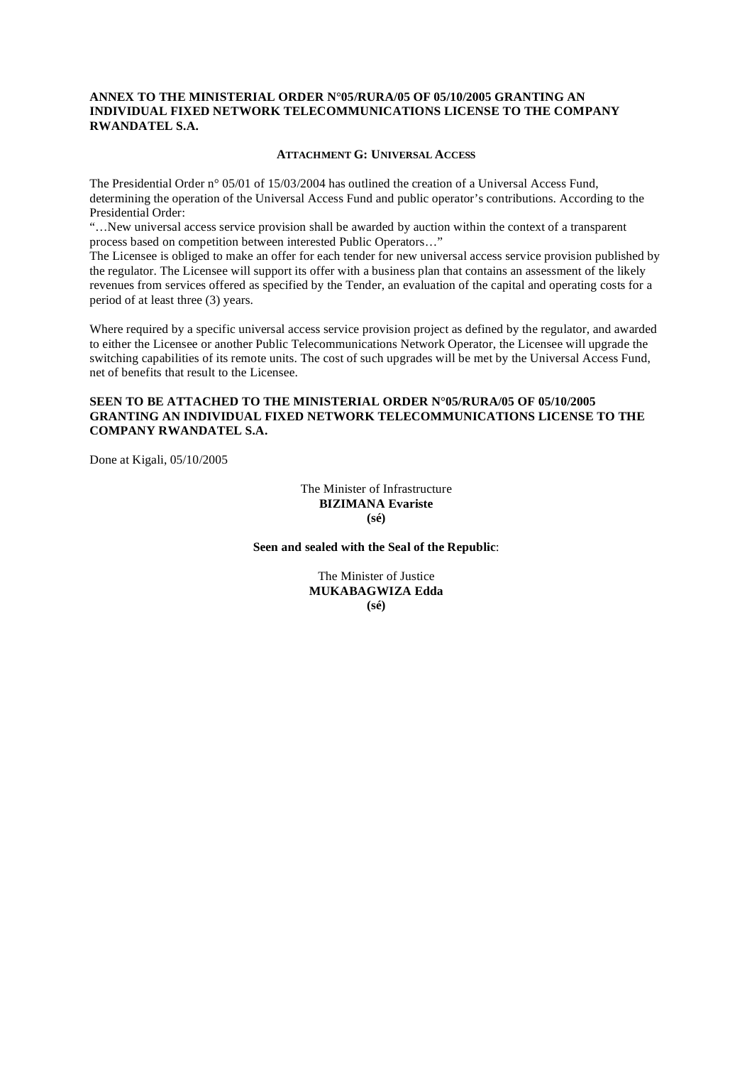**ANNEX TO THE MINISTERIAL ORDER N°05/RURA/05 OF 05/10/2005 GRANTING AN INDIVIDUAL FIXED NETWORK TELECOMMUNICATIONS LICENSE TO THE COMPANY RWANDATEL S.A.**

## ATTACHMENT G: UNIVERSAL ACCESS

The Presidential Order n° 05/01 of 15/03/2004 has outlined the creation of a Universal Access Fund, determining the operation of the Universal Access Fund and public operator's contributions. According to the Presidential Order:

"…New universal access service provision shall be awarded by auction within the context of a transparent process based on competition between interested Public Operators…"

The Licensee is obliged to make an offer for each tender for new universal access service provision published by the regulator. The Licensee will support its offer with a business plan that contains an assessment of the likely revenues from services offered as specified by the Tender, an evaluation of the capital and operating costs for a period of at least three (3) years.

Where required by a specific universal access service provision project as defined by the regulator, and awarded to either the Licensee or another Public Telecommunications Network Operator, the Licensee will upgrade the switching capabilities of its remote units. The cost of such upgrades will be met by the Universal Access Fund, net of benefits that result to the Licensee.

**SEEN TO BE ATTACHED TO THE MINISTERIAL ORDER N°05/RURA/05 OF 05/10/2005 GRANTING AN INDIVIDUAL FIXED NETWORK TELECOMMUNICATIONS LICENSE TO THE COMPANY RWANDATEL S.A.**

Done at Kigali, 05/10/2005

The Minister of Infrastructure
**BIZIMANA Evariste**
**(sé)**

**Seen and sealed with the Seal of the Republic**:

The Minister of Justice
**MUKABAGWIZA Edda**
**(sé)**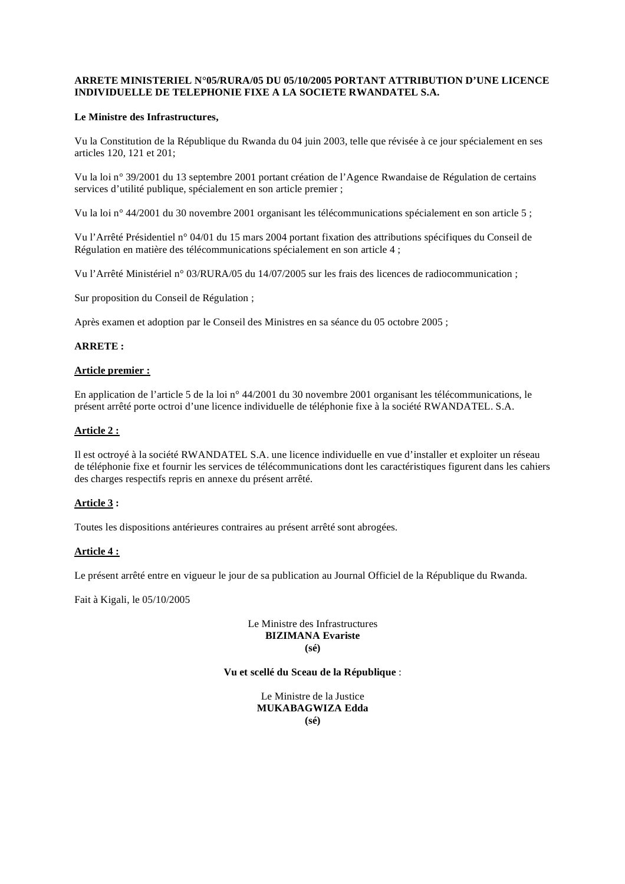**ARRETE MINISTERIEL N°05/RURA/05 DU 05/10/2005 PORTANT ATTRIBUTION D'UNE LICENCE INDIVIDUELLE DE TELEPHONIE FIXE A LA SOCIETE RWANDATEL S.A.**

**Le Ministre des Infrastructures,**

Vu la Constitution de la République du Rwanda du 04 juin 2003, telle que révisée à ce jour spécialement en ses articles 120, 121 et 201;

Vu la loi n° 39/2001 du 13 septembre 2001 portant création de l'Agence Rwandaise de Régulation de certains services d'utilité publique, spécialement en son article premier ;

Vu la loi n° 44/2001 du 30 novembre 2001 organisant les télécommunications spécialement en son article 5 ;

Vu l'Arrêté Présidentiel n° 04/01 du 15 mars 2004 portant fixation des attributions spécifiques du Conseil de Régulation en matière des télécommunications spécialement en son article 4 ;

Vu l'Arrêté Ministériel n° 03/RURA/05 du 14/07/2005 sur les frais des licences de radiocommunication ;

Sur proposition du Conseil de Régulation ;

Après examen et adoption par le Conseil des Ministres en sa séance du 05 octobre 2005 ;

**ARRETE :**

**<u>Article premier :</u>**

En application de l'article 5 de la loi n° 44/2001 du 30 novembre 2001 organisant les télécommunications, le présent arrêté porte octroi d'une licence individuelle de téléphonie fixe à la société RWANDATEL. S.A.

**<u>Article 2 :</u>**

Il est octroyé à la société RWANDATEL S.A. une licence individuelle en vue d'installer et exploiter un réseau de téléphonie fixe et fournir les services de télécommunications dont les caractéristiques figurent dans les cahiers des charges respectifs repris en annexe du présent arrêté.

**<u>Article 3</u> :**

Toutes les dispositions antérieures contraires au présent arrêté sont abrogées.

**<u>Article 4 :</u>**

Le présent arrêté entre en vigueur le jour de sa publication au Journal Officiel de la République du Rwanda.

Fait à Kigali, le 05/10/2005

Le Ministre des Infrastructures
**BIZIMANA Evariste**
**(sé)**

**Vu et scellé du Sceau de la République** :

Le Ministre de la Justice
**MUKABAGWIZA Edda**
**(sé)**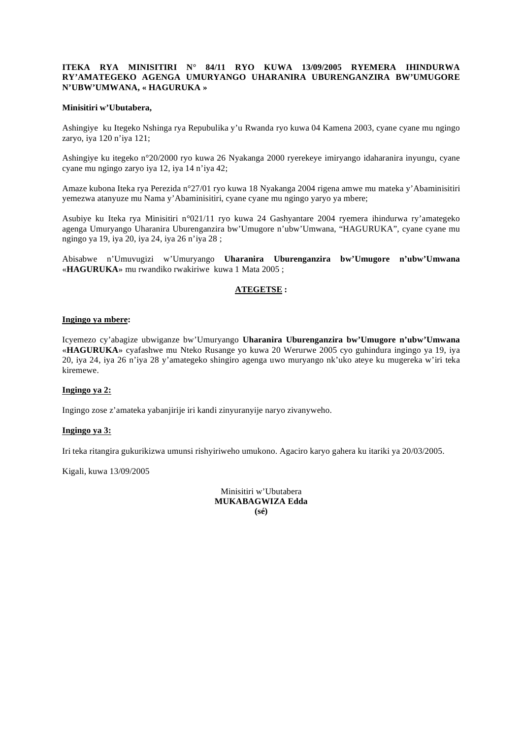**ITEKA RYA MINISITIRI N° 84/11 RYO KUWA 13/09/2005 RYEMERA IHINDURWA RY'AMATEGEKO AGENGA UMURYANGO UHARANIRA UBURENGANZIRA BW'UMUGORE N'UBW'UMWANA, « HAGURUKA »**

**Minisitiri w'Ubutabera,**

Ashingiye ku Itegeko Nshinga rya Repubulika y'u Rwanda ryo kuwa 04 Kamena 2003, cyane cyane mu ngingo zaryo, iya 120 n'iya 121;

Ashingiye ku itegeko n°20/2000 ryo kuwa 26 Nyakanga 2000 ryerekeye imiryango idaharanira inyungu, cyane cyane mu ngingo zaryo iya 12, iya 14 n'iya 42;

Amaze kubona Iteka rya Perezida n°27/01 ryo kuwa 18 Nyakanga 2004 rigena amwe mu mateka y'Abaminisitiri yemezwa atanyuze mu Nama y'Abaminisitiri, cyane cyane mu ngingo yaryo ya mbere;

Asubiye ku Iteka rya Minisitiri n°021/11 ryo kuwa 24 Gashyantare 2004 ryemera ihindurwa ry'amategeko agenga Umuryango Uharanira Uburenganzira bw'Umugore n'ubw'Umwana, "HAGURUKA", cyane cyane mu ngingo ya 19, iya 20, iya 24, iya 26 n'iya 28 ;

Abisabwe n'Umuvugizi w'Umuryango **Uharanira Uburenganzira bw'Umugore n'ubw'Umwana** «**HAGURUKA**» mu rwandiko rwakiriwe kuwa 1 Mata 2005 ;

**ATEGETSE :**

**Ingingo ya mbere:**

Icyemezo cy'abagize ubwiganze bw'Umuryango **Uharanira Uburenganzira bw'Umugore n'ubw'Umwana** «**HAGURUKA**» cyafashwe mu Nteko Rusange yo kuwa 20 Werurwe 2005 cyo guhindura ingingo ya 19, iya 20, iya 24, iya 26 n'iya 28 y'amategeko shingiro agenga uwo muryango nk'uko ateye ku mugereka w'iri teka kiremewe.

**Ingingo ya 2:**

Ingingo zose z'amateka yabanjirije iri kandi zinyuranyije naryo zivanyweho.

**Ingingo ya 3:**

Iri teka ritangira gukurikizwa umunsi rishyiriweho umukono. Agaciro karyo gahera ku itariki ya 20/03/2005.

Kigali, kuwa 13/09/2005

Minisitiri w'Ubutabera
**MUKABAGWIZA Edda**
**(sé)**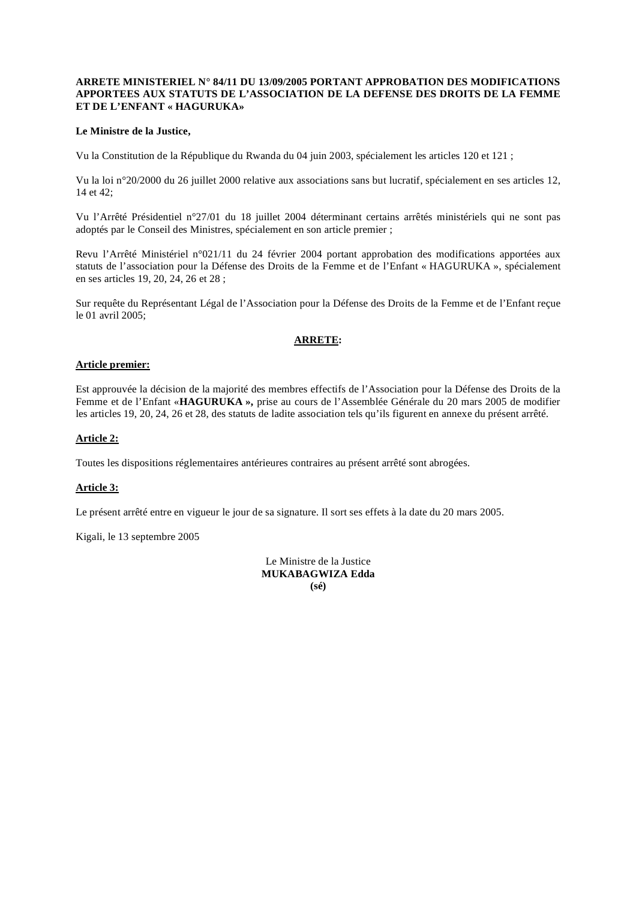**ARRETE MINISTERIEL N° 84/11 DU 13/09/2005 PORTANT APPROBATION DES MODIFICATIONS APPORTEES AUX STATUTS DE L'ASSOCIATION DE LA DEFENSE DES DROITS DE LA FEMME ET DE L'ENFANT « HAGURUKA»**

**Le Ministre de la Justice,**

Vu la Constitution de la République du Rwanda du 04 juin 2003, spécialement les articles 120 et 121 ;

Vu la loi n°20/2000 du 26 juillet 2000 relative aux associations sans but lucratif, spécialement en ses articles 12, 14 et 42;

Vu l'Arrêté Présidentiel n°27/01 du 18 juillet 2004 déterminant certains arrêtés ministériels qui ne sont pas adoptés par le Conseil des Ministres, spécialement en son article premier ;

Revu l'Arrêté Ministériel n°021/11 du 24 février 2004 portant approbation des modifications apportées aux statuts de l'association pour la Défense des Droits de la Femme et de l'Enfant « HAGURUKA », spécialement en ses articles 19, 20, 24, 26 et 28 ;

Sur requête du Représentant Légal de l'Association pour la Défense des Droits de la Femme et de l'Enfant reçue le 01 avril 2005;

**ARRETE:**

**Article premier:**

Est approuvée la décision de la majorité des membres effectifs de l'Association pour la Défense des Droits de la Femme et de l'Enfant «**HAGURUKA »,** prise au cours de l'Assemblée Générale du 20 mars 2005 de modifier les articles 19, 20, 24, 26 et 28, des statuts de ladite association tels qu'ils figurent en annexe du présent arrêté.

**Article 2:**

Toutes les dispositions réglementaires antérieures contraires au présent arrêté sont abrogées.

**Article 3:**

Le présent arrêté entre en vigueur le jour de sa signature. Il sort ses effets à la date du 20 mars 2005.

Kigali, le 13 septembre 2005

Le Ministre de la Justice
**MUKABAGWIZA Edda**
**(sé)**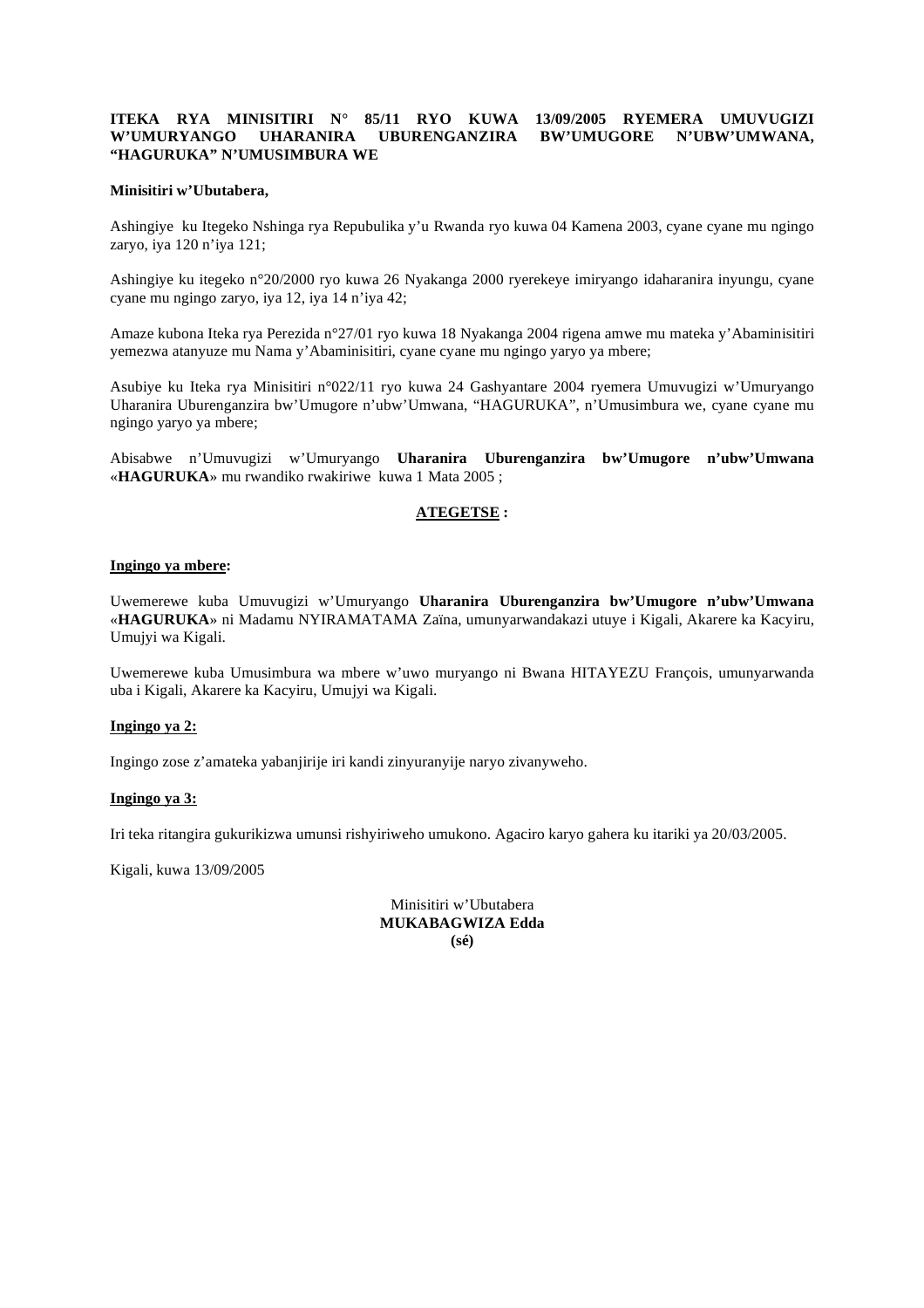**ITEKA RYA MINISITIRI N° 85/11 RYO KUWA 13/09/2005 RYEMERA UMUVUGIZI W'UMURYANGO UHARANIRA UBURENGANZIRA BW'UMUGORE N'UBW'UMWANA, "HAGURUKA" N'UMUSIMBURA WE**

**Minisitiri w'Ubutabera,**

Ashingiye ku Itegeko Nshinga rya Repubulika y'u Rwanda ryo kuwa 04 Kamena 2003, cyane cyane mu ngingo zaryo, iya 120 n'iya 121;

Ashingiye ku itegeko n°20/2000 ryo kuwa 26 Nyakanga 2000 ryerekeye imiryango idaharanira inyungu, cyane cyane mu ngingo zaryo, iya 12, iya 14 n'iya 42;

Amaze kubona Iteka rya Perezida n°27/01 ryo kuwa 18 Nyakanga 2004 rigena amwe mu mateka y'Abaminisitiri yemezwa atanyuze mu Nama y'Abaminisitiri, cyane cyane mu ngingo yaryo ya mbere;

Asubiye ku Iteka rya Minisitiri n°022/11 ryo kuwa 24 Gashyantare 2004 ryemera Umuvugizi w'Umuryango Uharanira Uburenganzira bw'Umugore n'ubw'Umwana, "HAGURUKA", n'Umusimbura we, cyane cyane mu ngingo yaryo ya mbere;

Abisabwe n'Umuvugizi w'Umuryango **Uharanira Uburenganzira bw'Umugore n'ubw'Umwana** «**HAGURUKA**» mu rwandiko rwakiriwe kuwa 1 Mata 2005 ;

**ATEGETSE :**

**Ingingo ya mbere:**

Uwemerewe kuba Umuvugizi w'Umuryango **Uharanira Uburenganzira bw'Umugore n'ubw'Umwana** «**HAGURUKA**» ni Madamu NYIRAMATAMA Zaïna, umunyarwandakazi utuye i Kigali, Akarere ka Kacyiru, Umujyi wa Kigali.

Uwemerewe kuba Umusimbura wa mbere w'uwo muryango ni Bwana HITAYEZU François, umunyarwanda uba i Kigali, Akarere ka Kacyiru, Umujyi wa Kigali.

**Ingingo ya 2:**

Ingingo zose z'amateka yabanjirije iri kandi zinyuranyije naryo zivanyweho.

**Ingingo ya 3:**

Iri teka ritangira gukurikizwa umunsi rishyiriweho umukono. Agaciro karyo gahera ku itariki ya 20/03/2005.

Kigali, kuwa 13/09/2005

Minisitiri w'Ubutabera
**MUKABAGWIZA Edda**
**(sé)**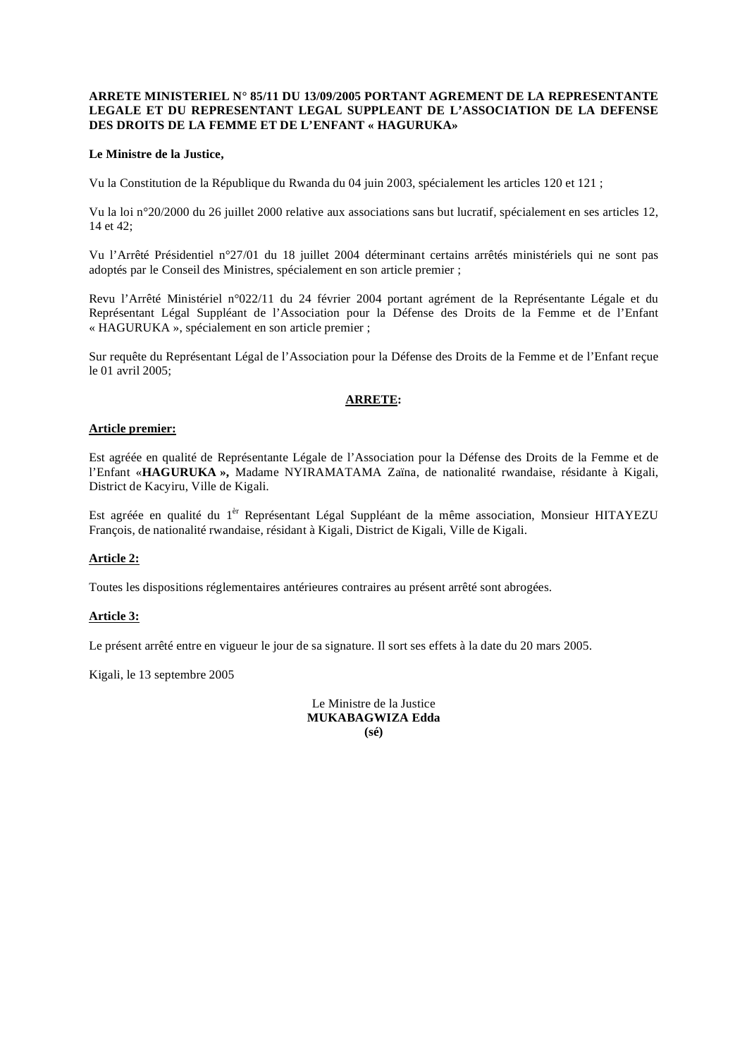**ARRETE MINISTERIEL N° 85/11 DU 13/09/2005 PORTANT AGREMENT DE LA REPRESENTANTE LEGALE ET DU REPRESENTANT LEGAL SUPPLEANT DE L'ASSOCIATION DE LA DEFENSE DES DROITS DE LA FEMME ET DE L'ENFANT « HAGURUKA»**

**Le Ministre de la Justice,**

Vu la Constitution de la République du Rwanda du 04 juin 2003, spécialement les articles 120 et 121 ;

Vu la loi n°20/2000 du 26 juillet 2000 relative aux associations sans but lucratif, spécialement en ses articles 12, 14 et 42;

Vu l'Arrêté Présidentiel n°27/01 du 18 juillet 2004 déterminant certains arrêtés ministériels qui ne sont pas adoptés par le Conseil des Ministres, spécialement en son article premier ;

Revu l'Arrêté Ministériel n°022/11 du 24 février 2004 portant agrément de la Représentante Légale et du Représentant Légal Suppléant de l'Association pour la Défense des Droits de la Femme et de l'Enfant « HAGURUKA », spécialement en son article premier ;

Sur requête du Représentant Légal de l'Association pour la Défense des Droits de la Femme et de l'Enfant reçue le 01 avril 2005;

**ARRETE:**

**Article premier:**

Est agréée en qualité de Représentante Légale de l'Association pour la Défense des Droits de la Femme et de l'Enfant «**HAGURUKA »,** Madame NYIRAMATAMA Zaïna, de nationalité rwandaise, résidante à Kigali, District de Kacyiru, Ville de Kigali.

Est agréée en qualité du 1[èr] Représentant Légal Suppléant de la même association, Monsieur HITAYEZU François, de nationalité rwandaise, résidant à Kigali, District de Kigali, Ville de Kigali.

**Article 2:**

Toutes les dispositions réglementaires antérieures contraires au présent arrêté sont abrogées.

**Article 3:**

Le présent arrêté entre en vigueur le jour de sa signature. Il sort ses effets à la date du 20 mars 2005.

Kigali, le 13 septembre 2005

Le Ministre de la Justice
**MUKABAGWIZA Edda**
**(sé)**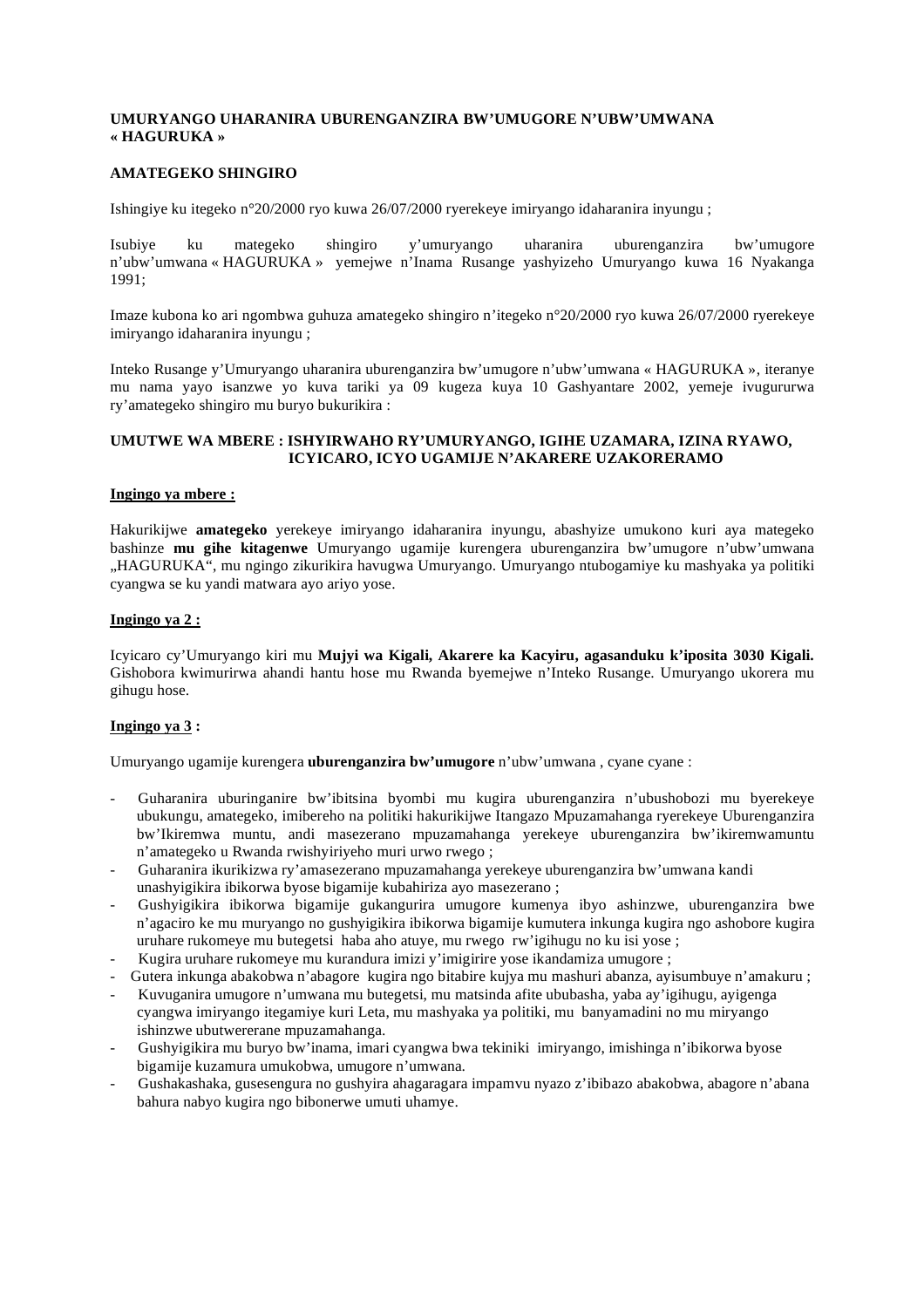**UMURYANGO UHARANIRA UBURENGANZIRA BW'UMUGORE N'UBW'UMWANA « HAGURUKA »**

**AMATEGEKO SHINGIRO**

Ishingiye ku itegeko n°20/2000 ryo kuwa 26/07/2000 ryerekeye imiryango idaharanira inyungu ;

Isubiye ku mategeko shingiro y'umuryango uharanira uburenganzira bw'umugore n'ubw'umwana « HAGURUKA » yemejwe n'Inama Rusange yashyizeho Umuryango kuwa 16 Nyakanga 1991;

Imaze kubona ko ari ngombwa guhuza amategeko shingiro n'itegeko n°20/2000 ryo kuwa 26/07/2000 ryerekeye imiryango idaharanira inyungu ;

Inteko Rusange y'Umuryango uharanira uburenganzira bw'umugore n'ubw'umwana « HAGURUKA », iteranye mu nama yayo isanzwe yo kuva tariki ya 09 kugeza kuya 10 Gashyantare 2002, yemeje ivugururwa ry'amategeko shingiro mu buryo bukurikira :

**UMUTWE WA MBERE : ISHYIRWAHO RY'UMURYANGO, IGIHE UZAMARA, IZINA RYAWO, ICYICARO, ICYO UGAMIJE N'AKARERE UZAKORERAMO**

**Ingingo ya mbere :**

Hakurikijwe **amategeko** yerekeye imiryango idaharanira inyungu, abashyize umukono kuri aya mategeko bashinze **mu gihe kitagenwe** Umuryango ugamije kurengera uburenganzira bw'umugore n'ubw'umwana „HAGURUKA", mu ngingo zikurikira havugwa Umuryango. Umuryango ntubogamiye ku mashyaka ya politiki cyangwa se ku yandi matwara ayo ariyo yose.

**Ingingo ya 2 :**

Icyicaro cy'Umuryango kiri mu **Mujyi wa Kigali, Akarere ka Kacyiru, agasanduku k'iposita 3030 Kigali.** Gishobora kwimurirwa ahandi hantu hose mu Rwanda byemejwe n'Inteko Rusange. Umuryango ukorera mu gihugu hose.

**Ingingo ya 3 :**

Umuryango ugamije kurengera **uburenganzira bw'umugore** n'ubw'umwana , cyane cyane :

- Guharanira uburinganire bw'ibitsina byombi mu kugira uburenganzira n'ubushobozi mu byerekeye ubukungu, amategeko, imibereho na politiki hakurikijwe Itangazo Mpuzamahanga ryerekeye Uburenganzira bw'Ikiremwa muntu, andi masezerano mpuzamahanga yerekeye uburenganzira bw'ikiremwamuntu n'amategeko u Rwanda rwishyiriyeho muri urwo rwego ;
- Guharanira ikurikizwa ry'amasezerano mpuzamahanga yerekeye uburenganzira bw'umwana kandi unashyigikira ibikorwa byose bigamije kubahiriza ayo masezerano ;
- Gushyigikira ibikorwa bigamije gukangurira umugore kumenya ibyo ashinzwe, uburenganzira bwe n'agaciro ke mu muryango no gushyigikira ibikorwa bigamije kumutera inkunga kugira ngo ashobore kugira uruhare rukomeye mu butegetsi haba aho atuye, mu rwego rw'igihugu no ku isi yose ;
- Kugira uruhare rukomeye mu kurandura imizi y'imigirire yose ikandamiza umugore ;
- Gutera inkunga abakobwa n'abagore kugira ngo bitabire kujya mu mashuri abanza, ayisumbuye n'amakuru ;
- Kuvuganira umugore n'umwana mu butegetsi, mu matsinda afite ububasha, yaba ay'igihugu, ayigenga cyangwa imiryango itegamiye kuri Leta, mu mashyaka ya politiki, mu banyamadini no mu miryango ishinzwe ubutwererane mpuzamahanga.
- Gushyigikira mu buryo bw'inama, imari cyangwa bwa tekiniki imiryango, imishinga n'ibikorwa byose bigamije kuzamura umukobwa, umugore n'umwana.
- Gushakashaka, gusesengura no gushyira ahagaragara impamvu nyazo z'ibibazo abakobwa, abagore n'abana bahura nabyo kugira ngo bibonerwe umuti uhamye.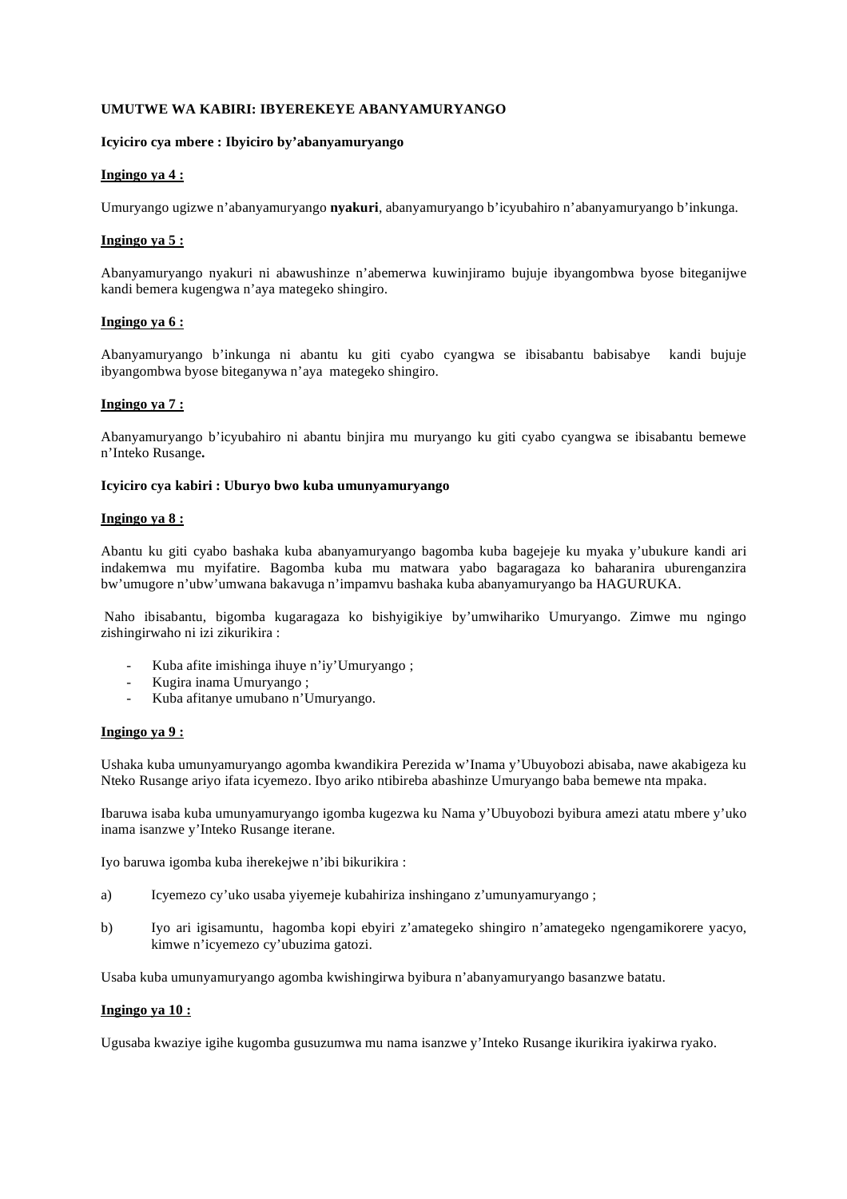**UMUTWE WA KABIRI: IBYEREKEYE ABANYAMURYANGO**

**Icyiciro cya mbere : Ibyiciro by'abanyamuryango**

**<u>Ingingo ya 4 :</u>**

Umuryango ugizwe n'abanyamuryango **nyakuri**, abanyamuryango b'icyubahiro n'abanyamuryango b'inkunga.

**<u>Ingingo ya 5 :</u>**

Abanyamuryango nyakuri ni abawushinze n'abemerwa kuwinjiramo bujuje ibyangombwa byose biteganijwe kandi bemera kugengwa n'aya mategeko shingiro.

**<u>Ingingo ya 6 :</u>**

Abanyamuryango b'inkunga ni abantu ku giti cyabo cyangwa se ibisabantu babisabye kandi bujuje ibyangombwa byose biteganywa n'aya mategeko shingiro.

**<u>Ingingo ya 7 :</u>**

Abanyamuryango b'icyubahiro ni abantu binjira mu muryango ku giti cyabo cyangwa se ibisabantu bemewe n'Inteko Rusange**.**

**Icyiciro cya kabiri : Uburyo bwo kuba umunyamuryango**

**<u>Ingingo ya 8 :</u>**

Abantu ku giti cyabo bashaka kuba abanyamuryango bagomba kuba bagejeje ku myaka y'ubukure kandi ari indakemwa mu myifatire. Bagomba kuba mu matwara yabo bagaragaza ko baharanira uburenganzira bw'umugore n'ubw'umwana bakavuga n'impamvu bashaka kuba abanyamuryango ba HAGURUKA.

Naho ibisabantu, bigomba kugaragaza ko bishyigikiye by'umwihariko Umuryango. Zimwe mu ngingo zishingirwaho ni izi zikurikira :

- Kuba afite imishinga ihuye n'iy'Umuryango ;
- Kugira inama Umuryango ;
- Kuba afitanye umubano n'Umuryango.

**<u>Ingingo ya 9 :</u>**

Ushaka kuba umunyamuryango agomba kwandikira Perezida w'Inama y'Ubuyobozi abisaba, nawe akabigeza ku Nteko Rusange ariyo ifata icyemezo. Ibyo ariko ntibireba abashinze Umuryango baba bemewe nta mpaka.

Ibaruwa isaba kuba umunyamuryango igomba kugezwa ku Nama y'Ubuyobozi byibura amezi atatu mbere y'uko inama isanzwe y'Inteko Rusange iterane.

Iyo baruwa igomba kuba iherekejwe n'ibi bikurikira :

a) Icyemezo cy'uko usaba yiyemeje kubahiriza inshingano z'umunyamuryango ;

b) Iyo ari igisamuntu, hagomba kopi ebyiri z'amategeko shingiro n'amategeko ngengamikorere yacyo, kimwe n'icyemezo cy'ubuzima gatozi.

Usaba kuba umunyamuryango agomba kwishingirwa byibura n'abanyamuryango basanzwe batatu.

**<u>Ingingo ya 10 :</u>**

Ugusaba kwaziye igihe kugomba gusuzumwa mu nama isanzwe y'Inteko Rusange ikurikira iyakirwa ryako.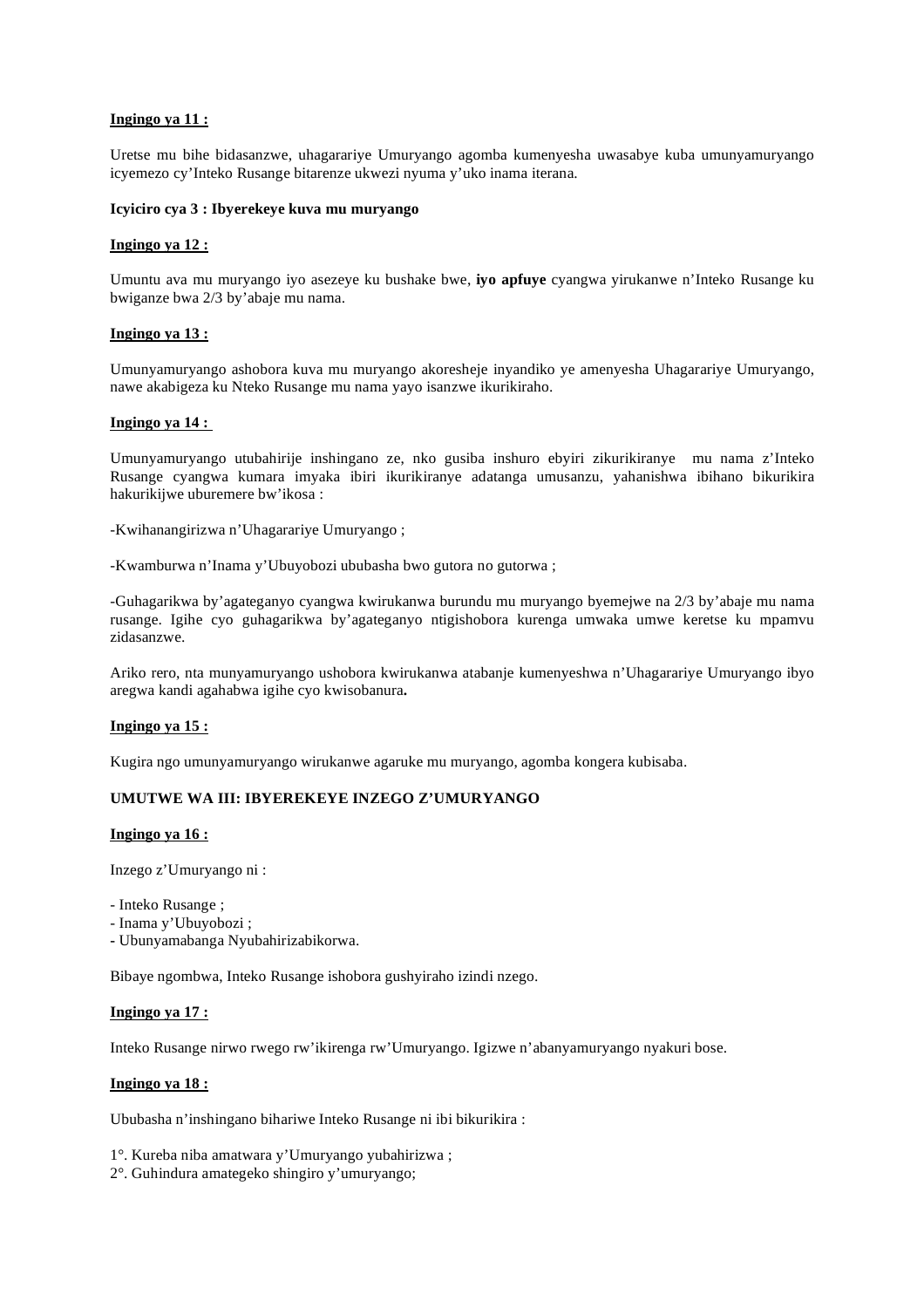**Ingingo ya 11 :**

Uretse mu bihe bidasanzwe, uhagarariye Umuryango agomba kumenyesha uwasabye kuba umunyamuryango icyemezo cy'Inteko Rusange bitarenze ukwezi nyuma y'uko inama iterana.

**Icyiciro cya 3 : Ibyerekeye kuva mu muryango**

**Ingingo ya 12 :**

Umuntu ava mu muryango iyo asezeye ku bushake bwe, **iyo apfuye** cyangwa yirukanwe n'Inteko Rusange ku bwiganze bwa 2/3 by'abaje mu nama.

**Ingingo ya 13 :**

Umunyamuryango ashobora kuva mu muryango akoresheje inyandiko ye amenyesha Uhagarariye Umuryango, nawe akabigeza ku Nteko Rusange mu nama yayo isanzwe ikurikiraho.

**Ingingo ya 14 :**

Umunyamuryango utubahirije inshingano ze, nko gusiba inshuro ebyiri zikurikiranye mu nama z'Inteko Rusange cyangwa kumara imyaka ibiri ikurikiranye adatanga umusanzu, yahanishwa ibihano bikurikira hakurikijwe uburemere bw'ikosa :

-Kwihanangirizwa n'Uhagarariye Umuryango ;

-Kwamburwa n'Inama y'Ubuyobozi ububasha bwo gutora no gutorwa ;

-Guhagarikwa by'agateganyo cyangwa kwirukanwa burundu mu muryango byemejwe na 2/3 by'abaje mu nama rusange. Igihe cyo guhagarikwa by'agateganyo ntigishobora kurenga umwaka umwe keretse ku mpamvu zidasanzwe.

Ariko rero, nta munyamuryango ushobora kwirukanwa atabanje kumenyeshwa n'Uhagarariye Umuryango ibyo aregwa kandi agahabwa igihe cyo kwisobanura**.**

**Ingingo ya 15 :**

Kugira ngo umunyamuryango wirukanwe agaruke mu muryango, agomba kongera kubisaba.

**UMUTWE WA III: IBYEREKEYE INZEGO Z'UMURYANGO**

**Ingingo ya 16 :**

Inzego z'Umuryango ni :

- Inteko Rusange ;
- Inama y'Ubuyobozi ;
- Ubunyamabanga Nyubahirizabikorwa.

Bibaye ngombwa, Inteko Rusange ishobora gushyiraho izindi nzego.

**Ingingo ya 17 :**

Inteko Rusange nirwo rwego rw'ikirenga rw'Umuryango. Igizwe n'abanyamuryango nyakuri bose.

**Ingingo ya 18 :**

Ububasha n'inshingano bihariwe Inteko Rusange ni ibi bikurikira :

1°. Kureba niba amatwara y'Umuryango yubahirizwa ;
2°. Guhindura amategeko shingiro y'umuryango;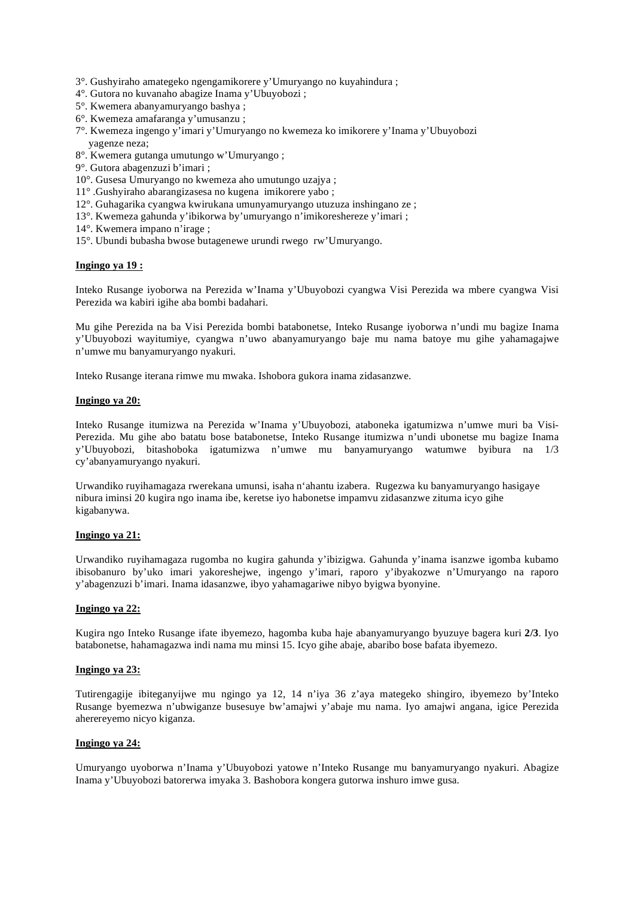3°. Gushyiraho amategeko ngengamikorere y'Umuryango no kuyahindura ;
4°. Gutora no kuvanaho abagize Inama y'Ubuyobozi ;
5°. Kwemera abanyamuryango bashya ;
6°. Kwemeza amafaranga y'umusanzu ;
7°. Kwemeza ingengo y'imari y'Umuryango no kwemeza ko imikorere y'Inama y'Ubuyobozi yagenze neza;
8°. Kwemera gutanga umutungo w'Umuryango ;
9°. Gutora abagenzuzi b'imari ;
10°. Gusesa Umuryango no kwemeza aho umutungo uzajya ;
11° .Gushyiraho abarangizasesa no kugena imikorere yabo ;
12°. Guhagarika cyangwa kwirukana umunyamuryango utuzuza inshingano ze ;
13°. Kwemeza gahunda y'ibikorwa by'umuryango n'imikoreshereze y'imari ;
14°. Kwemera impano n'irage ;
15°. Ubundi bubasha bwose butagenewe urundi rwego rw'Umuryango.

**Ingingo ya 19 :**

Inteko Rusange iyoborwa na Perezida w'Inama y'Ubuyobozi cyangwa Visi Perezida wa mbere cyangwa Visi Perezida wa kabiri igihe aba bombi badahari.

Mu gihe Perezida na ba Visi Perezida bombi batabonetse, Inteko Rusange iyoborwa n'undi mu bagize Inama y'Ubuyobozi wayitumiye, cyangwa n'uwo abanyamuryango baje mu nama batoye mu gihe yahamagajwe n'umwe mu banyamuryango nyakuri.

Inteko Rusange iterana rimwe mu mwaka. Ishobora gukora inama zidasanzwe.

**Ingingo ya 20:**

Inteko Rusange itumizwa na Perezida w'Inama y'Ubuyobozi, ataboneka igatumizwa n'umwe muri ba Visi-Perezida. Mu gihe abo batatu bose batabonetse, Inteko Rusange itumizwa n'undi ubonetse mu bagize Inama y'Ubuyobozi, bitashoboka igatumizwa n'umwe mu banyamuryango watumwe byibura na 1/3 cy'abanyamuryango nyakuri.

Urwandiko ruyihamagaza rwerekana umunsi, isaha n'ahantu izabera. Rugezwa ku banyamuryango hasigaye nibura iminsi 20 kugira ngo inama ibe, keretse iyo habonetse impamvu zidasanzwe zituma icyo gihe kigabanywa.

**Ingingo ya 21:**

Urwandiko ruyihamagaza rugomba no kugira gahunda y'ibizigwa. Gahunda y'inama isanzwe igomba kubamo ibisobanuro by'uko imari yakoreshejwe, ingengo y'imari, raporo y'ibyakozwe n'Umuryango na raporo y'abagenzuzi b'imari. Inama idasanzwe, ibyo yahamagariwe nibyo byigwa byonyine.

**Ingingo ya 22:**

Kugira ngo Inteko Rusange ifate ibyemezo, hagomba kuba haje abanyamuryango byuzuye bagera kuri **2/3**. Iyo batabonetse, hahamagazwa indi nama mu minsi 15. Icyo gihe abaje, abaribo bose bafata ibyemezo.

**Ingingo ya 23:**

Tutirengagije ibiteganyijwe mu ngingo ya 12, 14 n'iya 36 z'aya mategeko shingiro, ibyemezo by'Inteko Rusange byemezwa n'ubwiganze busesuye bw'amajwi y'abaje mu nama. Iyo amajwi angana, igice Perezida ahereyeyemo nicyo kiganza.

**Ingingo ya 24:**

Umuryango uyoborwa n'Inama y'Ubuyobozi yatowe n'Inteko Rusange mu banyamuryango nyakuri. Abagize Inama y'Ubuyobozi batorerwa imyaka 3. Bashobora kongera gutorwa inshuro imwe gusa.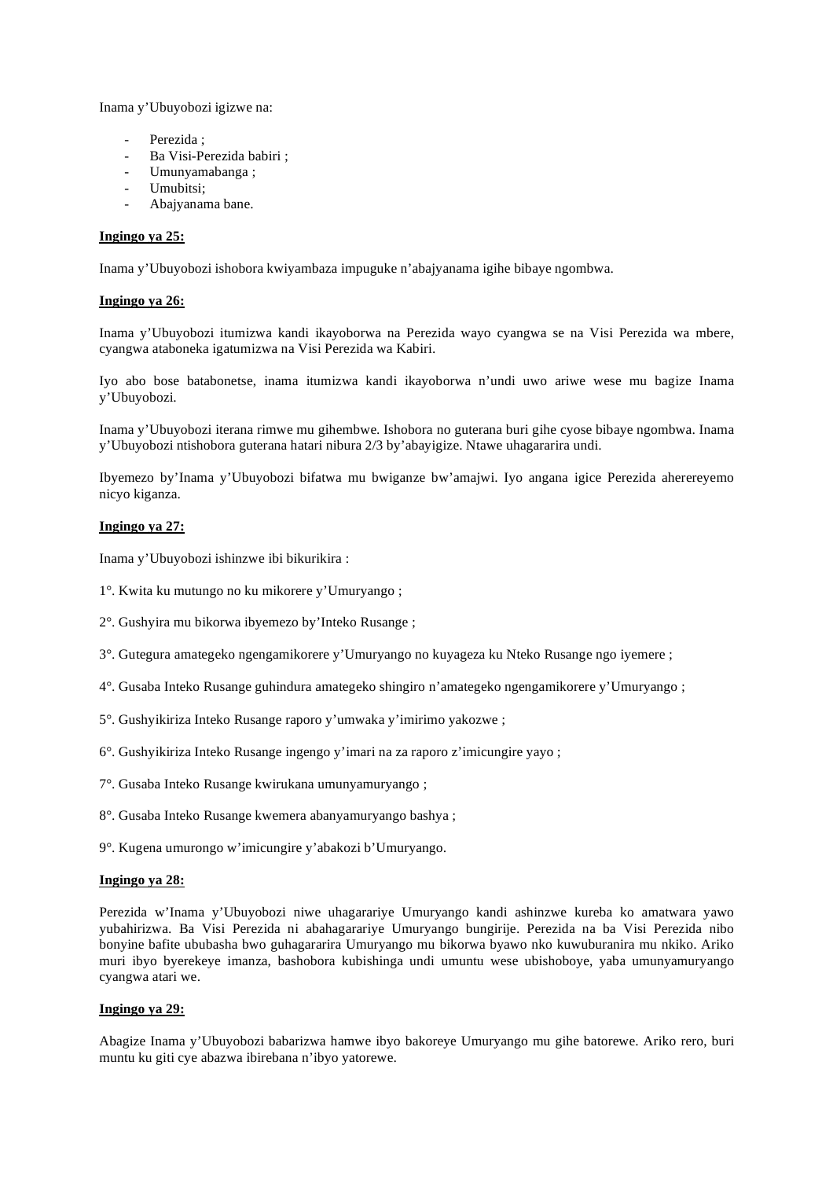Inama y'Ubuyobozi igizwe na:

- Perezida ;
- Ba Visi-Perezida babiri ;
- Umunyamabanga ;
- Umubitsi;
- Abajyanama bane.

**Ingingo ya 25:**

Inama y'Ubuyobozi ishobora kwiyambaza impuguke n'abajyanama igihe bibaye ngombwa.

**Ingingo ya 26:**

Inama y'Ubuyobozi itumizwa kandi ikayoborwa na Perezida wayo cyangwa se na Visi Perezida wa mbere, cyangwa ataboneka igatumizwa na Visi Perezida wa Kabiri.

Iyo abo bose batabonetse, inama itumizwa kandi ikayoborwa n'undi uwo ariwe wese mu bagize Inama y'Ubuyobozi.

Inama y'Ubuyobozi iterana rimwe mu gihembwe. Ishobora no guterana buri gihe cyose bibaye ngombwa. Inama y'Ubuyobozi ntishobora guterana hatari nibura 2/3 by'abayigize. Ntawe uhagararira undi.

Ibyemezo by'Inama y'Ubuyobozi bifatwa mu bwiganze bw'amajwi. Iyo angana igice Perezida aherereyemo nicyo kiganza.

**Ingingo ya 27:**

Inama y'Ubuyobozi ishinzwe ibi bikurikira :

1°. Kwita ku mutungo no ku mikorere y'Umuryango ;

2°. Gushyira mu bikorwa ibyemezo by'Inteko Rusange ;

3°. Gutegura amategeko ngengamikorere y'Umuryango no kuyageza ku Nteko Rusange ngo iyemere ;

4°. Gusaba Inteko Rusange guhindura amategeko shingiro n'amategeko ngengamikorere y'Umuryango ;

5°. Gushyikiriza Inteko Rusange raporo y'umwaka y'imirimo yakozwe ;

6°. Gushyikiriza Inteko Rusange ingengo y'imari na za raporo z'imicungire yayo ;

7°. Gusaba Inteko Rusange kwirukana umunyamuryango ;

8°. Gusaba Inteko Rusange kwemera abanyamuryango bashya ;

9°. Kugena umurongo w'imicungire y'abakozi b'Umuryango.

**Ingingo ya 28:**

Perezida w'Inama y'Ubuyobozi niwe uhagarariye Umuryango kandi ashinzwe kureba ko amatwara yawo yubahirizwa. Ba Visi Perezida ni abahagarariye Umuryango bungirije. Perezida na ba Visi Perezida nibo bonyine bafite ububasha bwo guhagararira Umuryango mu bikorwa byawo nko kuwuburanira mu nkiko. Ariko muri ibyo byerekeye imanza, bashobora kubishinga undi umuntu wese ubishoboye, yaba umunyamuryango cyangwa atari we.

**Ingingo ya 29:**

Abagize Inama y'Ubuyobozi babarizwa hamwe ibyo bakoreye Umuryango mu gihe batorewe. Ariko rero, buri muntu ku giti cye abazwa ibirebana n'ibyo yatorewe.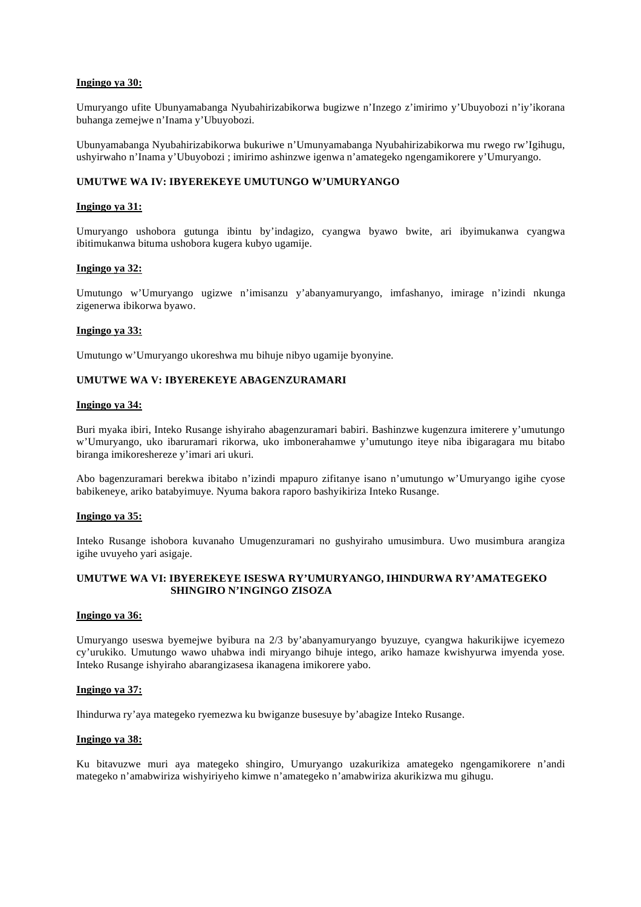**Ingingo ya 30:**

Umuryango ufite Ubunyamabanga Nyubahirizabikorwa bugizwe n'Inzego z'imirimo y'Ubuyobozi n'iy'ikorana buhanga zemejwe n'Inama y'Ubuyobozi.

Ubunyamabanga Nyubahirizabikorwa bukuriwe n'Umunyamabanga Nyubahirizabikorwa mu rwego rw'Igihugu, ushyirwaho n'Inama y'Ubuyobozi ; imirimo ashinzwe igenwa n'amategeko ngengamikorere y'Umuryango.

## UMUTWE WA IV: IBYEREKEYE UMUTUNGO W'UMURYANGO

**Ingingo ya 31:**

Umuryango ushobora gutunga ibintu by'indagizo, cyangwa byawo bwite, ari ibyimukanwa cyangwa ibitimukanwa bituma ushobora kugera kubyo ugamije.

**Ingingo ya 32:**

Umutungo w'Umuryango ugizwe n'imisanzu y'abanyamuryango, imfashanyo, imirage n'izindi nkunga zigenerwa ibikorwa byawo.

**Ingingo ya 33:**

Umutungo w'Umuryango ukoreshwa mu bihuje nibyo ugamije byonyine.

## UMUTWE WA V: IBYEREKEYE ABAGENZURAMARI

**Ingingo ya 34:**

Buri myaka ibiri, Inteko Rusange ishyiraho abagenzuramari babiri. Bashinzwe kugenzura imiterere y'umutungo w'Umuryango, uko ibaruramari rikorwa, uko imbonerahamwe y'umutungo iteye niba ibigaragara mu bitabo biranga imikoreshereze y'imari ari ukuri.

Abo bagenzuramari berekwa ibitabo n'izindi mpapuro zifitanye isano n'umutungo w'Umuryango igihe cyose babikeneye, ariko batabyimuye. Nyuma bakora raporo bashyikiriza Inteko Rusange.

**Ingingo ya 35:**

Inteko Rusange ishobora kuvanaho Umugenzuramari no gushyiraho umusimbura. Uwo musimbura arangiza igihe uvuyeho yari asigaje.

## UMUTWE WA VI: IBYEREKEYE ISESWA RY'UMURYANGO, IHINDURWA RY'AMATEGEKO SHINGIRO N'INGINGO ZISOZA

**Ingingo ya 36:**

Umuryango useswa byemejwe byibura na 2/3 by'abanyamuryango byuzuye, cyangwa hakurikijwe icyemezo cy'urukiko. Umutungo wawo uhabwa indi miryango bihuje intego, ariko hamaze kwishyurwa imyenda yose. Inteko Rusange ishyiraho abarangizasesa ikanagena imikorere yabo.

**Ingingo ya 37:**

Ihindurwa ry'aya mategeko ryemezwa ku bwiganze busesuye by'abagize Inteko Rusange.

**Ingingo ya 38:**

Ku bitavuzwe muri aya mategeko shingiro, Umuryango uzakurikiza amategeko ngengamikorere n'andi mategeko n'amabwiriza wishyiriyeho kimwe n'amategeko n'amabwiriza akurikizwa mu gihugu.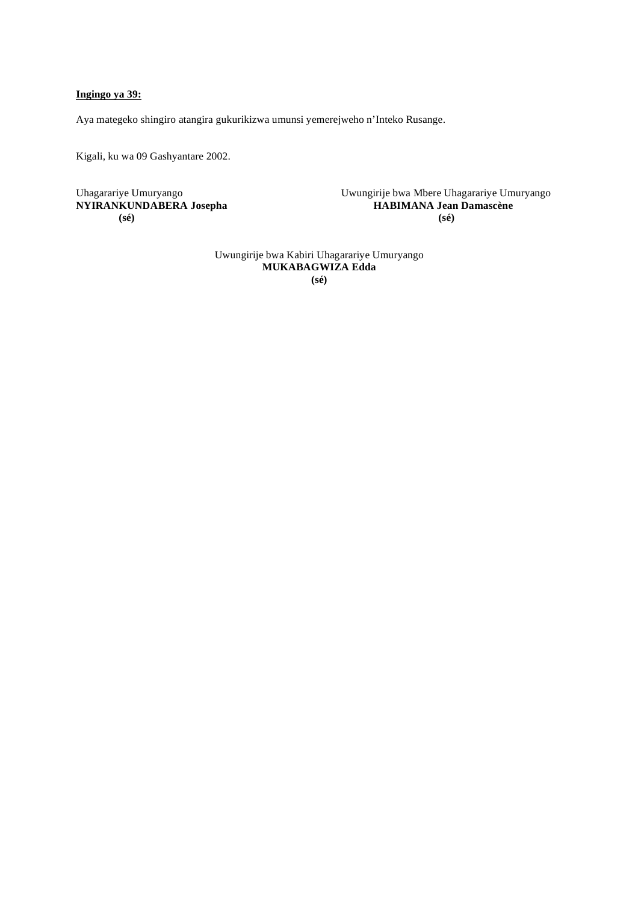**<u>Ingingo ya 39:</u>**

Aya mategeko shingiro atangira gukurikizwa umunsi yemerejweho n'Inteko Rusange.

Kigali, ku wa 09 Gashyantare 2002.

Uhagarariye Umuryango
**NYIRANKUNDABERA Josepha**
**(sé)**

Uwungirije bwa Mbere Uhagarariye Umuryango
**HABIMANA Jean Damascène**
**(sé)**

Uwungirije bwa Kabiri Uhagarariye Umuryango
**MUKABAGWIZA Edda**
**(sé)**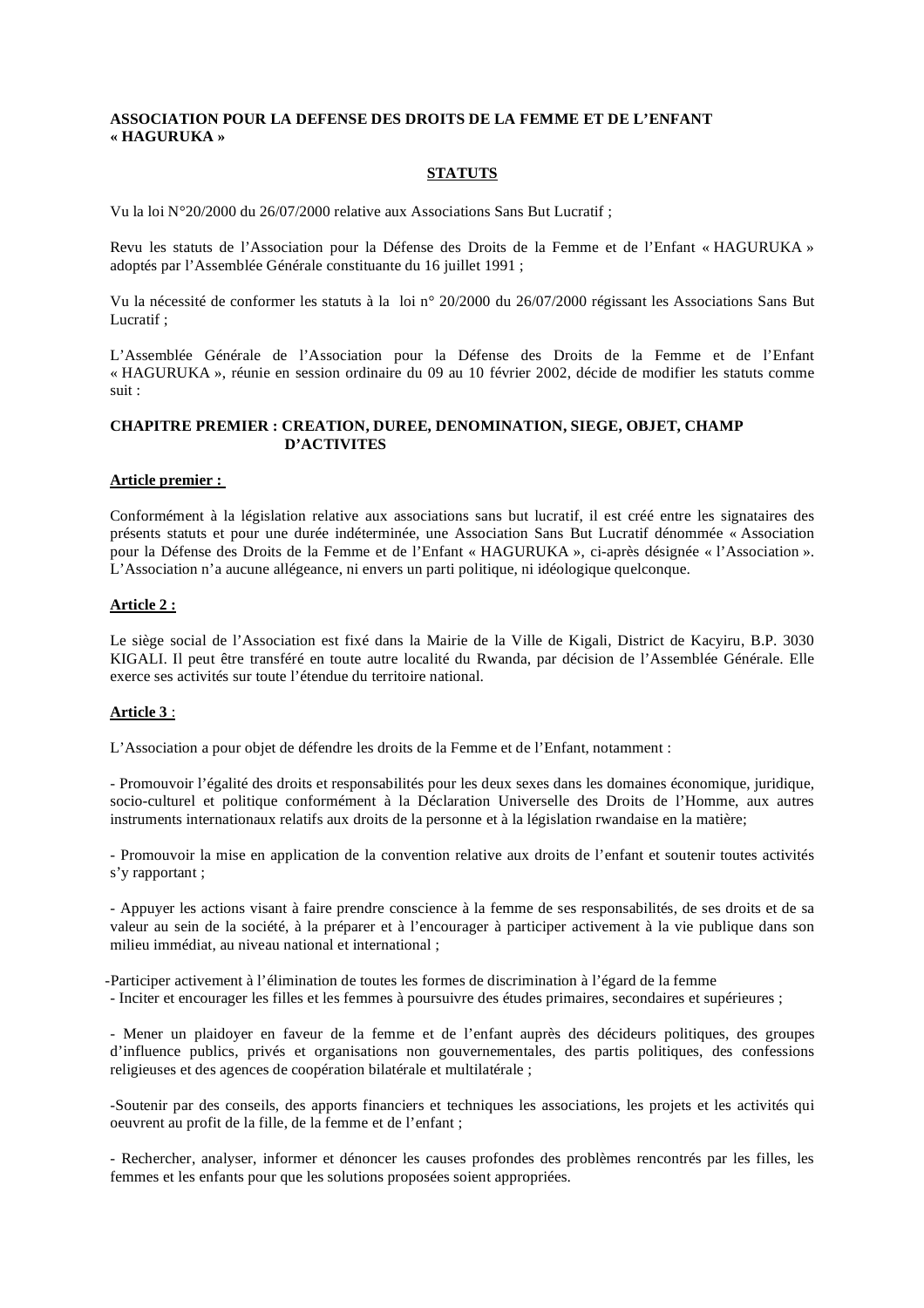**ASSOCIATION POUR LA DEFENSE DES DROITS DE LA FEMME ET DE L'ENFANT « HAGURUKA »**

**STATUTS**

Vu la loi N°20/2000 du 26/07/2000 relative aux Associations Sans But Lucratif ;

Revu les statuts de l'Association pour la Défense des Droits de la Femme et de l'Enfant « HAGURUKA » adoptés par l'Assemblée Générale constituante du 16 juillet 1991 ;

Vu la nécessité de conformer les statuts à la loi n° 20/2000 du 26/07/2000 régissant les Associations Sans But Lucratif ;

L'Assemblée Générale de l'Association pour la Défense des Droits de la Femme et de l'Enfant « HAGURUKA », réunie en session ordinaire du 09 au 10 février 2002, décide de modifier les statuts comme suit :

**CHAPITRE PREMIER : CREATION, DUREE, DENOMINATION, SIEGE, OBJET, CHAMP D'ACTIVITES**

**Article premier :**

Conformément à la législation relative aux associations sans but lucratif, il est créé entre les signataires des présents statuts et pour une durée indéterminée, une Association Sans But Lucratif dénommée « Association pour la Défense des Droits de la Femme et de l'Enfant « HAGURUKA », ci-après désignée « l'Association ». L'Association n'a aucune allégeance, ni envers un parti politique, ni idéologique quelconque.

**Article 2 :**

Le siège social de l'Association est fixé dans la Mairie de la Ville de Kigali, District de Kacyiru, B.P. 3030 KIGALI. Il peut être transféré en toute autre localité du Rwanda, par décision de l'Assemblée Générale. Elle exerce ses activités sur toute l'étendue du territoire national.

**Article 3** :

L'Association a pour objet de défendre les droits de la Femme et de l'Enfant, notamment :

- Promouvoir l'égalité des droits et responsabilités pour les deux sexes dans les domaines économique, juridique, socio-culturel et politique conformément à la Déclaration Universelle des Droits de l'Homme, aux autres instruments internationaux relatifs aux droits de la personne et à la législation rwandaise en la matière;

- Promouvoir la mise en application de la convention relative aux droits de l'enfant et soutenir toutes activités s'y rapportant ;

- Appuyer les actions visant à faire prendre conscience à la femme de ses responsabilités, de ses droits et de sa valeur au sein de la société, à la préparer et à l'encourager à participer activement à la vie publique dans son milieu immédiat, au niveau national et international ;

- Participer activement à l'élimination de toutes les formes de discrimination à l'égard de la femme
- Inciter et encourager les filles et les femmes à poursuivre des études primaires, secondaires et supérieures ;

- Mener un plaidoyer en faveur de la femme et de l'enfant auprès des décideurs politiques, des groupes d'influence publics, privés et organisations non gouvernementales, des partis politiques, des confessions religieuses et des agences de coopération bilatérale et multilatérale ;

- Soutenir par des conseils, des apports financiers et techniques les associations, les projets et les activités qui oeuvrent au profit de la fille, de la femme et de l'enfant ;

- Rechercher, analyser, informer et dénoncer les causes profondes des problèmes rencontrés par les filles, les femmes et les enfants pour que les solutions proposées soient appropriées.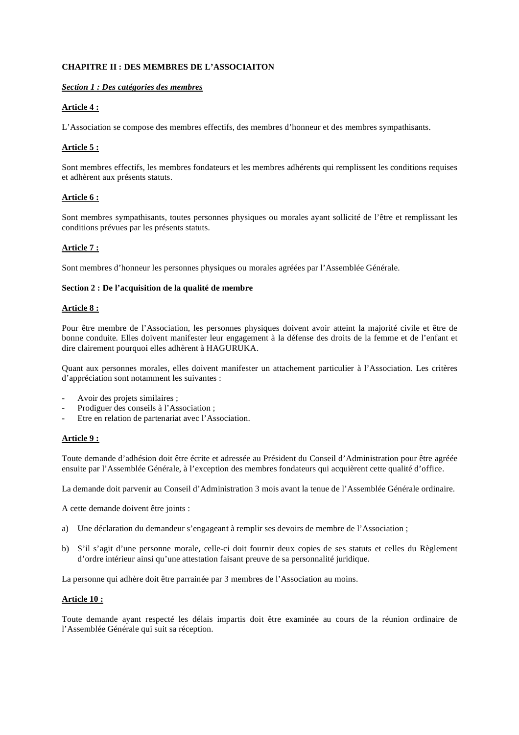**CHAPITRE II : DES MEMBRES DE L'ASSOCIAITON**

***Section 1 : Des catégories des membres***

**Article 4 :**

L'Association se compose des membres effectifs, des membres d'honneur et des membres sympathisants.

**Article 5 :**

Sont membres effectifs, les membres fondateurs et les membres adhérents qui remplissent les conditions requises et adhèrent aux présents statuts.

**Article 6 :**

Sont membres sympathisants, toutes personnes physiques ou morales ayant sollicité de l'être et remplissant les conditions prévues par les présents statuts.

**Article 7 :**

Sont membres d'honneur les personnes physiques ou morales agréées par l'Assemblée Générale.

**Section 2 : De l'acquisition de la qualité de membre**

**Article 8 :**

Pour être membre de l'Association, les personnes physiques doivent avoir atteint la majorité civile et être de bonne conduite. Elles doivent manifester leur engagement à la défense des droits de la femme et de l'enfant et dire clairement pourquoi elles adhèrent à HAGURUKA.

Quant aux personnes morales, elles doivent manifester un attachement particulier à l'Association. Les critères d'appréciation sont notamment les suivantes :

- Avoir des projets similaires ;
- Prodiguer des conseils à l'Association ;
- Etre en relation de partenariat avec l'Association.

**Article 9 :**

Toute demande d'adhésion doit être écrite et adressée au Président du Conseil d'Administration pour être agréée ensuite par l'Assemblée Générale, à l'exception des membres fondateurs qui acquièrent cette qualité d'office.

La demande doit parvenir au Conseil d'Administration 3 mois avant la tenue de l'Assemblée Générale ordinaire.

A cette demande doivent être joints :

a) Une déclaration du demandeur s'engageant à remplir ses devoirs de membre de l'Association ;

b) S'il s'agit d'une personne morale, celle-ci doit fournir deux copies de ses statuts et celles du Règlement d'ordre intérieur ainsi qu'une attestation faisant preuve de sa personnalité juridique.

La personne qui adhère doit être parrainée par 3 membres de l'Association au moins.

**Article 10 :**

Toute demande ayant respecté les délais impartis doit être examinée au cours de la réunion ordinaire de l'Assemblée Générale qui suit sa réception.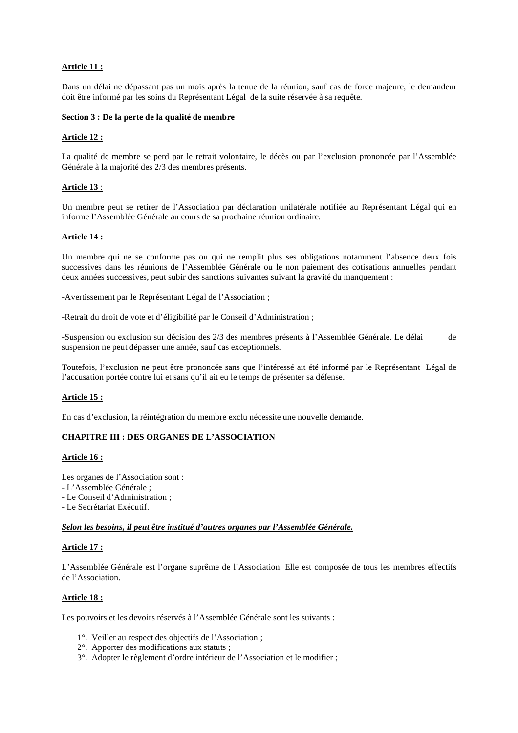**Article 11 :**

Dans un délai ne dépassant pas un mois après la tenue de la réunion, sauf cas de force majeure, le demandeur doit être informé par les soins du Représentant Légal de la suite réservée à sa requête.

**Section 3 : De la perte de la qualité de membre**

**Article 12 :**

La qualité de membre se perd par le retrait volontaire, le décès ou par l'exclusion prononcée par l'Assemblée Générale à la majorité des 2/3 des membres présents.

**Article 13** :

Un membre peut se retirer de l'Association par déclaration unilatérale notifiée au Représentant Légal qui en informe l'Assemblée Générale au cours de sa prochaine réunion ordinaire.

**Article 14 :**

Un membre qui ne se conforme pas ou qui ne remplit plus ses obligations notamment l'absence deux fois successives dans les réunions de l'Assemblée Générale ou le non paiement des cotisations annuelles pendant deux années successives, peut subir des sanctions suivantes suivant la gravité du manquement :

-Avertissement par le Représentant Légal de l'Association ;

-Retrait du droit de vote et d'éligibilité par le Conseil d'Administration ;

-Suspension ou exclusion sur décision des 2/3 des membres présents à l'Assemblée Générale. Le délai de suspension ne peut dépasser une année, sauf cas exceptionnels.

Toutefois, l'exclusion ne peut être prononcée sans que l'intéressé ait été informé par le Représentant Légal de l'accusation portée contre lui et sans qu'il ait eu le temps de présenter sa défense.

**Article 15 :**

En cas d'exclusion, la réintégration du membre exclu nécessite une nouvelle demande.

**CHAPITRE III : DES ORGANES DE L'ASSOCIATION**

**Article 16 :**

Les organes de l'Association sont :
- L'Assemblée Générale ;
- Le Conseil d'Administration ;
- Le Secrétariat Exécutif.

***Selon les besoins, il peut être institué d'autres organes par l'Assemblée Générale.***

**Article 17 :**

L'Assemblée Générale est l'organe suprême de l'Association. Elle est composée de tous les membres effectifs de l'Association.

**Article 18 :**

Les pouvoirs et les devoirs réservés à l'Assemblée Générale sont les suivants :

1°. Veiller au respect des objectifs de l'Association ;
2°. Apporter des modifications aux statuts ;
3°. Adopter le règlement d'ordre intérieur de l'Association et le modifier ;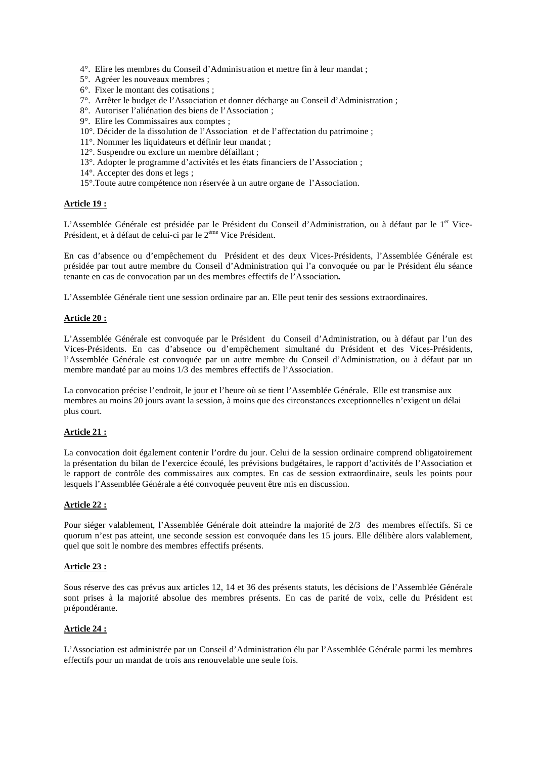4°. Elire les membres du Conseil d'Administration et mettre fin à leur mandat ;
5°. Agréer les nouveaux membres ;
6°. Fixer le montant des cotisations ;
7°. Arrêter le budget de l'Association et donner décharge au Conseil d'Administration ;
8°. Autoriser l'aliénation des biens de l'Association ;
9°. Elire les Commissaires aux comptes ;
10°. Décider de la dissolution de l'Association et de l'affectation du patrimoine ;
11°. Nommer les liquidateurs et définir leur mandat ;
12°. Suspendre ou exclure un membre défaillant ;
13°. Adopter le programme d'activités et les états financiers de l'Association ;
14°. Accepter des dons et legs ;
15°.Toute autre compétence non réservée à un autre organe de l'Association.

**Article 19 :**

L'Assemblée Générale est présidée par le Président du Conseil d'Administration, ou à défaut par le 1er Vice-Président, et à défaut de celui-ci par le 2ème Vice Président.

En cas d'absence ou d'empêchement du Président et des deux Vices-Présidents, l'Assemblée Générale est présidée par tout autre membre du Conseil d'Administration qui l'a convoquée ou par le Président élu séance tenante en cas de convocation par un des membres effectifs de l'Association**.**

L'Assemblée Générale tient une session ordinaire par an. Elle peut tenir des sessions extraordinaires.

**Article 20 :**

L'Assemblée Générale est convoquée par le Président du Conseil d'Administration, ou à défaut par l'un des Vices-Présidents. En cas d'absence ou d'empêchement simultané du Président et des Vices-Présidents, l'Assemblée Générale est convoquée par un autre membre du Conseil d'Administration, ou à défaut par un membre mandaté par au moins 1/3 des membres effectifs de l'Association.

La convocation précise l'endroit, le jour et l'heure où se tient l'Assemblée Générale. Elle est transmise aux membres au moins 20 jours avant la session, à moins que des circonstances exceptionnelles n'exigent un délai plus court.

**Article 21 :**

La convocation doit également contenir l'ordre du jour. Celui de la session ordinaire comprend obligatoirement la présentation du bilan de l'exercice écoulé, les prévisions budgétaires, le rapport d'activités de l'Association et le rapport de contrôle des commissaires aux comptes. En cas de session extraordinaire, seuls les points pour lesquels l'Assemblée Générale a été convoquée peuvent être mis en discussion.

**Article 22 :**

Pour siéger valablement, l'Assemblée Générale doit atteindre la majorité de 2/3 des membres effectifs. Si ce quorum n'est pas atteint, une seconde session est convoquée dans les 15 jours. Elle délibère alors valablement, quel que soit le nombre des membres effectifs présents.

**Article 23 :**

Sous réserve des cas prévus aux articles 12, 14 et 36 des présents statuts, les décisions de l'Assemblée Générale sont prises à la majorité absolue des membres présents. En cas de parité de voix, celle du Président est prépondérante.

**Article 24 :**

L'Association est administrée par un Conseil d'Administration élu par l'Assemblée Générale parmi les membres effectifs pour un mandat de trois ans renouvelable une seule fois.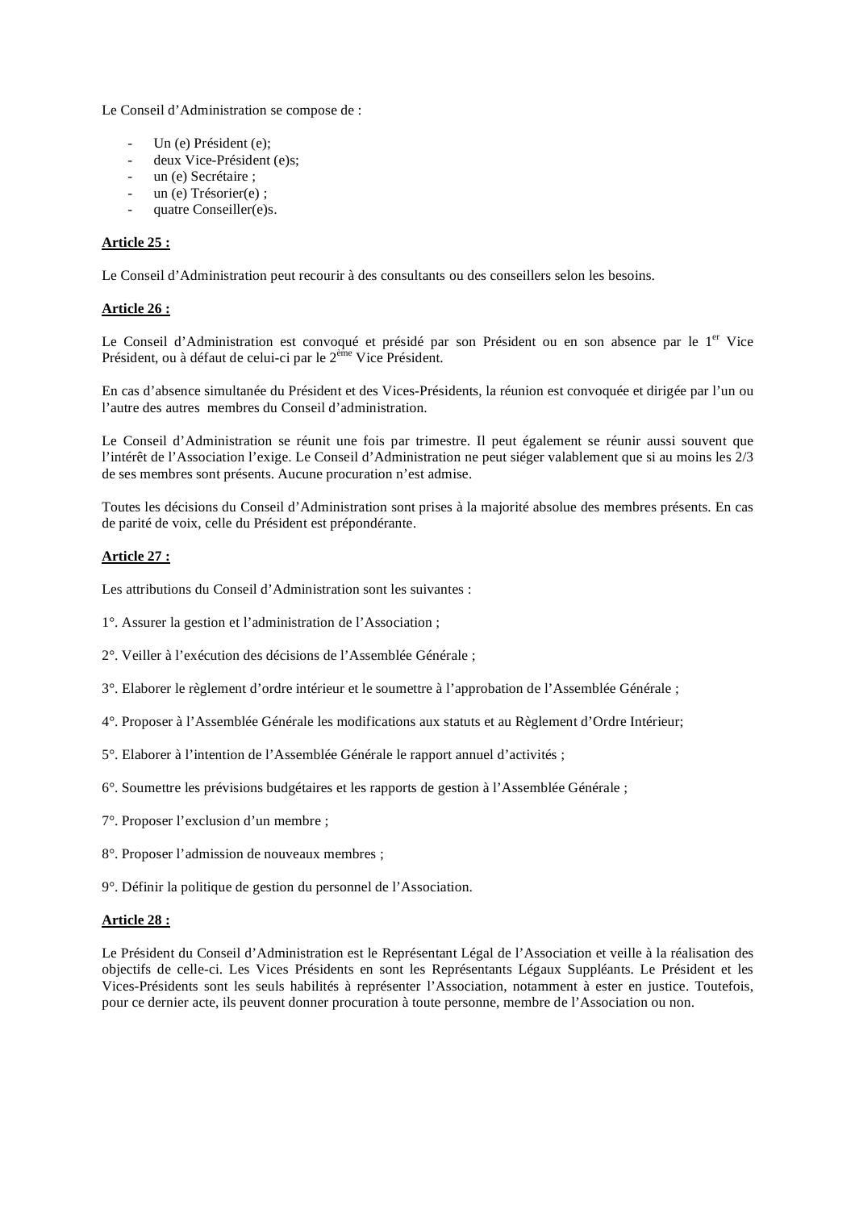Le Conseil d'Administration se compose de :

- Un (e) Président (e);
- deux Vice-Président (e)s;
- un (e) Secrétaire ;
- un (e) Trésorier(e) ;
- quatre Conseiller(e)s.

**Article 25 :**

Le Conseil d'Administration peut recourir à des consultants ou des conseillers selon les besoins.

**Article 26 :**

Le Conseil d'Administration est convoqué et présidé par son Président ou en son absence par le 1er Vice Président, ou à défaut de celui-ci par le 2ème Vice Président.

En cas d'absence simultanée du Président et des Vices-Présidents, la réunion est convoquée et dirigée par l'un ou l'autre des autres membres du Conseil d'administration.

Le Conseil d'Administration se réunit une fois par trimestre. Il peut également se réunir aussi souvent que l'intérêt de l'Association l'exige. Le Conseil d'Administration ne peut siéger valablement que si au moins les 2/3 de ses membres sont présents. Aucune procuration n'est admise.

Toutes les décisions du Conseil d'Administration sont prises à la majorité absolue des membres présents. En cas de parité de voix, celle du Président est prépondérante.

**Article 27 :**

Les attributions du Conseil d'Administration sont les suivantes :

1°. Assurer la gestion et l'administration de l'Association ;

2°. Veiller à l'exécution des décisions de l'Assemblée Générale ;

3°. Elaborer le règlement d'ordre intérieur et le soumettre à l'approbation de l'Assemblée Générale ;

4°. Proposer à l'Assemblée Générale les modifications aux statuts et au Règlement d'Ordre Intérieur;

5°. Elaborer à l'intention de l'Assemblée Générale le rapport annuel d'activités ;

6°. Soumettre les prévisions budgétaires et les rapports de gestion à l'Assemblée Générale ;

7°. Proposer l'exclusion d'un membre ;

8°. Proposer l'admission de nouveaux membres ;

9°. Définir la politique de gestion du personnel de l'Association.

**Article 28 :**

Le Président du Conseil d'Administration est le Représentant Légal de l'Association et veille à la réalisation des objectifs de celle-ci. Les Vices Présidents en sont les Représentants Légaux Suppléants. Le Président et les Vices-Présidents sont les seuls habilités à représenter l'Association, notamment à ester en justice. Toutefois, pour ce dernier acte, ils peuvent donner procuration à toute personne, membre de l'Association ou non.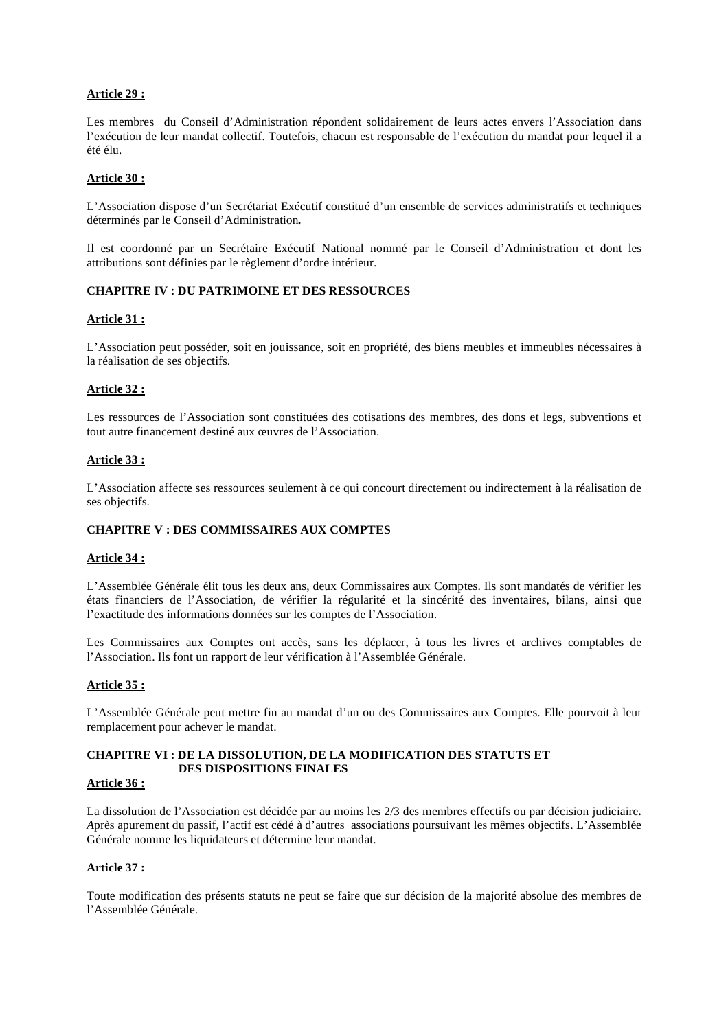**Article 29 :**

Les membres du Conseil d'Administration répondent solidairement de leurs actes envers l'Association dans l'exécution de leur mandat collectif. Toutefois, chacun est responsable de l'exécution du mandat pour lequel il a été élu.

**Article 30 :**

L'Association dispose d'un Secrétariat Exécutif constitué d'un ensemble de services administratifs et techniques déterminés par le Conseil d'Administration**.**

Il est coordonné par un Secrétaire Exécutif National nommé par le Conseil d'Administration et dont les attributions sont définies par le règlement d'ordre intérieur.

**CHAPITRE IV : DU PATRIMOINE ET DES RESSOURCES**

**Article 31 :**

L'Association peut posséder, soit en jouissance, soit en propriété, des biens meubles et immeubles nécessaires à la réalisation de ses objectifs.

**Article 32 :**

Les ressources de l'Association sont constituées des cotisations des membres, des dons et legs, subventions et tout autre financement destiné aux œuvres de l'Association.

**Article 33 :**

L'Association affecte ses ressources seulement à ce qui concourt directement ou indirectement à la réalisation de ses objectifs.

**CHAPITRE V : DES COMMISSAIRES AUX COMPTES**

**Article 34 :**

L'Assemblée Générale élit tous les deux ans, deux Commissaires aux Comptes. Ils sont mandatés de vérifier les états financiers de l'Association, de vérifier la régularité et la sincérité des inventaires, bilans, ainsi que l'exactitude des informations données sur les comptes de l'Association.

Les Commissaires aux Comptes ont accès, sans les déplacer, à tous les livres et archives comptables de l'Association. Ils font un rapport de leur vérification à l'Assemblée Générale.

**Article 35 :**

L'Assemblée Générale peut mettre fin au mandat d'un ou des Commissaires aux Comptes. Elle pourvoit à leur remplacement pour achever le mandat.

**CHAPITRE VI : DE LA DISSOLUTION, DE LA MODIFICATION DES STATUTS ET DES DISPOSITIONS FINALES**

**Article 36 :**

La dissolution de l'Association est décidée par au moins les 2/3 des membres effectifs ou par décision judiciaire**.** *A*près apurement du passif, l'actif est cédé à d'autres associations poursuivant les mêmes objectifs. L'Assemblée Générale nomme les liquidateurs et détermine leur mandat.

**Article 37 :**

Toute modification des présents statuts ne peut se faire que sur décision de la majorité absolue des membres de l'Assemblée Générale.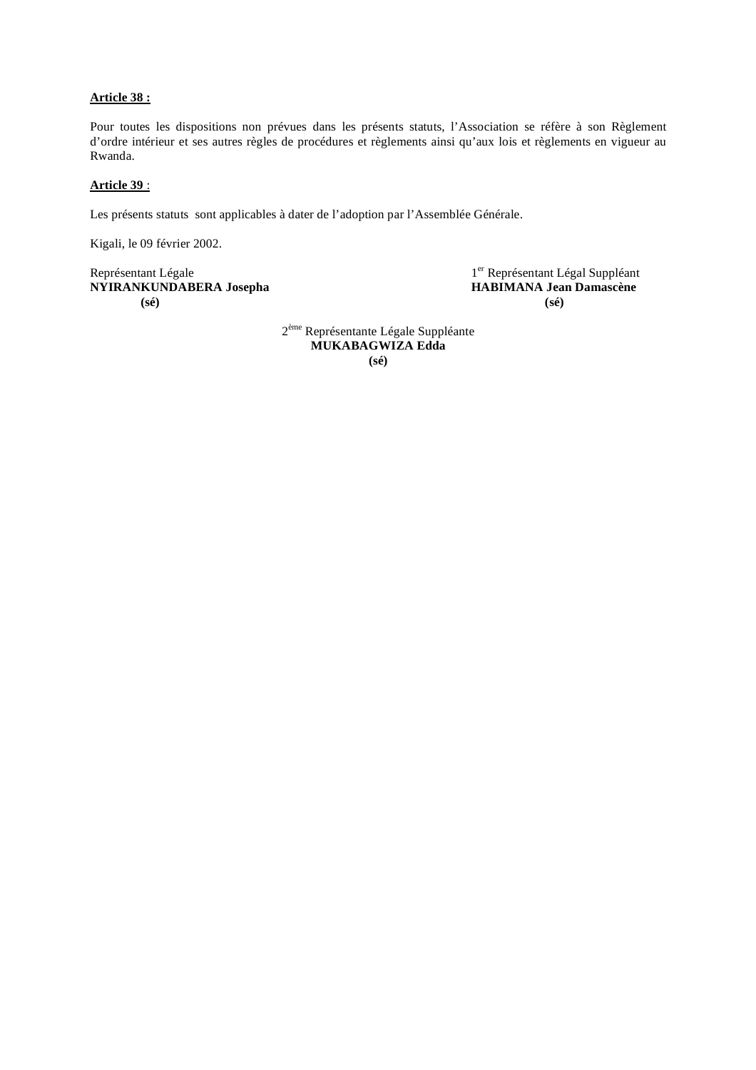**Article 38 :**

Pour toutes les dispositions non prévues dans les présents statuts, l'Association se réfère à son Règlement d'ordre intérieur et ses autres règles de procédures et règlements ainsi qu'aux lois et règlements en vigueur au Rwanda.

**Article 39** :

Les présents statuts sont applicables à dater de l'adoption par l'Assemblée Générale.

Kigali, le 09 février 2002.

Représentant Légale
**NYIRANKUNDABERA Josepha**
**(sé)**

1[er] Représentant Légal Suppléant
**HABIMANA Jean Damascène**
**(sé)**

2[ème] Représentante Légale Suppléante
**MUKABAGWIZA Edda**
**(sé)**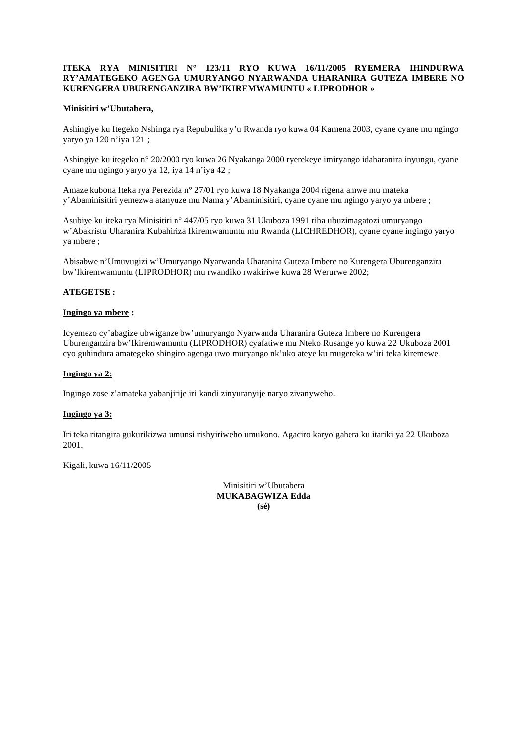**ITEKA RYA MINISITIRI N° 123/11 RYO KUWA 16/11/2005 RYEMERA IHINDURWA RY'AMATEGEKO AGENGA UMURYANGO NYARWANDA UHARANIRA GUTEZA IMBERE NO KURENGERA UBURENGANZIRA BW'IKIREMWAMUNTU « LIPRODHOR »**

**Minisitiri w'Ubutabera,**

Ashingiye ku Itegeko Nshinga rya Repubulika y'u Rwanda ryo kuwa 04 Kamena 2003, cyane cyane mu ngingo yaryo ya 120 n'iya 121 ;

Ashingiye ku itegeko n° 20/2000 ryo kuwa 26 Nyakanga 2000 ryerekeye imiryango idaharanira inyungu, cyane cyane mu ngingo yaryo ya 12, iya 14 n'iya 42 ;

Amaze kubona Iteka rya Perezida n° 27/01 ryo kuwa 18 Nyakanga 2004 rigena amwe mu mateka y'Abaminisitiri yemezwa atanyuze mu Nama y'Abaminisitiri, cyane cyane mu ngingo yaryo ya mbere ;

Asubiye ku iteka rya Minisitiri n° 447/05 ryo kuwa 31 Ukuboza 1991 riha ubuzimagatozi umuryango w'Abakristu Uharanira Kubahiriza Ikiremwamuntu mu Rwanda (LICHREDHOR), cyane cyane ingingo yaryo ya mbere ;

Abisabwe n'Umuvugizi w'Umuryango Nyarwanda Uharanira Guteza Imbere no Kurengera Uburenganzira bw'Ikiremwamuntu (LIPRODHOR) mu rwandiko rwakiriwe kuwa 28 Werurwe 2002;

**ATEGETSE :**

**Ingingo ya mbere :**

Icyemezo cy'abagize ubwiganze bw'umuryango Nyarwanda Uharanira Guteza Imbere no Kurengera Uburenganzira bw'Ikiremwamuntu (LIPRODHOR) cyafatiwe mu Nteko Rusange yo kuwa 22 Ukuboza 2001 cyo guhindura amategeko shingiro agenga uwo muryango nk'uko ateye ku mugereka w'iri teka kiremewe.

**Ingingo ya 2:**

Ingingo zose z'amateka yabanjirije iri kandi zinyuranyije naryo zivanyweho.

**Ingingo ya 3:**

Iri teka ritangira gukurikizwa umunsi rishyiriweho umukono. Agaciro karyo gahera ku itariki ya 22 Ukuboza 2001.

Kigali, kuwa 16/11/2005

Minisitiri w'Ubutabera
**MUKABAGWIZA Edda**
**(sé)**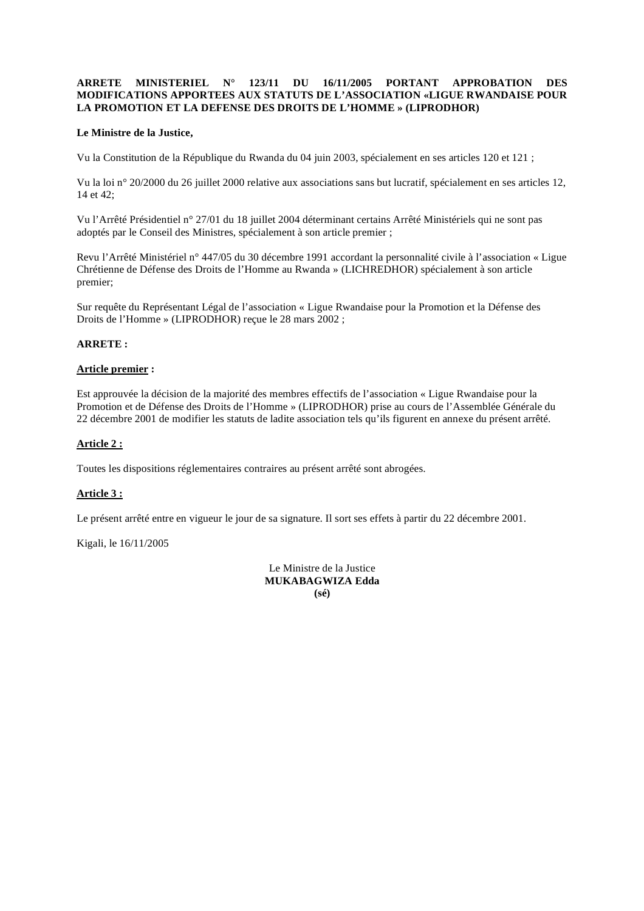**ARRETE MINISTERIEL N° 123/11 DU 16/11/2005 PORTANT APPROBATION DES MODIFICATIONS APPORTEES AUX STATUTS DE L'ASSOCIATION «LIGUE RWANDAISE POUR LA PROMOTION ET LA DEFENSE DES DROITS DE L'HOMME » (LIPRODHOR)**

**Le Ministre de la Justice,**

Vu la Constitution de la République du Rwanda du 04 juin 2003, spécialement en ses articles 120 et 121 ;

Vu la loi n° 20/2000 du 26 juillet 2000 relative aux associations sans but lucratif, spécialement en ses articles 12, 14 et 42;

Vu l'Arrêté Présidentiel n° 27/01 du 18 juillet 2004 déterminant certains Arrêté Ministériels qui ne sont pas adoptés par le Conseil des Ministres, spécialement à son article premier ;

Revu l'Arrêté Ministériel n° 447/05 du 30 décembre 1991 accordant la personnalité civile à l'association « Ligue Chrétienne de Défense des Droits de l'Homme au Rwanda » (LICHREDHOR) spécialement à son article premier;

Sur requête du Représentant Légal de l'association « Ligue Rwandaise pour la Promotion et la Défense des Droits de l'Homme » (LIPRODHOR) reçue le 28 mars 2002 ;

**ARRETE :**

**<u>Article premier</u> :**

Est approuvée la décision de la majorité des membres effectifs de l'association « Ligue Rwandaise pour la Promotion et de Défense des Droits de l'Homme » (LIPRODHOR) prise au cours de l'Assemblée Générale du 22 décembre 2001 de modifier les statuts de ladite association tels qu'ils figurent en annexe du présent arrêté.

**<u>Article 2 :</u>**

Toutes les dispositions réglementaires contraires au présent arrêté sont abrogées.

**<u>Article 3 :</u>**

Le présent arrêté entre en vigueur le jour de sa signature. Il sort ses effets à partir du 22 décembre 2001.

Kigali, le 16/11/2005

Le Ministre de la Justice
**MUKABAGWIZA Edda**
**(sé)**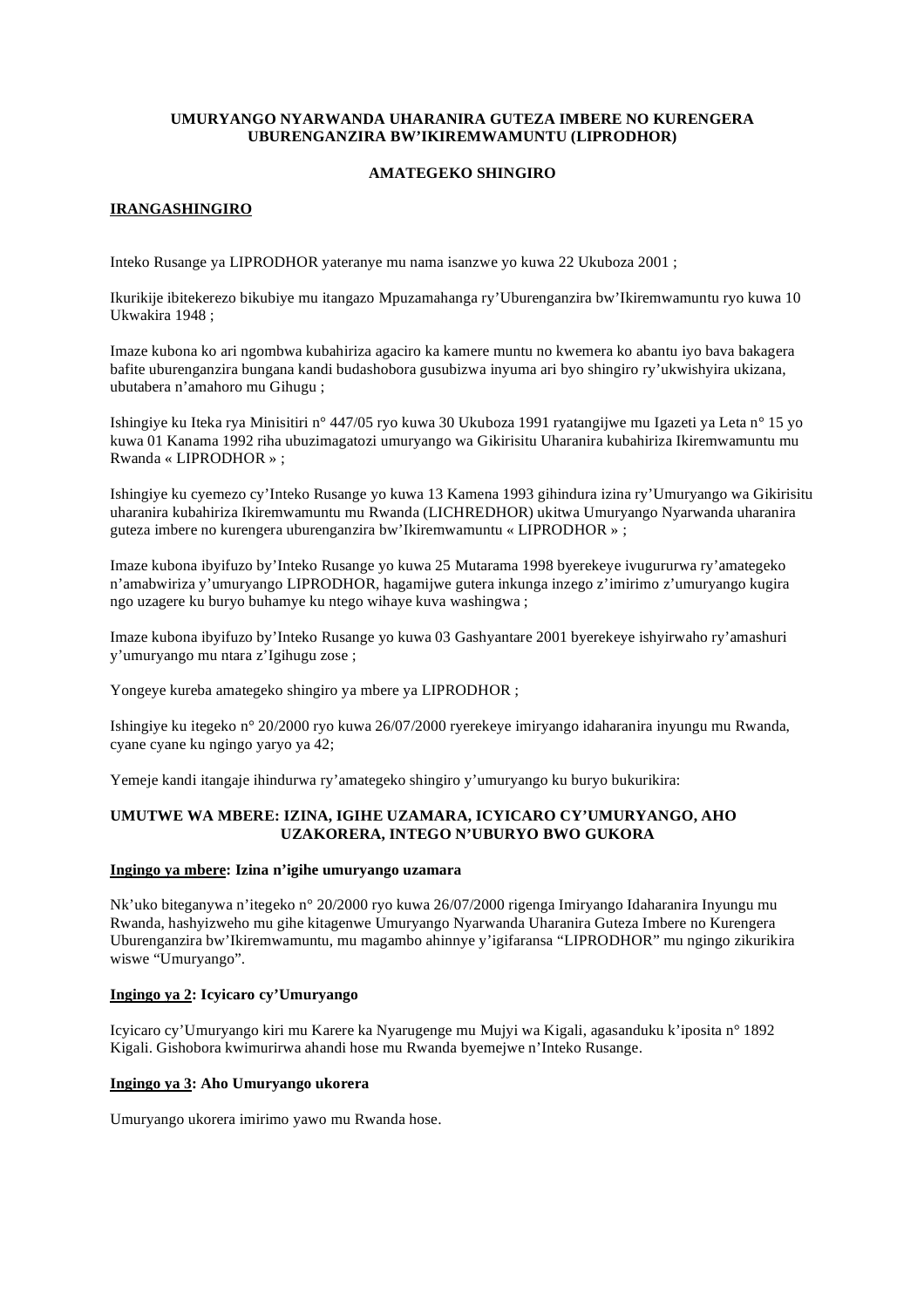**UMURYANGO NYARWANDA UHARANIRA GUTEZA IMBERE NO KURENGERA UBURENGANZIRA BW'IKIREMWAMUNTU (LIPRODHOR)**

**AMATEGEKO SHINGIRO**

**<u>IRANGASHINGIRO</u>**

Inteko Rusange ya LIPRODHOR yateranye mu nama isanzwe yo kuwa 22 Ukuboza 2001 ;

Ikurikije ibitekerezo bikubiye mu itangazo Mpuzamahanga ry'Uburenganzira bw'Ikiremwamuntu ryo kuwa 10 Ukwakira 1948 ;

Imaze kubona ko ari ngombwa kubahiriza agaciro ka kamere muntu no kwemera ko abantu iyo bava bakagera bafite uburenganzira bungana kandi budashobora gusubizwa inyuma ari byo shingiro ry'ukwishyira ukizana, ubutabera n'amahoro mu Gihugu ;

Ishingiye ku Iteka rya Minisitiri n° 447/05 ryo kuwa 30 Ukuboza 1991 ryatangijwe mu Igazeti ya Leta n° 15 yo kuwa 01 Kanama 1992 riha ubuzimagatozi umuryango wa Gikirisitu Uharanira kubahiriza Ikiremwamuntu mu Rwanda « LIPRODHOR » ;

Ishingiye ku cyemezo cy'Inteko Rusange yo kuwa 13 Kamena 1993 gihindura izina ry'Umuryango wa Gikirisitu uharanira kubahiriza Ikiremwamuntu mu Rwanda (LICHREDHOR) ukitwa Umuryango Nyarwanda uharanira guteza imbere no kurengera uburenganzira bw'Ikiremwamuntu « LIPRODHOR » ;

Imaze kubona ibyifuzo by'Inteko Rusange yo kuwa 25 Mutarama 1998 byerekeye ivugururwa ry'amategeko n'amabwiriza y'umuryango LIPRODHOR, hagamijwe gutera inkunga inzego z'imirimo z'umuryango kugira ngo uzagere ku buryo buhamye ku ntego wihaye kuva washingwa ;

Imaze kubona ibyifuzo by'Inteko Rusange yo kuwa 03 Gashyantare 2001 byerekeye ishyirwaho ry'amashuri y'umuryango mu ntara z'Igihugu zose ;

Yongeye kureba amategeko shingiro ya mbere ya LIPRODHOR ;

Ishingiye ku itegeko n° 20/2000 ryo kuwa 26/07/2000 ryerekeye imiryango idaharanira inyungu mu Rwanda, cyane cyane ku ngingo yaryo ya 42;

Yemeje kandi itangaje ihindurwa ry'amategeko shingiro y'umuryango ku buryo bukurikira:

**UMUTWE WA MBERE: IZINA, IGIHE UZAMARA, ICYICARO CY'UMURYANGO, AHO UZAKORERA, INTEGO N'UBURYO BWO GUKORA**

**<u>Ingingo ya mbere</u>: Izina n'igihe umuryango uzamara**

Nk'uko biteganywa n'itegeko n° 20/2000 ryo kuwa 26/07/2000 rigenga Imiryango Idaharanira Inyungu mu Rwanda, hashyizweho mu gihe kitagenwe Umuryango Nyarwanda Uharanira Guteza Imbere no Kurengera Uburenganzira bw'Ikiremwamuntu, mu magambo ahinnye y'igifaransa "LIPRODHOR" mu ngingo zikurikira wiswe "Umuryango".

**<u>Ingingo ya 2</u>: Icyicaro cy'Umuryango**

Icyicaro cy'Umuryango kiri mu Karere ka Nyarugenge mu Mujyi wa Kigali, agasanduku k'iposita n° 1892 Kigali. Gishobora kwimurirwa ahandi hose mu Rwanda byemejwe n'Inteko Rusange.

**<u>Ingingo ya 3</u>: Aho Umuryango ukorera**

Umuryango ukorera imirimo yawo mu Rwanda hose.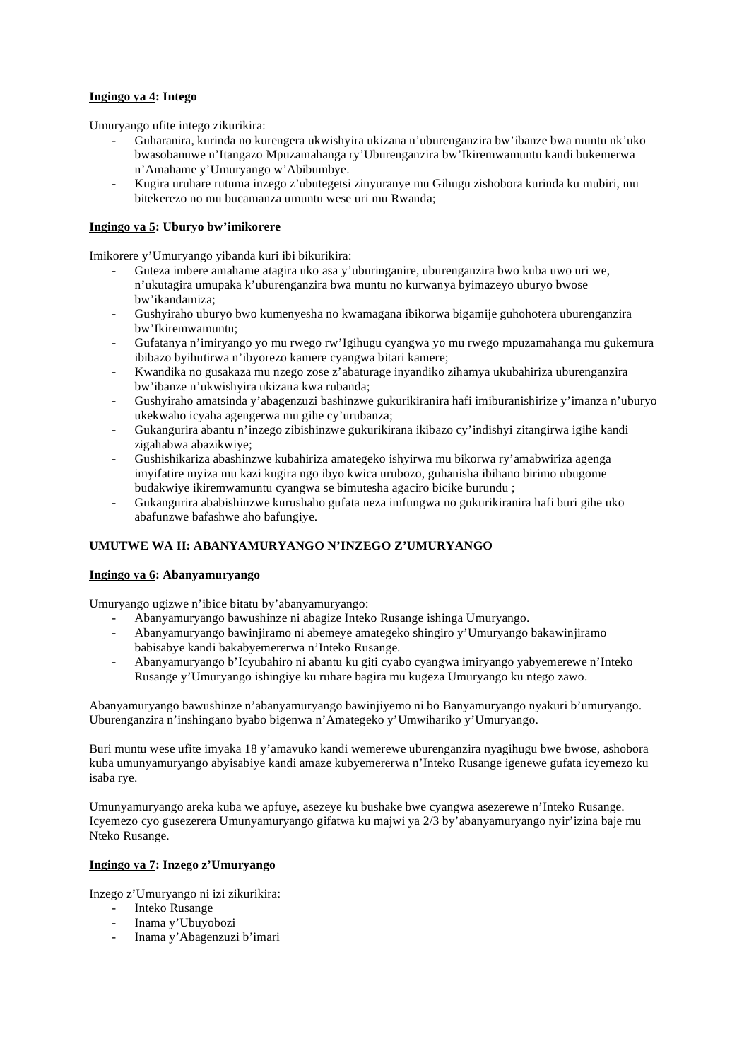**<u>Ingingo ya 4</u>: Intego**

Umuryango ufite intego zikurikira:

- Guharanira, kurinda no kurengera ukwishyira ukizana n'uburenganzira bw'ibanze bwa muntu nk'uko bwasobanuwe n'Itangazo Mpuzamahanga ry'Uburenganzira bw'Ikiremwamuntu kandi bukemerwa n'Amahame y'Umuryango w'Abibumbye.
- Kugira uruhare rutuma inzego z'ubutegetsi zinyuranye mu Gihugu zishobora kurinda ku mubiri, mu bitekerezo no mu bucamanza umuntu wese uri mu Rwanda;

**<u>Ingingo ya 5</u>: Uburyo bw'imikorere**

Imikorere y'Umuryango yibanda kuri ibi bikurikira:

- Guteza imbere amahame atagira uko asa y'uburinganire, uburenganzira bwo kuba uwo uri we, n'ukutagira umupaka k'uburenganzira bwa muntu no kurwanya byimazeyo uburyo bwose bw'ikandamiza;
- Gushyiraho uburyo bwo kumenyesha no kwamagana ibikorwa bigamije guhohotera uburenganzira bw'Ikiremwamuntu;
- Gufatanya n'imiryango yo mu rwego rw'Igihugu cyangwa yo mu rwego mpuzamahanga mu gukemura ibibazo byihutirwa n'ibyorezo kamere cyangwa bitari kamere;
- Kwandika no gusakaza mu nzego zose z'abaturage inyandiko zihamya ukubahiriza uburenganzira bw'ibanze n'ukwishyira ukizana kwa rubanda;
- Gushyiraho amatsinda y'abagenzuzi bashinzwe gukurikiranira hafi imiburanishirize y'imanza n'uburyo ukekwaho icyaha agengerwa mu gihe cy'urubanza;
- Gukangurira abantu n'inzego zibishinzwe gukurikirana ikibazo cy'indishyi zitangirwa igihe kandi zigahabwa abazikwiye;
- Gushishikariza abashinzwe kubahiriza amategeko ishyirwa mu bikorwa ry'amabwiriza agenga imyifatire myiza mu kazi kugira ngo ibyo kwica urubozo, guhanisha ibihano birimo ubugome budakwiye ikiremwamuntu cyangwa se bimutesha agaciro bicike burundu ;
- Gukangurira ababishinzwe kurushaho gufata neza imfungwa no gukurikiranira hafi buri gihe uko abafunzwe bafashwe aho bafungiye.

**UMUTWE WA II: ABANYAMURYANGO N'INZEGO Z'UMURYANGO**

**<u>Ingingo ya 6</u>: Abanyamuryango**

Umuryango ugizwe n'ibice bitatu by'abanyamuryango:

- Abanyamuryango bawushinze ni abagize Inteko Rusange ishinga Umuryango.
- Abanyamuryango bawinjiramo ni abemeye amategeko shingiro y'Umuryango bakawinjiramo babisabye kandi bakabyemererwa n'Inteko Rusange.
- Abanyamuryango b'Icyubahiro ni abantu ku giti cyabo cyangwa imiryango yabyemerewe n'Inteko Rusange y'Umuryango ishingiye ku ruhare bagira mu kugeza Umuryango ku ntego zawo.

Abanyamuryango bawushinze n'abanyamuryango bawinjiyemo ni bo Banyamuryango nyakuri b'umuryango. Uburenganzira n'inshingano byabo bigenwa n'Amategeko y'Umwihariko y'Umuryango.

Buri muntu wese ufite imyaka 18 y'amavuko kandi wemerewe uburenganzira nyagihugu bwe bwose, ashobora kuba umunyamuryango abyisabiye kandi amaze kubyemererwa n'Inteko Rusange igenewe gufata icyemezo ku isaba rye.

Umunyamuryango areka kuba we apfuye, asezeye ku bushake bwe cyangwa asezerewe n'Inteko Rusange. Icyemezo cyo gusezerera Umunyamuryango gifatwa ku majwi ya 2/3 by'abanyamuryango nyir'izina baje mu Nteko Rusange.

**<u>Ingingo ya 7</u>: Inzego z'Umuryango**

Inzego z'Umuryango ni izi zikurikira:

- Inteko Rusange
- Inama y'Ubuyobozi
- Inama y'Abagenzuzi b'imari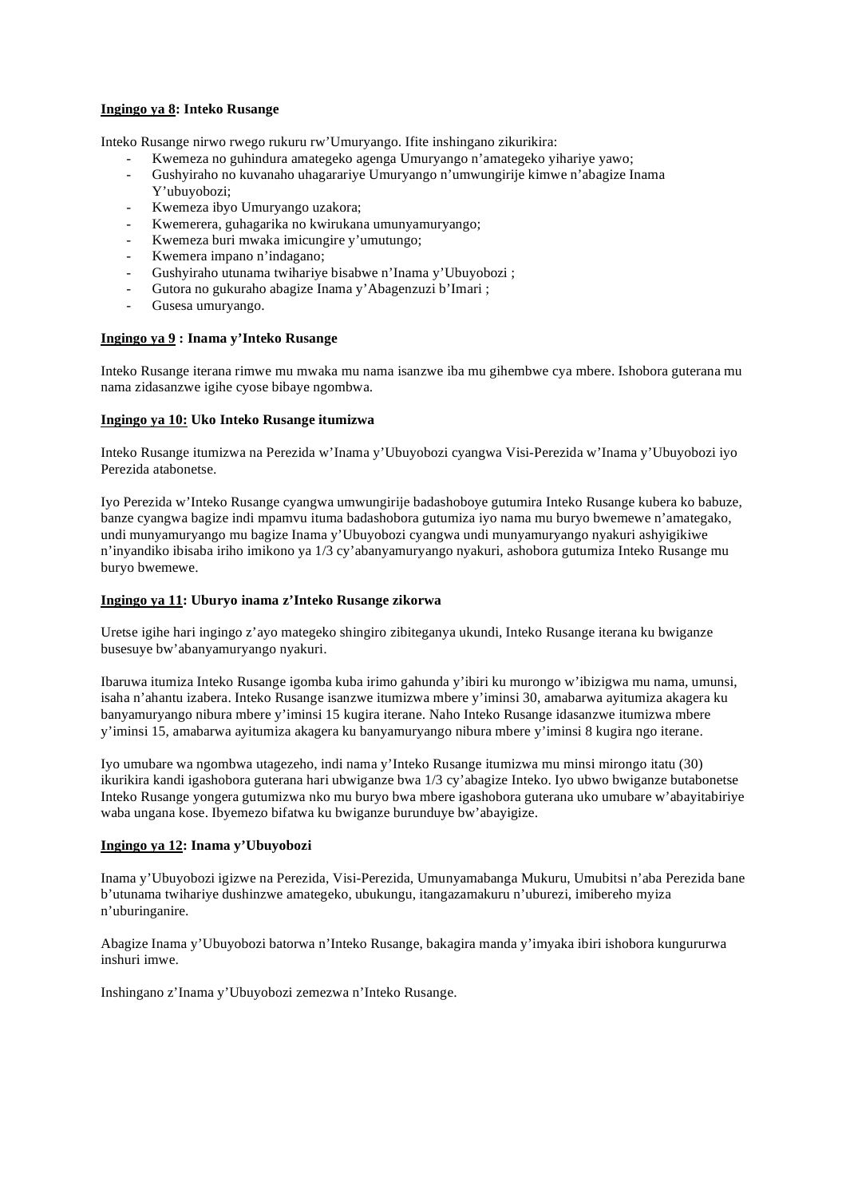**<u>Ingingo ya 8</u>: Inteko Rusange**

Inteko Rusange nirwo rwego rukuru rw'Umuryango. Ifite inshingano zikurikira:

- Kwemeza no guhindura amategeko agenga Umuryango n'amategeko yihariye yawo;
- Gushyiraho no kuvanaho uhagarariye Umuryango n'umwungirije kimwe n'abagize Inama Y'ubuyobozi;
- Kwemeza ibyo Umuryango uzakora;
- Kwemerera, guhagarika no kwirukana umunyamuryango;
- Kwemeza buri mwaka imicungire y'umutungo;
- Kwemera impano n'indagano;
- Gushyiraho utunama twihariye bisabwe n'Inama y'Ubuyobozi ;
- Gutora no gukuraho abagize Inama y'Abagenzuzi b'Imari ;
- Gusesa umuryango.

**<u>Ingingo ya 9</u> : Inama y'Inteko Rusange**

Inteko Rusange iterana rimwe mu mwaka mu nama isanzwe iba mu gihembwe cya mbere. Ishobora guterana mu nama zidasanzwe igihe cyose bibaye ngombwa.

**<u>Ingingo ya 10:</u> Uko Inteko Rusange itumizwa**

Inteko Rusange itumizwa na Perezida w'Inama y'Ubuyobozi cyangwa Visi-Perezida w'Inama y'Ubuyobozi iyo Perezida atabonetse.

Iyo Perezida w'Inteko Rusange cyangwa umwungirije badashoboye gutumira Inteko Rusange kubera ko babuze, banze cyangwa bagize indi mpamvu ituma badashobora gutumiza iyo nama mu buryo bwemewe n'amategako, undi munyamuryango mu bagize Inama y'Ubuyobozi cyangwa undi munyamuryango nyakuri ashyigikiwe n'inyandiko ibisaba iriho imikono ya 1/3 cy'abanyamuryango nyakuri, ashobora gutumiza Inteko Rusange mu buryo bwemewe.

**<u>Ingingo ya 11</u>: Uburyo inama z'Inteko Rusange zikorwa**

Uretse igihe hari ingingo z'ayo mategeko shingiro zibiteganya ukundi, Inteko Rusange iterana ku bwiganze busesuye bw'abanyamuryango nyakuri.

Ibaruwa itumiza Inteko Rusange igomba kuba irimo gahunda y'ibiri ku murongo w'ibizigwa mu nama, umunsi, isaha n'ahantu izabera. Inteko Rusange isanzwe itumizwa mbere y'iminsi 30, amabarwa ayitumiza akagera ku banyamuryango nibura mbere y'iminsi 15 kugira iterane. Naho Inteko Rusange idasanzwe itumizwa mbere y'iminsi 15, amabarwa ayitumiza akagera ku banyamuryango nibura mbere y'iminsi 8 kugira ngo iterane.

Iyo umubare wa ngombwa utagezeho, indi nama y'Inteko Rusange itumizwa mu minsi mirongo itatu (30) ikurikira kandi igashobora guterana hari ubwiganze bwa 1/3 cy'abagize Inteko. Iyo ubwo bwiganze butabonetse Inteko Rusange yongera gutumizwa nko mu buryo bwa mbere igashobora guterana uko umubare w'abayitabiriye waba ungana kose. Ibyemezo bifatwa ku bwiganze burunduye bw'abayigize.

**<u>Ingingo ya 12</u>: Inama y'Ubuyobozi**

Inama y'Ubuyobozi igizwe na Perezida, Visi-Perezida, Umunyamabanga Mukuru, Umubitsi n'aba Perezida bane b'utunama twihariye dushinzwe amategeko, ubukungu, itangazamakuru n'uburezi, imibereho myiza n'uburinganire.

Abagize Inama y'Ubuyobozi batorwa n'Inteko Rusange, bakagira manda y'imyaka ibiri ishobora kungururwa inshuri imwe.

Inshingano z'Inama y'Ubuyobozi zemezwa n'Inteko Rusange.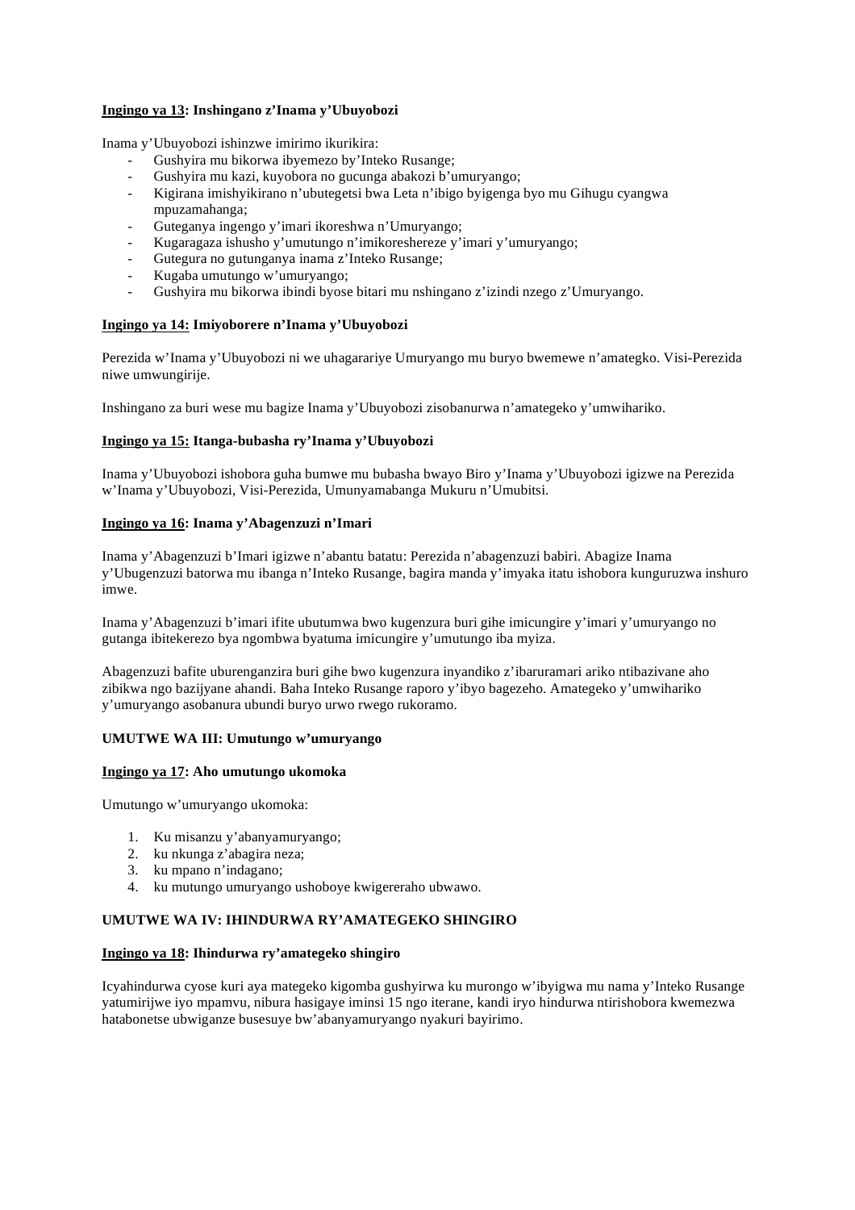**<u>Ingingo ya 13</u>: Inshingano z'Inama y'Ubuyobozi**

Inama y'Ubuyobozi ishinzwe imirimo ikurikira:

- Gushyira mu bikorwa ibyemezo by'Inteko Rusange;
- Gushyira mu kazi, kuyobora no gucunga abakozi b'umuryango;
- Kigirana imishyikirano n'ubutegetsi bwa Leta n'ibigo byigenga byo mu Gihugu cyangwa mpuzamahanga;
- Guteganya ingengo y'imari ikoreshwa n'Umuryango;
- Kugaragaza ishusho y'umutungo n'imikoreshereze y'imari y'umuryango;
- Gutegura no gutunganya inama z'Inteko Rusange;
- Kugaba umutungo w'umuryango;
- Gushyira mu bikorwa ibindi byose bitari mu nshingano z'izindi nzego z'Umuryango.

**<u>Ingingo ya 14:</u> Imiyoborere n'Inama y'Ubuyobozi**

Perezida w'Inama y'Ubuyobozi ni we uhagarariye Umuryango mu buryo bwemewe n'amategko. Visi-Perezida niwe umwungirije.

Inshingano za buri wese mu bagize Inama y'Ubuyobozi zisobanurwa n'amategeko y'umwihariko.

**<u>Ingingo ya 15:</u> Itanga-bubasha ry'Inama y'Ubuyobozi**

Inama y'Ubuyobozi ishobora guha bumwe mu bubasha bwayo Biro y'Inama y'Ubuyobozi igizwe na Perezida w'Inama y'Ubuyobozi, Visi-Perezida, Umunyamabanga Mukuru n'Umubitsi.

**<u>Ingingo ya 16</u>: Inama y'Abagenzuzi n'Imari**

Inama y'Abagenzuzi b'Imari igizwe n'abantu batatu: Perezida n'abagenzuzi babiri. Abagize Inama y'Ubugenzuzi batorwa mu ibanga n'Inteko Rusange, bagira manda y'imyaka itatu ishobora kunguruzwa inshuro imwe.

Inama y'Abagenzuzi b'imari ifite ubutumwa bwo kugenzura buri gihe imicungire y'imari y'umuryango no gutanga ibitekerezo bya ngombwa byatuma imicungire y'umutungo iba myiza.

Abagenzuzi bafite uburenganzira buri gihe bwo kugenzura inyandiko z'ibaruramari ariko ntibazivane aho zibikwa ngo bazijyane ahandi. Baha Inteko Rusange raporo y'ibyo bagezeho. Amategeko y'umwihariko y'umuryango asobanura ubundi buryo urwo rwego rukoramo.

**UMUTWE WA III: Umutungo w'umuryango**

**<u>Ingingo ya 17</u>: Aho umutungo ukomoka**

Umutungo w'umuryango ukomoka:

1. Ku misanzu y'abanyamuryango;
2. ku nkunga z'abagira neza;
3. ku mpano n'indagano;
4. ku mutungo umuryango ushoboye kwigereraho ubwawo.

**UMUTWE WA IV: IHINDURWA RY'AMATEGEKO SHINGIRO**

**<u>Ingingo ya 18</u>: Ihindurwa ry'amategeko shingiro**

Icyahindurwa cyose kuri aya mategeko kigomba gushyirwa ku murongo w'ibyigwa mu nama y'Inteko Rusange yatumirijwe iyo mpamvu, nibura hasigaye iminsi 15 ngo iterane, kandi iryo hindurwa ntirishobora kwemezwa hatabonetse ubwiganze busesuye bw'abanyamuryango nyakuri bayirimo.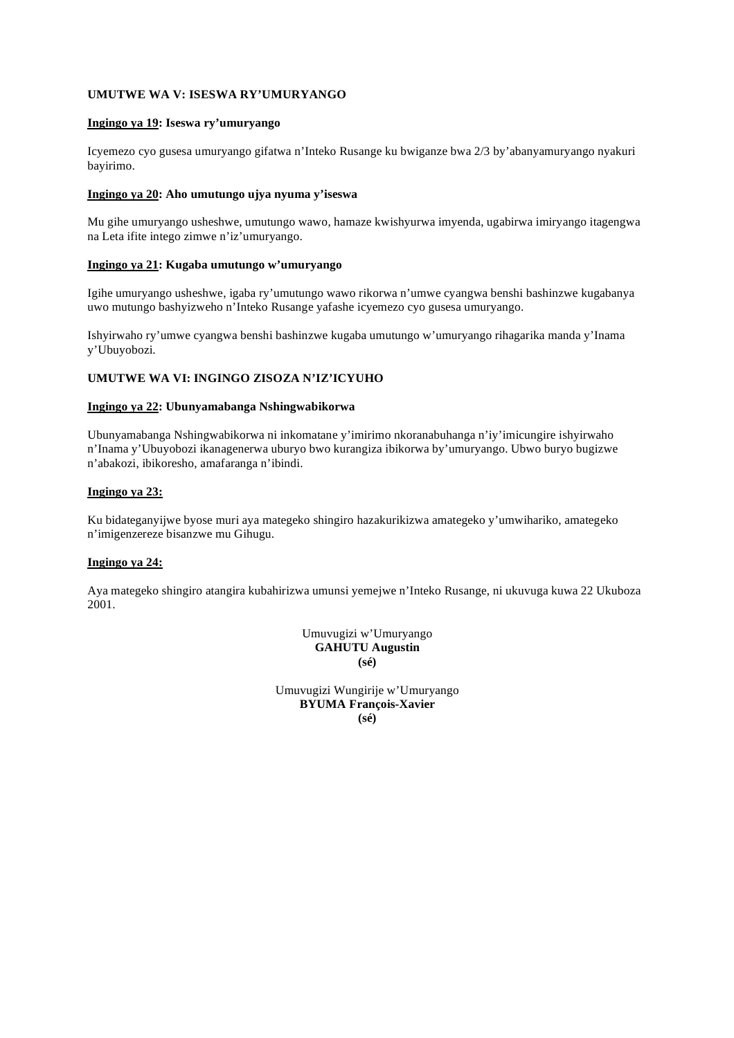**UMUTWE WA V: ISESWA RY'UMURYANGO**

**Ingingo ya 19: Iseswa ry'umuryango**

Icyemezo cyo gusesa umuryango gifatwa n'Inteko Rusange ku bwiganze bwa 2/3 by'abanyamuryango nyakuri bayirimo.

**Ingingo ya 20: Aho umutungo ujya nyuma y'iseswa**

Mu gihe umuryango usheshwe, umutungo wawo, hamaze kwishyurwa imyenda, ugabirwa imiryango itagengwa na Leta ifite intego zimwe n'iz'umuryango.

**Ingingo ya 21: Kugaba umutungo w'umuryango**

Igihe umuryango usheshwe, igaba ry'umutungo wawo rikorwa n'umwe cyangwa benshi bashinzwe kugabanya uwo mutungo bashyizweho n'Inteko Rusange yafashe icyemezo cyo gusesa umuryango.

Ishyirwaho ry'umwe cyangwa benshi bashinzwe kugaba umutungo w'umuryango rihagarika manda y'Inama y'Ubuyobozi.

**UMUTWE WA VI: INGINGO ZISOZA N'IZ'ICYUHO**

**Ingingo ya 22: Ubunyamabanga Nshingwabikorwa**

Ubunyamabanga Nshingwabikorwa ni inkomatane y'imirimo nkoranabuhanga n'iy'imicungire ishyirwaho n'Inama y'Ubuyobozi ikanagenerwa uburyo bwo kurangiza ibikorwa by'umuryango. Ubwo buryo bugizwe n'abakozi, ibikoresho, amafaranga n'ibindi.

**Ingingo ya 23:**

Ku bidateganyijwe byose muri aya mategeko shingiro hazakurikizwa amategeko y'umwihariko, amategeko n'imigenzereze bisanzwe mu Gihugu.

**Ingingo ya 24:**

Aya mategeko shingiro atangira kubahirizwa umunsi yemejwe n'Inteko Rusange, ni ukuvuga kuwa 22 Ukuboza 2001.

Umuvugizi w'Umuryango
**GAHUTU Augustin**
**(sé)**

Umuvugizi Wungirije w'Umuryango
**BYUMA François-Xavier**
**(sé)**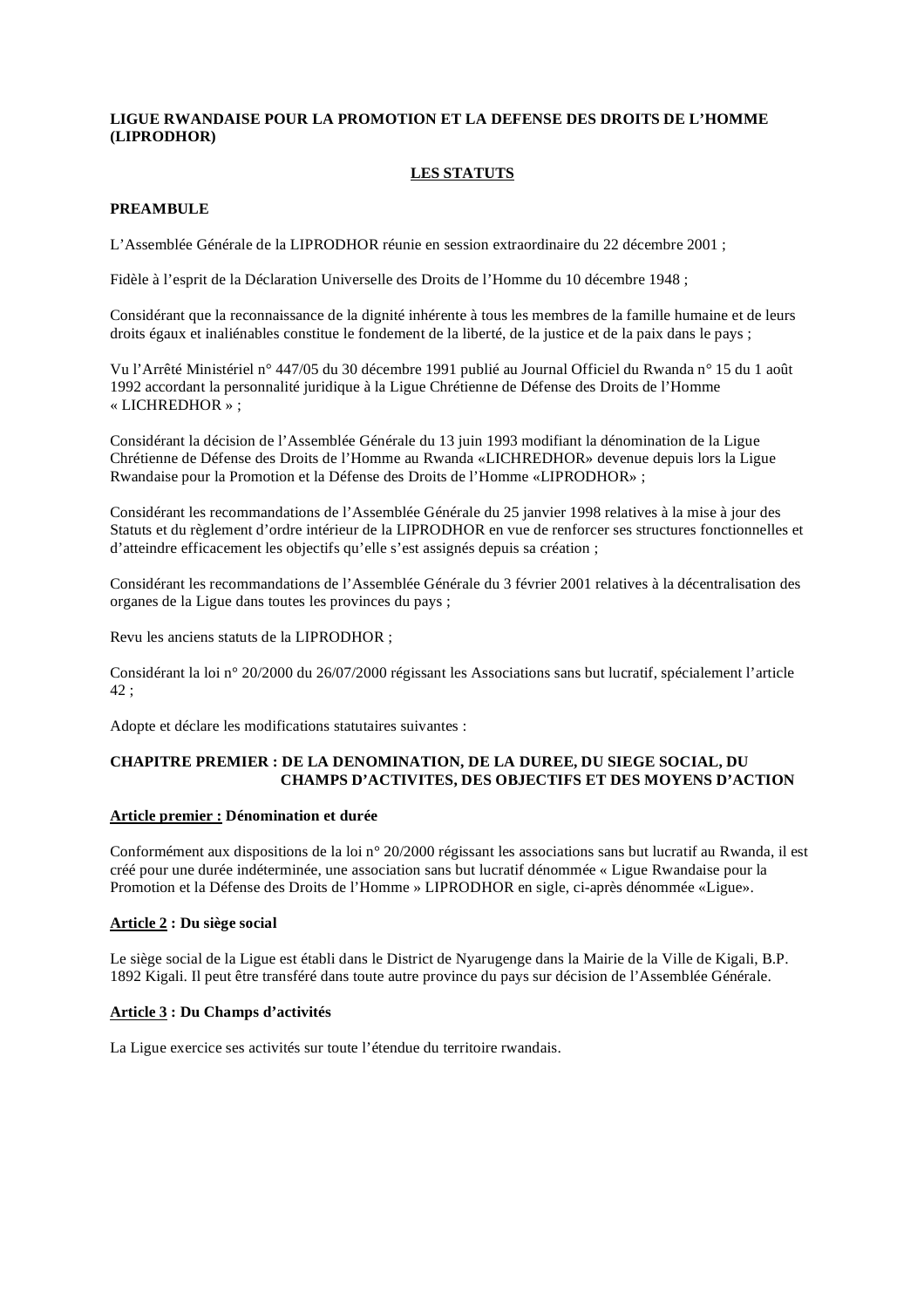**LIGUE RWANDAISE POUR LA PROMOTION ET LA DEFENSE DES DROITS DE L'HOMME (LIPRODHOR)**

## LES STATUTS

### PREAMBULE

L'Assemblée Générale de la LIPRODHOR réunie en session extraordinaire du 22 décembre 2001 ;

Fidèle à l'esprit de la Déclaration Universelle des Droits de l'Homme du 10 décembre 1948 ;

Considérant que la reconnaissance de la dignité inhérente à tous les membres de la famille humaine et de leurs droits égaux et inaliénables constitue le fondement de la liberté, de la justice et de la paix dans le pays ;

Vu l'Arrêté Ministériel n° 447/05 du 30 décembre 1991 publié au Journal Officiel du Rwanda n° 15 du 1 août 1992 accordant la personnalité juridique à la Ligue Chrétienne de Défense des Droits de l'Homme « LICHREDHOR » ;

Considérant la décision de l'Assemblée Générale du 13 juin 1993 modifiant la dénomination de la Ligue Chrétienne de Défense des Droits de l'Homme au Rwanda «LICHREDHOR» devenue depuis lors la Ligue Rwandaise pour la Promotion et la Défense des Droits de l'Homme «LIPRODHOR» ;

Considérant les recommandations de l'Assemblée Générale du 25 janvier 1998 relatives à la mise à jour des Statuts et du règlement d'ordre intérieur de la LIPRODHOR en vue de renforcer ses structures fonctionnelles et d'atteindre efficacement les objectifs qu'elle s'est assignés depuis sa création ;

Considérant les recommandations de l'Assemblée Générale du 3 février 2001 relatives à la décentralisation des organes de la Ligue dans toutes les provinces du pays ;

Revu les anciens statuts de la LIPRODHOR ;

Considérant la loi n° 20/2000 du 26/07/2000 régissant les Associations sans but lucratif, spécialement l'article 42 ;

Adopte et déclare les modifications statutaires suivantes :

### CHAPITRE PREMIER : DE LA DENOMINATION, DE LA DUREE, DU SIEGE SOCIAL, DU CHAMPS D'ACTIVITES, DES OBJECTIFS ET DES MOYENS D'ACTION

**Article premier : Dénomination et durée**

Conformément aux dispositions de la loi n° 20/2000 régissant les associations sans but lucratif au Rwanda, il est créé pour une durée indéterminée, une association sans but lucratif dénommée « Ligue Rwandaise pour la Promotion et la Défense des Droits de l'Homme » LIPRODHOR en sigle, ci-après dénommée «Ligue».

**Article 2 : Du siège social**

Le siège social de la Ligue est établi dans le District de Nyarugenge dans la Mairie de la Ville de Kigali, B.P. 1892 Kigali. Il peut être transféré dans toute autre province du pays sur décision de l'Assemblée Générale.

**Article 3 : Du Champs d'activités**

La Ligue exercice ses activités sur toute l'étendue du territoire rwandais.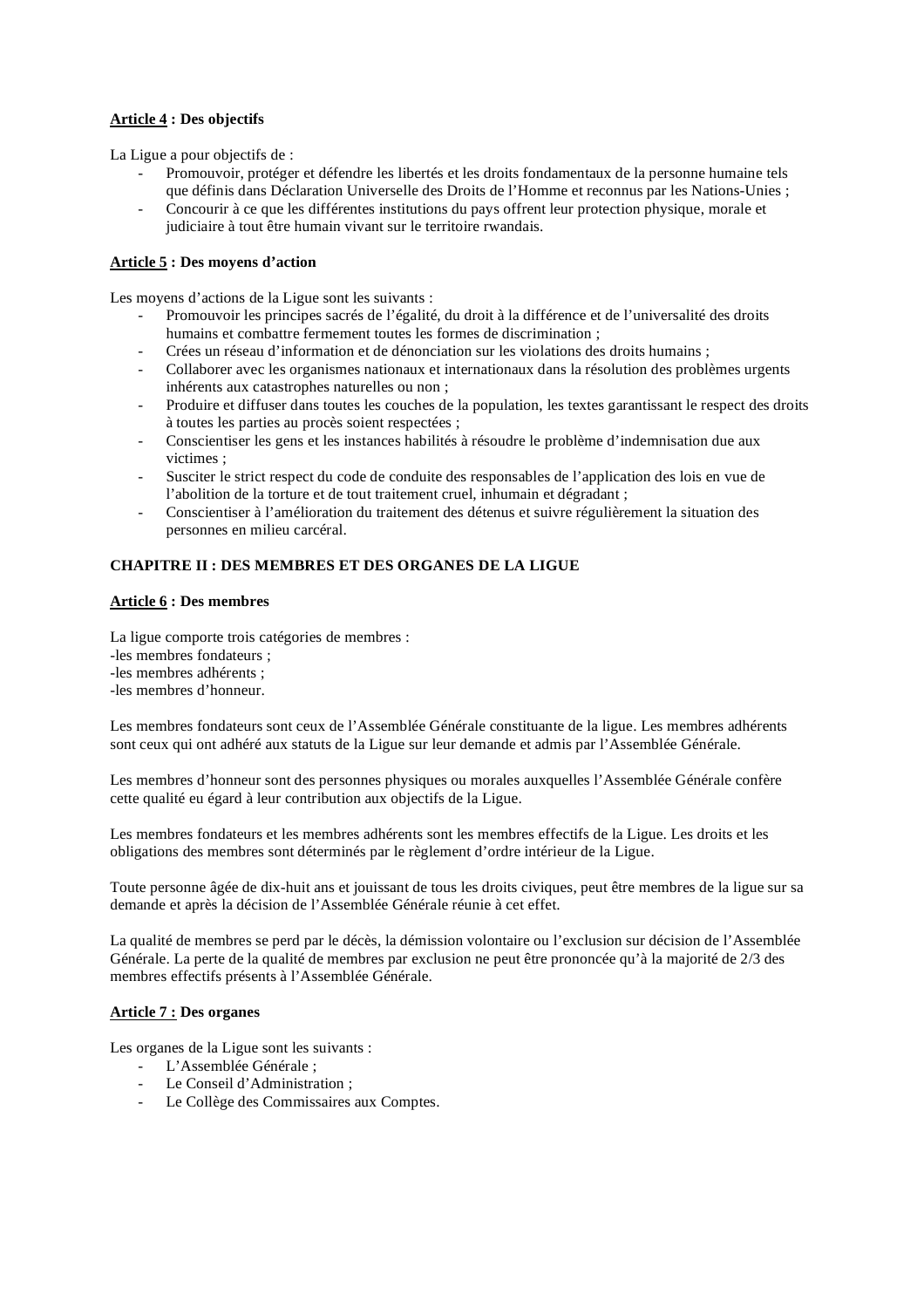**<u>Article 4</u> : Des objectifs**

La Ligue a pour objectifs de :

- Promouvoir, protéger et défendre les libertés et les droits fondamentaux de la personne humaine tels que définis dans Déclaration Universelle des Droits de l'Homme et reconnus par les Nations-Unies ;
- Concourir à ce que les différentes institutions du pays offrent leur protection physique, morale et judiciaire à tout être humain vivant sur le territoire rwandais.

**<u>Article 5</u> : Des moyens d'action**

Les moyens d'actions de la Ligue sont les suivants :

- Promouvoir les principes sacrés de l'égalité, du droit à la différence et de l'universalité des droits humains et combattre fermement toutes les formes de discrimination ;
- Crées un réseau d'information et de dénonciation sur les violations des droits humains ;
- Collaborer avec les organismes nationaux et internationaux dans la résolution des problèmes urgents inhérents aux catastrophes naturelles ou non ;
- Produire et diffuser dans toutes les couches de la population, les textes garantissant le respect des droits à toutes les parties au procès soient respectées ;
- Conscientiser les gens et les instances habilités à résoudre le problème d'indemnisation due aux victimes ;
- Susciter le strict respect du code de conduite des responsables de l'application des lois en vue de l'abolition de la torture et de tout traitement cruel, inhumain et dégradant ;
- Conscientiser à l'amélioration du traitement des détenus et suivre régulièrement la situation des personnes en milieu carcéral.

**CHAPITRE II : DES MEMBRES ET DES ORGANES DE LA LIGUE**

**<u>Article 6</u> : Des membres**

La ligue comporte trois catégories de membres :
-les membres fondateurs ;
-les membres adhérents ;
-les membres d'honneur.

Les membres fondateurs sont ceux de l'Assemblée Générale constituante de la ligue. Les membres adhérents sont ceux qui ont adhéré aux statuts de la Ligue sur leur demande et admis par l'Assemblée Générale.

Les membres d'honneur sont des personnes physiques ou morales auxquelles l'Assemblée Générale confère cette qualité eu égard à leur contribution aux objectifs de la Ligue.

Les membres fondateurs et les membres adhérents sont les membres effectifs de la Ligue. Les droits et les obligations des membres sont déterminés par le règlement d'ordre intérieur de la Ligue.

Toute personne âgée de dix-huit ans et jouissant de tous les droits civiques, peut être membres de la ligue sur sa demande et après la décision de l'Assemblée Générale réunie à cet effet.

La qualité de membres se perd par le décès, la démission volontaire ou l'exclusion sur décision de l'Assemblée Générale. La perte de la qualité de membres par exclusion ne peut être prononcée qu'à la majorité de 2/3 des membres effectifs présents à l'Assemblée Générale.

**<u>Article 7 :</u> Des organes**

Les organes de la Ligue sont les suivants :

- L'Assemblée Générale ;
- Le Conseil d'Administration ;
- Le Collège des Commissaires aux Comptes.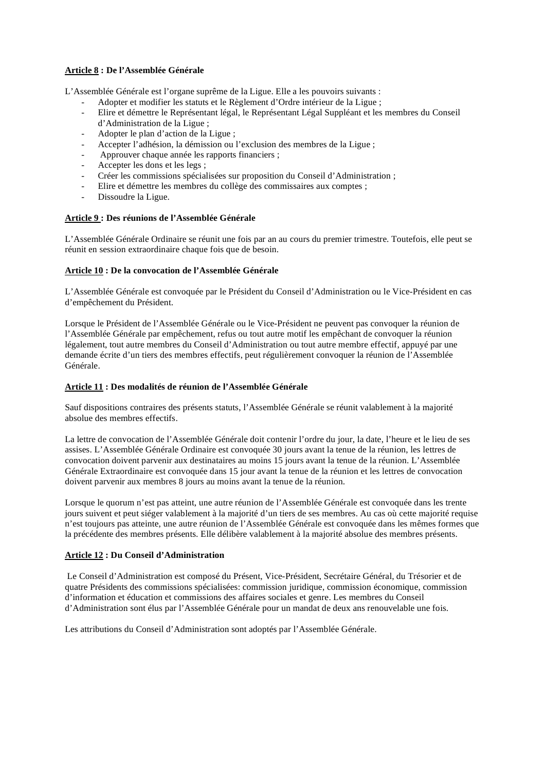**<u>Article 8</u> : De l'Assemblée Générale**

L'Assemblée Générale est l'organe suprême de la Ligue. Elle a les pouvoirs suivants :

- Adopter et modifier les statuts et le Règlement d'Ordre intérieur de la Ligue ;
- Elire et démettre le Représentant légal, le Représentant Légal Suppléant et les membres du Conseil d'Administration de la Ligue ;
- Adopter le plan d'action de la Ligue ;
- Accepter l'adhésion, la démission ou l'exclusion des membres de la Ligue ;
- Approuver chaque année les rapports financiers ;
- Accepter les dons et les legs ;
- Créer les commissions spécialisées sur proposition du Conseil d'Administration ;
- Elire et démettre les membres du collège des commissaires aux comptes ;
- Dissoudre la Ligue.

**<u>Article 9</u> : Des réunions de l'Assemblée Générale**

L'Assemblée Générale Ordinaire se réunit une fois par an au cours du premier trimestre. Toutefois, elle peut se réunit en session extraordinaire chaque fois que de besoin.

**<u>Article 10</u> : De la convocation de l'Assemblée Générale**

L'Assemblée Générale est convoquée par le Président du Conseil d'Administration ou le Vice-Président en cas d'empêchement du Président.

Lorsque le Président de l'Assemblée Générale ou le Vice-Président ne peuvent pas convoquer la réunion de l'Assemblée Générale par empêchement, refus ou tout autre motif les empêchant de convoquer la réunion légalement, tout autre membres du Conseil d'Administration ou tout autre membre effectif, appuyé par une demande écrite d'un tiers des membres effectifs, peut régulièrement convoquer la réunion de l'Assemblée Générale.

**<u>Article 11</u> : Des modalités de réunion de l'Assemblée Générale**

Sauf dispositions contraires des présents statuts, l'Assemblée Générale se réunit valablement à la majorité absolue des membres effectifs.

La lettre de convocation de l'Assemblée Générale doit contenir l'ordre du jour, la date, l'heure et le lieu de ses assises. L'Assemblée Générale Ordinaire est convoquée 30 jours avant la tenue de la réunion, les lettres de convocation doivent parvenir aux destinataires au moins 15 jours avant la tenue de la réunion. L'Assemblée Générale Extraordinaire est convoquée dans 15 jour avant la tenue de la réunion et les lettres de convocation doivent parvenir aux membres 8 jours au moins avant la tenue de la réunion.

Lorsque le quorum n'est pas atteint, une autre réunion de l'Assemblée Générale est convoquée dans les trente jours suivent et peut siéger valablement à la majorité d'un tiers de ses membres. Au cas où cette majorité requise n'est toujours pas atteinte, une autre réunion de l'Assemblée Générale est convoquée dans les mêmes formes que la précédente des membres présents. Elle délibère valablement à la majorité absolue des membres présents.

**<u>Article 12</u> : Du Conseil d'Administration**

Le Conseil d'Administration est composé du Présent, Vice-Président, Secrétaire Général, du Trésorier et de quatre Présidents des commissions spécialisées: commission juridique, commission économique, commission d'information et éducation et commissions des affaires sociales et genre. Les membres du Conseil d'Administration sont élus par l'Assemblée Générale pour un mandat de deux ans renouvelable une fois.

Les attributions du Conseil d'Administration sont adoptés par l'Assemblée Générale.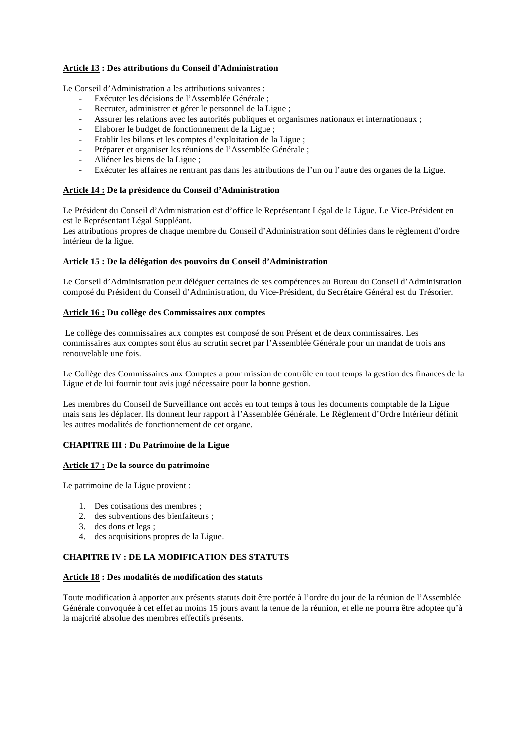**<u>Article 13</u> : Des attributions du Conseil d'Administration**

Le Conseil d'Administration a les attributions suivantes :

- Exécuter les décisions de l'Assemblée Générale ;
- Recruter, administrer et gérer le personnel de la Ligue ;
- Assurer les relations avec les autorités publiques et organismes nationaux et internationaux ;
- Elaborer le budget de fonctionnement de la Ligue ;
- Etablir les bilans et les comptes d'exploitation de la Ligue ;
- Préparer et organiser les réunions de l'Assemblée Générale ;
- Aliéner les biens de la Ligue ;
- Exécuter les affaires ne rentrant pas dans les attributions de l'un ou l'autre des organes de la Ligue.

**<u>Article 14 :</u> De la présidence du Conseil d'Administration**

Le Président du Conseil d'Administration est d'office le Représentant Légal de la Ligue. Le Vice-Président en est le Représentant Légal Suppléant.
Les attributions propres de chaque membre du Conseil d'Administration sont définies dans le règlement d'ordre intérieur de la ligue.

**<u>Article 15</u> : De la délégation des pouvoirs du Conseil d'Administration**

Le Conseil d'Administration peut déléguer certaines de ses compétences au Bureau du Conseil d'Administration composé du Président du Conseil d'Administration, du Vice-Président, du Secrétaire Général est du Trésorier.

**<u>Article 16 :</u> Du collège des Commissaires aux comptes**

Le collège des commissaires aux comptes est composé de son Présent et de deux commissaires. Les commissaires aux comptes sont élus au scrutin secret par l'Assemblée Générale pour un mandat de trois ans renouvelable une fois.

Le Collège des Commissaires aux Comptes a pour mission de contrôle en tout temps la gestion des finances de la Ligue et de lui fournir tout avis jugé nécessaire pour la bonne gestion.

Les membres du Conseil de Surveillance ont accès en tout temps à tous les documents comptable de la Ligue mais sans les déplacer. Ils donnent leur rapport à l'Assemblée Générale. Le Règlement d'Ordre Intérieur définit les autres modalités de fonctionnement de cet organe.

## CHAPITRE III : Du Patrimoine de la Ligue

**<u>Article 17 :</u> De la source du patrimoine**

Le patrimoine de la Ligue provient :

1. Des cotisations des membres ;
2. des subventions des bienfaiteurs ;
3. des dons et legs ;
4. des acquisitions propres de la Ligue.

## CHAPITRE IV : DE LA MODIFICATION DES STATUTS

**<u>Article 18</u> : Des modalités de modification des statuts**

Toute modification à apporter aux présents statuts doit être portée à l'ordre du jour de la réunion de l'Assemblée Générale convoquée à cet effet au moins 15 jours avant la tenue de la réunion, et elle ne pourra être adoptée qu'à la majorité absolue des membres effectifs présents.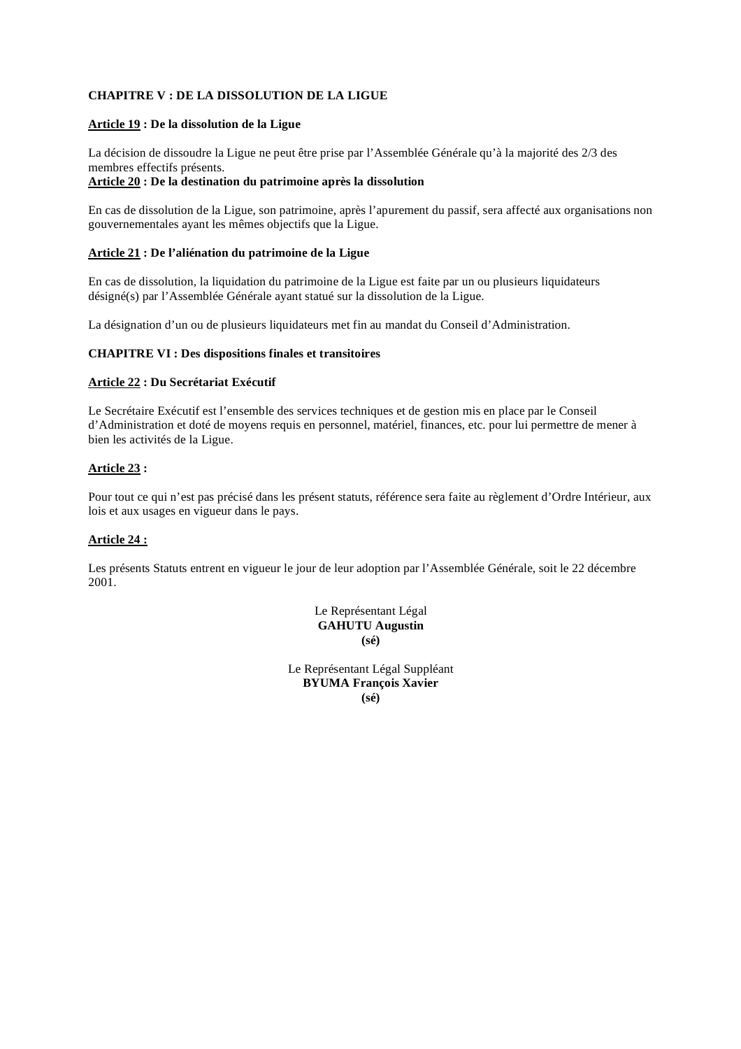**CHAPITRE V : DE LA DISSOLUTION DE LA LIGUE**

**Article 19 : De la dissolution de la Ligue**

La décision de dissoudre la Ligue ne peut être prise par l'Assemblée Générale qu'à la majorité des 2/3 des membres effectifs présents.

**Article 20 : De la destination du patrimoine après la dissolution**

En cas de dissolution de la Ligue, son patrimoine, après l'apurement du passif, sera affecté aux organisations non gouvernementales ayant les mêmes objectifs que la Ligue.

**Article 21 : De l'aliénation du patrimoine de la Ligue**

En cas de dissolution, la liquidation du patrimoine de la Ligue est faite par un ou plusieurs liquidateurs désigné(s) par l'Assemblée Générale ayant statué sur la dissolution de la Ligue.

La désignation d'un ou de plusieurs liquidateurs met fin au mandat du Conseil d'Administration.

**CHAPITRE VI : Des dispositions finales et transitoires**

**Article 22 : Du Secrétariat Exécutif**

Le Secrétaire Exécutif est l'ensemble des services techniques et de gestion mis en place par le Conseil d'Administration et doté de moyens requis en personnel, matériel, finances, etc. pour lui permettre de mener à bien les activités de la Ligue.

**Article 23 :**

Pour tout ce qui n'est pas précisé dans les présent statuts, référence sera faite au règlement d'Ordre Intérieur, aux lois et aux usages en vigueur dans le pays.

**Article 24 :**

Les présents Statuts entrent en vigueur le jour de leur adoption par l'Assemblée Générale, soit le 22 décembre 2001.

Le Représentant Légal
**GAHUTU Augustin**
**(sé)**

Le Représentant Légal Suppléant
**BYUMA François Xavier**
**(sé)**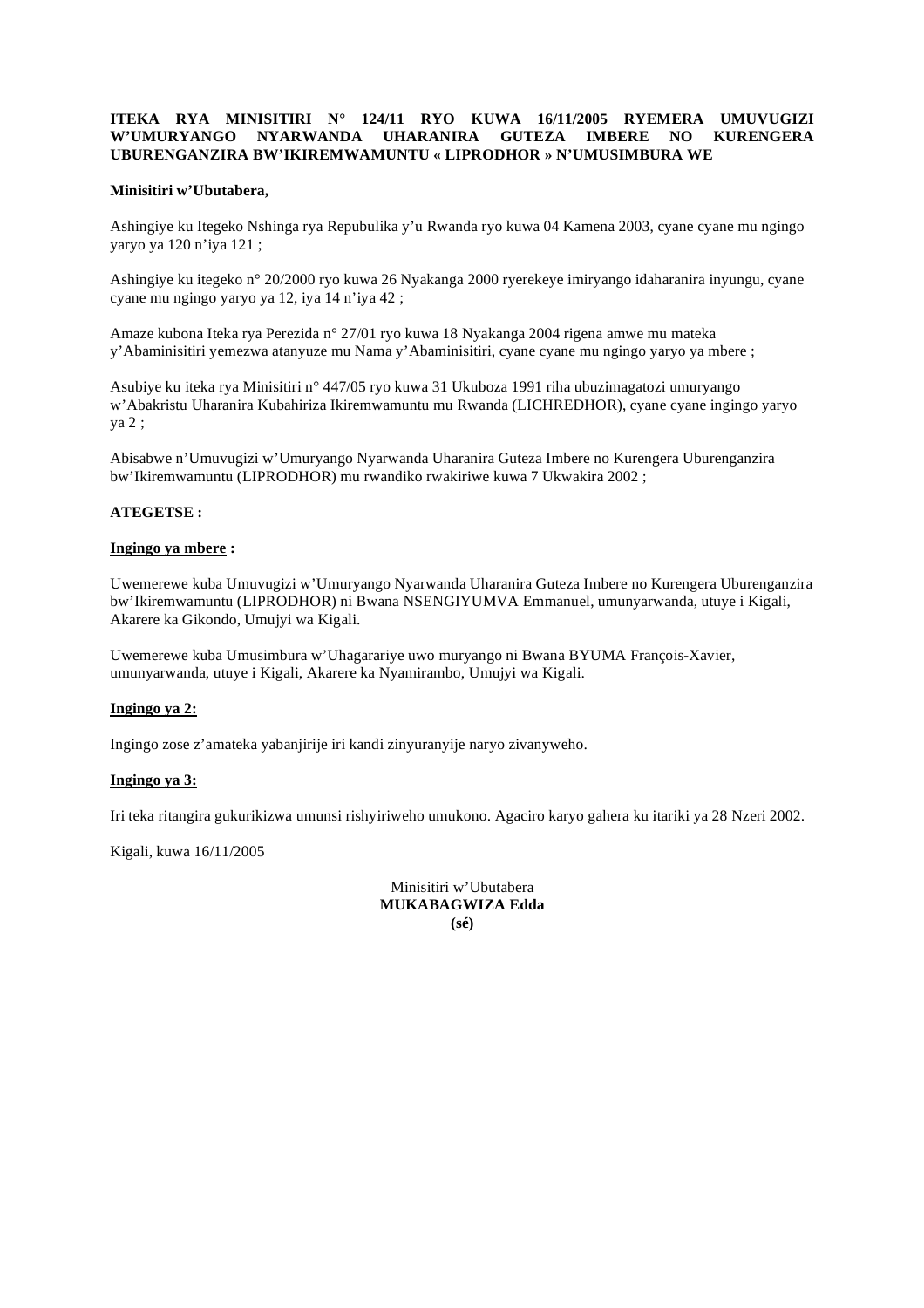**ITEKA RYA MINISITIRI N° 124/11 RYO KUWA 16/11/2005 RYEMERA UMUVUGIZI W'UMURYANGO NYARWANDA UHARANIRA GUTEZA IMBERE NO KURENGERA UBURENGANZIRA BW'IKIREMWAMUNTU « LIPRODHOR » N'UMUSIMBURA WE**

**Minisitiri w'Ubutabera,**

Ashingiye ku Itegeko Nshinga rya Repubulika y'u Rwanda ryo kuwa 04 Kamena 2003, cyane cyane mu ngingo yaryo ya 120 n'iya 121 ;

Ashingiye ku itegeko n° 20/2000 ryo kuwa 26 Nyakanga 2000 ryerekeye imiryango idaharanira inyungu, cyane cyane mu ngingo yaryo ya 12, iya 14 n'iya 42 ;

Amaze kubona Iteka rya Perezida n° 27/01 ryo kuwa 18 Nyakanga 2004 rigena amwe mu mateka y'Abaminisitiri yemezwa atanyuze mu Nama y'Abaminisitiri, cyane cyane mu ngingo yaryo ya mbere ;

Asubiye ku iteka rya Minisitiri n° 447/05 ryo kuwa 31 Ukuboza 1991 riha ubuzimagatozi umuryango w'Abakristu Uharanira Kubahiriza Ikiremwamuntu mu Rwanda (LICHREDHOR), cyane cyane ingingo yaryo ya 2 ;

Abisabwe n'Umuvugizi w'Umuryango Nyarwanda Uharanira Guteza Imbere no Kurengera Uburenganzira bw'Ikiremwamuntu (LIPRODHOR) mu rwandiko rwakiriwe kuwa 7 Ukwakira 2002 ;

**ATEGETSE :**

**Ingingo ya mbere :**

Uwemerewe kuba Umuvugizi w'Umuryango Nyarwanda Uharanira Guteza Imbere no Kurengera Uburenganzira bw'Ikiremwamuntu (LIPRODHOR) ni Bwana NSENGIYUMVA Emmanuel, umunyarwanda, utuye i Kigali, Akarere ka Gikondo, Umujyi wa Kigali.

Uwemerewe kuba Umusimbura w'Uhagarariye uwo muryango ni Bwana BYUMA François-Xavier, umunyarwanda, utuye i Kigali, Akarere ka Nyamirambo, Umujyi wa Kigali.

**Ingingo ya 2:**

Ingingo zose z'amateka yabanjirije iri kandi zinyuranyije naryo zivanyweho.

**Ingingo ya 3:**

Iri teka ritangira gukurikizwa umunsi rishyiriweho umukono. Agaciro karyo gahera ku itariki ya 28 Nzeri 2002.

Kigali, kuwa 16/11/2005

Minisitiri w'Ubutabera
**MUKABAGWIZA Edda**
**(sé)**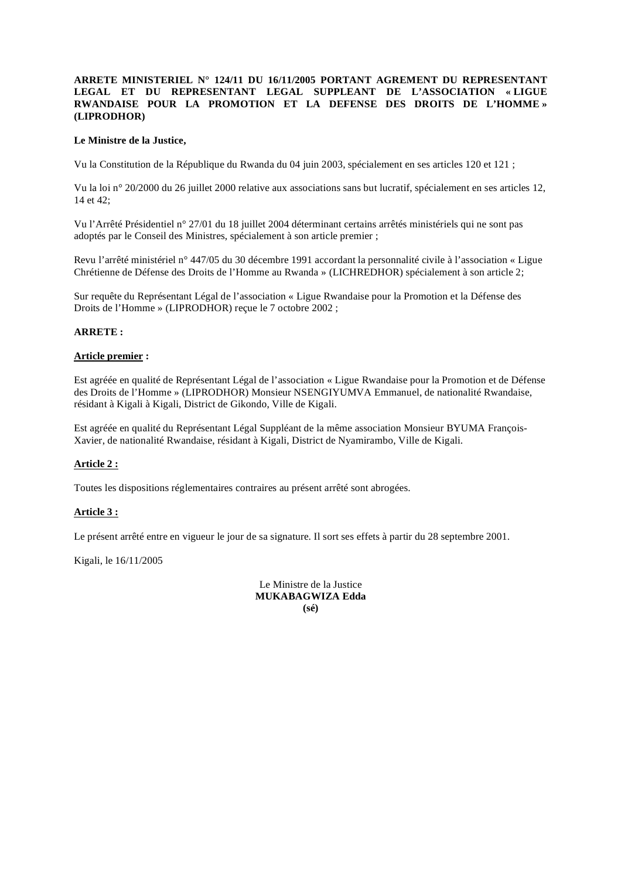**ARRETE MINISTERIEL N° 124/11 DU 16/11/2005 PORTANT AGREMENT DU REPRESENTANT LEGAL ET DU REPRESENTANT LEGAL SUPPLEANT DE L'ASSOCIATION « LIGUE RWANDAISE POUR LA PROMOTION ET LA DEFENSE DES DROITS DE L'HOMME » (LIPRODHOR)**

**Le Ministre de la Justice,**

Vu la Constitution de la République du Rwanda du 04 juin 2003, spécialement en ses articles 120 et 121 ;

Vu la loi n° 20/2000 du 26 juillet 2000 relative aux associations sans but lucratif, spécialement en ses articles 12, 14 et 42;

Vu l'Arrêté Présidentiel n° 27/01 du 18 juillet 2004 déterminant certains arrêtés ministériels qui ne sont pas adoptés par le Conseil des Ministres, spécialement à son article premier ;

Revu l'arrêté ministériel n° 447/05 du 30 décembre 1991 accordant la personnalité civile à l'association « Ligue Chrétienne de Défense des Droits de l'Homme au Rwanda » (LICHREDHOR) spécialement à son article 2;

Sur requête du Représentant Légal de l'association « Ligue Rwandaise pour la Promotion et la Défense des Droits de l'Homme » (LIPRODHOR) reçue le 7 octobre 2002 ;

**ARRETE :**

**Article premier :**

Est agréée en qualité de Représentant Légal de l'association « Ligue Rwandaise pour la Promotion et de Défense des Droits de l'Homme » (LIPRODHOR) Monsieur NSENGIYUMVA Emmanuel, de nationalité Rwandaise, résidant à Kigali à Kigali, District de Gikondo, Ville de Kigali.

Est agréée en qualité du Représentant Légal Suppléant de la même association Monsieur BYUMA François-Xavier, de nationalité Rwandaise, résidant à Kigali, District de Nyamirambo, Ville de Kigali.

**Article 2 :**

Toutes les dispositions réglementaires contraires au présent arrêté sont abrogées.

**Article 3 :**

Le présent arrêté entre en vigueur le jour de sa signature. Il sort ses effets à partir du 28 septembre 2001.

Kigali, le 16/11/2005

Le Ministre de la Justice
**MUKABAGWIZA Edda**
**(sé)**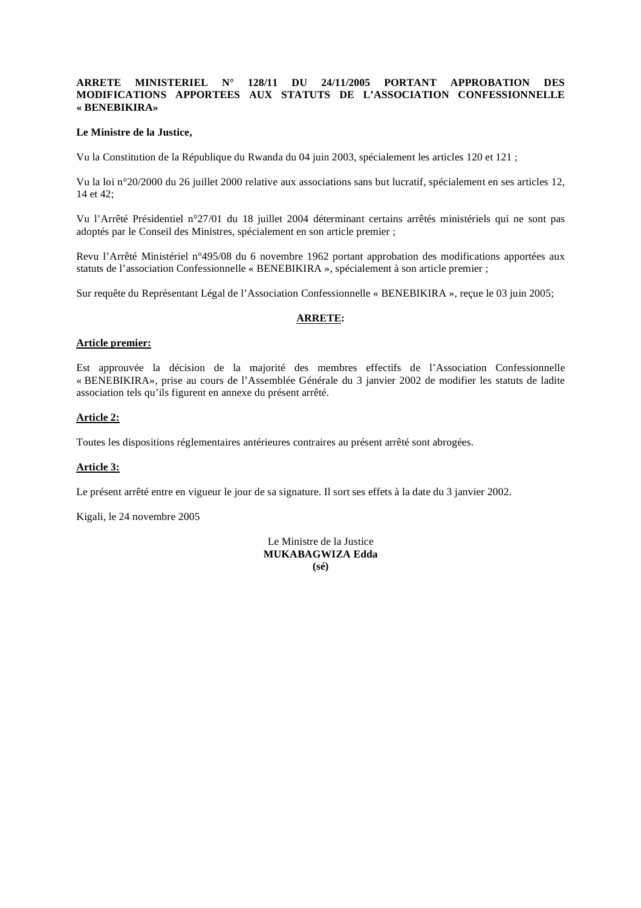**ARRETE MINISTERIEL N° 128/11 DU 24/11/2005 PORTANT APPROBATION DES MODIFICATIONS APPORTEES AUX STATUTS DE L'ASSOCIATION CONFESSIONNELLE « BENEBIKIRA»**

**Le Ministre de la Justice,**

Vu la Constitution de la République du Rwanda du 04 juin 2003, spécialement les articles 120 et 121 ;

Vu la loi n°20/2000 du 26 juillet 2000 relative aux associations sans but lucratif, spécialement en ses articles 12, 14 et 42;

Vu l'Arrêté Présidentiel n°27/01 du 18 juillet 2004 déterminant certains arrêtés ministériels qui ne sont pas adoptés par le Conseil des Ministres, spécialement en son article premier ;

Revu l'Arrêté Ministériel n°495/08 du 6 novembre 1962 portant approbation des modifications apportées aux statuts de l'association Confessionnelle « BENEBIKIRA », spécialement à son article premier ;

Sur requête du Représentant Légal de l'Association Confessionnelle « BENEBIKIRA », reçue le 03 juin 2005;

**ARRETE:**

**Article premier:**

Est approuvée la décision de la majorité des membres effectifs de l'Association Confessionnelle « BENEBIKIRA», prise au cours de l'Assemblée Générale du 3 janvier 2002 de modifier les statuts de ladite association tels qu'ils figurent en annexe du présent arrêté.

**Article 2:**

Toutes les dispositions réglementaires antérieures contraires au présent arrêté sont abrogées.

**Article 3:**

Le présent arrêté entre en vigueur le jour de sa signature. Il sort ses effets à la date du 3 janvier 2002.

Kigali, le 24 novembre 2005

Le Ministre de la Justice
**MUKABAGWIZA Edda**
**(sé)**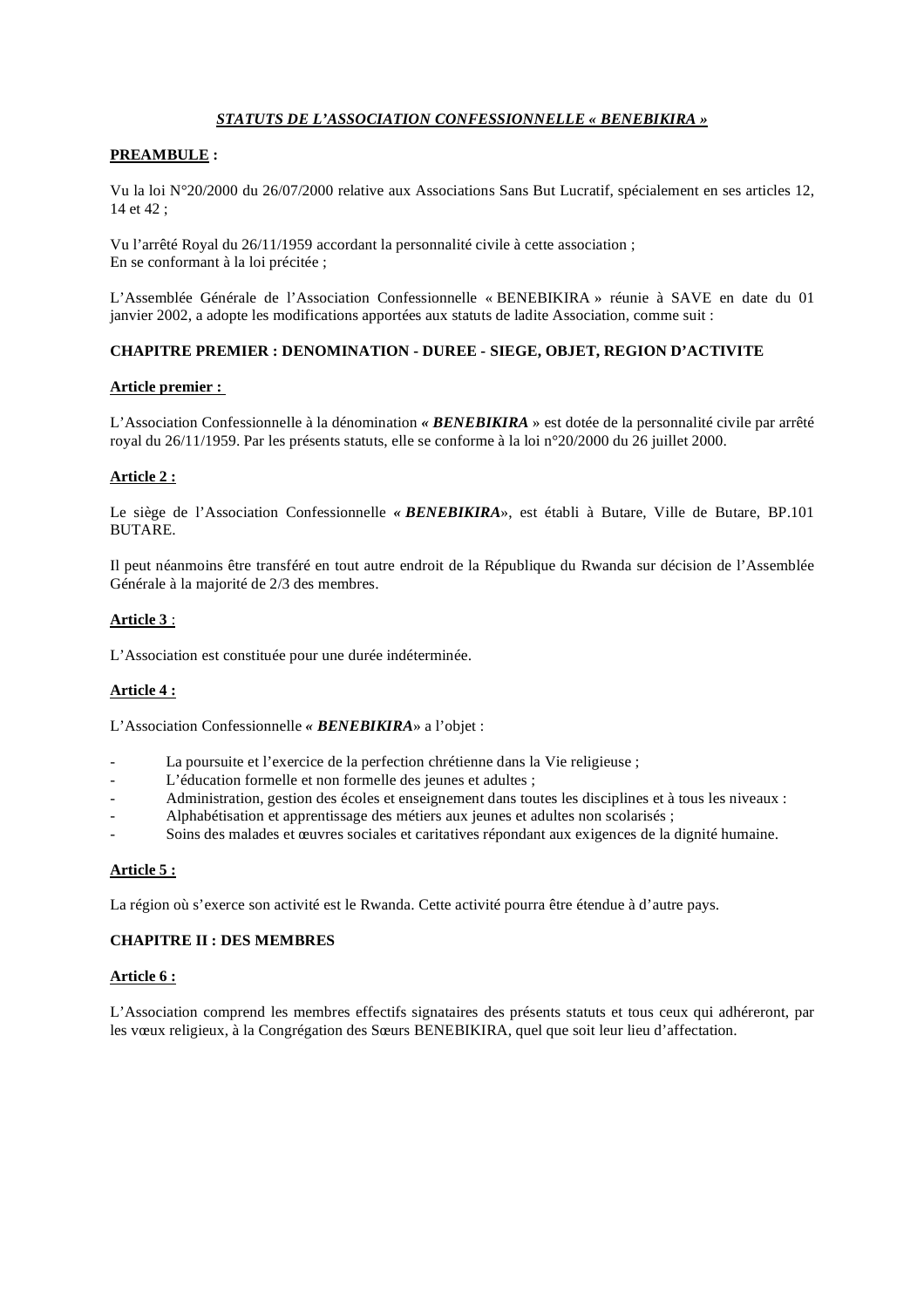***STATUTS DE L'ASSOCIATION CONFESSIONNELLE « BENEBIKIRA »***

**PREAMBULE :**

Vu la loi N°20/2000 du 26/07/2000 relative aux Associations Sans But Lucratif, spécialement en ses articles 12, 14 et 42 ;

Vu l'arrêté Royal du 26/11/1959 accordant la personnalité civile à cette association ;
En se conformant à la loi précitée ;

L'Assemblée Générale de l'Association Confessionnelle « BENEBIKIRA » réunie à SAVE en date du 01 janvier 2002, a adopte les modifications apportées aux statuts de ladite Association, comme suit :

**CHAPITRE PREMIER : DENOMINATION - DUREE - SIEGE, OBJET, REGION D'ACTIVITE**

**Article premier :**

L'Association Confessionnelle à la dénomination ***« BENEBIKIRA*** » est dotée de la personnalité civile par arrêté royal du 26/11/1959. Par les présents statuts, elle se conforme à la loi n°20/2000 du 26 juillet 2000.

**Article 2 :**

Le siège de l'Association Confessionnelle ***« BENEBIKIRA***», est établi à Butare, Ville de Butare, BP.101 BUTARE.

Il peut néanmoins être transféré en tout autre endroit de la République du Rwanda sur décision de l'Assemblée Générale à la majorité de 2/3 des membres.

**Article 3** :

L'Association est constituée pour une durée indéterminée.

**Article 4 :**

L'Association Confessionnelle ***« BENEBIKIRA***» a l'objet :

- La poursuite et l'exercice de la perfection chrétienne dans la Vie religieuse ;
- L'éducation formelle et non formelle des jeunes et adultes ;
- Administration, gestion des écoles et enseignement dans toutes les disciplines et à tous les niveaux :
- Alphabétisation et apprentissage des métiers aux jeunes et adultes non scolarisés ;
- Soins des malades et œuvres sociales et caritatives répondant aux exigences de la dignité humaine.

**Article 5 :**

La région où s'exerce son activité est le Rwanda. Cette activité pourra être étendue à d'autre pays.

**CHAPITRE II : DES MEMBRES**

**Article 6 :**

L'Association comprend les membres effectifs signataires des présents statuts et tous ceux qui adhéreront, par les vœux religieux, à la Congrégation des Sœurs BENEBIKIRA, quel que soit leur lieu d'affectation.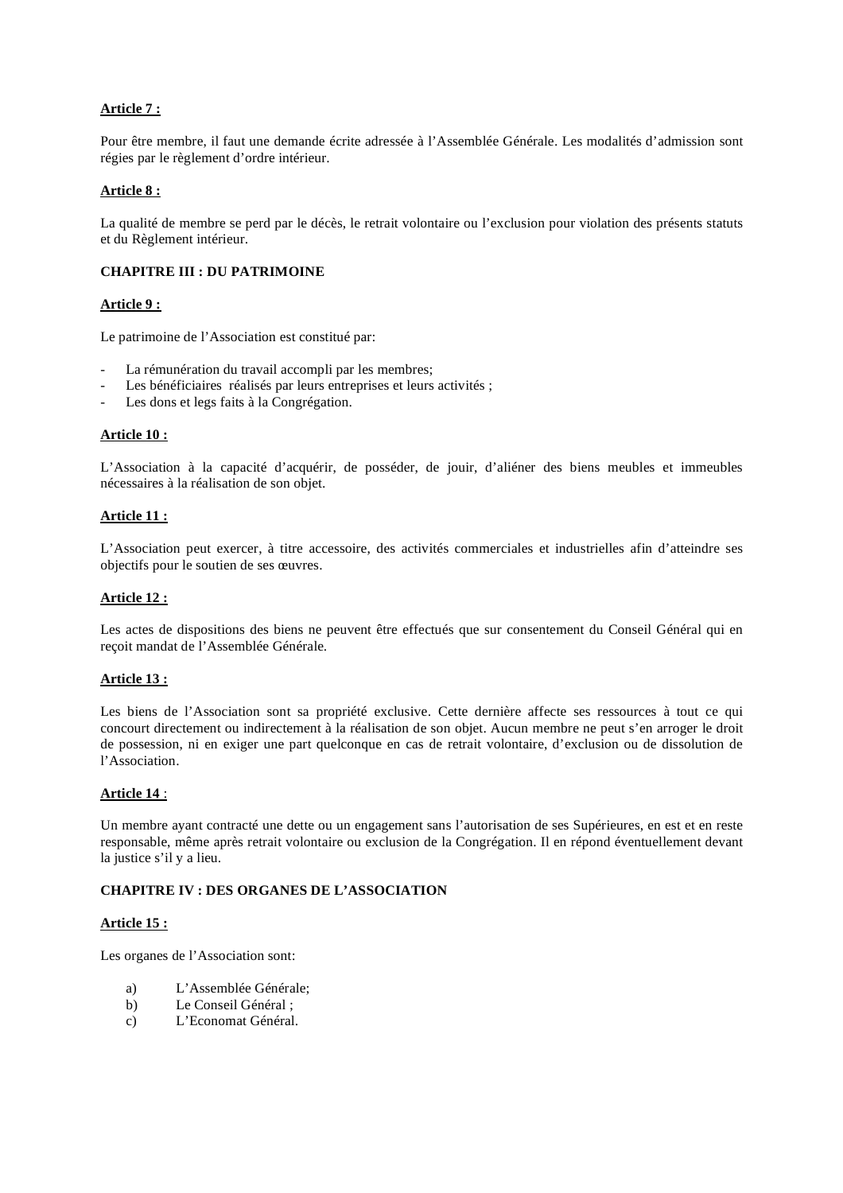**Article 7 :**

Pour être membre, il faut une demande écrite adressée à l'Assemblée Générale. Les modalités d'admission sont régies par le règlement d'ordre intérieur.

**Article 8 :**

La qualité de membre se perd par le décès, le retrait volontaire ou l'exclusion pour violation des présents statuts et du Règlement intérieur.

**CHAPITRE III : DU PATRIMOINE**

**Article 9 :**

Le patrimoine de l'Association est constitué par:

- La rémunération du travail accompli par les membres;
- Les bénéficiaires réalisés par leurs entreprises et leurs activités ;
- Les dons et legs faits à la Congrégation.

**Article 10 :**

L'Association à la capacité d'acquérir, de posséder, de jouir, d'aliéner des biens meubles et immeubles nécessaires à la réalisation de son objet.

**Article 11 :**

L'Association peut exercer, à titre accessoire, des activités commerciales et industrielles afin d'atteindre ses objectifs pour le soutien de ses œuvres.

**Article 12 :**

Les actes de dispositions des biens ne peuvent être effectués que sur consentement du Conseil Général qui en reçoit mandat de l'Assemblée Générale.

**Article 13 :**

Les biens de l'Association sont sa propriété exclusive. Cette dernière affecte ses ressources à tout ce qui concourt directement ou indirectement à la réalisation de son objet. Aucun membre ne peut s'en arroger le droit de possession, ni en exiger une part quelconque en cas de retrait volontaire, d'exclusion ou de dissolution de l'Association.

**Article 14 :**

Un membre ayant contracté une dette ou un engagement sans l'autorisation de ses Supérieures, en est et en reste responsable, même après retrait volontaire ou exclusion de la Congrégation. Il en répond éventuellement devant la justice s'il y a lieu.

**CHAPITRE IV : DES ORGANES DE L'ASSOCIATION**

**Article 15 :**

Les organes de l'Association sont:

a) L'Assemblée Générale;
b) Le Conseil Général ;
c) L'Economat Général.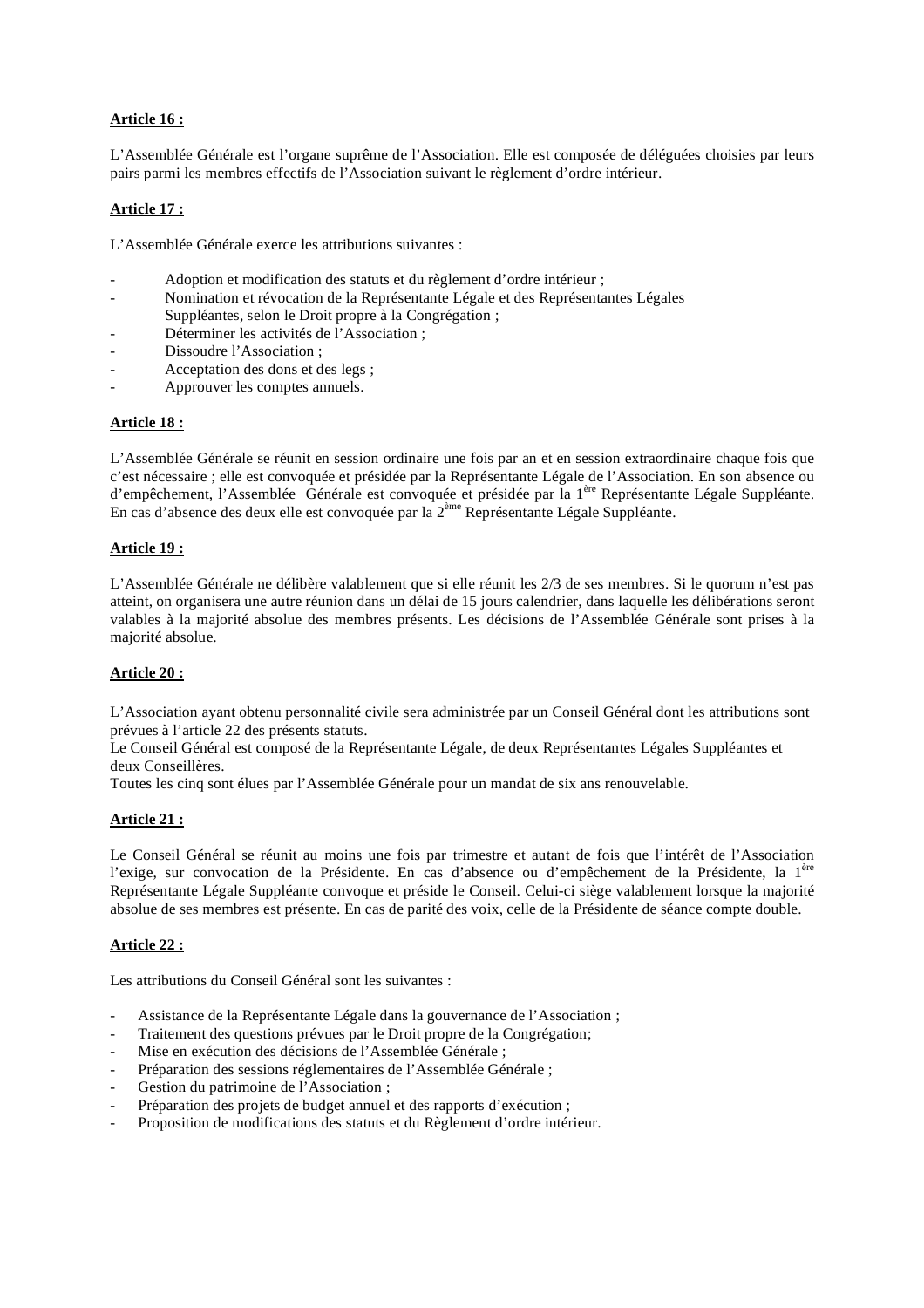**Article 16 :**

L'Assemblée Générale est l'organe suprême de l'Association. Elle est composée de déléguées choisies par leurs pairs parmi les membres effectifs de l'Association suivant le règlement d'ordre intérieur.

**Article 17 :**

L'Assemblée Générale exerce les attributions suivantes :

- Adoption et modification des statuts et du règlement d'ordre intérieur ;
- Nomination et révocation de la Représentante Légale et des Représentantes Légales Suppléantes, selon le Droit propre à la Congrégation ;
- Déterminer les activités de l'Association ;
- Dissoudre l'Association ;
- Acceptation des dons et des legs ;
- Approuver les comptes annuels.

**Article 18 :**

L'Assemblée Générale se réunit en session ordinaire une fois par an et en session extraordinaire chaque fois que c'est nécessaire ; elle est convoquée et présidée par la Représentante Légale de l'Association. En son absence ou d'empêchement, l'Assemblée Générale est convoquée et présidée par la 1ère Représentante Légale Suppléante. En cas d'absence des deux elle est convoquée par la 2ème Représentante Légale Suppléante.

**Article 19 :**

L'Assemblée Générale ne délibère valablement que si elle réunit les 2/3 de ses membres. Si le quorum n'est pas atteint, on organisera une autre réunion dans un délai de 15 jours calendrier, dans laquelle les délibérations seront valables à la majorité absolue des membres présents. Les décisions de l'Assemblée Générale sont prises à la majorité absolue.

**Article 20 :**

L'Association ayant obtenu personnalité civile sera administrée par un Conseil Général dont les attributions sont prévues à l'article 22 des présents statuts.
Le Conseil Général est composé de la Représentante Légale, de deux Représentantes Légales Suppléantes et deux Conseillères.
Toutes les cinq sont élues par l'Assemblée Générale pour un mandat de six ans renouvelable.

**Article 21 :**

Le Conseil Général se réunit au moins une fois par trimestre et autant de fois que l'intérêt de l'Association l'exige, sur convocation de la Présidente. En cas d'absence ou d'empêchement de la Présidente, la 1ère Représentante Légale Suppléante convoque et préside le Conseil. Celui-ci siège valablement lorsque la majorité absolue de ses membres est présente. En cas de parité des voix, celle de la Présidente de séance compte double.

**Article 22 :**

Les attributions du Conseil Général sont les suivantes :

- Assistance de la Représentante Légale dans la gouvernance de l'Association ;
- Traitement des questions prévues par le Droit propre de la Congrégation;
- Mise en exécution des décisions de l'Assemblée Générale ;
- Préparation des sessions réglementaires de l'Assemblée Générale ;
- Gestion du patrimoine de l'Association ;
- Préparation des projets de budget annuel et des rapports d'exécution ;
- Proposition de modifications des statuts et du Règlement d'ordre intérieur.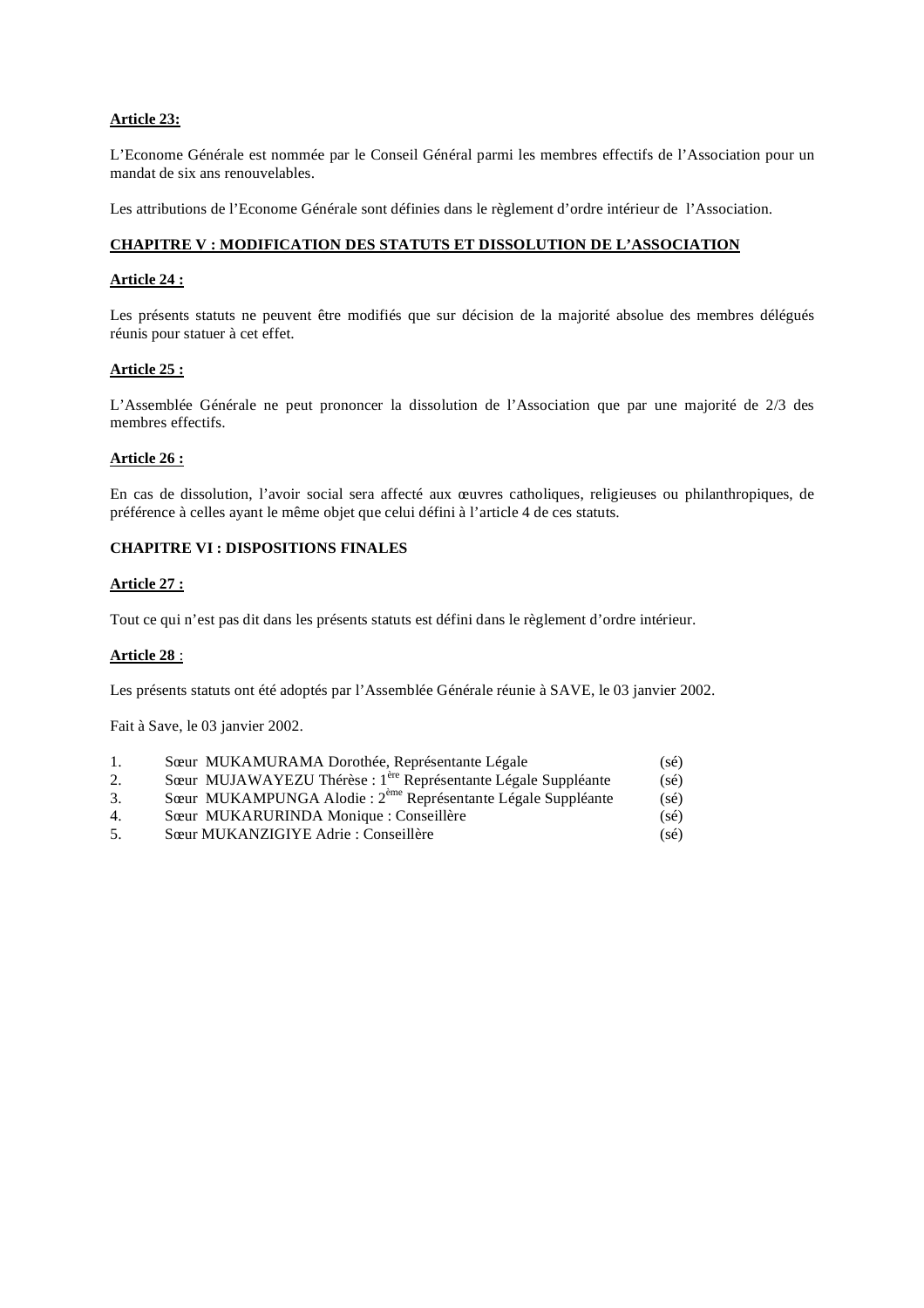**Article 23:**

L'Econome Générale est nommée par le Conseil Général parmi les membres effectifs de l'Association pour un mandat de six ans renouvelables.

Les attributions de l'Econome Générale sont définies dans le règlement d'ordre intérieur de l'Association.

**CHAPITRE V : MODIFICATION DES STATUTS ET DISSOLUTION DE L'ASSOCIATION**

**Article 24 :**

Les présents statuts ne peuvent être modifiés que sur décision de la majorité absolue des membres délégués réunis pour statuer à cet effet.

**Article 25 :**

L'Assemblée Générale ne peut prononcer la dissolution de l'Association que par une majorité de 2/3 des membres effectifs.

**Article 26 :**

En cas de dissolution, l'avoir social sera affecté aux œuvres catholiques, religieuses ou philanthropiques, de préférence à celles ayant le même objet que celui défini à l'article 4 de ces statuts.

**CHAPITRE VI : DISPOSITIONS FINALES**

**Article 27 :**

Tout ce qui n'est pas dit dans les présents statuts est défini dans le règlement d'ordre intérieur.

**Article 28** :

Les présents statuts ont été adoptés par l'Assemblée Générale réunie à SAVE, le 03 janvier 2002.

Fait à Save, le 03 janvier 2002.

1. Sœur MUKAMURAMA Dorothée, Représentante Légale (sé)
2. Sœur MUJAWAYEZU Thérèse : 1ère Représentante Légale Suppléante (sé)
3. Sœur MUKAMPUNGA Alodie : 2ème Représentante Légale Suppléante (sé)
4. Sœur MUKARURINDA Monique : Conseillère (sé)
5. Sœur MUKANZIGIYE Adrie : Conseillère (sé)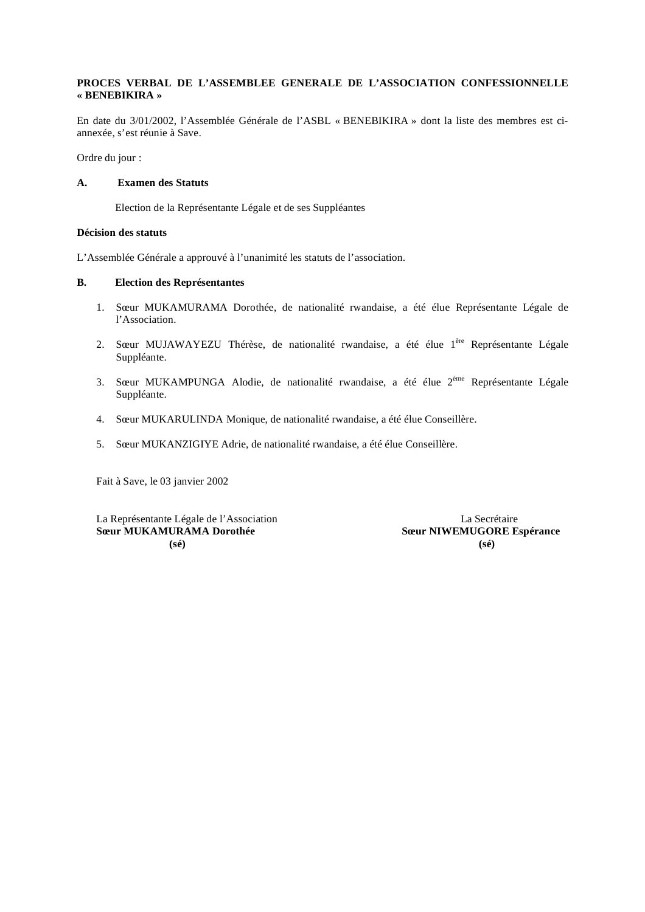**PROCES VERBAL DE L'ASSEMBLEE GENERALE DE L'ASSOCIATION CONFESSIONNELLE « BENEBIKIRA »**

En date du 3/01/2002, l'Assemblée Générale de l'ASBL « BENEBIKIRA » dont la liste des membres est ci-annexée, s'est réunie à Save.

Ordre du jour :

**A. Examen des Statuts**

Election de la Représentante Légale et de ses Suppléantes

**Décision des statuts**

L'Assemblée Générale a approuvé à l'unanimité les statuts de l'association.

**B. Election des Représentantes**

1. Sœur MUKAMURAMA Dorothée, de nationalité rwandaise, a été élue Représentante Légale de l'Association.

2. Sœur MUJAWAYEZU Thérèse, de nationalité rwandaise, a été élue 1ère Représentante Légale Suppléante.

3. Sœur MUKAMPUNGA Alodie, de nationalité rwandaise, a été élue 2ème Représentante Légale Suppléante.

4. Sœur MUKARULINDA Monique, de nationalité rwandaise, a été élue Conseillère.

5. Sœur MUKANZIGIYE Adrie, de nationalité rwandaise, a été élue Conseillère.

Fait à Save, le 03 janvier 2002

| La Représentante Légale de l'Association | La Secrétaire |
| --- | --- |
| **Sœur MUKAMURAMA Dorothée** | **Sœur NIWEMUGORE Espérance** |
| **(sé)** | **(sé)** |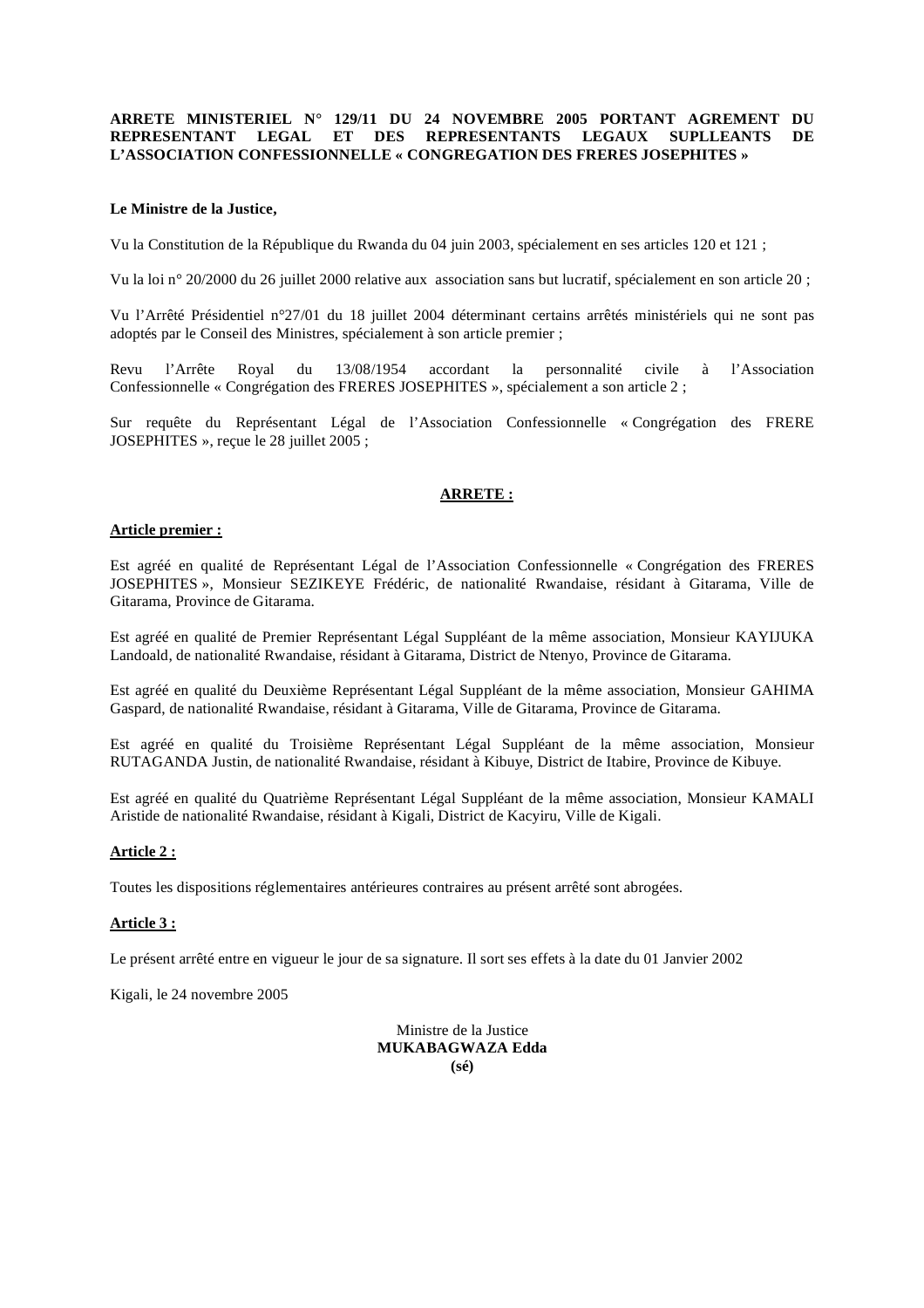**ARRETE MINISTERIEL N° 129/11 DU 24 NOVEMBRE 2005 PORTANT AGREMENT DU REPRESENTANT LEGAL ET DES REPRESENTANTS LEGAUX SUPLLEANTS DE L'ASSOCIATION CONFESSIONNELLE « CONGREGATION DES FRERES JOSEPHITES »**

**Le Ministre de la Justice,**

Vu la Constitution de la République du Rwanda du 04 juin 2003, spécialement en ses articles 120 et 121 ;

Vu la loi n° 20/2000 du 26 juillet 2000 relative aux association sans but lucratif, spécialement en son article 20 ;

Vu l'Arrêté Présidentiel n°27/01 du 18 juillet 2004 déterminant certains arrêtés ministériels qui ne sont pas adoptés par le Conseil des Ministres, spécialement à son article premier ;

Revu l'Arrête Royal du 13/08/1954 accordant la personnalité civile à l'Association Confessionnelle « Congrégation des FRERES JOSEPHITES », spécialement a son article 2 ;

Sur requête du Représentant Légal de l'Association Confessionnelle « Congrégation des FRERE JOSEPHITES », reçue le 28 juillet 2005 ;

**ARRETE :**

**Article premier :**

Est agréé en qualité de Représentant Légal de l'Association Confessionnelle « Congrégation des FRERES JOSEPHITES », Monsieur SEZIKEYE Frédéric, de nationalité Rwandaise, résidant à Gitarama, Ville de Gitarama, Province de Gitarama.

Est agréé en qualité de Premier Représentant Légal Suppléant de la même association, Monsieur KAYIJUKA Landoald, de nationalité Rwandaise, résidant à Gitarama, District de Ntenyo, Province de Gitarama.

Est agréé en qualité du Deuxième Représentant Légal Suppléant de la même association, Monsieur GAHIMA Gaspard, de nationalité Rwandaise, résidant à Gitarama, Ville de Gitarama, Province de Gitarama.

Est agréé en qualité du Troisième Représentant Légal Suppléant de la même association, Monsieur RUTAGANDA Justin, de nationalité Rwandaise, résidant à Kibuye, District de Itabire, Province de Kibuye.

Est agréé en qualité du Quatrième Représentant Légal Suppléant de la même association, Monsieur KAMALI Aristide de nationalité Rwandaise, résidant à Kigali, District de Kacyiru, Ville de Kigali.

**Article 2 :**

Toutes les dispositions réglementaires antérieures contraires au présent arrêté sont abrogées.

**Article 3 :**

Le présent arrêté entre en vigueur le jour de sa signature. Il sort ses effets à la date du 01 Janvier 2002

Kigali, le 24 novembre 2005

Ministre de la Justice
**MUKABAGWAZA Edda**
**(sé)**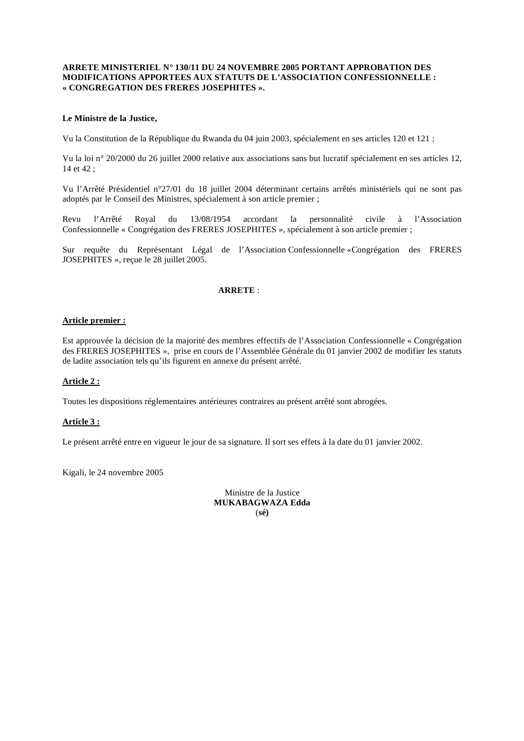**ARRETE MINISTERIEL N° 130/11 DU 24 NOVEMBRE 2005 PORTANT APPROBATION DES MODIFICATIONS APPORTEES AUX STATUTS DE L'ASSOCIATION CONFESSIONNELLE : « CONGREGATION DES FRERES JOSEPHITES ».**

**Le Ministre de la Justice,**

Vu la Constitution de la République du Rwanda du 04 juin 2003, spécialement en ses articles 120 et 121 ;

Vu la loi n° 20/2000 du 26 juillet 2000 relative aux associations sans but lucratif spécialement en ses articles 12, 14 et 42 ;

Vu l'Arrêté Présidentiel n°27/01 du 18 juillet 2004 déterminant certains arrêtés ministériels qui ne sont pas adoptés par le Conseil des Ministres, spécialement à son article premier ;

Revu l'Arrêté Royal du 13/08/1954 accordant la personnalité civile à l'Association Confessionnelle « Congrégation des FRERES JOSEPHITES », spécialement à son article premier ;

Sur requête du Représentant Légal de l'Association Confessionnelle «Congrégation des FRERES JOSEPHITES », reçue le 28 juillet 2005.

**ARRETE** :

**Article premier :**

Est approuvée la décision de la majorité des membres effectifs de l'Association Confessionnelle « Congrégation des FRERES JOSEPHITES », prise en cours de l'Assemblée Générale du 01 janvier 2002 de modifier les statuts de ladite association tels qu'ils figurent en annexe du présent arrêté.

**Article 2 :**

Toutes les dispositions réglementaires antérieures contraires au présent arrêté sont abrogées.

**Article 3 :**

Le présent arrêté entre en vigueur le jour de sa signature. Il sort ses effets à la date du 01 janvier 2002.

Kigali, le 24 novembre 2005

Ministre de la Justice
**MUKABAGWAZA Edda**
(**sé)**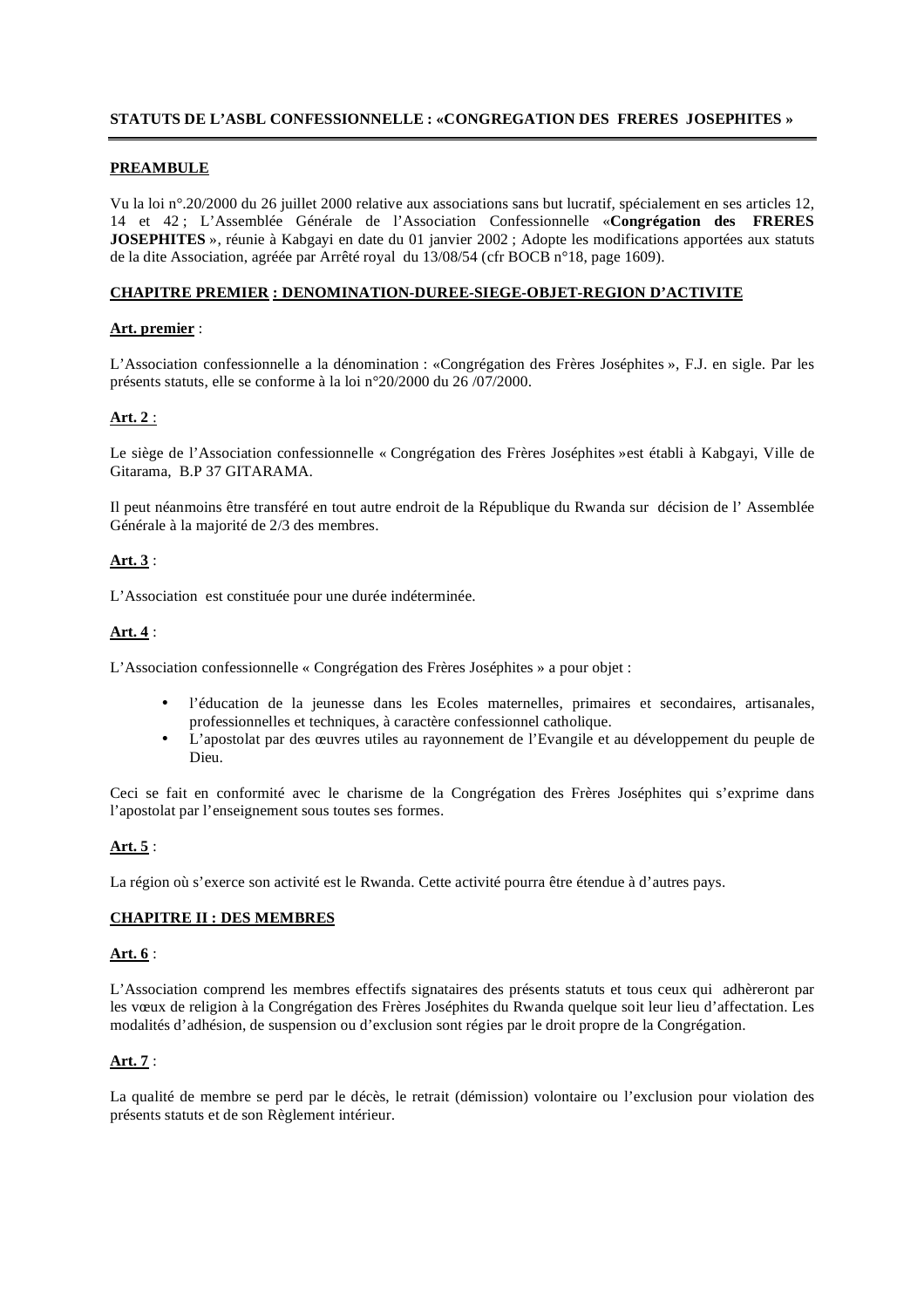**STATUTS DE L'ASBL CONFESSIONNELLE : «CONGREGATION DES FRERES JOSEPHITES »**

**PREAMBULE**

Vu la loi n°.20/2000 du 26 juillet 2000 relative aux associations sans but lucratif, spécialement en ses articles 12, 14 et 42 ; L'Assemblée Générale de l'Association Confessionnelle «**Congrégation des FRERES JOSEPHITES** », réunie à Kabgayi en date du 01 janvier 2002 ; Adopte les modifications apportées aux statuts de la dite Association, agréée par Arrêté royal du 13/08/54 (cfr BOCB n°18, page 1609).

**CHAPITRE PREMIER : DENOMINATION-DUREE-SIEGE-OBJET-REGION D'ACTIVITE**

**Art. premier** :

L'Association confessionnelle a la dénomination : «Congrégation des Frères Joséphites », F.J. en sigle. Par les présents statuts, elle se conforme à la loi n°20/2000 du 26 /07/2000.

**Art. 2** :

Le siège de l'Association confessionnelle « Congrégation des Frères Joséphites »est établi à Kabgayi, Ville de Gitarama, B.P 37 GITARAMA.

Il peut néanmoins être transféré en tout autre endroit de la République du Rwanda sur décision de l' Assemblée Générale à la majorité de 2/3 des membres.

**Art. 3** :

L'Association est constituée pour une durée indéterminée.

**Art. 4** :

L'Association confessionnelle « Congrégation des Frères Joséphites » a pour objet :

- l'éducation de la jeunesse dans les Ecoles maternelles, primaires et secondaires, artisanales, professionnelles et techniques, à caractère confessionnel catholique.
- L'apostolat par des œuvres utiles au rayonnement de l'Evangile et au développement du peuple de Dieu.

Ceci se fait en conformité avec le charisme de la Congrégation des Frères Joséphites qui s'exprime dans l'apostolat par l'enseignement sous toutes ses formes.

**Art. 5** :

La région où s'exerce son activité est le Rwanda. Cette activité pourra être étendue à d'autres pays.

**CHAPITRE II : DES MEMBRES**

**Art. 6** :

L'Association comprend les membres effectifs signataires des présents statuts et tous ceux qui adhèreront par les vœux de religion à la Congrégation des Frères Joséphites du Rwanda quelque soit leur lieu d'affectation. Les modalités d'adhésion, de suspension ou d'exclusion sont régies par le droit propre de la Congrégation.

**Art. 7** :

La qualité de membre se perd par le décès, le retrait (démission) volontaire ou l'exclusion pour violation des présents statuts et de son Règlement intérieur.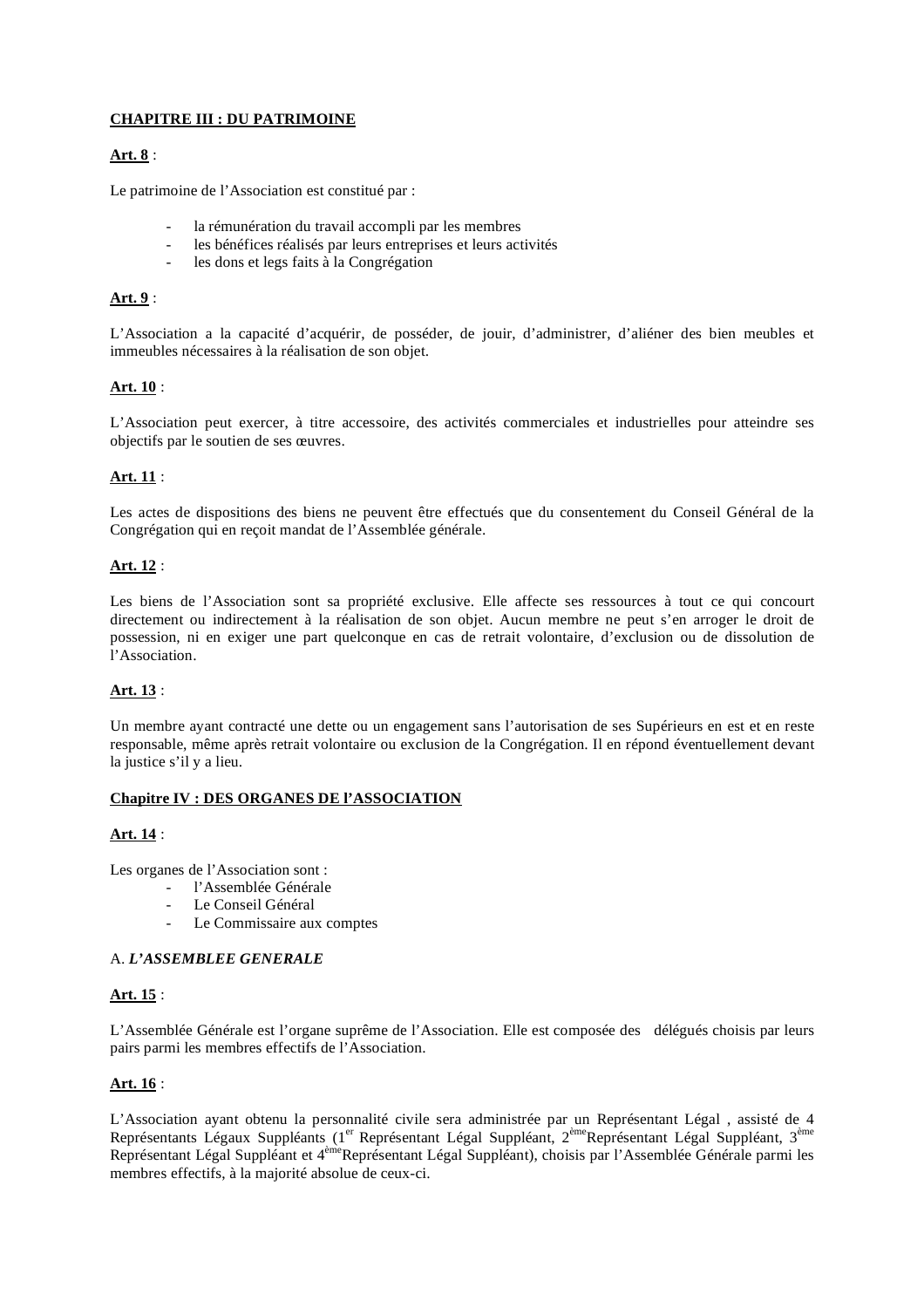**CHAPITRE III : DU PATRIMOINE**

**Art. 8** :

Le patrimoine de l'Association est constitué par :

- la rémunération du travail accompli par les membres
- les bénéfices réalisés par leurs entreprises et leurs activités
- les dons et legs faits à la Congrégation

**Art. 9** :

L'Association a la capacité d'acquérir, de posséder, de jouir, d'administrer, d'aliéner des bien meubles et immeubles nécessaires à la réalisation de son objet.

**Art. 10** :

L'Association peut exercer, à titre accessoire, des activités commerciales et industrielles pour atteindre ses objectifs par le soutien de ses œuvres.

**Art. 11** :

Les actes de dispositions des biens ne peuvent être effectués que du consentement du Conseil Général de la Congrégation qui en reçoit mandat de l'Assemblée générale.

**Art. 12** :

Les biens de l'Association sont sa propriété exclusive. Elle affecte ses ressources à tout ce qui concourt directement ou indirectement à la réalisation de son objet. Aucun membre ne peut s'en arroger le droit de possession, ni en exiger une part quelconque en cas de retrait volontaire, d'exclusion ou de dissolution de l'Association.

**Art. 13** :

Un membre ayant contracté une dette ou un engagement sans l'autorisation de ses Supérieurs en est et en reste responsable, même après retrait volontaire ou exclusion de la Congrégation. Il en répond éventuellement devant la justice s'il y a lieu.

**Chapitre IV : DES ORGANES DE l'ASSOCIATION**

**Art. 14** :

Les organes de l'Association sont :

- l'Assemblée Générale
- Le Conseil Général
- Le Commissaire aux comptes

A. ***L'ASSEMBLEE GENERALE***

**Art. 15** :

L'Assemblée Générale est l'organe suprême de l'Association. Elle est composée des délégués choisis par leurs pairs parmi les membres effectifs de l'Association.

**Art. 16** :

L'Association ayant obtenu la personnalité civile sera administrée par un Représentant Légal , assisté de 4 Représentants Légaux Suppléants (1er Représentant Légal Suppléant, 2ème Représentant Légal Suppléant, 3ème Représentant Légal Suppléant et 4ème Représentant Légal Suppléant), choisis par l'Assemblée Générale parmi les membres effectifs, à la majorité absolue de ceux-ci.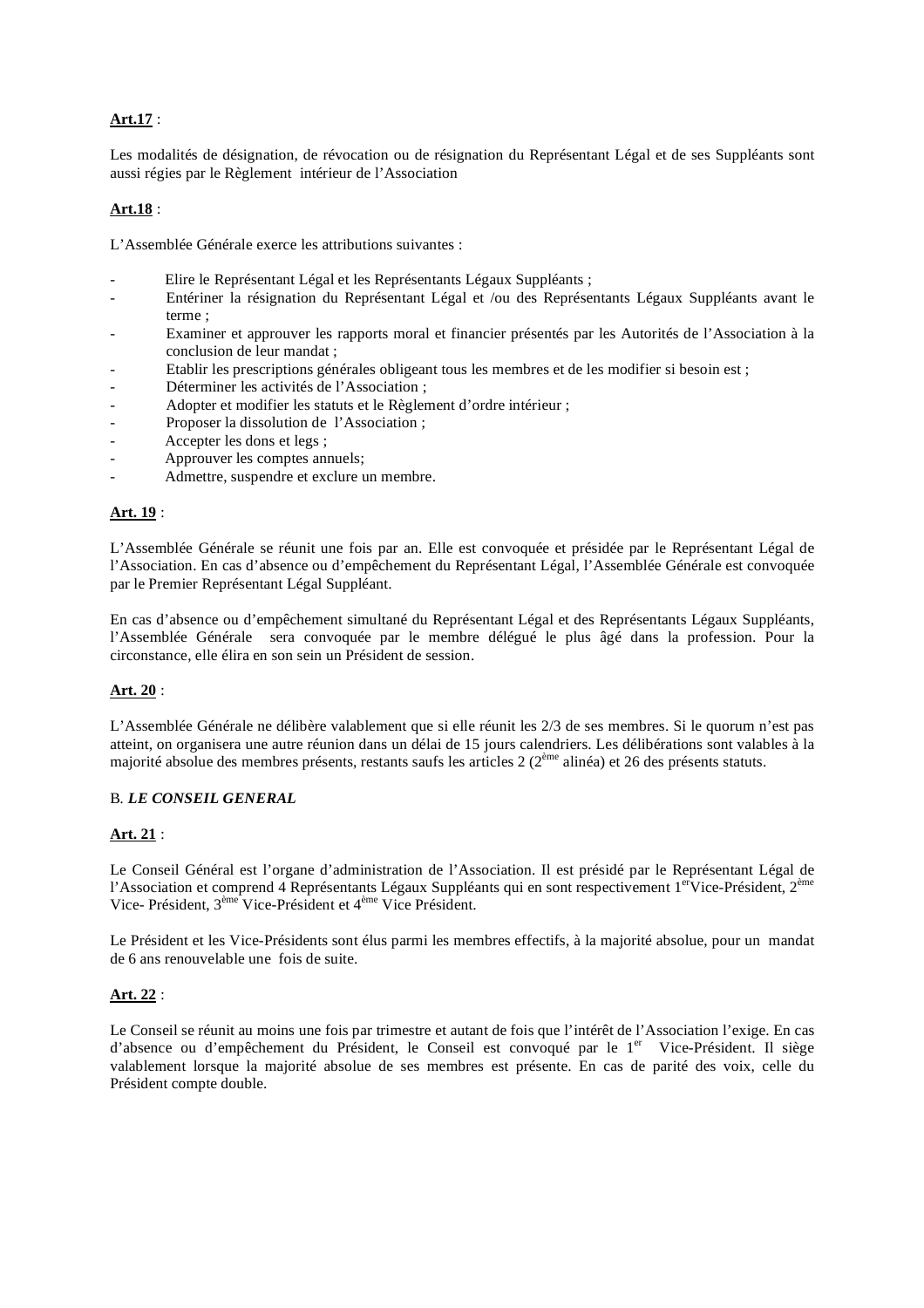**Art.17** :

Les modalités de désignation, de révocation ou de résignation du Représentant Légal et de ses Suppléants sont aussi régies par le Règlement intérieur de l'Association

**Art.18** :

L'Assemblée Générale exerce les attributions suivantes :

- Elire le Représentant Légal et les Représentants Légaux Suppléants ;
- Entériner la résignation du Représentant Légal et /ou des Représentants Légaux Suppléants avant le terme ;
- Examiner et approuver les rapports moral et financier présentés par les Autorités de l'Association à la conclusion de leur mandat ;
- Etablir les prescriptions générales obligeant tous les membres et de les modifier si besoin est ;
- Déterminer les activités de l'Association ;
- Adopter et modifier les statuts et le Règlement d'ordre intérieur ;
- Proposer la dissolution de l'Association ;
- Accepter les dons et legs ;
- Approuver les comptes annuels;
- Admettre, suspendre et exclure un membre.

**Art. 19** :

L'Assemblée Générale se réunit une fois par an. Elle est convoquée et présidée par le Représentant Légal de l'Association. En cas d'absence ou d'empêchement du Représentant Légal, l'Assemblée Générale est convoquée par le Premier Représentant Légal Suppléant.

En cas d'absence ou d'empêchement simultané du Représentant Légal et des Représentants Légaux Suppléants, l'Assemblée Générale sera convoquée par le membre délégué le plus âgé dans la profession. Pour la circonstance, elle élira en son sein un Président de session.

**Art. 20** :

L'Assemblée Générale ne délibère valablement que si elle réunit les 2/3 de ses membres. Si le quorum n'est pas atteint, on organisera une autre réunion dans un délai de 15 jours calendriers. Les délibérations sont valables à la majorité absolue des membres présents, restants saufs les articles 2 (2ème alinéa) et 26 des présents statuts.

B. ***LE CONSEIL GENERAL***

**Art. 21** :

Le Conseil Général est l'organe d'administration de l'Association. Il est présidé par le Représentant Légal de l'Association et comprend 4 Représentants Légaux Suppléants qui en sont respectivement 1erVice-Président, 2ème Vice- Président, 3ème Vice-Président et 4ème Vice Président.

Le Président et les Vice-Présidents sont élus parmi les membres effectifs, à la majorité absolue, pour un mandat de 6 ans renouvelable une fois de suite.

**Art. 22** :

Le Conseil se réunit au moins une fois par trimestre et autant de fois que l'intérêt de l'Association l'exige. En cas d'absence ou d'empêchement du Président, le Conseil est convoqué par le 1er Vice-Président. Il siège valablement lorsque la majorité absolue de ses membres est présente. En cas de parité des voix, celle du Président compte double.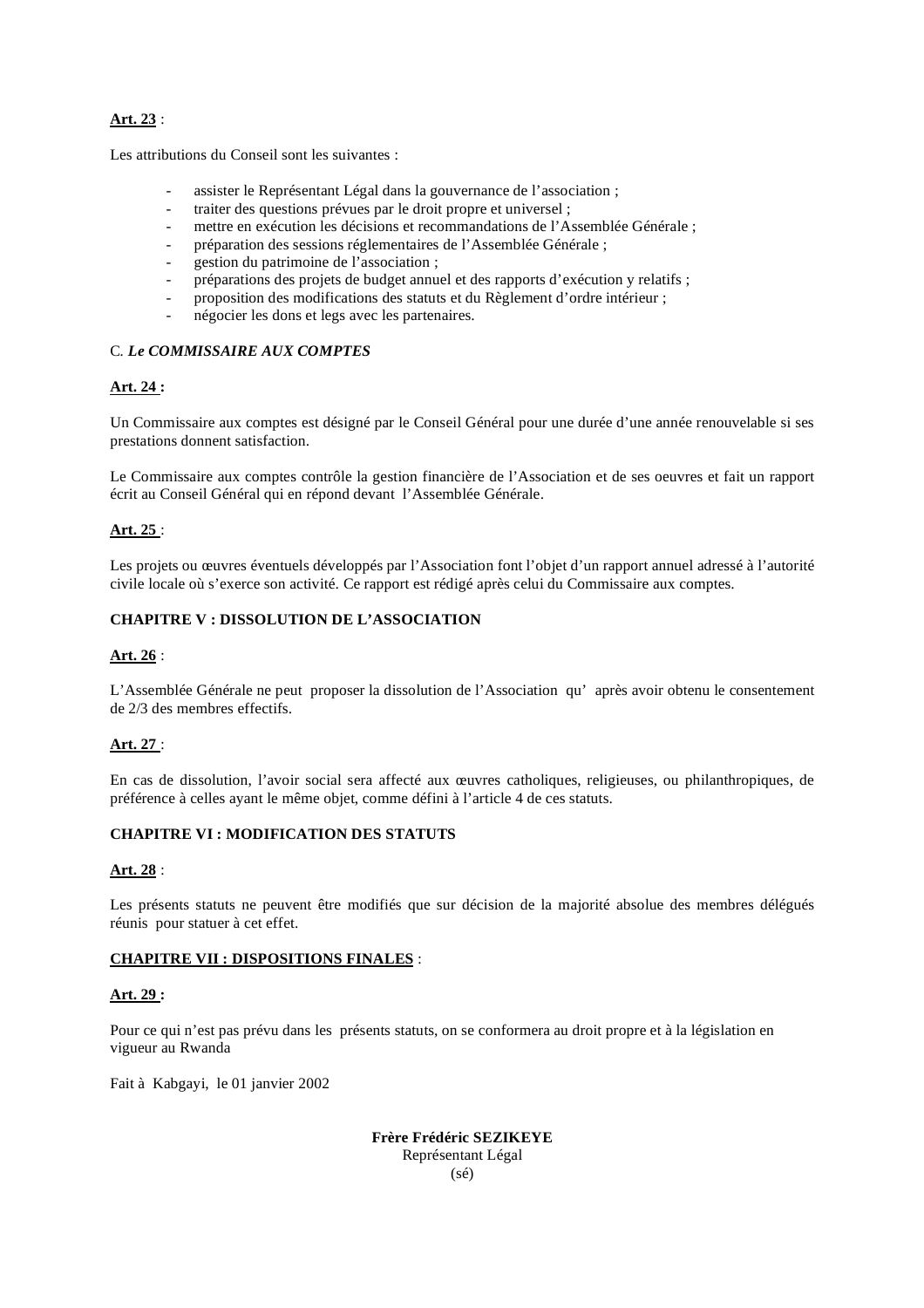**Art. 23** :

Les attributions du Conseil sont les suivantes :

- assister le Représentant Légal dans la gouvernance de l'association ;
- traiter des questions prévues par le droit propre et universel ;
- mettre en exécution les décisions et recommandations de l'Assemblée Générale ;
- préparation des sessions réglementaires de l'Assemblée Générale ;
- gestion du patrimoine de l'association ;
- préparations des projets de budget annuel et des rapports d'exécution y relatifs ;
- proposition des modifications des statuts et du Règlement d'ordre intérieur ;
- négocier les dons et legs avec les partenaires.

C. ***Le COMMISSAIRE AUX COMPTES***

**Art. 24 :**

Un Commissaire aux comptes est désigné par le Conseil Général pour une durée d'une année renouvelable si ses prestations donnent satisfaction.

Le Commissaire aux comptes contrôle la gestion financière de l'Association et de ses oeuvres et fait un rapport écrit au Conseil Général qui en répond devant l'Assemblée Générale.

**Art. 25** :

Les projets ou œuvres éventuels développés par l'Association font l'objet d'un rapport annuel adressé à l'autorité civile locale où s'exerce son activité. Ce rapport est rédigé après celui du Commissaire aux comptes.

**CHAPITRE V : DISSOLUTION DE L'ASSOCIATION**

**Art. 26** :

L'Assemblée Générale ne peut proposer la dissolution de l'Association qu' après avoir obtenu le consentement de 2/3 des membres effectifs.

**Art. 27** :

En cas de dissolution, l'avoir social sera affecté aux œuvres catholiques, religieuses, ou philanthropiques, de préférence à celles ayant le même objet, comme défini à l'article 4 de ces statuts.

**CHAPITRE VI : MODIFICATION DES STATUTS**

**Art. 28** :

Les présents statuts ne peuvent être modifiés que sur décision de la majorité absolue des membres délégués réunis pour statuer à cet effet.

**CHAPITRE VII : DISPOSITIONS FINALES** :

**Art. 29 :**

Pour ce qui n'est pas prévu dans les présents statuts, on se conformera au droit propre et à la législation en vigueur au Rwanda

Fait à Kabgayi, le 01 janvier 2002

**Frère Frédéric SEZIKEYE**
Représentant Légal
(sé)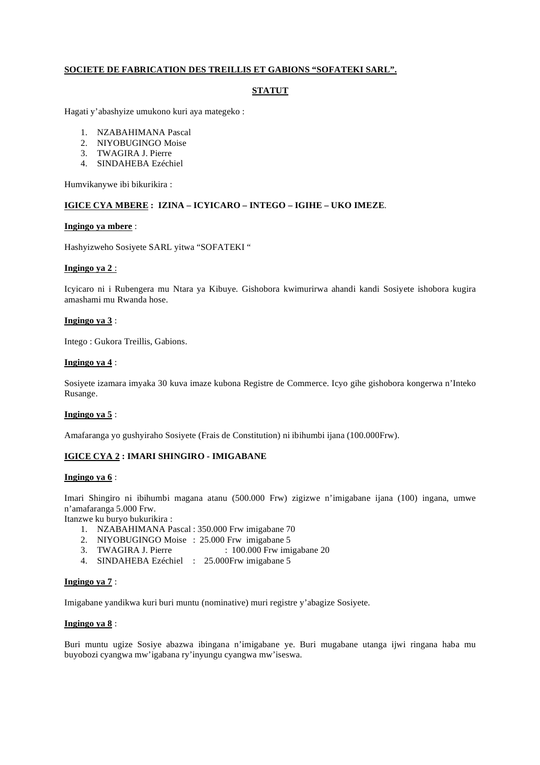**SOCIETE DE FABRICATION DES TREILLIS ET GABIONS “SOFATEKI SARL”.**

**STATUT**

Hagati y’abashyize umukono kuri aya mategeko :

1. NZABAHIMANA Pascal
2. NIYOBUGINGO Moise
3. TWAGIRA J. Pierre
4. SINDAHEBA Ezéchiel

Humvikanywe ibi bikurikira :

**IGICE CYA MBERE : IZINA – ICYICARO – INTEGO – IGIHE – UKO IMEZE**.

**Ingingo ya mbere** :

Hashyizweho Sosiyete SARL yitwa “SOFATEKI “

**Ingingo ya 2** :

Icyicaro ni i Rubengera mu Ntara ya Kibuye. Gishobora kwimurirwa ahandi kandi Sosiyete ishobora kugira amashami mu Rwanda hose.

**Ingingo ya 3** :

Intego : Gukora Treillis, Gabions.

**Ingingo ya 4** :

Sosiyete izamara imyaka 30 kuva imaze kubona Registre de Commerce. Icyo gihe gishobora kongerwa n’Inteko Rusange.

**Ingingo ya 5** :

Amafaranga yo gushyiraho Sosiyete (Frais de Constitution) ni ibihumbi ijana (100.000Frw).

**IGICE CYA 2 : IMARI SHINGIRO - IMIGABANE**

**Ingingo ya 6** :

Imari Shingiro ni ibihumbi magana atanu (500.000 Frw) zigizwe n’imigabane ijana (100) ingana, umwe n’amafaranga 5.000 Frw.

Itanzwe ku buryo bukurikira :

1. NZABAHIMANA Pascal : 350.000 Frw imigabane 70
2. NIYOBUGINGO Moise : 25.000 Frw imigabane 5
3. TWAGIRA J. Pierre : 100.000 Frw imigabane 20
4. SINDAHEBA Ezéchiel : 25.000Frw imigabane 5

**Ingingo ya 7** :

Imigabane yandikwa kuri buri muntu (nominative) muri registre y’abagize Sosiyete.

**Ingingo ya 8** :

Buri muntu ugize Sosiye abazwa ibingana n’imigabane ye. Buri mugabane utanga ijwi ringana haba mu buyobozi cyangwa mw’igabana ry’inyungu cyangwa mw’iseswa.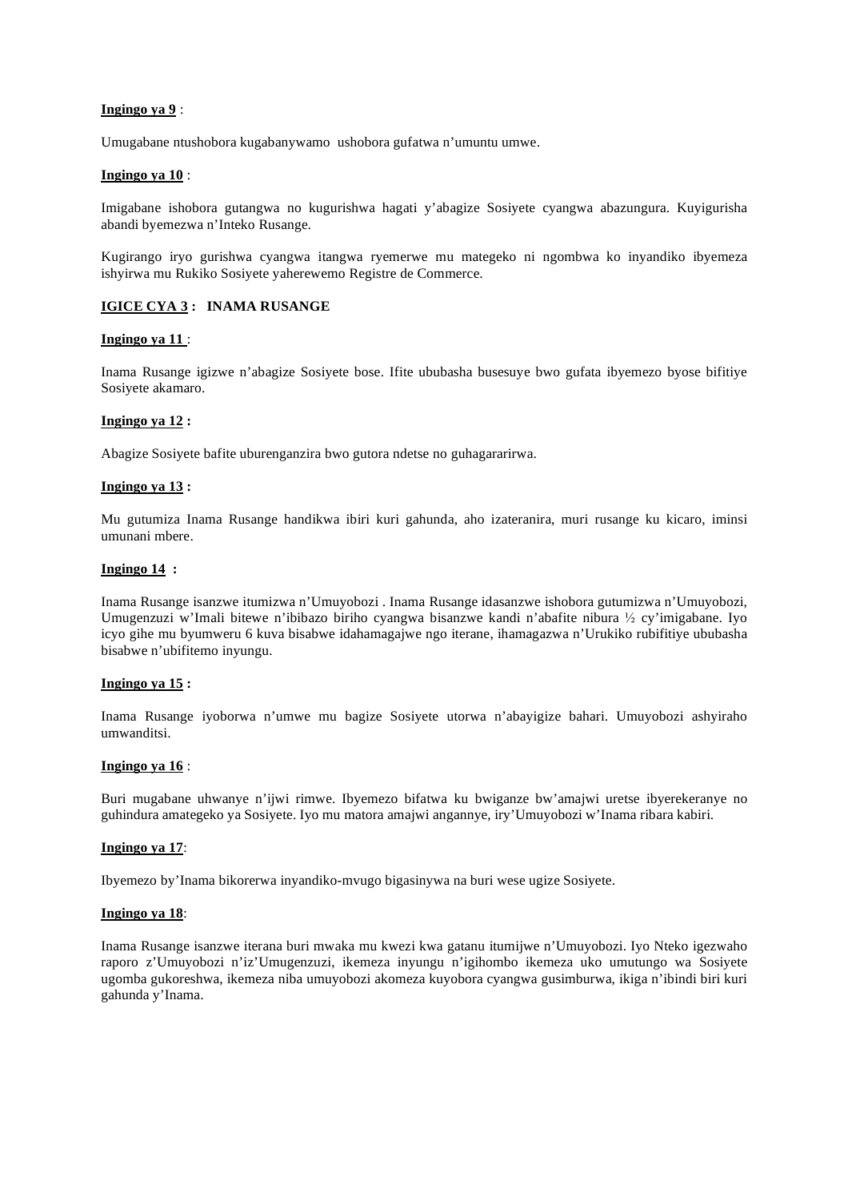**Ingingo ya 9** :

Umugabane ntushobora kugabanywamo  ushobora gufatwa n'umuntu umwe.

**Ingingo ya 10** :

Imigabane ishobora gutangwa no kugurishwa hagati y'abagize Sosiyete cyangwa abazungura. Kuyigurisha abandi byemezwa n'Inteko Rusange.

Kugirango iryo gurishwa cyangwa itangwa ryemerwe mu mategeko ni ngombwa ko inyandiko ibyemeza ishyirwa mu Rukiko Sosiyete yaherewemo Registre de Commerce.

**IGICE CYA 3 :   INAMA RUSANGE**

**Ingingo ya 11** :

Inama Rusange igizwe n'abagize Sosiyete bose. Ifite ububasha busesuye bwo gufata ibyemezo byose bifitiye Sosiyete akamaro.

**Ingingo ya 12 :**

Abagize Sosiyete bafite uburenganzira bwo gutora ndetse no guhagararirwa.

**Ingingo ya 13 :**

Mu gutumiza Inama Rusange handikwa ibiri kuri gahunda, aho izateranira, muri rusange ku kicaro, iminsi umunani mbere.

**Ingingo 14  :**

Inama Rusange isanzwe itumizwa n'Umuyobozi . Inama Rusange idasanzwe ishobora gutumizwa n'Umuyobozi, Umugenzuzi w'Imali bitewe n'ibibazo biriho cyangwa bisanzwe kandi n'abafite nibura ½ cy'imigabane. Iyo icyo gihe mu byumweru 6 kuva bisabwe idahamagajwe ngo iterane, ihamagazwa n'Urukiko rubifitiye ububasha bisabwe n'ubifitemo inyungu.

**Ingingo ya 15 :**

Inama Rusange iyoborwa n'umwe mu bagize Sosiyete utorwa n'abayigize bahari. Umuyobozi ashyiraho umwanditsi.

**Ingingo ya 16** :

Buri mugabane uhwanye n'ijwi rimwe. Ibyemezo bifatwa ku bwiganze bw'amajwi uretse ibyerekeranye no guhindura amategeko ya Sosiyete. Iyo mu matora amajwi angannye, iry'Umuyobozi w'Inama ribara kabiri.

**Ingingo ya 17**:

Ibyemezo by'Inama bikorerwa inyandiko-mvugo bigasinywa na buri wese ugize Sosiyete.

**Ingingo ya 18**:

Inama Rusange isanzwe iterana buri mwaka mu kwezi kwa gatanu itumijwe n'Umuyobozi. Iyo Nteko igezwaho raporo z'Umuyobozi n'iz'Umugenzuzi, ikemeza inyungu n'igihombo ikemeza uko umutungo wa Sosiyete ugomba gukoreshwa, ikemeza niba umuyobozi akomeza kuyobora cyangwa gusimburwa, ikiga n'ibindi biri kuri gahunda y'Inama.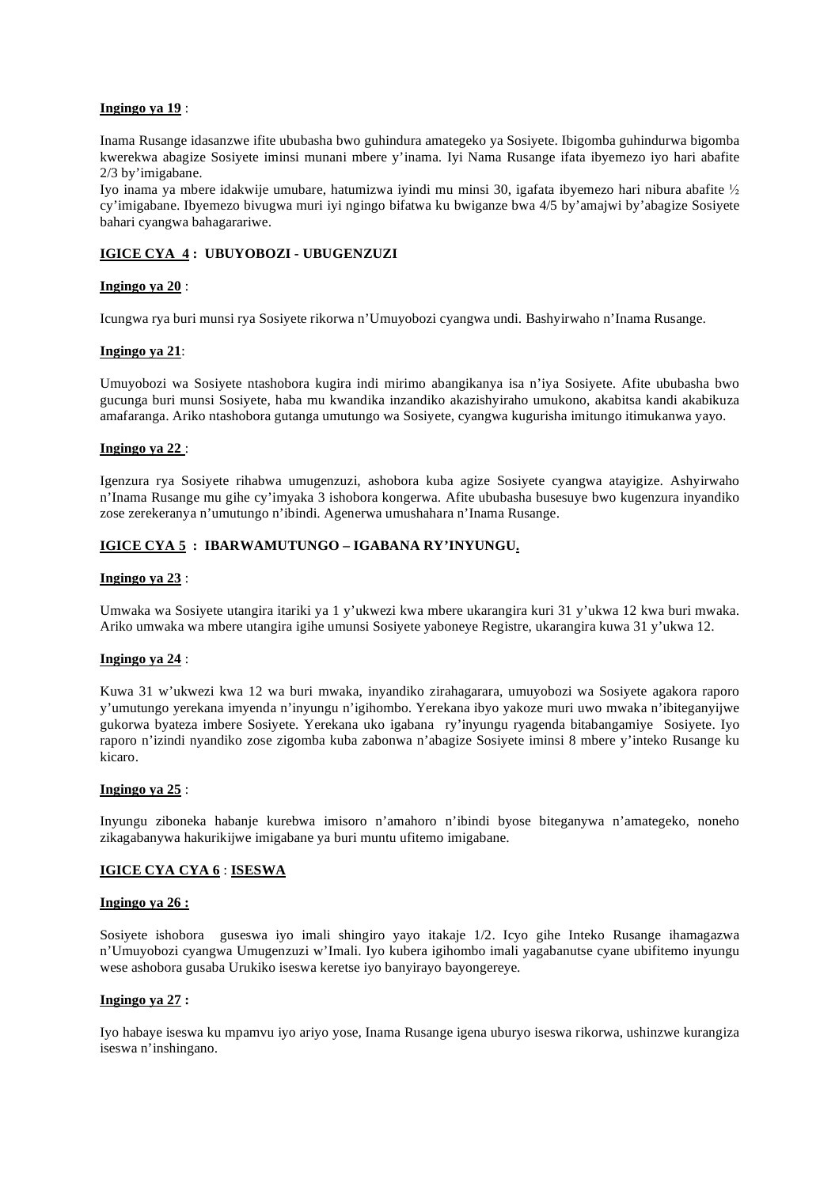**Ingingo ya 19** :

Inama Rusange idasanzwe ifite ububasha bwo guhindura amategeko ya Sosiyete. Ibigomba guhindurwa bigomba kwerekwa abagize Sosiyete iminsi munani mbere y'inama. Iyi Nama Rusange ifata ibyemezo iyo hari abafite 2/3 by'imigabane.
Iyo inama ya mbere idakwije umubare, hatumizwa iyindi mu minsi 30, igafata ibyemezo hari nibura abafite ½ cy'imigabane. Ibyemezo bivugwa muri iyi ngingo bifatwa ku bwiganze bwa 4/5 by'amajwi by'abagize Sosiyete bahari cyangwa bahagarariwe.

## IGICE CYA 4 : UBUYOBOZI - UBUGENZUZI

**Ingingo ya 20** :

Icungwa rya buri munsi rya Sosiyete rikorwa n'Umuyobozi cyangwa undi. Bashyirwaho n'Inama Rusange.

**Ingingo ya 21**:

Umuyobozi wa Sosiyete ntashobora kugira indi mirimo abangikanya isa n'iya Sosiyete. Afite ububasha bwo gucunga buri munsi Sosiyete, haba mu kwandika inzandiko akazishyiraho umukono, akabitsa kandi akabikuza amafaranga. Ariko ntashobora gutanga umutungo wa Sosiyete, cyangwa kugurisha imitungo itimukanwa yayo.

**Ingingo ya 22** :

Igenzura rya Sosiyete rihabwa umugenzuzi, ashobora kuba agize Sosiyete cyangwa atayigize. Ashyirwaho n'Inama Rusange mu gihe cy'imyaka 3 ishobora kongerwa. Afite ububasha busesuye bwo kugenzura inyandiko zose zerekeranya n'umutungo n'ibindi. Agenerwa umushahara n'Inama Rusange.

## IGICE CYA 5 : IBARWAMUTUNGO – IGABANA RY'INYUNGU.

**Ingingo ya 23** :

Umwaka wa Sosiyete utangira itariki ya 1 y'ukwezi kwa mbere ukarangira kuri 31 y'ukwa 12 kwa buri mwaka. Ariko umwaka wa mbere utangira igihe umunsi Sosiyete yaboneye Registre, ukarangira kuwa 31 y'ukwa 12.

**Ingingo ya 24** :

Kuwa 31 w'ukwezi kwa 12 wa buri mwaka, inyandiko zirahagarara, umuyobozi wa Sosiyete agakora raporo y'umutungo yerekana imyenda n'inyungu n'igihombo. Yerekana ibyo yakoze muri uwo mwaka n'ibiteganyijwe gukorwa byateza imbere Sosiyete. Yerekana uko igabana ry'inyungu ryagenda bitabangamiye Sosiyete. Iyo raporo n'izindi nyandiko zose zigomba kuba zabonwa n'abagize Sosiyete iminsi 8 mbere y'inteko Rusange ku kicaro.

**Ingingo ya 25** :

Inyungu ziboneka habanje kurebwa imisoro n'amahoro n'ibindi byose biteganywa n'amategeko, noneho zikagabanywa hakurikijwe imigabane ya buri muntu ufitemo imigabane.

## IGICE CYA CYA 6 : ISESWA

**Ingingo ya 26 :**

Sosiyete ishobora guseswa iyo imali shingiro yayo itakaje 1/2. Icyo gihe Inteko Rusange ihamagazwa n'Umuyobozi cyangwa Umugenzuzi w'Imali. Iyo kubera igihombo imali yagabanutse cyane ubifitemo inyungu wese ashobora gusaba Urukiko iseswa keretse iyo banyirayo bayongereye.

**Ingingo ya 27 :**

Iyo habaye iseswa ku mpamvu iyo ariyo yose, Inama Rusange igena uburyo iseswa rikorwa, ushinzwe kurangiza iseswa n'inshingano.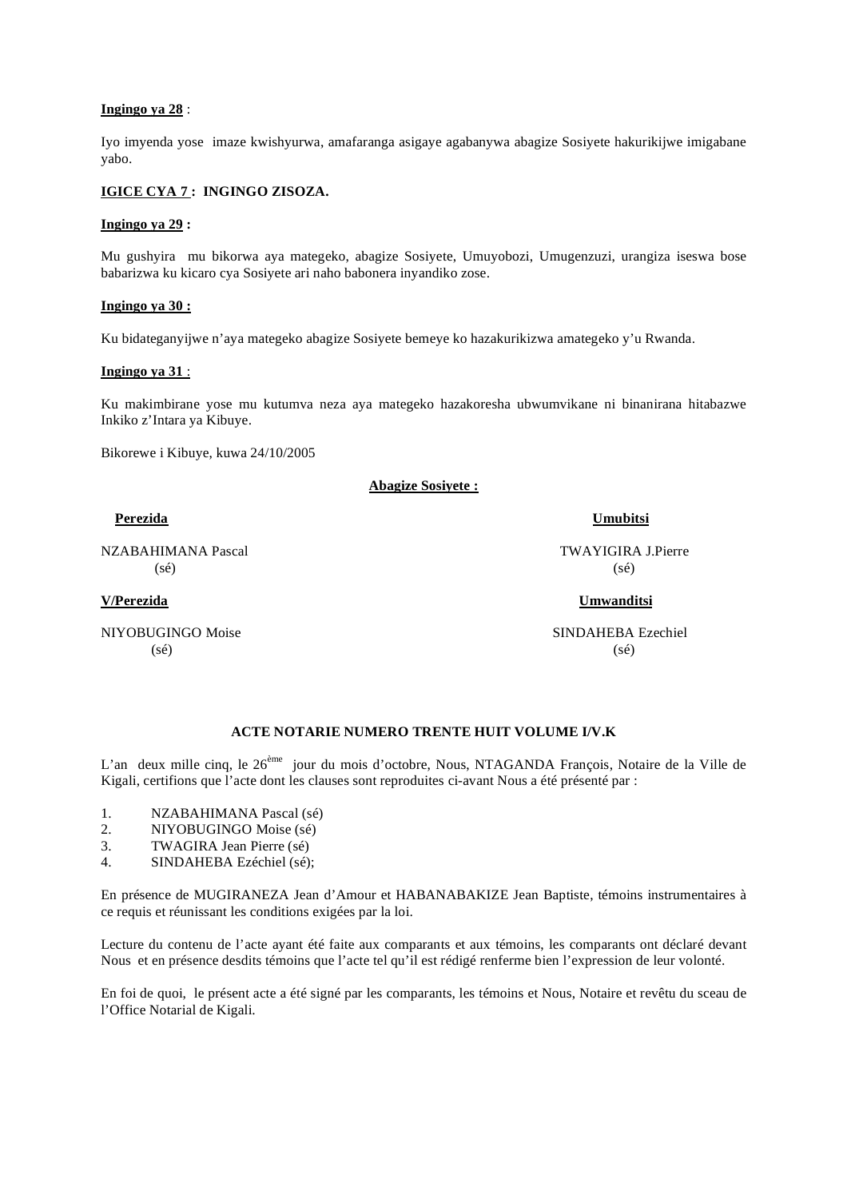**Ingingo ya 28** :

Iyo imyenda yose imaze kwishyurwa, amafaranga asigaye agabanywa abagize Sosiyete hakurikijwe imigabane yabo.

**IGICE CYA 7 : INGINGO ZISOZA.**

**Ingingo ya 29 :**

Mu gushyira mu bikorwa aya mategeko, abagize Sosiyete, Umuyobozi, Umugenzuzi, urangiza iseswa bose babarizwa ku kicaro cya Sosiyete ari naho babonera inyandiko zose.

**Ingingo ya 30 :**

Ku bidateganyijwe n'aya mategeko abagize Sosiyete bemeye ko hazakurikizwa amategeko y'u Rwanda.

**Ingingo ya 31** :

Ku makimbirane yose mu kutumva neza aya mategeko hazakoresha ubwumvikane ni binanirana hitabazwe Inkiko z'Intara ya Kibuye.

Bikorewe i Kibuye, kuwa 24/10/2005

**Abagize Sosiyete :**

**Perezida**

NZABAHIMANA Pascal
(sé)

**Umubitsi**

TWAYIGIRA J.Pierre
(sé)

**V/Perezida**

NIYOBUGINGO Moise
(sé)

**Umwanditsi**

SINDAHEBA Ezechiel
(sé)

**ACTE NOTARIE NUMERO TRENTE HUIT VOLUME I/V.K**

L'an deux mille cinq, le 26ème jour du mois d'octobre, Nous, NTAGANDA François, Notaire de la Ville de Kigali, certifions que l'acte dont les clauses sont reproduites ci-avant Nous a été présenté par :

1. NZABAHIMANA Pascal (sé)
2. NIYOBUGINGO Moise (sé)
3. TWAGIRA Jean Pierre (sé)
4. SINDAHEBA Ezéchiel (sé);

En présence de MUGIRANEZA Jean d'Amour et HABANABAKIZE Jean Baptiste, témoins instrumentaires à ce requis et réunissant les conditions exigées par la loi.

Lecture du contenu de l'acte ayant été faite aux comparants et aux témoins, les comparants ont déclaré devant Nous et en présence desdits témoins que l'acte tel qu'il est rédigé renferme bien l'expression de leur volonté.

En foi de quoi, le présent acte a été signé par les comparants, les témoins et Nous, Notaire et revêtu du sceau de l'Office Notarial de Kigali.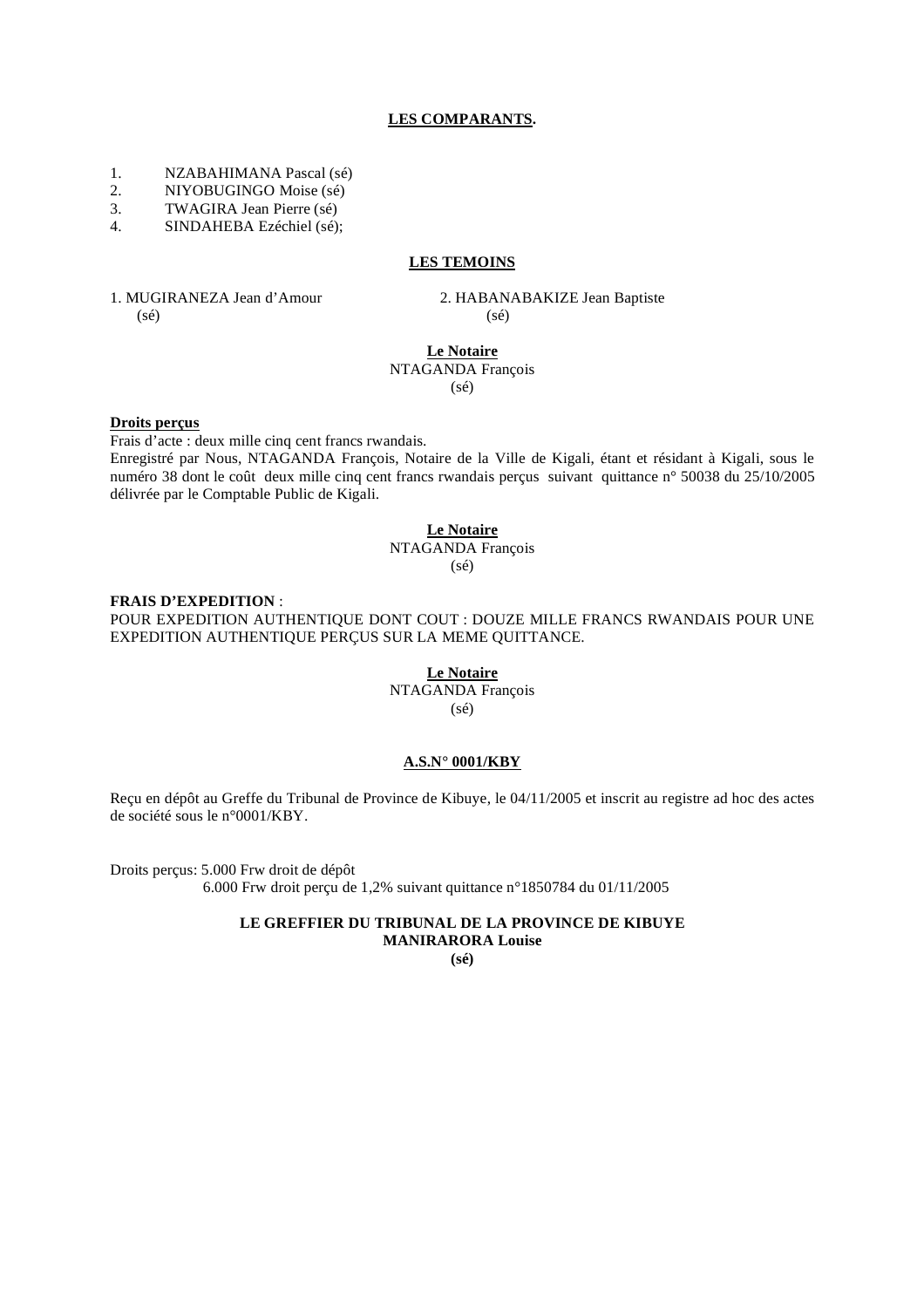**LES COMPARANTS.**

1. NZABAHIMANA Pascal (sé)
2. NIYOBUGINGO Moise (sé)
3. TWAGIRA Jean Pierre (sé)
4. SINDAHEBA Ezéchiel (sé);

**LES TEMOINS**

1. MUGIRANEZA Jean d'Amour (sé)
2. HABANABAKIZE Jean Baptiste (sé)

**Le Notaire**
NTAGANDA François
(sé)

**Droits perçus**
Frais d'acte : deux mille cinq cent francs rwandais.
Enregistré par Nous, NTAGANDA François, Notaire de la Ville de Kigali, étant et résidant à Kigali, sous le numéro 38 dont le coût deux mille cinq cent francs rwandais perçus suivant quittance n° 50038 du 25/10/2005 délivrée par le Comptable Public de Kigali.

**Le Notaire**
NTAGANDA François
(sé)

**FRAIS D'EXPEDITION** :
POUR EXPEDITION AUTHENTIQUE DONT COUT : DOUZE MILLE FRANCS RWANDAIS POUR UNE EXPEDITION AUTHENTIQUE PERÇUS SUR LA MEME QUITTANCE.

**Le Notaire**
NTAGANDA François
(sé)

**A.S.N° 0001/KBY**

Reçu en dépôt au Greffe du Tribunal de Province de Kibuye, le 04/11/2005 et inscrit au registre ad hoc des actes de société sous le n°0001/KBY.

Droits perçus: 5.000 Frw droit de dépôt
6.000 Frw droit perçu de 1,2% suivant quittance n°1850784 du 01/11/2005

**LE GREFFIER DU TRIBUNAL DE LA PROVINCE DE KIBUYE**
**MANIRARORA Louise**
**(sé)**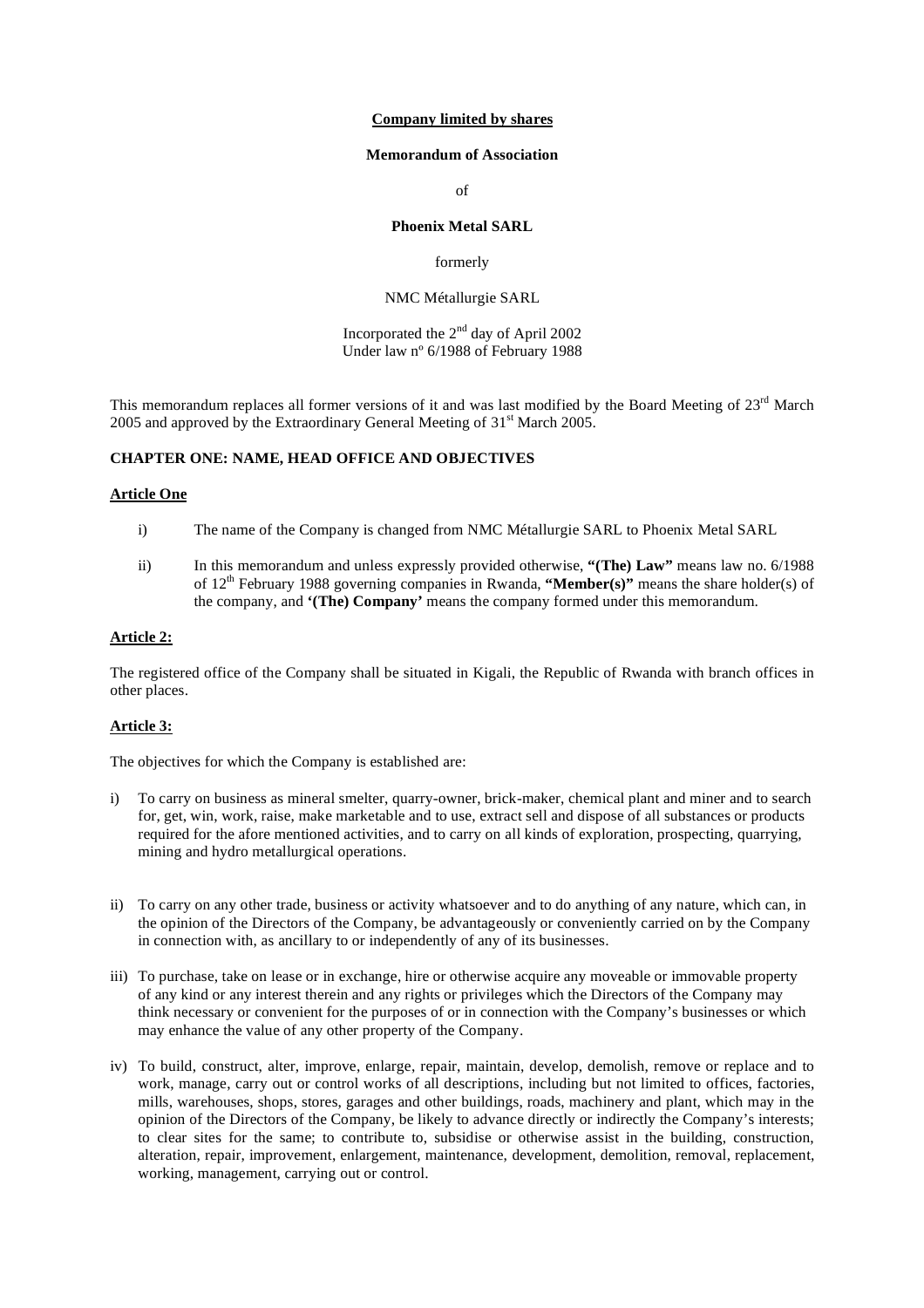**Company limited by shares**

**Memorandum of Association**

of

**Phoenix Metal SARL**

formerly

NMC Métallurgie SARL

Incorporated the 2nd day of April 2002
Under law nº 6/1988 of February 1988

This memorandum replaces all former versions of it and was last modified by the Board Meeting of 23rd March 2005 and approved by the Extraordinary General Meeting of 31st March 2005.

**CHAPTER ONE: NAME, HEAD OFFICE AND OBJECTIVES**

**Article One**

- i) The name of the Company is changed from NMC Métallurgie SARL to Phoenix Metal SARL
- ii) In this memorandum and unless expressly provided otherwise, **"(The) Law"** means law no. 6/1988 of 12th February 1988 governing companies in Rwanda, **"Member(s)"** means the share holder(s) of the company, and **'(The) Company'** means the company formed under this memorandum.

**Article 2:**

The registered office of the Company shall be situated in Kigali, the Republic of Rwanda with branch offices in other places.

**Article 3:**

The objectives for which the Company is established are:

- i) To carry on business as mineral smelter, quarry-owner, brick-maker, chemical plant and miner and to search for, get, win, work, raise, make marketable and to use, extract sell and dispose of all substances or products required for the afore mentioned activities, and to carry on all kinds of exploration, prospecting, quarrying, mining and hydro metallurgical operations.
- ii) To carry on any other trade, business or activity whatsoever and to do anything of any nature, which can, in the opinion of the Directors of the Company, be advantageously or conveniently carried on by the Company in connection with, as ancillary to or independently of any of its businesses.
- iii) To purchase, take on lease or in exchange, hire or otherwise acquire any moveable or immovable property of any kind or any interest therein and any rights or privileges which the Directors of the Company may think necessary or convenient for the purposes of or in connection with the Company's businesses or which may enhance the value of any other property of the Company.
- iv) To build, construct, alter, improve, enlarge, repair, maintain, develop, demolish, remove or replace and to work, manage, carry out or control works of all descriptions, including but not limited to offices, factories, mills, warehouses, shops, stores, garages and other buildings, roads, machinery and plant, which may in the opinion of the Directors of the Company, be likely to advance directly or indirectly the Company's interests; to clear sites for the same; to contribute to, subsidise or otherwise assist in the building, construction, alteration, repair, improvement, enlargement, maintenance, development, demolition, removal, replacement, working, management, carrying out or control.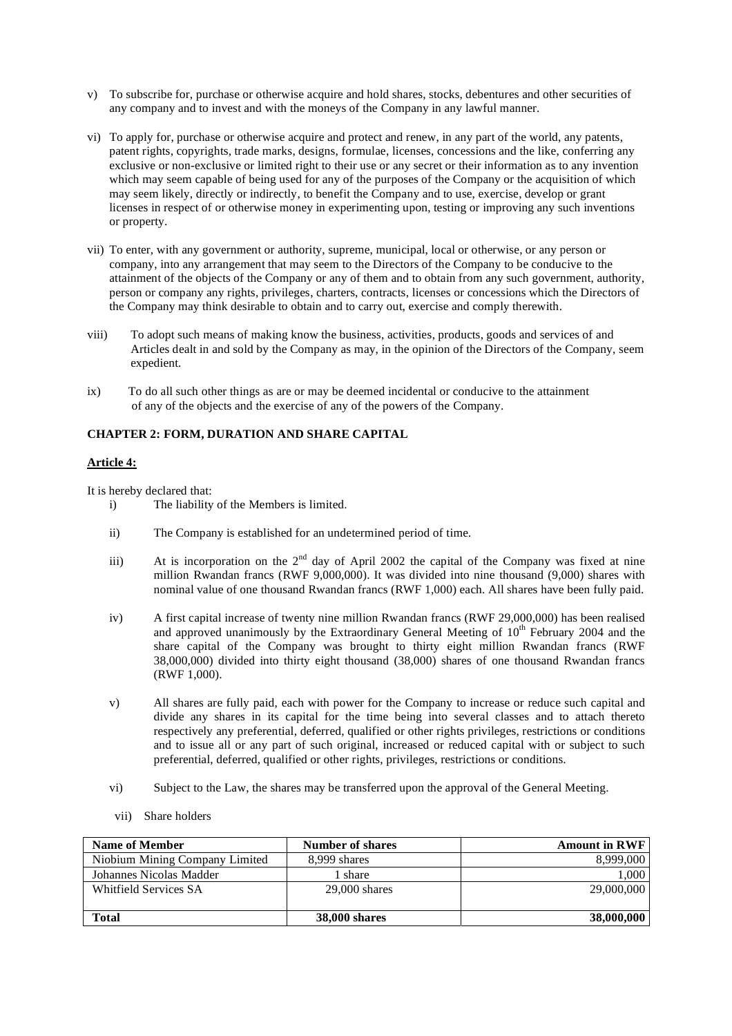v) To subscribe for, purchase or otherwise acquire and hold shares, stocks, debentures and other securities of any company and to invest and with the moneys of the Company in any lawful manner.

vi) To apply for, purchase or otherwise acquire and protect and renew, in any part of the world, any patents, patent rights, copyrights, trade marks, designs, formulae, licenses, concessions and the like, conferring any exclusive or non-exclusive or limited right to their use or any secret or their information as to any invention which may seem capable of being used for any of the purposes of the Company or the acquisition of which may seem likely, directly or indirectly, to benefit the Company and to use, exercise, develop or grant licenses in respect of or otherwise money in experimenting upon, testing or improving any such inventions or property.

vii) To enter, with any government or authority, supreme, municipal, local or otherwise, or any person or company, into any arrangement that may seem to the Directors of the Company to be conducive to the attainment of the objects of the Company or any of them and to obtain from any such government, authority, person or company any rights, privileges, charters, contracts, licenses or concessions which the Directors of the Company may think desirable to obtain and to carry out, exercise and comply therewith.

viii) To adopt such means of making know the business, activities, products, goods and services of and Articles dealt in and sold by the Company as may, in the opinion of the Directors of the Company, seem expedient.

ix) To do all such other things as are or may be deemed incidental or conducive to the attainment of any of the objects and the exercise of any of the powers of the Company.

**CHAPTER 2: FORM, DURATION AND SHARE CAPITAL**

**Article 4:**

It is hereby declared that:

i) The liability of the Members is limited.

ii) The Company is established for an undetermined period of time.

iii) At is incorporation on the 2nd day of April 2002 the capital of the Company was fixed at nine million Rwandan francs (RWF 9,000,000). It was divided into nine thousand (9,000) shares with nominal value of one thousand Rwandan francs (RWF 1,000) each. All shares have been fully paid.

iv) A first capital increase of twenty nine million Rwandan francs (RWF 29,000,000) has been realised and approved unanimously by the Extraordinary General Meeting of 10th February 2004 and the share capital of the Company was brought to thirty eight million Rwandan francs (RWF 38,000,000) divided into thirty eight thousand (38,000) shares of one thousand Rwandan francs (RWF 1,000).

v) All shares are fully paid, each with power for the Company to increase or reduce such capital and divide any shares in its capital for the time being into several classes and to attach thereto respectively any preferential, deferred, qualified or other rights privileges, restrictions or conditions and to issue all or any part of such original, increased or reduced capital with or subject to such preferential, deferred, qualified or other rights, privileges, restrictions or conditions.

vi) Subject to the Law, the shares may be transferred upon the approval of the General Meeting.

vii) Share holders

| Name of Member | Number of shares | Amount in RWF |
|---|---|---|
| Niobium Mining Company Limited | 8,999 shares | 8,999,000 |
| Johannes Nicolas Madder | 1 share | 1,000 |
| Whitfield Services SA | 29,000 shares | 29,000,000 |
| **Total** | **38,000 shares** | **38,000,000** |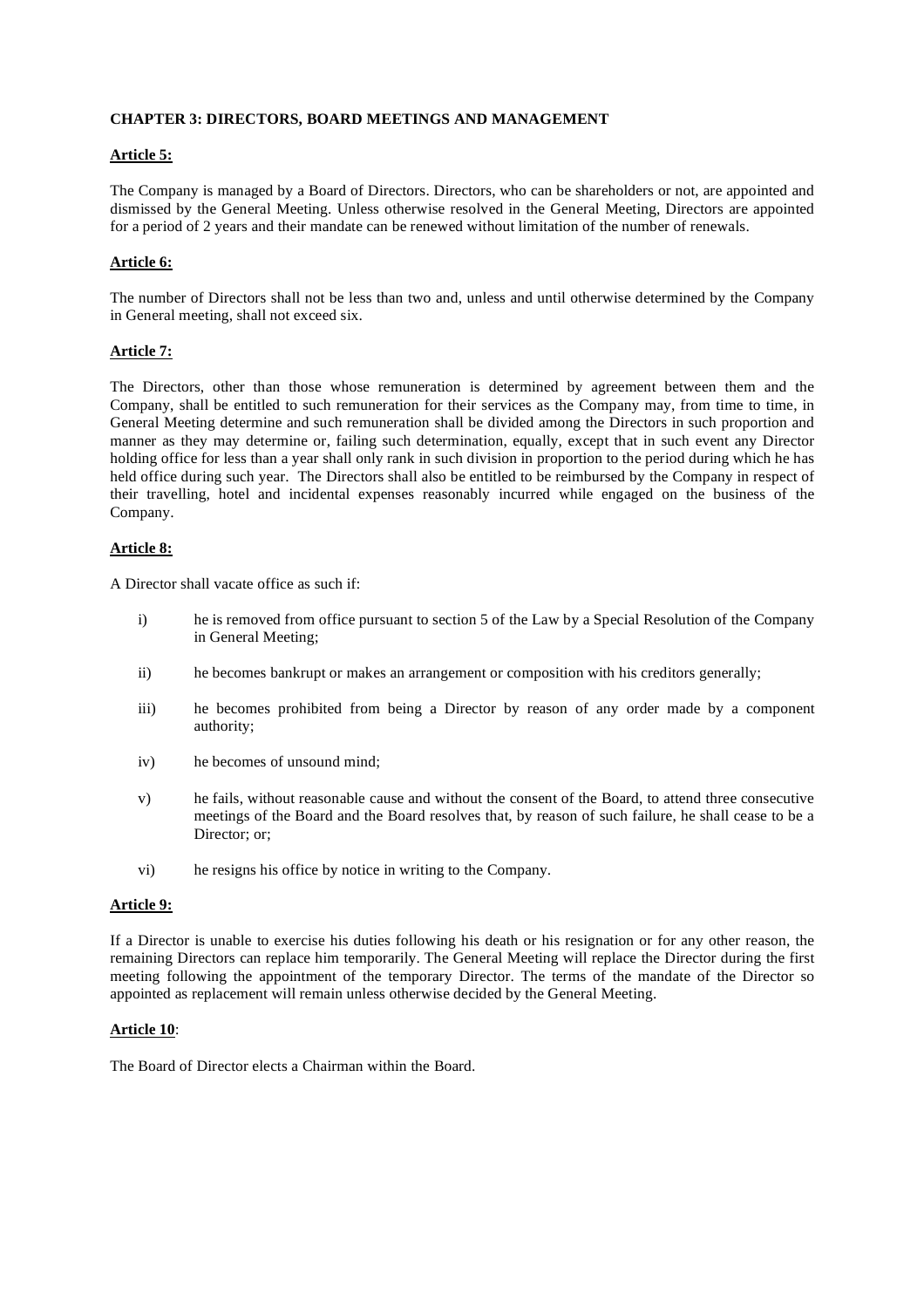### CHAPTER 3: DIRECTORS, BOARD MEETINGS AND MANAGEMENT

**Article 5:**

The Company is managed by a Board of Directors. Directors, who can be shareholders or not, are appointed and dismissed by the General Meeting. Unless otherwise resolved in the General Meeting, Directors are appointed for a period of 2 years and their mandate can be renewed without limitation of the number of renewals.

**Article 6:**

The number of Directors shall not be less than two and, unless and until otherwise determined by the Company in General meeting, shall not exceed six.

**Article 7:**

The Directors, other than those whose remuneration is determined by agreement between them and the Company, shall be entitled to such remuneration for their services as the Company may, from time to time, in General Meeting determine and such remuneration shall be divided among the Directors in such proportion and manner as they may determine or, failing such determination, equally, except that in such event any Director holding office for less than a year shall only rank in such division in proportion to the period during which he has held office during such year. The Directors shall also be entitled to be reimbursed by the Company in respect of their travelling, hotel and incidental expenses reasonably incurred while engaged on the business of the Company.

**Article 8:**

A Director shall vacate office as such if:

i) he is removed from office pursuant to section 5 of the Law by a Special Resolution of the Company in General Meeting;

ii) he becomes bankrupt or makes an arrangement or composition with his creditors generally;

iii) he becomes prohibited from being a Director by reason of any order made by a component authority;

iv) he becomes of unsound mind;

v) he fails, without reasonable cause and without the consent of the Board, to attend three consecutive meetings of the Board and the Board resolves that, by reason of such failure, he shall cease to be a Director; or;

vi) he resigns his office by notice in writing to the Company.

**Article 9:**

If a Director is unable to exercise his duties following his death or his resignation or for any other reason, the remaining Directors can replace him temporarily. The General Meeting will replace the Director during the first meeting following the appointment of the temporary Director. The terms of the mandate of the Director so appointed as replacement will remain unless otherwise decided by the General Meeting.

**Article 10**:

The Board of Director elects a Chairman within the Board.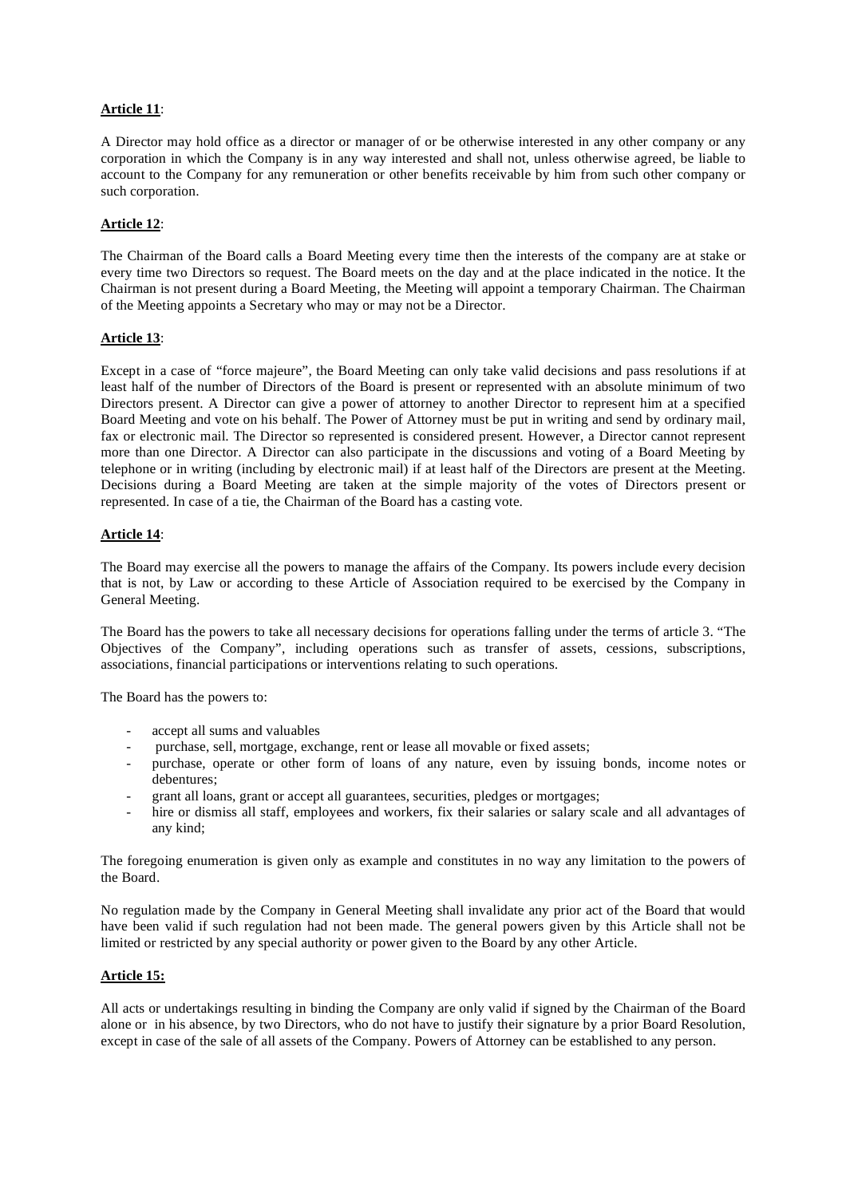**Article 11**:

A Director may hold office as a director or manager of or be otherwise interested in any other company or any corporation in which the Company is in any way interested and shall not, unless otherwise agreed, be liable to account to the Company for any remuneration or other benefits receivable by him from such other company or such corporation.

**Article 12**:

The Chairman of the Board calls a Board Meeting every time then the interests of the company are at stake or every time two Directors so request. The Board meets on the day and at the place indicated in the notice. It the Chairman is not present during a Board Meeting, the Meeting will appoint a temporary Chairman. The Chairman of the Meeting appoints a Secretary who may or may not be a Director.

**Article 13**:

Except in a case of "force majeure", the Board Meeting can only take valid decisions and pass resolutions if at least half of the number of Directors of the Board is present or represented with an absolute minimum of two Directors present. A Director can give a power of attorney to another Director to represent him at a specified Board Meeting and vote on his behalf. The Power of Attorney must be put in writing and send by ordinary mail, fax or electronic mail. The Director so represented is considered present. However, a Director cannot represent more than one Director. A Director can also participate in the discussions and voting of a Board Meeting by telephone or in writing (including by electronic mail) if at least half of the Directors are present at the Meeting. Decisions during a Board Meeting are taken at the simple majority of the votes of Directors present or represented. In case of a tie, the Chairman of the Board has a casting vote.

**Article 14**:

The Board may exercise all the powers to manage the affairs of the Company. Its powers include every decision that is not, by Law or according to these Article of Association required to be exercised by the Company in General Meeting.

The Board has the powers to take all necessary decisions for operations falling under the terms of article 3. "The Objectives of the Company", including operations such as transfer of assets, cessions, subscriptions, associations, financial participations or interventions relating to such operations.

The Board has the powers to:

- accept all sums and valuables
- purchase, sell, mortgage, exchange, rent or lease all movable or fixed assets;
- purchase, operate or other form of loans of any nature, even by issuing bonds, income notes or debentures;
- grant all loans, grant or accept all guarantees, securities, pledges or mortgages;
- hire or dismiss all staff, employees and workers, fix their salaries or salary scale and all advantages of any kind;

The foregoing enumeration is given only as example and constitutes in no way any limitation to the powers of the Board.

No regulation made by the Company in General Meeting shall invalidate any prior act of the Board that would have been valid if such regulation had not been made. The general powers given by this Article shall not be limited or restricted by any special authority or power given to the Board by any other Article.

**Article 15:**

All acts or undertakings resulting in binding the Company are only valid if signed by the Chairman of the Board alone or in his absence, by two Directors, who do not have to justify their signature by a prior Board Resolution, except in case of the sale of all assets of the Company. Powers of Attorney can be established to any person.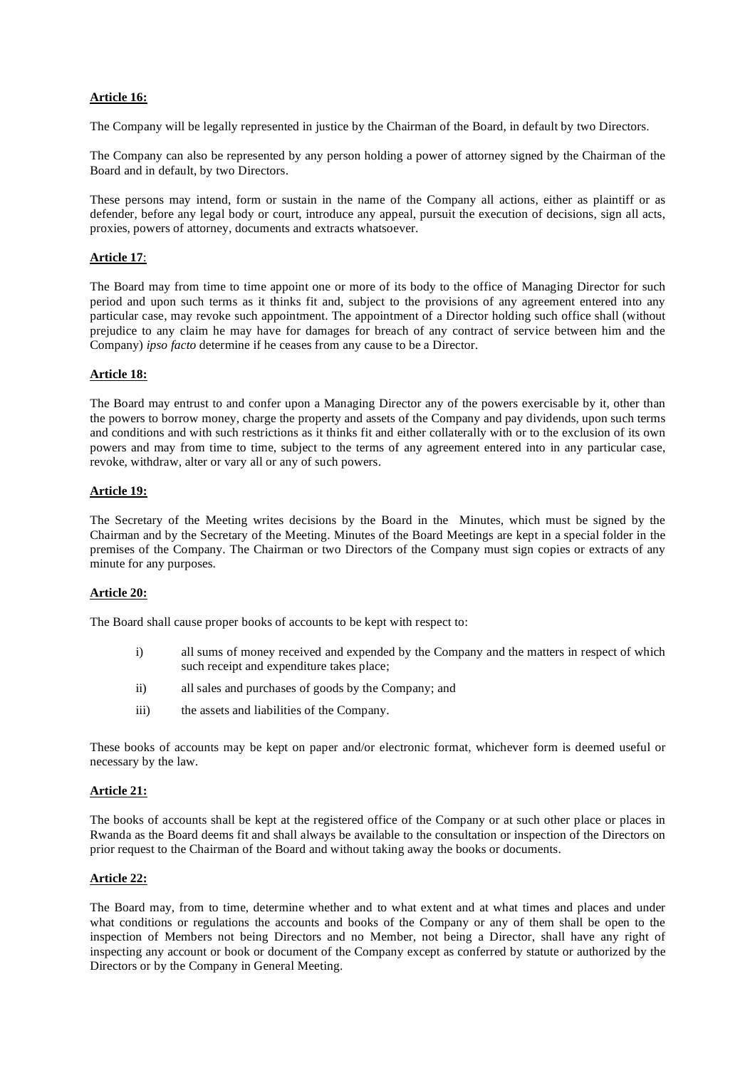**Article 16:**

The Company will be legally represented in justice by the Chairman of the Board, in default by two Directors.

The Company can also be represented by any person holding a power of attorney signed by the Chairman of the Board and in default, by two Directors.

These persons may intend, form or sustain in the name of the Company all actions, either as plaintiff or as defender, before any legal body or court, introduce any appeal, pursuit the execution of decisions, sign all acts, proxies, powers of attorney, documents and extracts whatsoever.

**Article 17**:

The Board may from time to time appoint one or more of its body to the office of Managing Director for such period and upon such terms as it thinks fit and, subject to the provisions of any agreement entered into any particular case, may revoke such appointment. The appointment of a Director holding such office shall (without prejudice to any claim he may have for damages for breach of any contract of service between him and the Company) *ipso facto* determine if he ceases from any cause to be a Director.

**Article 18:**

The Board may entrust to and confer upon a Managing Director any of the powers exercisable by it, other than the powers to borrow money, charge the property and assets of the Company and pay dividends, upon such terms and conditions and with such restrictions as it thinks fit and either collaterally with or to the exclusion of its own powers and may from time to time, subject to the terms of any agreement entered into in any particular case, revoke, withdraw, alter or vary all or any of such powers.

**Article 19:**

The Secretary of the Meeting writes decisions by the Board in the Minutes, which must be signed by the Chairman and by the Secretary of the Meeting. Minutes of the Board Meetings are kept in a special folder in the premises of the Company. The Chairman or two Directors of the Company must sign copies or extracts of any minute for any purposes.

**Article 20:**

The Board shall cause proper books of accounts to be kept with respect to:

i) all sums of money received and expended by the Company and the matters in respect of which such receipt and expenditure takes place;

ii) all sales and purchases of goods by the Company; and

iii) the assets and liabilities of the Company.

These books of accounts may be kept on paper and/or electronic format, whichever form is deemed useful or necessary by the law.

**Article 21:**

The books of accounts shall be kept at the registered office of the Company or at such other place or places in Rwanda as the Board deems fit and shall always be available to the consultation or inspection of the Directors on prior request to the Chairman of the Board and without taking away the books or documents.

**Article 22:**

The Board may, from to time, determine whether and to what extent and at what times and places and under what conditions or regulations the accounts and books of the Company or any of them shall be open to the inspection of Members not being Directors and no Member, not being a Director, shall have any right of inspecting any account or book or document of the Company except as conferred by statute or authorized by the Directors or by the Company in General Meeting.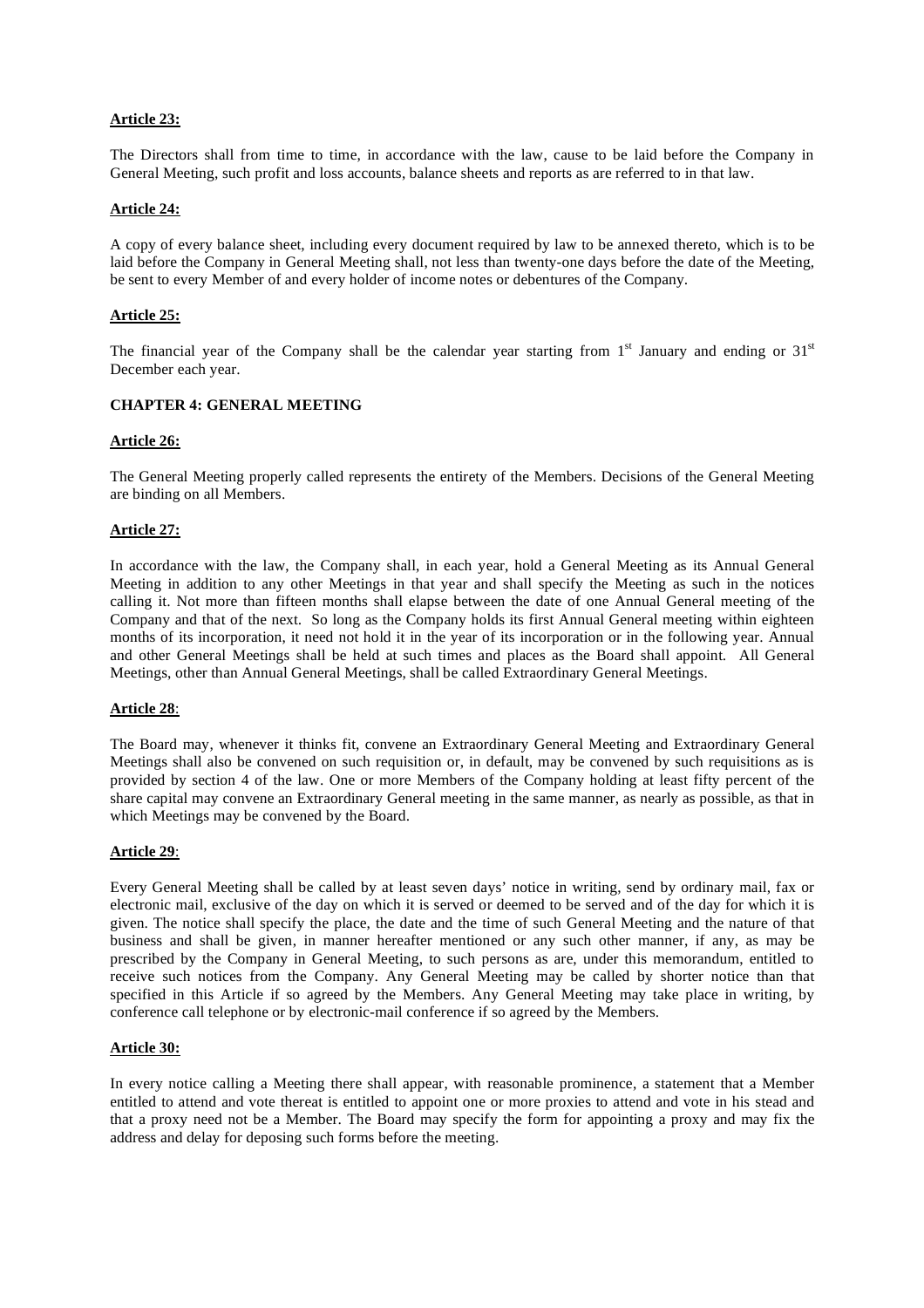**Article 23:**

The Directors shall from time to time, in accordance with the law, cause to be laid before the Company in General Meeting, such profit and loss accounts, balance sheets and reports as are referred to in that law.

**Article 24:**

A copy of every balance sheet, including every document required by law to be annexed thereto, which is to be laid before the Company in General Meeting shall, not less than twenty-one days before the date of the Meeting, be sent to every Member of and every holder of income notes or debentures of the Company.

**Article 25:**

The financial year of the Company shall be the calendar year starting from 1st January and ending or 31st December each year.

**CHAPTER 4: GENERAL MEETING**

**Article 26:**

The General Meeting properly called represents the entirety of the Members. Decisions of the General Meeting are binding on all Members.

**Article 27:**

In accordance with the law, the Company shall, in each year, hold a General Meeting as its Annual General Meeting in addition to any other Meetings in that year and shall specify the Meeting as such in the notices calling it. Not more than fifteen months shall elapse between the date of one Annual General meeting of the Company and that of the next. So long as the Company holds its first Annual General meeting within eighteen months of its incorporation, it need not hold it in the year of its incorporation or in the following year. Annual and other General Meetings shall be held at such times and places as the Board shall appoint. All General Meetings, other than Annual General Meetings, shall be called Extraordinary General Meetings.

**Article 28**:

The Board may, whenever it thinks fit, convene an Extraordinary General Meeting and Extraordinary General Meetings shall also be convened on such requisition or, in default, may be convened by such requisitions as is provided by section 4 of the law. One or more Members of the Company holding at least fifty percent of the share capital may convene an Extraordinary General meeting in the same manner, as nearly as possible, as that in which Meetings may be convened by the Board.

**Article 29**:

Every General Meeting shall be called by at least seven days' notice in writing, send by ordinary mail, fax or electronic mail, exclusive of the day on which it is served or deemed to be served and of the day for which it is given. The notice shall specify the place, the date and the time of such General Meeting and the nature of that business and shall be given, in manner hereafter mentioned or any such other manner, if any, as may be prescribed by the Company in General Meeting, to such persons as are, under this memorandum, entitled to receive such notices from the Company. Any General Meeting may be called by shorter notice than that specified in this Article if so agreed by the Members. Any General Meeting may take place in writing, by conference call telephone or by electronic-mail conference if so agreed by the Members.

**Article 30:**

In every notice calling a Meeting there shall appear, with reasonable prominence, a statement that a Member entitled to attend and vote thereat is entitled to appoint one or more proxies to attend and vote in his stead and that a proxy need not be a Member. The Board may specify the form for appointing a proxy and may fix the address and delay for deposing such forms before the meeting.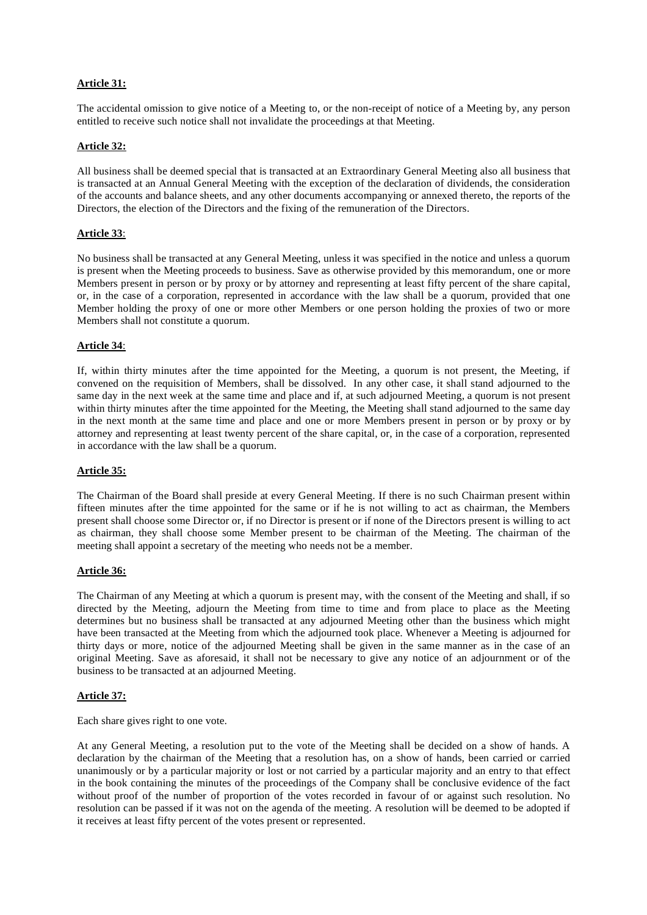**Article 31:**

The accidental omission to give notice of a Meeting to, or the non-receipt of notice of a Meeting by, any person entitled to receive such notice shall not invalidate the proceedings at that Meeting.

**Article 32:**

All business shall be deemed special that is transacted at an Extraordinary General Meeting also all business that is transacted at an Annual General Meeting with the exception of the declaration of dividends, the consideration of the accounts and balance sheets, and any other documents accompanying or annexed thereto, the reports of the Directors, the election of the Directors and the fixing of the remuneration of the Directors.

**Article 33**:

No business shall be transacted at any General Meeting, unless it was specified in the notice and unless a quorum is present when the Meeting proceeds to business. Save as otherwise provided by this memorandum, one or more Members present in person or by proxy or by attorney and representing at least fifty percent of the share capital, or, in the case of a corporation, represented in accordance with the law shall be a quorum, provided that one Member holding the proxy of one or more other Members or one person holding the proxies of two or more Members shall not constitute a quorum.

**Article 34**:

If, within thirty minutes after the time appointed for the Meeting, a quorum is not present, the Meeting, if convened on the requisition of Members, shall be dissolved. In any other case, it shall stand adjourned to the same day in the next week at the same time and place and if, at such adjourned Meeting, a quorum is not present within thirty minutes after the time appointed for the Meeting, the Meeting shall stand adjourned to the same day in the next month at the same time and place and one or more Members present in person or by proxy or by attorney and representing at least twenty percent of the share capital, or, in the case of a corporation, represented in accordance with the law shall be a quorum.

**Article 35:**

The Chairman of the Board shall preside at every General Meeting. If there is no such Chairman present within fifteen minutes after the time appointed for the same or if he is not willing to act as chairman, the Members present shall choose some Director or, if no Director is present or if none of the Directors present is willing to act as chairman, they shall choose some Member present to be chairman of the Meeting. The chairman of the meeting shall appoint a secretary of the meeting who needs not be a member.

**Article 36:**

The Chairman of any Meeting at which a quorum is present may, with the consent of the Meeting and shall, if so directed by the Meeting, adjourn the Meeting from time to time and from place to place as the Meeting determines but no business shall be transacted at any adjourned Meeting other than the business which might have been transacted at the Meeting from which the adjourned took place. Whenever a Meeting is adjourned for thirty days or more, notice of the adjourned Meeting shall be given in the same manner as in the case of an original Meeting. Save as aforesaid, it shall not be necessary to give any notice of an adjournment or of the business to be transacted at an adjourned Meeting.

**Article 37:**

Each share gives right to one vote.

At any General Meeting, a resolution put to the vote of the Meeting shall be decided on a show of hands. A declaration by the chairman of the Meeting that a resolution has, on a show of hands, been carried or carried unanimously or by a particular majority or lost or not carried by a particular majority and an entry to that effect in the book containing the minutes of the proceedings of the Company shall be conclusive evidence of the fact without proof of the number of proportion of the votes recorded in favour of or against such resolution. No resolution can be passed if it was not on the agenda of the meeting. A resolution will be deemed to be adopted if it receives at least fifty percent of the votes present or represented.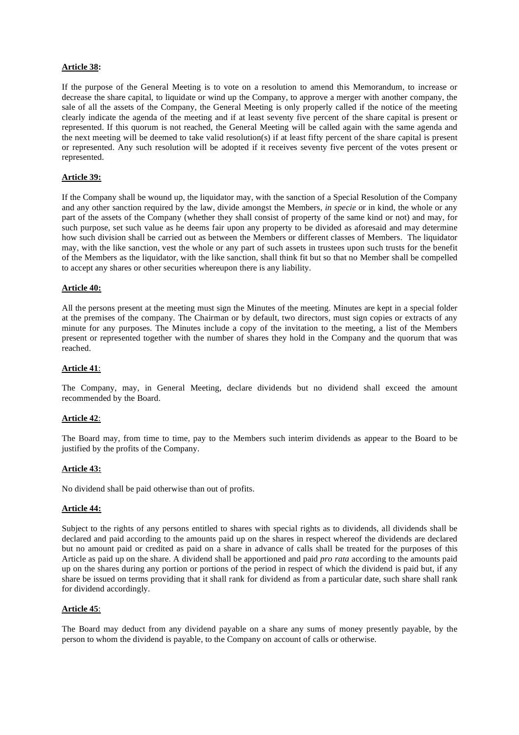**Article 38:**

If the purpose of the General Meeting is to vote on a resolution to amend this Memorandum, to increase or decrease the share capital, to liquidate or wind up the Company, to approve a merger with another company, the sale of all the assets of the Company, the General Meeting is only properly called if the notice of the meeting clearly indicate the agenda of the meeting and if at least seventy five percent of the share capital is present or represented. If this quorum is not reached, the General Meeting will be called again with the same agenda and the next meeting will be deemed to take valid resolution(s) if at least fifty percent of the share capital is present or represented. Any such resolution will be adopted if it receives seventy five percent of the votes present or represented.

**Article 39:**

If the Company shall be wound up, the liquidator may, with the sanction of a Special Resolution of the Company and any other sanction required by the law, divide amongst the Members, *in specie* or in kind, the whole or any part of the assets of the Company (whether they shall consist of property of the same kind or not) and may, for such purpose, set such value as he deems fair upon any property to be divided as aforesaid and may determine how such division shall be carried out as between the Members or different classes of Members. The liquidator may, with the like sanction, vest the whole or any part of such assets in trustees upon such trusts for the benefit of the Members as the liquidator, with the like sanction, shall think fit but so that no Member shall be compelled to accept any shares or other securities whereupon there is any liability.

**Article 40:**

All the persons present at the meeting must sign the Minutes of the meeting. Minutes are kept in a special folder at the premises of the company. The Chairman or by default, two directors, must sign copies or extracts of any minute for any purposes. The Minutes include a copy of the invitation to the meeting, a list of the Members present or represented together with the number of shares they hold in the Company and the quorum that was reached.

**Article 41**:

The Company, may, in General Meeting, declare dividends but no dividend shall exceed the amount recommended by the Board.

**Article 42**:

The Board may, from time to time, pay to the Members such interim dividends as appear to the Board to be justified by the profits of the Company.

**Article 43:**

No dividend shall be paid otherwise than out of profits.

**Article 44:**

Subject to the rights of any persons entitled to shares with special rights as to dividends, all dividends shall be declared and paid according to the amounts paid up on the shares in respect whereof the dividends are declared but no amount paid or credited as paid on a share in advance of calls shall be treated for the purposes of this Article as paid up on the share. A dividend shall be apportioned and paid *pro rata* according to the amounts paid up on the shares during any portion or portions of the period in respect of which the dividend is paid but, if any share be issued on terms providing that it shall rank for dividend as from a particular date, such share shall rank for dividend accordingly.

**Article 45**:

The Board may deduct from any dividend payable on a share any sums of money presently payable, by the person to whom the dividend is payable, to the Company on account of calls or otherwise.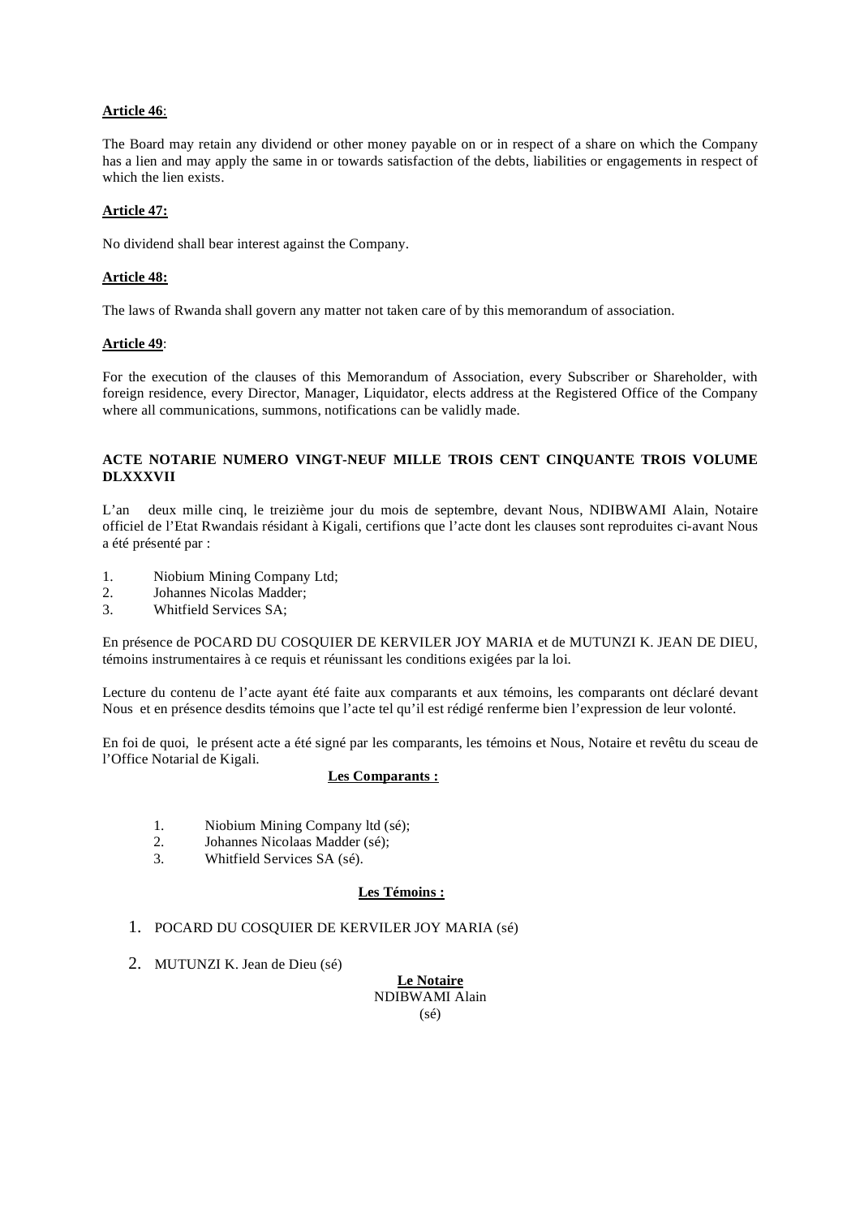**Article 46**:

The Board may retain any dividend or other money payable on or in respect of a share on which the Company has a lien and may apply the same in or towards satisfaction of the debts, liabilities or engagements in respect of which the lien exists.

**Article 47:**

No dividend shall bear interest against the Company.

**Article 48:**

The laws of Rwanda shall govern any matter not taken care of by this memorandum of association.

**Article 49**:

For the execution of the clauses of this Memorandum of Association, every Subscriber or Shareholder, with foreign residence, every Director, Manager, Liquidator, elects address at the Registered Office of the Company where all communications, summons, notifications can be validly made.

**ACTE NOTARIE NUMERO VINGT-NEUF MILLE TROIS CENT CINQUANTE TROIS VOLUME DLXXXVII**

L'an deux mille cinq, le treizième jour du mois de septembre, devant Nous, NDIBWAMI Alain, Notaire officiel de l'Etat Rwandais résidant à Kigali, certifions que l'acte dont les clauses sont reproduites ci-avant Nous a été présenté par :

1. Niobium Mining Company Ltd;
2. Johannes Nicolas Madder;
3. Whitfield Services SA;

En présence de POCARD DU COSQUIER DE KERVILER JOY MARIA et de MUTUNZI K. JEAN DE DIEU, témoins instrumentaires à ce requis et réunissant les conditions exigées par la loi.

Lecture du contenu de l'acte ayant été faite aux comparants et aux témoins, les comparants ont déclaré devant Nous et en présence desdits témoins que l'acte tel qu'il est rédigé renferme bien l'expression de leur volonté.

En foi de quoi, le présent acte a été signé par les comparants, les témoins et Nous, Notaire et revêtu du sceau de l'Office Notarial de Kigali.

**Les Comparants :**

1. Niobium Mining Company ltd (sé);
2. Johannes Nicolaas Madder (sé);
3. Whitfield Services SA (sé).

**Les Témoins :**

1. POCARD DU COSQUIER DE KERVILER JOY MARIA (sé)
2. MUTUNZI K. Jean de Dieu (sé)

**Le Notaire**
NDIBWAMI Alain
(sé)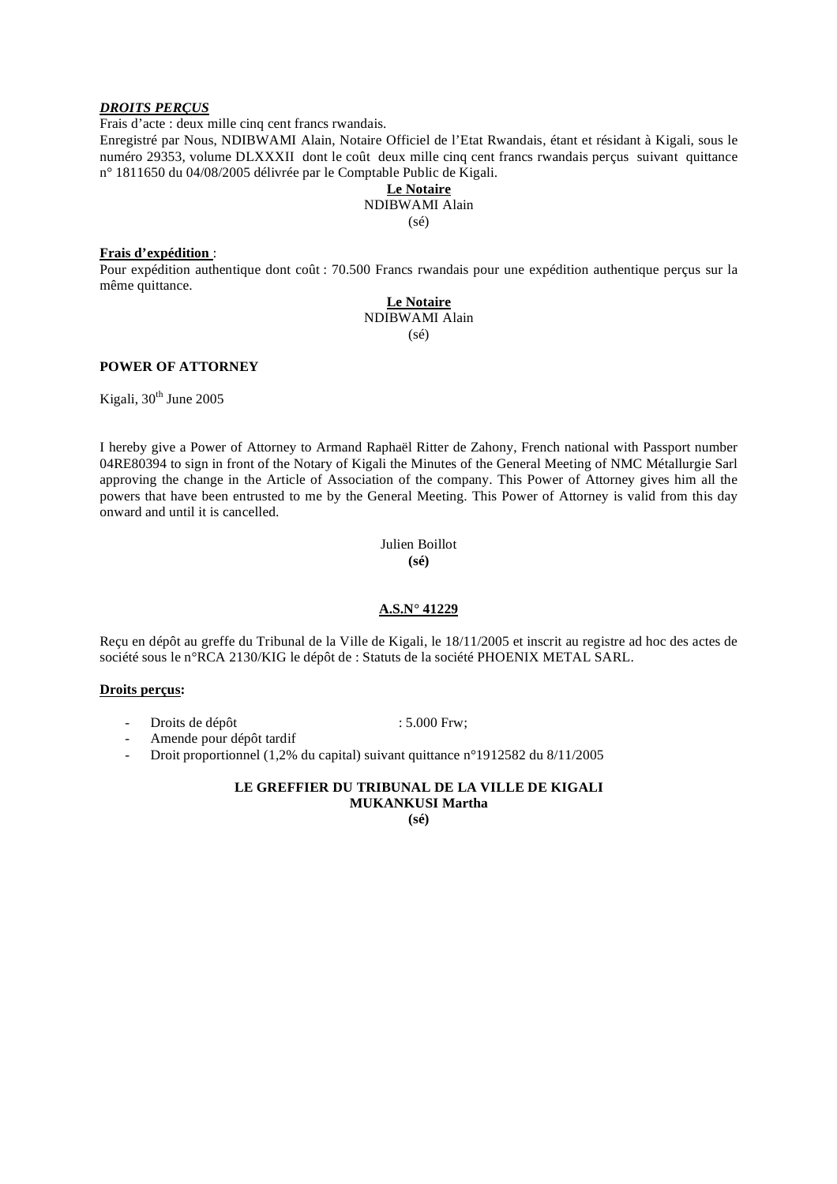***DROITS PERÇUS***

Frais d'acte : deux mille cinq cent francs rwandais.

Enregistré par Nous, NDIBWAMI Alain, Notaire Officiel de l'Etat Rwandais, étant et résidant à Kigali, sous le numéro 29353, volume DLXXXII dont le coût deux mille cinq cent francs rwandais perçus suivant quittance n° 1811650 du 04/08/2005 délivrée par le Comptable Public de Kigali.

**Le Notaire**
NDIBWAMI Alain
(sé)

**Frais d'expédition** :

Pour expédition authentique dont coût : 70.500 Francs rwandais pour une expédition authentique perçus sur la même quittance.

**Le Notaire**
NDIBWAMI Alain
(sé)

**POWER OF ATTORNEY**

Kigali, 30th June 2005

I hereby give a Power of Attorney to Armand Raphaël Ritter de Zahony, French national with Passport number 04RE80394 to sign in front of the Notary of Kigali the Minutes of the General Meeting of NMC Métallurgie Sarl approving the change in the Article of Association of the company. This Power of Attorney gives him all the powers that have been entrusted to me by the General Meeting. This Power of Attorney is valid from this day onward and until it is cancelled.

Julien Boillot
**(sé)**

**A.S.N° 41229**

Reçu en dépôt au greffe du Tribunal de la Ville de Kigali, le 18/11/2005 et inscrit au registre ad hoc des actes de société sous le n°RCA 2130/KIG le dépôt de : Statuts de la société PHOENIX METAL SARL.

**Droits perçus:**

- Droits de dépôt : 5.000 Frw;
- Amende pour dépôt tardif
- Droit proportionnel (1,2% du capital) suivant quittance n°1912582 du 8/11/2005

**LE GREFFIER DU TRIBUNAL DE LA VILLE DE KIGALI**
**MUKANKUSI Martha**
**(sé)**